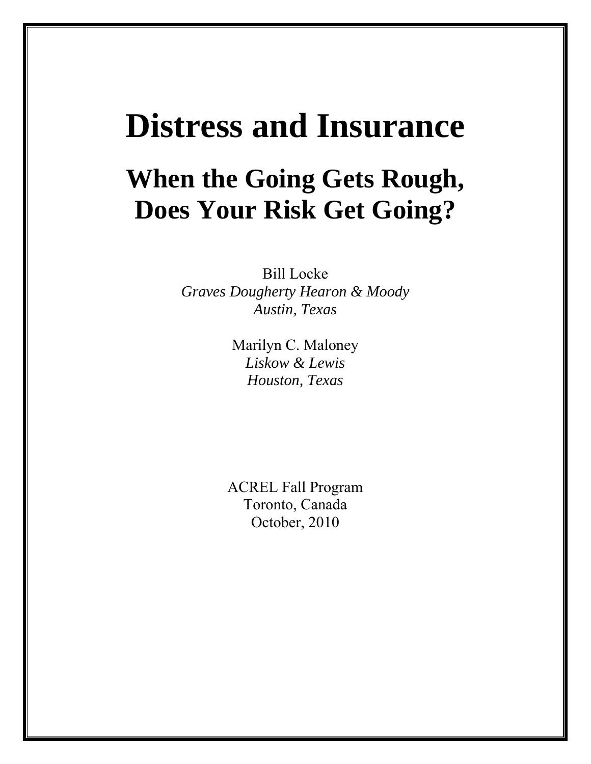# Distress and Insurance

## When the Going Gets Rough, Does Your Risk Get Going?

Bill Locke
*Graves Dougherty Hearon & Moody*
*Austin, Texas*

Marilyn C. Maloney
*Liskow & Lewis*
*Houston, Texas*

ACREL Fall Program
Toronto, Canada
October, 2010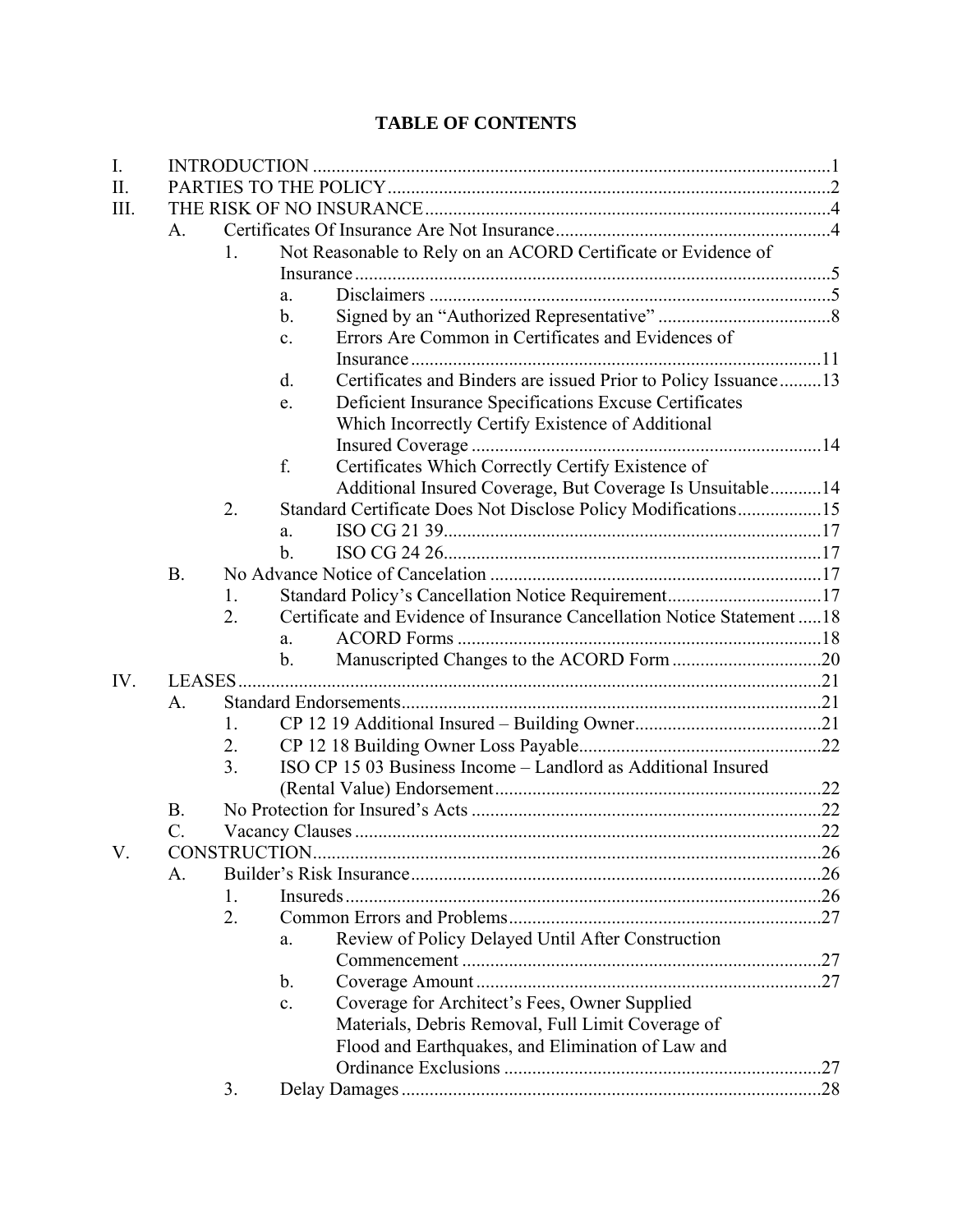# TABLE OF CONTENTS

- I. INTRODUCTION ..... 1
- II. PARTIES TO THE POLICY ..... 2
- III. THE RISK OF NO INSURANCE ..... 4
  - A. Certificates Of Insurance Are Not Insurance ..... 4
    - 1. Not Reasonable to Rely on an ACORD Certificate or Evidence of Insurance ..... 5
      - a. Disclaimers ..... 5
      - b. Signed by an "Authorized Representative" ..... 8
      - c. Errors Are Common in Certificates and Evidences of Insurance ..... 11
      - d. Certificates and Binders are issued Prior to Policy Issuance ..... 13
      - e. Deficient Insurance Specifications Excuse Certificates Which Incorrectly Certify Existence of Additional Insured Coverage ..... 14
      - f. Certificates Which Correctly Certify Existence of Additional Insured Coverage, But Coverage Is Unsuitable ..... 14
    - 2. Standard Certificate Does Not Disclose Policy Modifications ..... 15
      - a. ISO CG 21 39 ..... 17
      - b. ISO CG 24 26 ..... 17
  - B. No Advance Notice of Cancelation ..... 17
    - 1. Standard Policy's Cancellation Notice Requirement ..... 17
    - 2. Certificate and Evidence of Insurance Cancellation Notice Statement ..... 18
      - a. ACORD Forms ..... 18
      - b. Manuscripted Changes to the ACORD Form ..... 20
- IV. LEASES ..... 21
  - A. Standard Endorsements ..... 21
    - 1. CP 12 19 Additional Insured – Building Owner ..... 21
    - 2. CP 12 18 Building Owner Loss Payable ..... 22
    - 3. ISO CP 15 03 Business Income – Landlord as Additional Insured (Rental Value) Endorsement ..... 22
  - B. No Protection for Insured's Acts ..... 22
  - C. Vacancy Clauses ..... 22
- V. CONSTRUCTION ..... 26
  - A. Builder's Risk Insurance ..... 26
    - 1. Insureds ..... 26
    - 2. Common Errors and Problems ..... 27
      - a. Review of Policy Delayed Until After Construction Commencement ..... 27
      - b. Coverage Amount ..... 27
      - c. Coverage for Architect's Fees, Owner Supplied Materials, Debris Removal, Full Limit Coverage of Flood and Earthquakes, and Elimination of Law and Ordinance Exclusions ..... 27
    - 3. Delay Damages ..... 28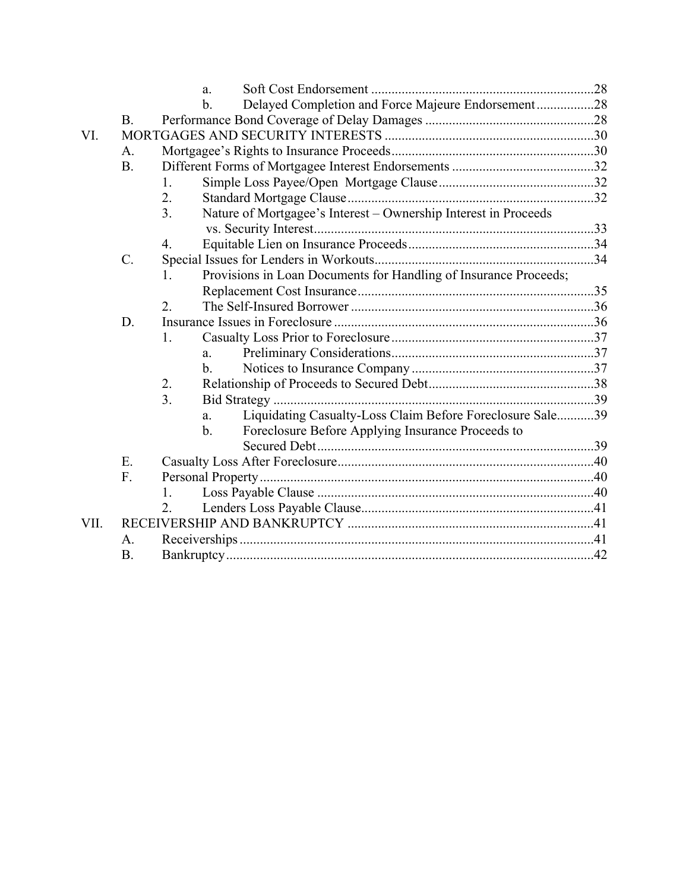- a. Soft Cost Endorsement ....................................................................28
- b. Delayed Completion and Force Majeure Endorsement.................28

B. Performance Bond Coverage of Delay Damages ...................................................28

VI. MORTGAGES AND SECURITY INTERESTS ...............................................................30

- A. Mortgagee's Rights to Insurance Proceeds...........................................................30
- B. Different Forms of Mortgagee Interest Endorsements ..........................................32
  - 1. Simple Loss Payee/Open Mortgage Clause..............................................32
  - 2. Standard Mortgage Clause........................................................................32
  - 3. Nature of Mortgagee's Interest – Ownership Interest in Proceeds vs. Security Interest..................................................................................33
  - 4. Equitable Lien on Insurance Proceeds.......................................................34
- C. Special Issues for Lenders in Workouts.................................................................34
  - 1. Provisions in Loan Documents for Handling of Insurance Proceeds; Replacement Cost Insurance.....................................................................35
  - 2. The Self-Insured Borrower ........................................................................36
- D. Insurance Issues in Foreclosure .............................................................................36
  - 1. Casualty Loss Prior to Foreclosure ............................................................37
    - a. Preliminary Considerations............................................................37
    - b. Notices to Insurance Company ......................................................37
  - 2. Relationship of Proceeds to Secured Debt.................................................38
  - 3. Bid Strategy ...............................................................................................39
    - a. Liquidating Casualty-Loss Claim Before Foreclosure Sale...........39
    - b. Foreclosure Before Applying Insurance Proceeds to Secured Debt..................................................................................39
- E. Casualty Loss After Foreclosure............................................................................40
- F. Personal Property...................................................................................................40
  - 1. Loss Payable Clause ..................................................................................40
  - 2. Lenders Loss Payable Clause.....................................................................41

VII. RECEIVERSHIP AND BANKRUPTCY .........................................................................41

- A. Receiverships .........................................................................................................41
- B. Bankruptcy.............................................................................................................42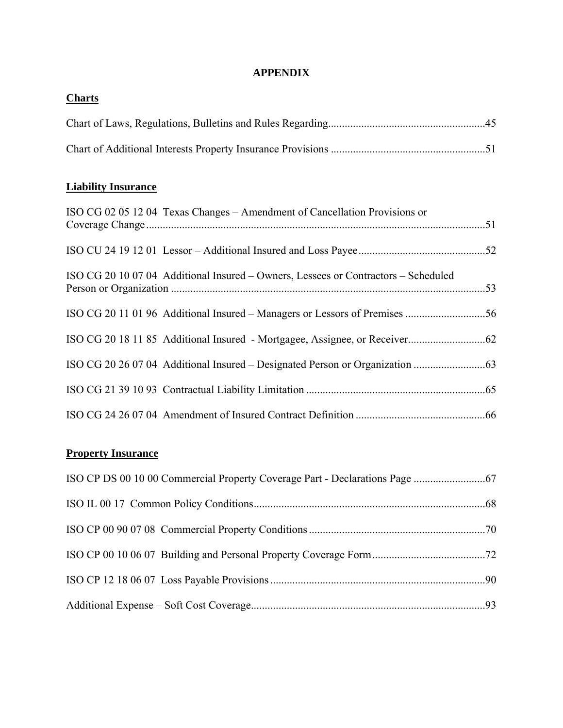# APPENDIX

## Charts

Chart of Laws, Regulations, Bulletins and Rules Regarding........................................................45

Chart of Additional Interests Property Insurance Provisions .......................................................51

## Liability Insurance

ISO CG 02 05 12 04 Texas Changes – Amendment of Cancellation Provisions or Coverage Change..........................................................................................................................51

ISO CU 24 19 12 01 Lessor – Additional Insured and Loss Payee..............................................52

ISO CG 20 10 07 04 Additional Insured – Owners, Lessees or Contractors – Scheduled Person or Organization .................................................................................................................53

ISO CG 20 11 01 96 Additional Insured – Managers or Lessors of Premises .............................56

ISO CG 20 18 11 85 Additional Insured - Mortgagee, Assignee, or Receiver............................62

ISO CG 20 26 07 04 Additional Insured – Designated Person or Organization ..........................63

ISO CG 21 39 10 93 Contractual Liability Limitation .................................................................65

ISO CG 24 26 07 04 Amendment of Insured Contract Definition ...............................................66

## Property Insurance

ISO CP DS 00 10 00 Commercial Property Coverage Part - Declarations Page ..........................67

ISO IL 00 17 Common Policy Conditions...................................................................................68

ISO CP 00 90 07 08 Commercial Property Conditions ................................................................70

ISO CP 00 10 06 07 Building and Personal Property Coverage Form.........................................72

ISO CP 12 18 06 07 Loss Payable Provisions .............................................................................90

Additional Expense – Soft Cost Coverage....................................................................................93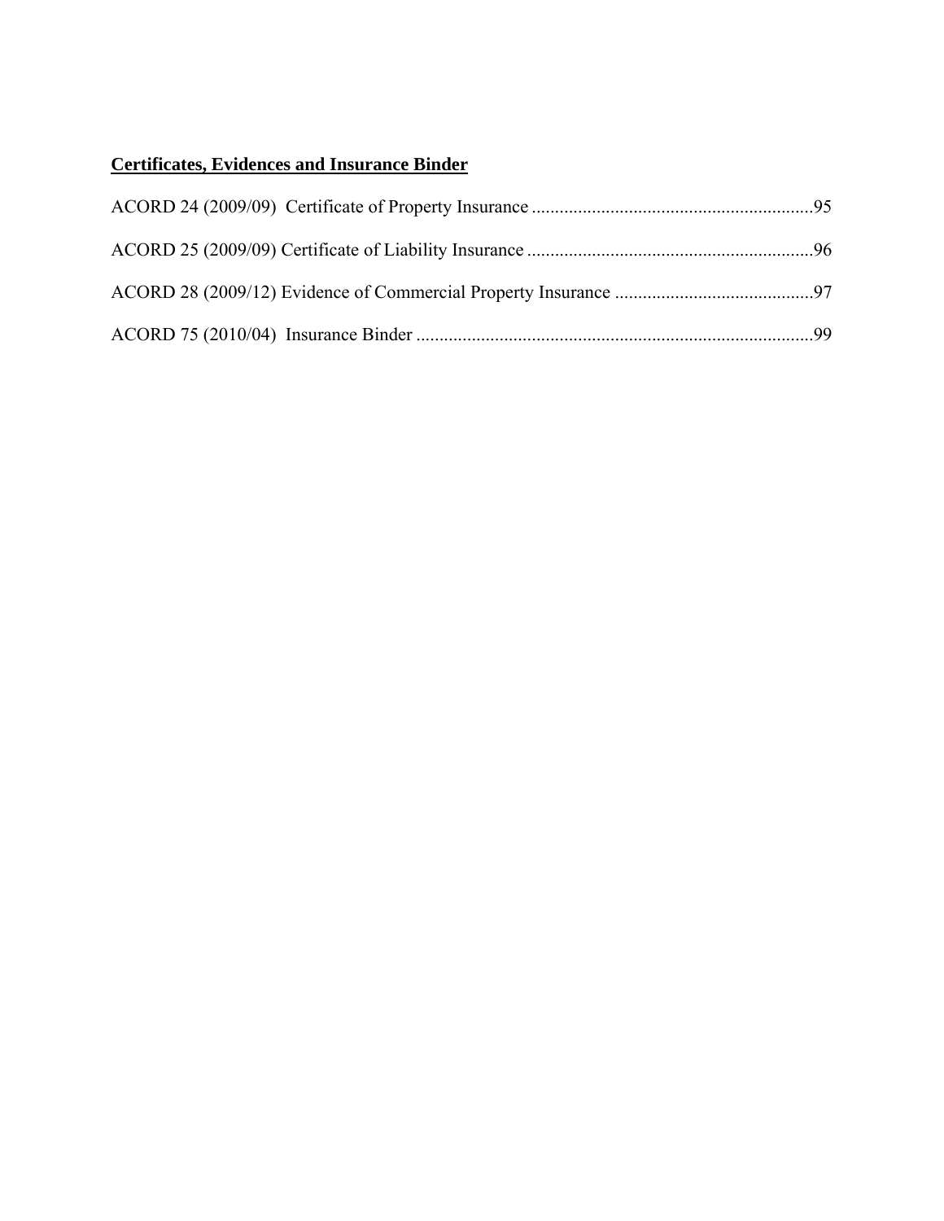**Certificates, Evidences and Insurance Binder**

ACORD 24 (2009/09) Certificate of Property Insurance ............................................................95

ACORD 25 (2009/09) Certificate of Liability Insurance .............................................................96

ACORD 28 (2009/12) Evidence of Commercial Property Insurance ..........................................97

ACORD 75 (2010/04) Insurance Binder .....................................................................................99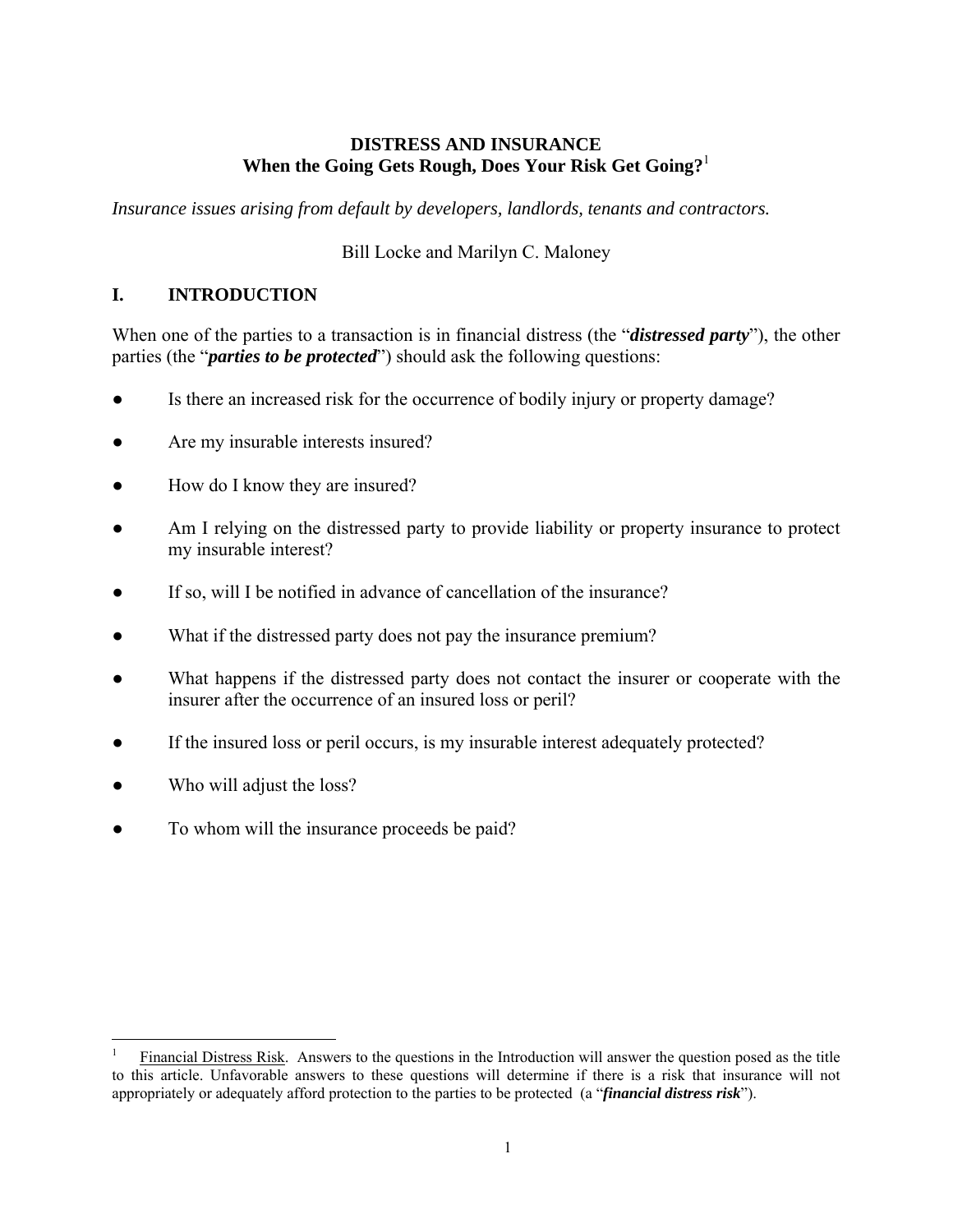# DISTRESS AND INSURANCE
## When the Going Gets Rough, Does Your Risk Get Going?[1]

*Insurance issues arising from default by developers, landlords, tenants and contractors.*

Bill Locke and Marilyn C. Maloney

## I. INTRODUCTION

When one of the parties to a transaction is in financial distress (the "***distressed party***"), the other parties (the "***parties to be protected***") should ask the following questions:

- Is there an increased risk for the occurrence of bodily injury or property damage?
- Are my insurable interests insured?
- How do I know they are insured?
- Am I relying on the distressed party to provide liability or property insurance to protect my insurable interest?
- If so, will I be notified in advance of cancellation of the insurance?
- What if the distressed party does not pay the insurance premium?
- What happens if the distressed party does not contact the insurer or cooperate with the insurer after the occurrence of an insured loss or peril?
- If the insured loss or peril occurs, is my insurable interest adequately protected?
- Who will adjust the loss?
- To whom will the insurance proceeds be paid?

---

[1] Financial Distress Risk. Answers to the questions in the Introduction will answer the question posed as the title to this article. Unfavorable answers to these questions will determine if there is a risk that insurance will not appropriately or adequately afford protection to the parties to be protected (a "***financial distress risk***").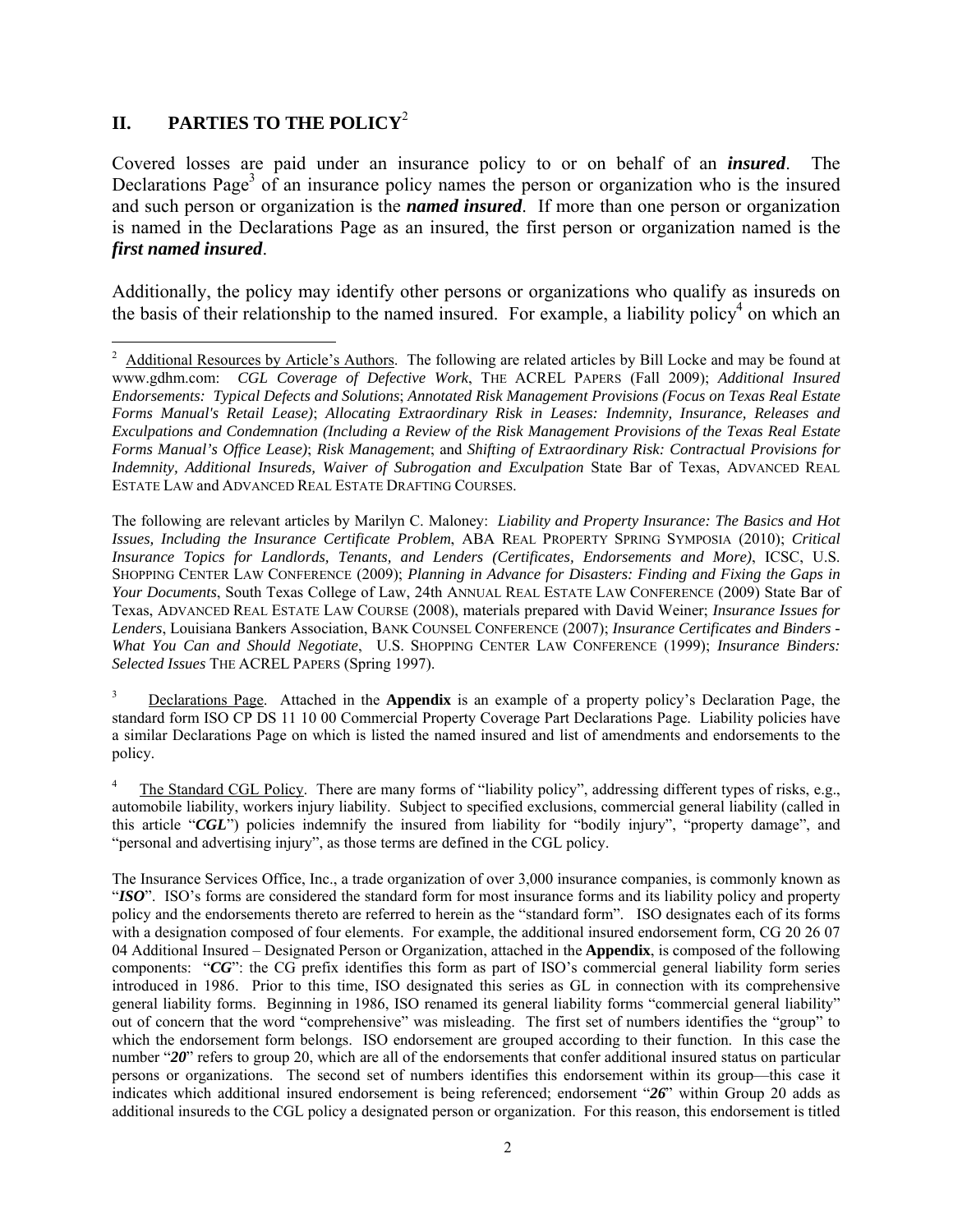## II. PARTIES TO THE POLICY[2]

Covered losses are paid under an insurance policy to or on behalf of an ***insured***. The Declarations Page[3] of an insurance policy names the person or organization who is the insured and such person or organization is the ***named insured***. If more than one person or organization is named in the Declarations Page as an insured, the first person or organization named is the ***first named insured***.

Additionally, the policy may identify other persons or organizations who qualify as insureds on the basis of their relationship to the named insured. For example, a liability policy[4] on which an

---

[2] Additional Resources by Article's Authors. The following are related articles by Bill Locke and may be found at www.gdhm.com: *CGL Coverage of Defective Work*, THE ACREL PAPERS (Fall 2009); *Additional Insured Endorsements: Typical Defects and Solutions*; *Annotated Risk Management Provisions (Focus on Texas Real Estate Forms Manual's Retail Lease)*; *Allocating Extraordinary Risk in Leases: Indemnity, Insurance, Releases and Exculpations and Condemnation (Including a Review of the Risk Management Provisions of the Texas Real Estate Forms Manual's Office Lease)*; *Risk Management*; and *Shifting of Extraordinary Risk: Contractual Provisions for Indemnity, Additional Insureds, Waiver of Subrogation and Exculpation* State Bar of Texas, ADVANCED REAL ESTATE LAW and ADVANCED REAL ESTATE DRAFTING COURSES.

The following are relevant articles by Marilyn C. Maloney: *Liability and Property Insurance: The Basics and Hot Issues, Including the Insurance Certificate Problem*, ABA REAL PROPERTY SPRING SYMPOSIA (2010); *Critical Insurance Topics for Landlords, Tenants, and Lenders (Certificates, Endorsements and More)*, ICSC, U.S. SHOPPING CENTER LAW CONFERENCE (2009); *Planning in Advance for Disasters: Finding and Fixing the Gaps in Your Documents*, South Texas College of Law, 24th ANNUAL REAL ESTATE LAW CONFERENCE (2009) State Bar of Texas, ADVANCED REAL ESTATE LAW COURSE (2008), materials prepared with David Weiner; *Insurance Issues for Lenders*, Louisiana Bankers Association, BANK COUNSEL CONFERENCE (2007); *Insurance Certificates and Binders - What You Can and Should Negotiate*, U.S. SHOPPING CENTER LAW CONFERENCE (1999); *Insurance Binders: Selected Issues* THE ACREL PAPERS (Spring 1997).

[3] Declarations Page. Attached in the **Appendix** is an example of a property policy's Declaration Page, the standard form ISO CP DS 11 10 00 Commercial Property Coverage Part Declarations Page. Liability policies have a similar Declarations Page on which is listed the named insured and list of amendments and endorsements to the policy.

[4] The Standard CGL Policy. There are many forms of "liability policy", addressing different types of risks, e.g., automobile liability, workers injury liability. Subject to specified exclusions, commercial general liability (called in this article "***CGL***") policies indemnify the insured from liability for "bodily injury", "property damage", and "personal and advertising injury", as those terms are defined in the CGL policy.

The Insurance Services Office, Inc., a trade organization of over 3,000 insurance companies, is commonly known as "***ISO***". ISO's forms are considered the standard form for most insurance forms and its liability policy and property policy and the endorsements thereto are referred to herein as the "standard form". ISO designates each of its forms with a designation composed of four elements. For example, the additional insured endorsement form, CG 20 26 07 04 Additional Insured – Designated Person or Organization, attached in the **Appendix**, is composed of the following components: "***CG***": the CG prefix identifies this form as part of ISO's commercial general liability form series introduced in 1986. Prior to this time, ISO designated this series as GL in connection with its comprehensive general liability forms. Beginning in 1986, ISO renamed its general liability forms "commercial general liability" out of concern that the word "comprehensive" was misleading. The first set of numbers identifies the "group" to which the endorsement form belongs. ISO endorsement are grouped according to their function. In this case the number "***20***" refers to group 20, which are all of the endorsements that confer additional insured status on particular persons or organizations. The second set of numbers identifies this endorsement within its group—this case it indicates which additional insured endorsement is being referenced; endorsement "***26***" within Group 20 adds as additional insureds to the CGL policy a designated person or organization. For this reason, this endorsement is titled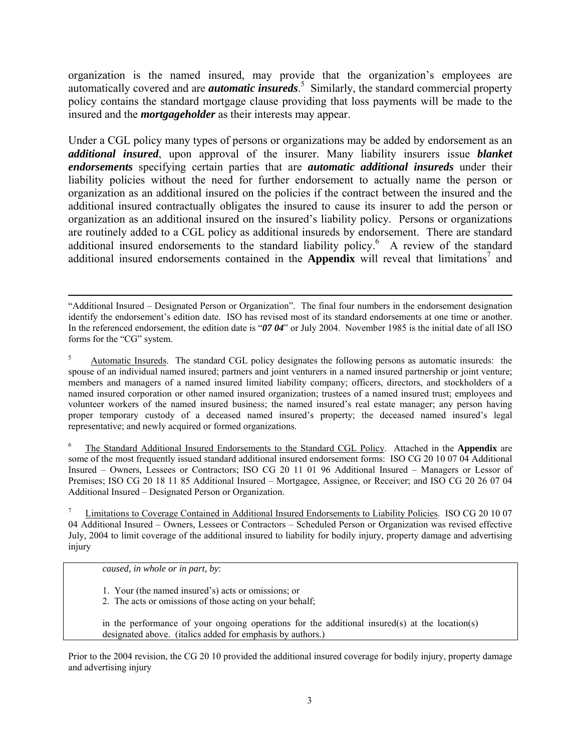organization is the named insured, may provide that the organization's employees are automatically covered and are ***automatic insureds***.[5] Similarly, the standard commercial property policy contains the standard mortgage clause providing that loss payments will be made to the insured and the ***mortgageholder*** as their interests may appear.

Under a CGL policy many types of persons or organizations may be added by endorsement as an ***additional insured***, upon approval of the insurer. Many liability insurers issue ***blanket endorsements*** specifying certain parties that are ***automatic additional insureds*** under their liability policies without the need for further endorsement to actually name the person or organization as an additional insured on the policies if the contract between the insured and the additional insured contractually obligates the insured to cause its insurer to add the person or organization as an additional insured on the insured's liability policy. Persons or organizations are routinely added to a CGL policy as additional insureds by endorsement. There are standard additional insured endorsements to the standard liability policy.[6] A review of the standard additional insured endorsements contained in the **Appendix** will reveal that limitations[7] and

---

"Additional Insured – Designated Person or Organization". The final four numbers in the endorsement designation identify the endorsement's edition date. ISO has revised most of its standard endorsements at one time or another. In the referenced endorsement, the edition date is "***07 04***" or July 2004. November 1985 is the initial date of all ISO forms for the "CG" system.

[5] Automatic Insureds. The standard CGL policy designates the following persons as automatic insureds: the spouse of an individual named insured; partners and joint venturers in a named insured partnership or joint venture; members and managers of a named insured limited liability company; officers, directors, and stockholders of a named insured corporation or other named insured organization; trustees of a named insured trust; employees and volunteer workers of the named insured business; the named insured's real estate manager; any person having proper temporary custody of a deceased named insured's property; the deceased named insured's legal representative; and newly acquired or formed organizations.

[6] The Standard Additional Insured Endorsements to the Standard CGL Policy. Attached in the **Appendix** are some of the most frequently issued standard additional insured endorsement forms: ISO CG 20 10 07 04 Additional Insured – Owners, Lessees or Contractors; ISO CG 20 11 01 96 Additional Insured – Managers or Lessor of Premises; ISO CG 20 18 11 85 Additional Insured – Mortgagee, Assignee, or Receiver; and ISO CG 20 26 07 04 Additional Insured – Designated Person or Organization.

[7] Limitations to Coverage Contained in Additional Insured Endorsements to Liability Policies. ISO CG 20 10 07 04 Additional Insured – Owners, Lessees or Contractors – Scheduled Person or Organization was revised effective July, 2004 to limit coverage of the additional insured to liability for bodily injury, property damage and advertising injury

> *caused, in whole or in part, by*:
>
> 1. Your (the named insured's) acts or omissions; or
> 2. The acts or omissions of those acting on your behalf;
>
> in the performance of your ongoing operations for the additional insured(s) at the location(s) designated above. (italics added for emphasis by authors.)

Prior to the 2004 revision, the CG 20 10 provided the additional insured coverage for bodily injury, property damage and advertising injury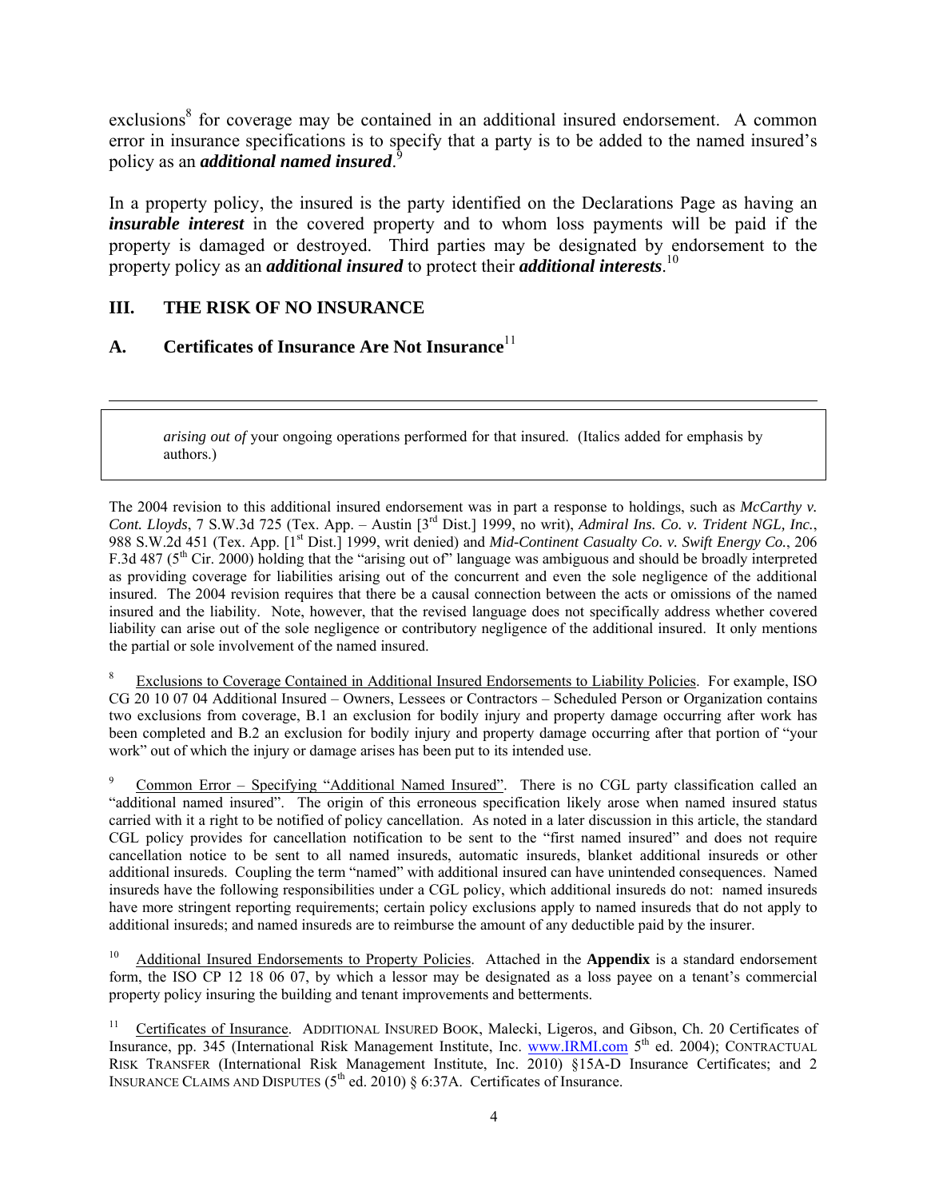exclusions[8] for coverage may be contained in an additional insured endorsement. A common error in insurance specifications is to specify that a party is to be added to the named insured's policy as an ***additional named insured***.[9]

In a property policy, the insured is the party identified on the Declarations Page as having an ***insurable interest*** in the covered property and to whom loss payments will be paid if the property is damaged or destroyed. Third parties may be designated by endorsement to the property policy as an ***additional insured*** to protect their ***additional interests***.[10]

## III. THE RISK OF NO INSURANCE

### A. Certificates of Insurance Are Not Insurance[11]

---

> *arising out of* your ongoing operations performed for that insured. (Italics added for emphasis by authors.)

The 2004 revision to this additional insured endorsement was in part a response to holdings, such as *McCarthy v. Cont. Lloyds*, 7 S.W.3d 725 (Tex. App. – Austin [3rd Dist.] 1999, no writ), *Admiral Ins. Co. v. Trident NGL, Inc.*, 988 S.W.2d 451 (Tex. App. [1st Dist.] 1999, writ denied) and *Mid-Continent Casualty Co. v. Swift Energy Co.*, 206 F.3d 487 (5th Cir. 2000) holding that the "arising out of" language was ambiguous and should be broadly interpreted as providing coverage for liabilities arising out of the concurrent and even the sole negligence of the additional insured. The 2004 revision requires that there be a causal connection between the acts or omissions of the named insured and the liability. Note, however, that the revised language does not specifically address whether covered liability can arise out of the sole negligence or contributory negligence of the additional insured. It only mentions the partial or sole involvement of the named insured.

[8] Exclusions to Coverage Contained in Additional Insured Endorsements to Liability Policies. For example, ISO CG 20 10 07 04 Additional Insured – Owners, Lessees or Contractors – Scheduled Person or Organization contains two exclusions from coverage, B.1 an exclusion for bodily injury and property damage occurring after work has been completed and B.2 an exclusion for bodily injury and property damage occurring after that portion of "your work" out of which the injury or damage arises has been put to its intended use.

[9] Common Error – Specifying "Additional Named Insured". There is no CGL party classification called an "additional named insured". The origin of this erroneous specification likely arose when named insured status carried with it a right to be notified of policy cancellation. As noted in a later discussion in this article, the standard CGL policy provides for cancellation notification to be sent to the "first named insured" and does not require cancellation notice to be sent to all named insureds, automatic insureds, blanket additional insureds or other additional insureds. Coupling the term "named" with additional insured can have unintended consequences. Named insureds have the following responsibilities under a CGL policy, which additional insureds do not: named insureds have more stringent reporting requirements; certain policy exclusions apply to named insureds that do not apply to additional insureds; and named insureds are to reimburse the amount of any deductible paid by the insurer.

[10] Additional Insured Endorsements to Property Policies. Attached in the **Appendix** is a standard endorsement form, the ISO CP 12 18 06 07, by which a lessor may be designated as a loss payee on a tenant's commercial property policy insuring the building and tenant improvements and betterments.

[11] Certificates of Insurance. ADDITIONAL INSURED BOOK, Malecki, Ligeros, and Gibson, Ch. 20 Certificates of Insurance, pp. 345 (International Risk Management Institute, Inc. www.IRMI.com 5th ed. 2004); CONTRACTUAL RISK TRANSFER (International Risk Management Institute, Inc. 2010) §15A-D Insurance Certificates; and 2 INSURANCE CLAIMS AND DISPUTES (5th ed. 2010) § 6:37A. Certificates of Insurance.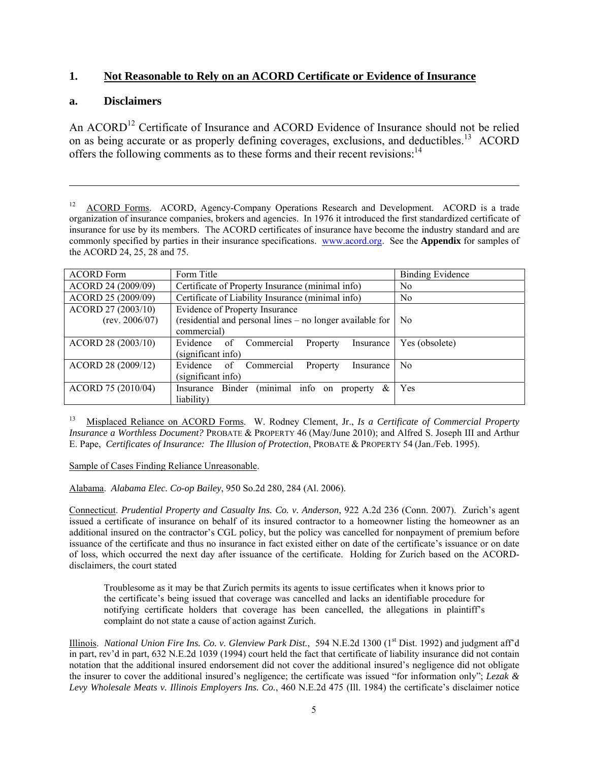## 1. Not Reasonable to Rely on an ACORD Certificate or Evidence of Insurance

### a. Disclaimers

An ACORD[12] Certificate of Insurance and ACORD Evidence of Insurance should not be relied on as being accurate or as properly defining coverages, exclusions, and deductibles.[13] ACORD offers the following comments as to these forms and their recent revisions:[14]

---

[12] ACORD Forms. ACORD, Agency-Company Operations Research and Development. ACORD is a trade organization of insurance companies, brokers and agencies. In 1976 it introduced the first standardized certificate of insurance for use by its members. The ACORD certificates of insurance have become the industry standard and are commonly specified by parties in their insurance specifications. www.acord.org. See the **Appendix** for samples of the ACORD 24, 25, 28 and 75.

| ACORD Form | Form Title | Binding Evidence |
|---|---|---|
| ACORD 24 (2009/09) | Certificate of Property Insurance (minimal info) | No |
| ACORD 25 (2009/09) | Certificate of Liability Insurance (minimal info) | No |
| ACORD 27 (2003/10) (rev. 2006/07) | Evidence of Property Insurance (residential and personal lines – no longer available for commercial) | No |
| ACORD 28 (2003/10) | Evidence of Commercial Property Insurance (significant info) | Yes (obsolete) |
| ACORD 28 (2009/12) | Evidence of Commercial Property Insurance (significant info) | No |
| ACORD 75 (2010/04) | Insurance Binder (minimal info on property & liability) | Yes |

[13] Misplaced Reliance on ACORD Forms. W. Rodney Clement, Jr., *Is a Certificate of Commercial Property Insurance a Worthless Document?* PROBATE & PROPERTY 46 (May/June 2010); and Alfred S. Joseph III and Arthur E. Pape, *Certificates of Insurance: The Illusion of Protection*, PROBATE & PROPERTY 54 (Jan./Feb. 1995).

Sample of Cases Finding Reliance Unreasonable.

Alabama. *Alabama Elec. Co-op Bailey*, 950 So.2d 280, 284 (Al. 2006).

Connecticut. *Prudential Property and Casualty Ins. Co. v. Anderson*, 922 A.2d 236 (Conn. 2007). Zurich's agent issued a certificate of insurance on behalf of its insured contractor to a homeowner listing the homeowner as an additional insured on the contractor's CGL policy, but the policy was cancelled for nonpayment of premium before issuance of the certificate and thus no insurance in fact existed either on date of the certificate's issuance or on date of loss, which occurred the next day after issuance of the certificate. Holding for Zurich based on the ACORD-disclaimers, the court stated

> Troublesome as it may be that Zurich permits its agents to issue certificates when it knows prior to the certificate's being issued that coverage was cancelled and lacks an identifiable procedure for notifying certificate holders that coverage has been cancelled, the allegations in plaintiff's complaint do not state a cause of action against Zurich.

Illinois. *National Union Fire Ins. Co. v. Glenview Park Dist.*, 594 N.E.2d 1300 (1st Dist. 1992) and judgment aff'd in part, rev'd in part, 632 N.E.2d 1039 (1994) court held the fact that certificate of liability insurance did not contain notation that the additional insured endorsement did not cover the additional insured's negligence did not obligate the insurer to cover the additional insured's negligence; the certificate was issued "for information only"; *Lezak & Levy Wholesale Meats v. Illinois Employers Ins. Co.*, 460 N.E.2d 475 (Ill. 1984) the certificate's disclaimer notice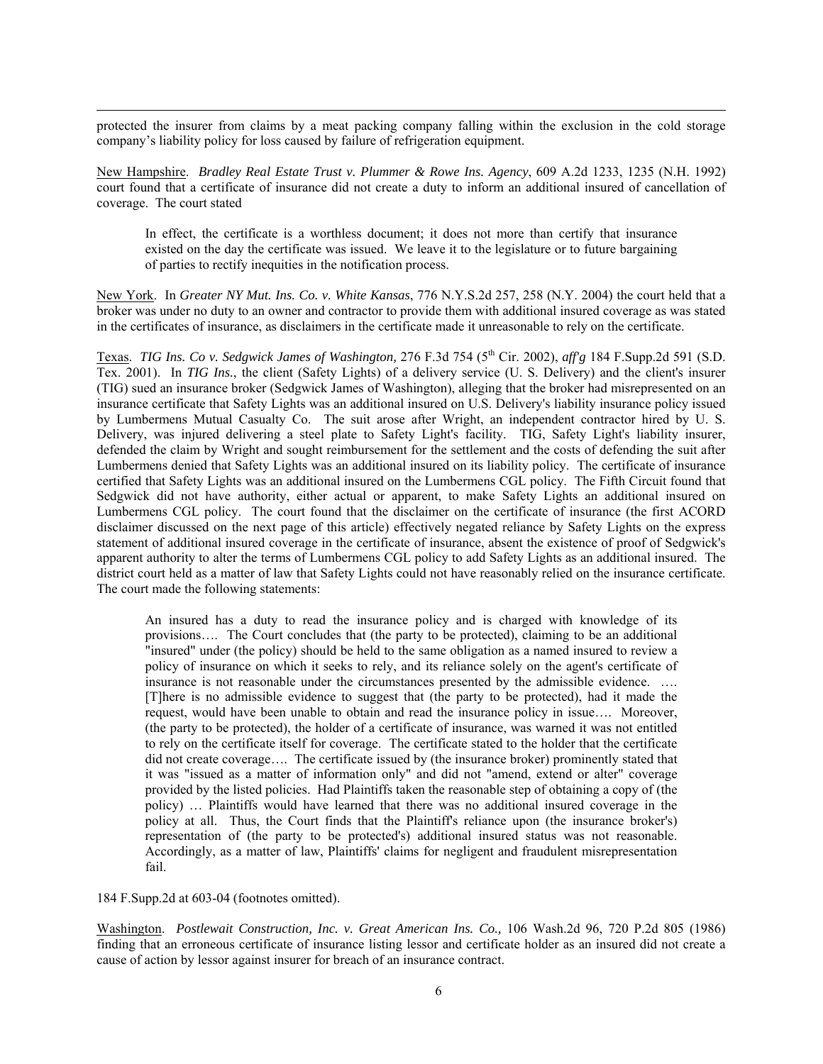protected the insurer from claims by a meat packing company falling within the exclusion in the cold storage company's liability policy for loss caused by failure of refrigeration equipment.

New Hampshire. *Bradley Real Estate Trust v. Plummer & Rowe Ins. Agency*, 609 A.2d 1233, 1235 (N.H. 1992) court found that a certificate of insurance did not create a duty to inform an additional insured of cancellation of coverage. The court stated

> In effect, the certificate is a worthless document; it does not more than certify that insurance existed on the day the certificate was issued. We leave it to the legislature or to future bargaining of parties to rectify inequities in the notification process.

New York. In *Greater NY Mut. Ins. Co. v. White Kansas*, 776 N.Y.S.2d 257, 258 (N.Y. 2004) the court held that a broker was under no duty to an owner and contractor to provide them with additional insured coverage as was stated in the certificates of insurance, as disclaimers in the certificate made it unreasonable to rely on the certificate.

Texas. *TIG Ins. Co v. Sedgwick James of Washington,* 276 F.3d 754 (5th Cir. 2002), *aff'g* 184 F.Supp.2d 591 (S.D. Tex. 2001). In *TIG Ins.*, the client (Safety Lights) of a delivery service (U. S. Delivery) and the client's insurer (TIG) sued an insurance broker (Sedgwick James of Washington), alleging that the broker had misrepresented on an insurance certificate that Safety Lights was an additional insured on U.S. Delivery's liability insurance policy issued by Lumbermens Mutual Casualty Co. The suit arose after Wright, an independent contractor hired by U. S. Delivery, was injured delivering a steel plate to Safety Light's facility. TIG, Safety Light's liability insurer, defended the claim by Wright and sought reimbursement for the settlement and the costs of defending the suit after Lumbermens denied that Safety Lights was an additional insured on its liability policy. The certificate of insurance certified that Safety Lights was an additional insured on the Lumbermens CGL policy. The Fifth Circuit found that Sedgwick did not have authority, either actual or apparent, to make Safety Lights an additional insured on Lumbermens CGL policy. The court found that the disclaimer on the certificate of insurance (the first ACORD disclaimer discussed on the next page of this article) effectively negated reliance by Safety Lights on the express statement of additional insured coverage in the certificate of insurance, absent the existence of proof of Sedgwick's apparent authority to alter the terms of Lumbermens CGL policy to add Safety Lights as an additional insured. The district court held as a matter of law that Safety Lights could not have reasonably relied on the insurance certificate. The court made the following statements:

> An insured has a duty to read the insurance policy and is charged with knowledge of its provisions…. The Court concludes that (the party to be protected), claiming to be an additional "insured" under (the policy) should be held to the same obligation as a named insured to review a policy of insurance on which it seeks to rely, and its reliance solely on the agent's certificate of insurance is not reasonable under the circumstances presented by the admissible evidence. …. [T]here is no admissible evidence to suggest that (the party to be protected), had it made the request, would have been unable to obtain and read the insurance policy in issue…. Moreover, (the party to be protected), the holder of a certificate of insurance, was warned it was not entitled to rely on the certificate itself for coverage. The certificate stated to the holder that the certificate did not create coverage…. The certificate issued by (the insurance broker) prominently stated that it was "issued as a matter of information only" and did not "amend, extend or alter" coverage provided by the listed policies. Had Plaintiffs taken the reasonable step of obtaining a copy of (the policy) … Plaintiffs would have learned that there was no additional insured coverage in the policy at all. Thus, the Court finds that the Plaintiff's reliance upon (the insurance broker's) representation of (the party to be protected's) additional insured status was not reasonable. Accordingly, as a matter of law, Plaintiffs' claims for negligent and fraudulent misrepresentation fail.

184 F.Supp.2d at 603-04 (footnotes omitted).

Washington. *Postlewait Construction, Inc. v. Great American Ins. Co.,* 106 Wash.2d 96, 720 P.2d 805 (1986) finding that an erroneous certificate of insurance listing lessor and certificate holder as an insured did not create a cause of action by lessor against insurer for breach of an insurance contract.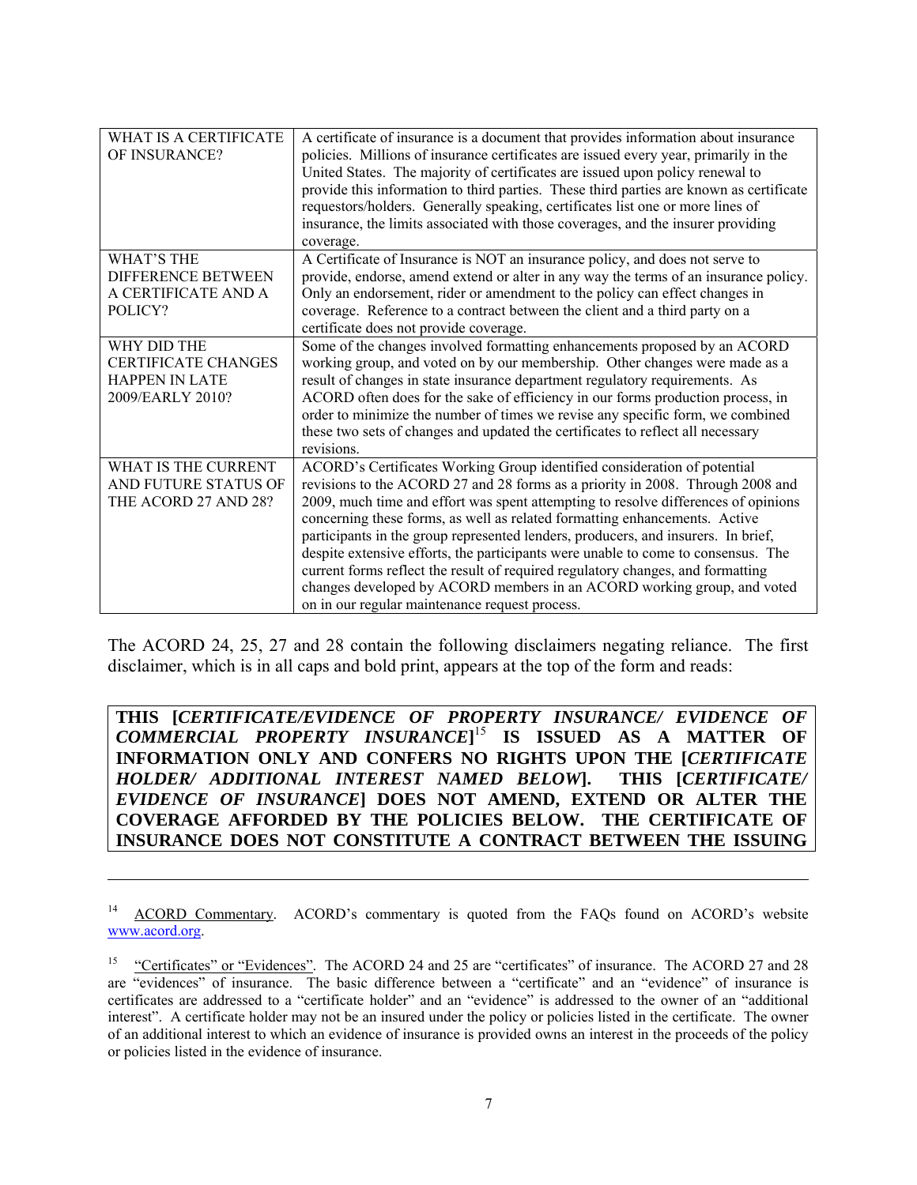| WHAT IS A CERTIFICATE OF INSURANCE? | A certificate of insurance is a document that provides information about insurance policies. Millions of insurance certificates are issued every year, primarily in the United States. The majority of certificates are issued upon policy renewal to provide this information to third parties. These third parties are known as certificate requestors/holders. Generally speaking, certificates list one or more lines of insurance, the limits associated with those coverages, and the insurer providing coverage. |
|---|---|
| WHAT'S THE DIFFERENCE BETWEEN A CERTIFICATE AND A POLICY? | A Certificate of Insurance is NOT an insurance policy, and does not serve to provide, endorse, amend extend or alter in any way the terms of an insurance policy. Only an endorsement, rider or amendment to the policy can effect changes in coverage. Reference to a contract between the client and a third party on a certificate does not provide coverage. |
| WHY DID THE CERTIFICATE CHANGES HAPPEN IN LATE 2009/EARLY 2010? | Some of the changes involved formatting enhancements proposed by an ACORD working group, and voted on by our membership. Other changes were made as a result of changes in state insurance department regulatory requirements. As ACORD often does for the sake of efficiency in our forms production process, in order to minimize the number of times we revise any specific form, we combined these two sets of changes and updated the certificates to reflect all necessary revisions. |
| WHAT IS THE CURRENT AND FUTURE STATUS OF THE ACORD 27 AND 28? | ACORD's Certificates Working Group identified consideration of potential revisions to the ACORD 27 and 28 forms as a priority in 2008. Through 2008 and 2009, much time and effort was spent attempting to resolve differences of opinions concerning these forms, as well as related formatting enhancements. Active participants in the group represented lenders, producers, and insurers. In brief, despite extensive efforts, the participants were unable to come to consensus. The current forms reflect the result of required regulatory changes, and formatting changes developed by ACORD members in an ACORD working group, and voted on in our regular maintenance request process. |

The ACORD 24, 25, 27 and 28 contain the following disclaimers negating reliance. The first disclaimer, which is in all caps and bold print, appears at the top of the form and reads:

**THIS [*CERTIFICATE/EVIDENCE OF PROPERTY INSURANCE/ EVIDENCE OF COMMERCIAL PROPERTY INSURANCE*][15] IS ISSUED AS A MATTER OF INFORMATION ONLY AND CONFERS NO RIGHTS UPON THE [*CERTIFICATE HOLDER/ ADDITIONAL INTEREST NAMED BELOW*]. THIS [*CERTIFICATE/ EVIDENCE OF INSURANCE*] DOES NOT AMEND, EXTEND OR ALTER THE COVERAGE AFFORDED BY THE POLICIES BELOW. THE CERTIFICATE OF INSURANCE DOES NOT CONSTITUTE A CONTRACT BETWEEN THE ISSUING**

---

[14] ACORD Commentary. ACORD's commentary is quoted from the FAQs found on ACORD's website www.acord.org.

[15] "Certificates" or "Evidences". The ACORD 24 and 25 are "certificates" of insurance. The ACORD 27 and 28 are "evidences" of insurance. The basic difference between a "certificate" and an "evidence" of insurance is certificates are addressed to a "certificate holder" and an "evidence" is addressed to the owner of an "additional interest". A certificate holder may not be an insured under the policy or policies listed in the certificate. The owner of an additional interest to which an evidence of insurance is provided owns an interest in the proceeds of the policy or policies listed in the evidence of insurance.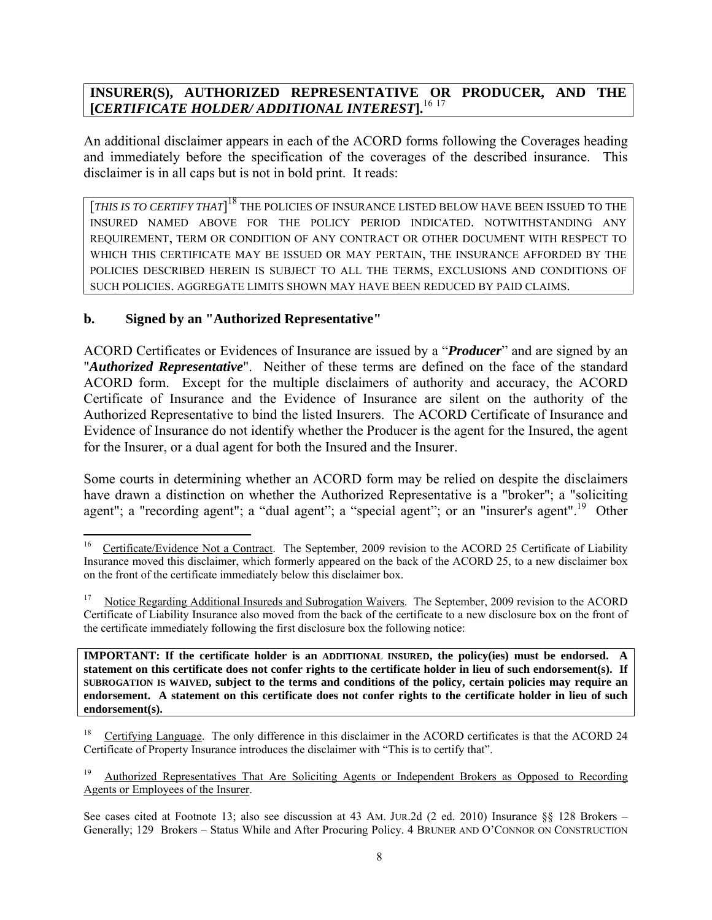**INSURER(S), AUTHORIZED REPRESENTATIVE OR PRODUCER, AND THE [*CERTIFICATE HOLDER/ ADDITIONAL INTEREST*].**[16] [17]

An additional disclaimer appears in each of the ACORD forms following the Coverages heading and immediately before the specification of the coverages of the described insurance. This disclaimer is in all caps but is not in bold print. It reads:

> [*THIS IS TO CERTIFY THAT*][18] THE POLICIES OF INSURANCE LISTED BELOW HAVE BEEN ISSUED TO THE INSURED NAMED ABOVE FOR THE POLICY PERIOD INDICATED. NOTWITHSTANDING ANY REQUIREMENT, TERM OR CONDITION OF ANY CONTRACT OR OTHER DOCUMENT WITH RESPECT TO WHICH THIS CERTIFICATE MAY BE ISSUED OR MAY PERTAIN, THE INSURANCE AFFORDED BY THE POLICIES DESCRIBED HEREIN IS SUBJECT TO ALL THE TERMS, EXCLUSIONS AND CONDITIONS OF SUCH POLICIES. AGGREGATE LIMITS SHOWN MAY HAVE BEEN REDUCED BY PAID CLAIMS.

### b. Signed by an "Authorized Representative"

ACORD Certificates or Evidences of Insurance are issued by a "***Producer***" and are signed by an "***Authorized Representative***". Neither of these terms are defined on the face of the standard ACORD form. Except for the multiple disclaimers of authority and accuracy, the ACORD Certificate of Insurance and the Evidence of Insurance are silent on the authority of the Authorized Representative to bind the listed Insurers. The ACORD Certificate of Insurance and Evidence of Insurance do not identify whether the Producer is the agent for the Insured, the agent for the Insurer, or a dual agent for both the Insured and the Insurer.

Some courts in determining whether an ACORD form may be relied on despite the disclaimers have drawn a distinction on whether the Authorized Representative is a "broker"; a "soliciting agent"; a "recording agent"; a "dual agent"; a "special agent"; or an "insurer's agent".[19] Other

---

[16] Certificate/Evidence Not a Contract. The September, 2009 revision to the ACORD 25 Certificate of Liability Insurance moved this disclaimer, which formerly appeared on the back of the ACORD 25, to a new disclaimer box on the front of the certificate immediately below this disclaimer box.

[17] Notice Regarding Additional Insureds and Subrogation Waivers. The September, 2009 revision to the ACORD Certificate of Liability Insurance also moved from the back of the certificate to a new disclosure box on the front of the certificate immediately following the first disclosure box the following notice:

> **IMPORTANT: If the certificate holder is an ADDITIONAL INSURED, the policy(ies) must be endorsed. A statement on this certificate does not confer rights to the certificate holder in lieu of such endorsement(s). If SUBROGATION IS WAIVED, subject to the terms and conditions of the policy, certain policies may require an endorsement. A statement on this certificate does not confer rights to the certificate holder in lieu of such endorsement(s).**

[18] Certifying Language. The only difference in this disclaimer in the ACORD certificates is that the ACORD 24 Certificate of Property Insurance introduces the disclaimer with "This is to certify that".

[19] Authorized Representatives That Are Soliciting Agents or Independent Brokers as Opposed to Recording Agents or Employees of the Insurer.

See cases cited at Footnote 13; also see discussion at 43 AM. JUR.2d (2 ed. 2010) Insurance §§ 128 Brokers – Generally; 129 Brokers – Status While and After Procuring Policy. 4 BRUNER AND O'CONNOR ON CONSTRUCTION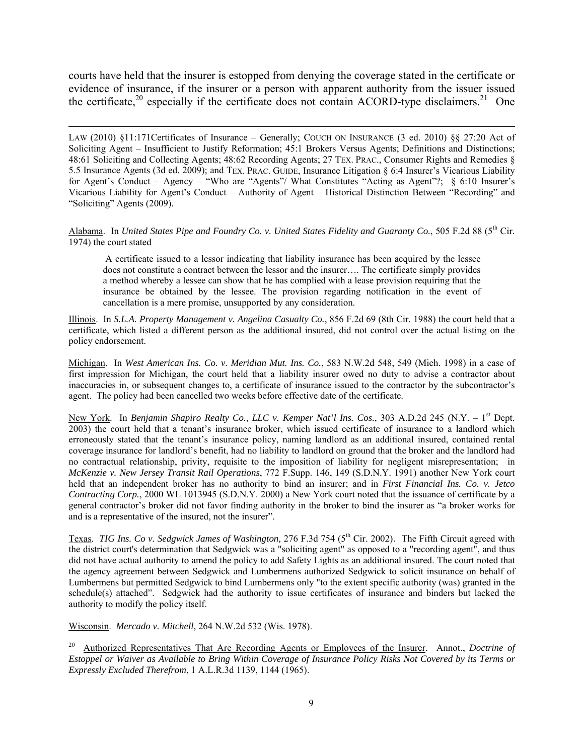courts have held that the insurer is estopped from denying the coverage stated in the certificate or evidence of insurance, if the insurer or a person with apparent authority from the issuer issued the certificate,[20] especially if the certificate does not contain ACORD-type disclaimers.[21] One

---

LAW (2010) §11:171Certificates of Insurance – Generally; COUCH ON INSURANCE (3 ed. 2010) §§ 27:20 Act of Soliciting Agent – Insufficient to Justify Reformation; 45:1 Brokers Versus Agents; Definitions and Distinctions; 48:61 Soliciting and Collecting Agents; 48:62 Recording Agents; 27 TEX. PRAC., Consumer Rights and Remedies § 5.5 Insurance Agents (3d ed. 2009); and TEX. PRAC. GUIDE, Insurance Litigation § 6:4 Insurer's Vicarious Liability for Agent's Conduct – Agency – "Who are "Agents"/ What Constitutes "Acting as Agent"?; § 6:10 Insurer's Vicarious Liability for Agent's Conduct – Authority of Agent – Historical Distinction Between "Recording" and "Soliciting" Agents (2009).

<u>Alabama</u>. In *United States Pipe and Foundry Co. v. United States Fidelity and Guaranty Co.*, 505 F.2d 88 (5th Cir. 1974) the court stated

> A certificate issued to a lessor indicating that liability insurance has been acquired by the lessee does not constitute a contract between the lessor and the insurer…. The certificate simply provides a method whereby a lessee can show that he has complied with a lease provision requiring that the insurance be obtained by the lessee. The provision regarding notification in the event of cancellation is a mere promise, unsupported by any consideration.

<u>Illinois</u>. In *S.L.A. Property Management v. Angelina Casualty Co.*, 856 F.2d 69 (8th Cir. 1988) the court held that a certificate, which listed a different person as the additional insured, did not control over the actual listing on the policy endorsement.

<u>Michigan</u>. In *West American Ins. Co. v. Meridian Mut. Ins. Co.*, 583 N.W.2d 548, 549 (Mich. 1998) in a case of first impression for Michigan, the court held that a liability insurer owed no duty to advise a contractor about inaccuracies in, or subsequent changes to, a certificate of insurance issued to the contractor by the subcontractor's agent. The policy had been cancelled two weeks before effective date of the certificate.

<u>New York</u>. In *Benjamin Shapiro Realty Co., LLC v. Kemper Nat'l Ins. Cos.*, 303 A.D.2d 245 (N.Y. – 1st Dept. 2003) the court held that a tenant's insurance broker, which issued certificate of insurance to a landlord which erroneously stated that the tenant's insurance policy, naming landlord as an additional insured, contained rental coverage insurance for landlord's benefit, had no liability to landlord on ground that the broker and the landlord had no contractual relationship, privity, requisite to the imposition of liability for negligent misrepresentation; in *McKenzie v. New Jersey Transit Rail Operations*, 772 F.Supp. 146, 149 (S.D.N.Y. 1991) another New York court held that an independent broker has no authority to bind an insurer; and in *First Financial Ins. Co. v. Jetco Contracting Corp.*, 2000 WL 1013945 (S.D.N.Y. 2000) a New York court noted that the issuance of certificate by a general contractor's broker did not favor finding authority in the broker to bind the insurer as "a broker works for and is a representative of the insured, not the insurer".

<u>Texas</u>. *TIG Ins. Co v. Sedgwick James of Washington,* 276 F.3d 754 (5th Cir. 2002). The Fifth Circuit agreed with the district court's determination that Sedgwick was a "soliciting agent" as opposed to a "recording agent", and thus did not have actual authority to amend the policy to add Safety Lights as an additional insured. The court noted that the agency agreement between Sedgwick and Lumbermens authorized Sedgwick to solicit insurance on behalf of Lumbermens but permitted Sedgwick to bind Lumbermens only "to the extent specific authority (was) granted in the schedule(s) attached". Sedgwick had the authority to issue certificates of insurance and binders but lacked the authority to modify the policy itself.

<u>Wisconsin</u>. *Mercado v. Mitchell*, 264 N.W.2d 532 (Wis. 1978).

[20] <u>Authorized Representatives That Are Recording Agents or Employees of the Insurer</u>. Annot., *Doctrine of Estoppel or Waiver as Available to Bring Within Coverage of Insurance Policy Risks Not Covered by its Terms or Expressly Excluded Therefrom*, 1 A.L.R.3d 1139, 1144 (1965).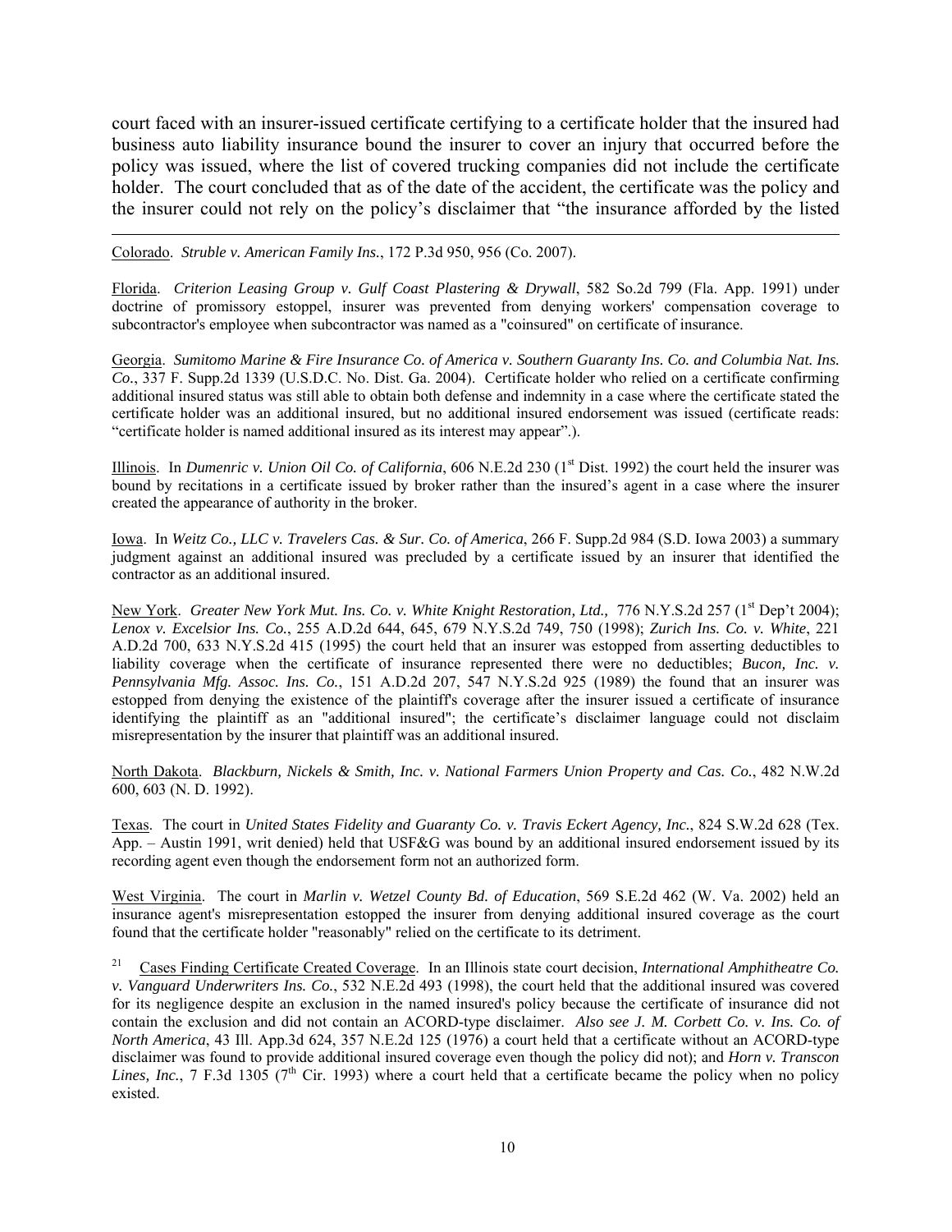court faced with an insurer-issued certificate certifying to a certificate holder that the insured had business auto liability insurance bound the insurer to cover an injury that occurred before the policy was issued, where the list of covered trucking companies did not include the certificate holder. The court concluded that as of the date of the accident, the certificate was the policy and the insurer could not rely on the policy's disclaimer that "the insurance afforded by the listed

---

Colorado. *Struble v. American Family Ins.*, 172 P.3d 950, 956 (Co. 2007).

Florida. *Criterion Leasing Group v. Gulf Coast Plastering & Drywall*, 582 So.2d 799 (Fla. App. 1991) under doctrine of promissory estoppel, insurer was prevented from denying workers' compensation coverage to subcontractor's employee when subcontractor was named as a "coinsured" on certificate of insurance.

Georgia. *Sumitomo Marine & Fire Insurance Co. of America v. Southern Guaranty Ins. Co. and Columbia Nat. Ins. Co.*, 337 F. Supp.2d 1339 (U.S.D.C. No. Dist. Ga. 2004). Certificate holder who relied on a certificate confirming additional insured status was still able to obtain both defense and indemnity in a case where the certificate stated the certificate holder was an additional insured, but no additional insured endorsement was issued (certificate reads: "certificate holder is named additional insured as its interest may appear".).

Illinois. In *Dumenric v. Union Oil Co. of California*, 606 N.E.2d 230 (1st Dist. 1992) the court held the insurer was bound by recitations in a certificate issued by broker rather than the insured's agent in a case where the insurer created the appearance of authority in the broker.

Iowa. In *Weitz Co., LLC v. Travelers Cas. & Sur. Co. of America*, 266 F. Supp.2d 984 (S.D. Iowa 2003) a summary judgment against an additional insured was precluded by a certificate issued by an insurer that identified the contractor as an additional insured.

New York. *Greater New York Mut. Ins. Co. v. White Knight Restoration, Ltd.,* 776 N.Y.S.2d 257 (1st Dep't 2004); *Lenox v. Excelsior Ins. Co.*, 255 A.D.2d 644, 645, 679 N.Y.S.2d 749, 750 (1998); *Zurich Ins. Co. v. White*, 221 A.D.2d 700, 633 N.Y.S.2d 415 (1995) the court held that an insurer was estopped from asserting deductibles to liability coverage when the certificate of insurance represented there were no deductibles; *Bucon, Inc. v. Pennsylvania Mfg. Assoc. Ins. Co.*, 151 A.D.2d 207, 547 N.Y.S.2d 925 (1989) the found that an insurer was estopped from denying the existence of the plaintiff's coverage after the insurer issued a certificate of insurance identifying the plaintiff as an "additional insured"; the certificate's disclaimer language could not disclaim misrepresentation by the insurer that plaintiff was an additional insured.

North Dakota. *Blackburn, Nickels & Smith, Inc. v. National Farmers Union Property and Cas. Co.*, 482 N.W.2d 600, 603 (N. D. 1992).

Texas. The court in *United States Fidelity and Guaranty Co. v. Travis Eckert Agency, Inc.*, 824 S.W.2d 628 (Tex. App. – Austin 1991, writ denied) held that USF&G was bound by an additional insured endorsement issued by its recording agent even though the endorsement form not an authorized form.

West Virginia. The court in *Marlin v. Wetzel County Bd. of Education*, 569 S.E.2d 462 (W. Va. 2002) held an insurance agent's misrepresentation estopped the insurer from denying additional insured coverage as the court found that the certificate holder "reasonably" relied on the certificate to its detriment.

[21] Cases Finding Certificate Created Coverage. In an Illinois state court decision, *International Amphitheatre Co. v. Vanguard Underwriters Ins. Co.*, 532 N.E.2d 493 (1998), the court held that the additional insured was covered for its negligence despite an exclusion in the named insured's policy because the certificate of insurance did not contain the exclusion and did not contain an ACORD-type disclaimer. *Also see J. M. Corbett Co. v. Ins. Co. of North America*, 43 Ill. App.3d 624, 357 N.E.2d 125 (1976) a court held that a certificate without an ACORD-type disclaimer was found to provide additional insured coverage even though the policy did not); and *Horn v. Transcon Lines, Inc.*, 7 F.3d 1305 (7th Cir. 1993) where a court held that a certificate became the policy when no policy existed.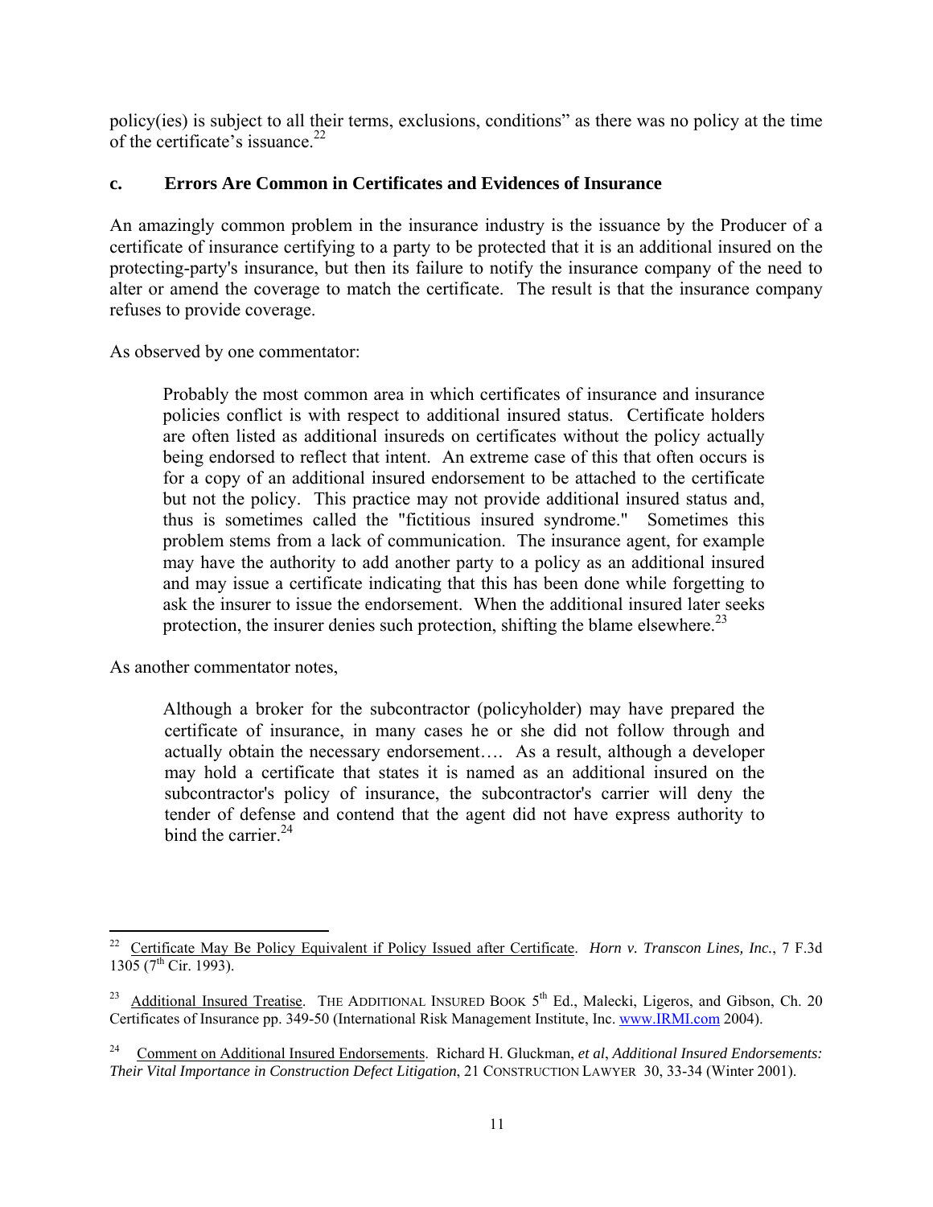policy(ies) is subject to all their terms, exclusions, conditions" as there was no policy at the time of the certificate's issuance.[22]

### c. Errors Are Common in Certificates and Evidences of Insurance

An amazingly common problem in the insurance industry is the issuance by the Producer of a certificate of insurance certifying to a party to be protected that it is an additional insured on the protecting-party's insurance, but then its failure to notify the insurance company of the need to alter or amend the coverage to match the certificate. The result is that the insurance company refuses to provide coverage.

As observed by one commentator:

> Probably the most common area in which certificates of insurance and insurance policies conflict is with respect to additional insured status. Certificate holders are often listed as additional insureds on certificates without the policy actually being endorsed to reflect that intent. An extreme case of this that often occurs is for a copy of an additional insured endorsement to be attached to the certificate but not the policy. This practice may not provide additional insured status and, thus is sometimes called the "fictitious insured syndrome." Sometimes this problem stems from a lack of communication. The insurance agent, for example may have the authority to add another party to a policy as an additional insured and may issue a certificate indicating that this has been done while forgetting to ask the insurer to issue the endorsement. When the additional insured later seeks protection, the insurer denies such protection, shifting the blame elsewhere.[23]

As another commentator notes,

> Although a broker for the subcontractor (policyholder) may have prepared the certificate of insurance, in many cases he or she did not follow through and actually obtain the necessary endorsement…. As a result, although a developer may hold a certificate that states it is named as an additional insured on the subcontractor's policy of insurance, the subcontractor's carrier will deny the tender of defense and contend that the agent did not have express authority to bind the carrier.[24]

---

[22] Certificate May Be Policy Equivalent if Policy Issued after Certificate. *Horn v. Transcon Lines, Inc.*, 7 F.3d 1305 (7th Cir. 1993).

[23] Additional Insured Treatise. THE ADDITIONAL INSURED BOOK 5th Ed., Malecki, Ligeros, and Gibson, Ch. 20 Certificates of Insurance pp. 349-50 (International Risk Management Institute, Inc. www.IRMI.com 2004).

[24] Comment on Additional Insured Endorsements. Richard H. Gluckman, *et al*, *Additional Insured Endorsements: Their Vital Importance in Construction Defect Litigation*, 21 CONSTRUCTION LAWYER 30, 33-34 (Winter 2001).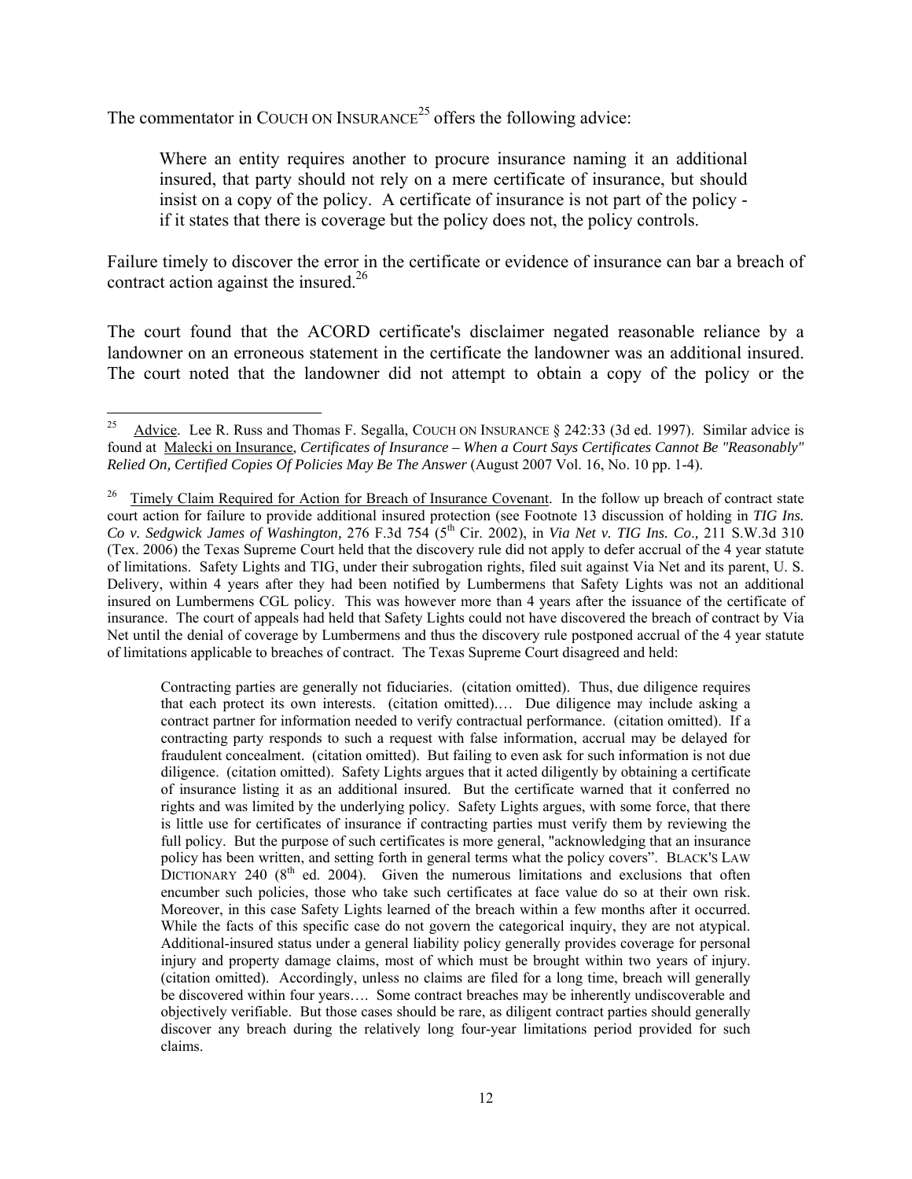The commentator in COUCH ON INSURANCE[25] offers the following advice:

> Where an entity requires another to procure insurance naming it an additional insured, that party should not rely on a mere certificate of insurance, but should insist on a copy of the policy. A certificate of insurance is not part of the policy - if it states that there is coverage but the policy does not, the policy controls.

Failure timely to discover the error in the certificate or evidence of insurance can bar a breach of contract action against the insured.[26]

The court found that the ACORD certificate's disclaimer negated reasonable reliance by a landowner on an erroneous statement in the certificate the landowner was an additional insured. The court noted that the landowner did not attempt to obtain a copy of the policy or the

---

[25] Advice. Lee R. Russ and Thomas F. Segalla, COUCH ON INSURANCE § 242:33 (3d ed. 1997). Similar advice is found at Malecki on Insurance, *Certificates of Insurance – When a Court Says Certificates Cannot Be "Reasonably" Relied On, Certified Copies Of Policies May Be The Answer* (August 2007 Vol. 16, No. 10 pp. 1-4).

[26] Timely Claim Required for Action for Breach of Insurance Covenant. In the follow up breach of contract state court action for failure to provide additional insured protection (see Footnote 13 discussion of holding in *TIG Ins. Co v. Sedgwick James of Washington,* 276 F.3d 754 (5th Cir. 2002), in *Via Net v. TIG Ins. Co*., 211 S.W.3d 310 (Tex. 2006) the Texas Supreme Court held that the discovery rule did not apply to defer accrual of the 4 year statute of limitations. Safety Lights and TIG, under their subrogation rights, filed suit against Via Net and its parent, U. S. Delivery, within 4 years after they had been notified by Lumbermens that Safety Lights was not an additional insured on Lumbermens CGL policy. This was however more than 4 years after the issuance of the certificate of insurance. The court of appeals had held that Safety Lights could not have discovered the breach of contract by Via Net until the denial of coverage by Lumbermens and thus the discovery rule postponed accrual of the 4 year statute of limitations applicable to breaches of contract. The Texas Supreme Court disagreed and held:

> Contracting parties are generally not fiduciaries. (citation omitted). Thus, due diligence requires that each protect its own interests. (citation omitted).… Due diligence may include asking a contract partner for information needed to verify contractual performance. (citation omitted). If a contracting party responds to such a request with false information, accrual may be delayed for fraudulent concealment. (citation omitted). But failing to even ask for such information is not due diligence. (citation omitted). Safety Lights argues that it acted diligently by obtaining a certificate of insurance listing it as an additional insured. But the certificate warned that it conferred no rights and was limited by the underlying policy. Safety Lights argues, with some force, that there is little use for certificates of insurance if contracting parties must verify them by reviewing the full policy. But the purpose of such certificates is more general, "acknowledging that an insurance policy has been written, and setting forth in general terms what the policy covers". BLACK'S LAW DICTIONARY 240 (8th ed. 2004). Given the numerous limitations and exclusions that often encumber such policies, those who take such certificates at face value do so at their own risk. Moreover, in this case Safety Lights learned of the breach within a few months after it occurred. While the facts of this specific case do not govern the categorical inquiry, they are not atypical. Additional-insured status under a general liability policy generally provides coverage for personal injury and property damage claims, most of which must be brought within two years of injury. (citation omitted). Accordingly, unless no claims are filed for a long time, breach will generally be discovered within four years…. Some contract breaches may be inherently undiscoverable and objectively verifiable. But those cases should be rare, as diligent contract parties should generally discover any breach during the relatively long four-year limitations period provided for such claims.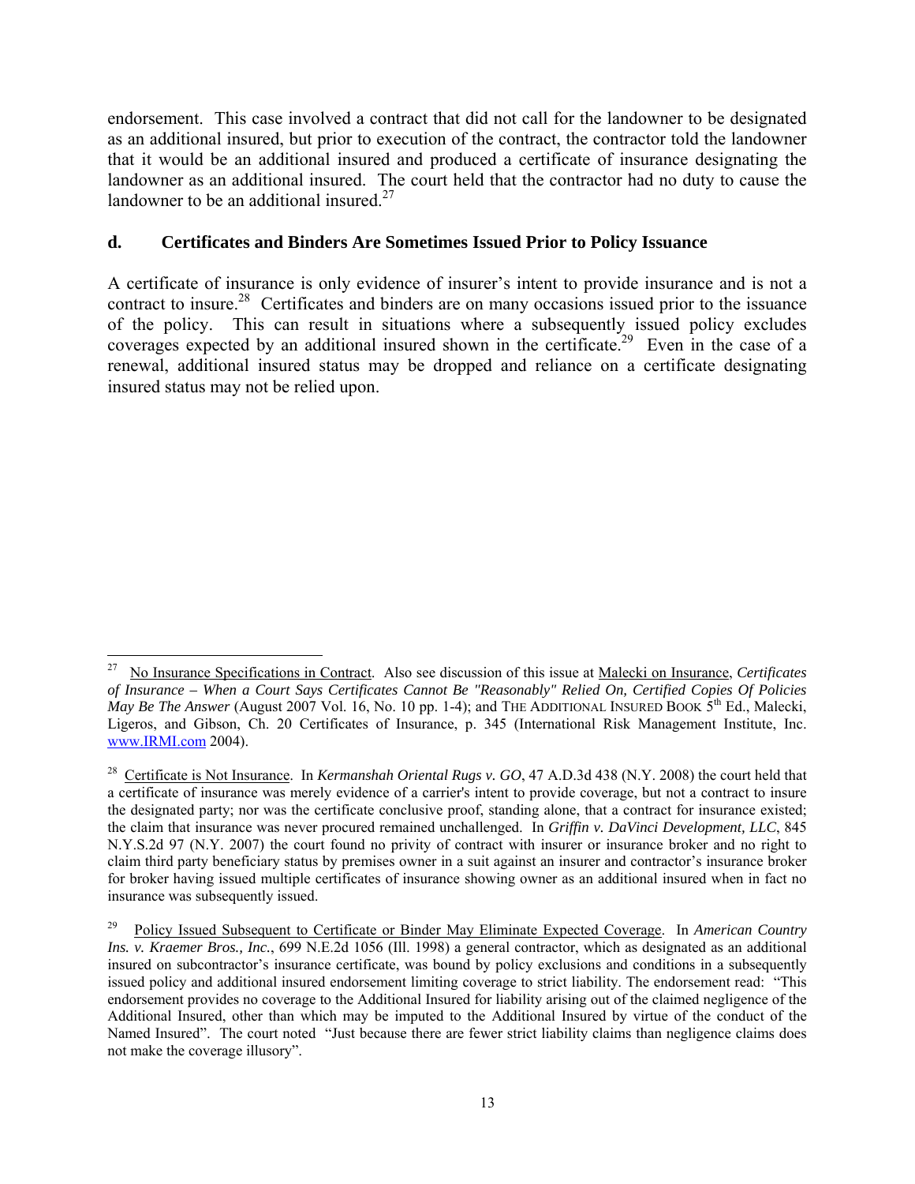endorsement. This case involved a contract that did not call for the landowner to be designated as an additional insured, but prior to execution of the contract, the contractor told the landowner that it would be an additional insured and produced a certificate of insurance designating the landowner as an additional insured. The court held that the contractor had no duty to cause the landowner to be an additional insured.[27]

### d. Certificates and Binders Are Sometimes Issued Prior to Policy Issuance

A certificate of insurance is only evidence of insurer's intent to provide insurance and is not a contract to insure.[28] Certificates and binders are on many occasions issued prior to the issuance of the policy. This can result in situations where a subsequently issued policy excludes coverages expected by an additional insured shown in the certificate.[29] Even in the case of a renewal, additional insured status may be dropped and reliance on a certificate designating insured status may not be relied upon.

---

[27] No Insurance Specifications in Contract. Also see discussion of this issue at Malecki on Insurance, *Certificates of Insurance – When a Court Says Certificates Cannot Be "Reasonably" Relied On, Certified Copies Of Policies May Be The Answer* (August 2007 Vol. 16, No. 10 pp. 1-4); and THE ADDITIONAL INSURED BOOK 5th Ed., Malecki, Ligeros, and Gibson, Ch. 20 Certificates of Insurance, p. 345 (International Risk Management Institute, Inc. www.IRMI.com 2004).

[28] Certificate is Not Insurance. In *Kermanshah Oriental Rugs v. GO*, 47 A.D.3d 438 (N.Y. 2008) the court held that a certificate of insurance was merely evidence of a carrier's intent to provide coverage, but not a contract to insure the designated party; nor was the certificate conclusive proof, standing alone, that a contract for insurance existed; the claim that insurance was never procured remained unchallenged. In *Griffin v. DaVinci Development, LLC*, 845 N.Y.S.2d 97 (N.Y. 2007) the court found no privity of contract with insurer or insurance broker and no right to claim third party beneficiary status by premises owner in a suit against an insurer and contractor's insurance broker for broker having issued multiple certificates of insurance showing owner as an additional insured when in fact no insurance was subsequently issued.

[29] Policy Issued Subsequent to Certificate or Binder May Eliminate Expected Coverage. In *American Country Ins. v. Kraemer Bros., Inc.*, 699 N.E.2d 1056 (Ill. 1998) a general contractor, which as designated as an additional insured on subcontractor's insurance certificate, was bound by policy exclusions and conditions in a subsequently issued policy and additional insured endorsement limiting coverage to strict liability. The endorsement read: "This endorsement provides no coverage to the Additional Insured for liability arising out of the claimed negligence of the Additional Insured, other than which may be imputed to the Additional Insured by virtue of the conduct of the Named Insured". The court noted "Just because there are fewer strict liability claims than negligence claims does not make the coverage illusory".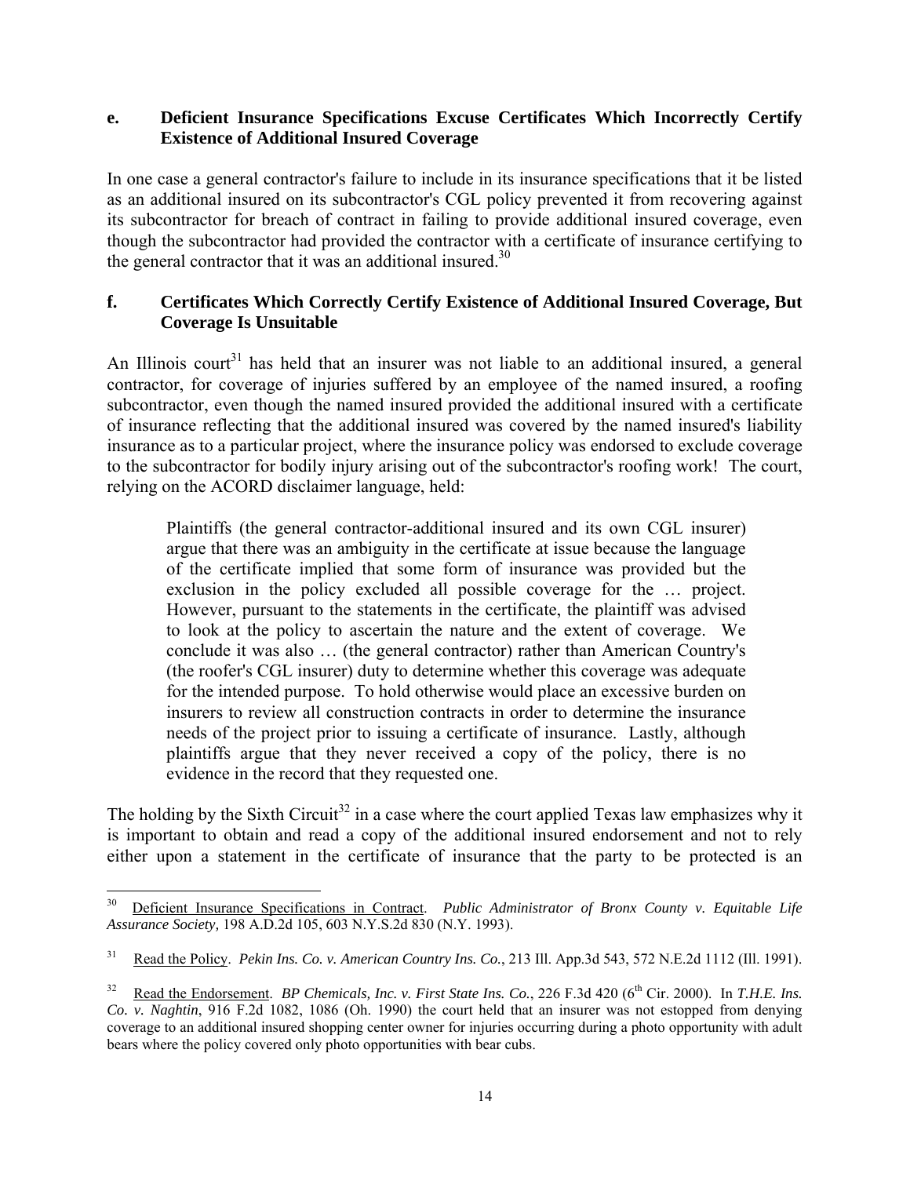### e. Deficient Insurance Specifications Excuse Certificates Which Incorrectly Certify Existence of Additional Insured Coverage

In one case a general contractor's failure to include in its insurance specifications that it be listed as an additional insured on its subcontractor's CGL policy prevented it from recovering against its subcontractor for breach of contract in failing to provide additional insured coverage, even though the subcontractor had provided the contractor with a certificate of insurance certifying to the general contractor that it was an additional insured.[30]

### f. Certificates Which Correctly Certify Existence of Additional Insured Coverage, But Coverage Is Unsuitable

An Illinois court[31] has held that an insurer was not liable to an additional insured, a general contractor, for coverage of injuries suffered by an employee of the named insured, a roofing subcontractor, even though the named insured provided the additional insured with a certificate of insurance reflecting that the additional insured was covered by the named insured's liability insurance as to a particular project, where the insurance policy was endorsed to exclude coverage to the subcontractor for bodily injury arising out of the subcontractor's roofing work! The court, relying on the ACORD disclaimer language, held:

> Plaintiffs (the general contractor-additional insured and its own CGL insurer) argue that there was an ambiguity in the certificate at issue because the language of the certificate implied that some form of insurance was provided but the exclusion in the policy excluded all possible coverage for the … project. However, pursuant to the statements in the certificate, the plaintiff was advised to look at the policy to ascertain the nature and the extent of coverage. We conclude it was also … (the general contractor) rather than American Country's (the roofer's CGL insurer) duty to determine whether this coverage was adequate for the intended purpose. To hold otherwise would place an excessive burden on insurers to review all construction contracts in order to determine the insurance needs of the project prior to issuing a certificate of insurance. Lastly, although plaintiffs argue that they never received a copy of the policy, there is no evidence in the record that they requested one.

The holding by the Sixth Circuit[32] in a case where the court applied Texas law emphasizes why it is important to obtain and read a copy of the additional insured endorsement and not to rely either upon a statement in the certificate of insurance that the party to be protected is an

---

[30] Deficient Insurance Specifications in Contract. *Public Administrator of Bronx County v. Equitable Life Assurance Society,* 198 A.D.2d 105, 603 N.Y.S.2d 830 (N.Y. 1993).

[31] Read the Policy. *Pekin Ins. Co. v. American Country Ins. Co.*, 213 Ill. App.3d 543, 572 N.E.2d 1112 (Ill. 1991).

[32] Read the Endorsement. *BP Chemicals, Inc. v. First State Ins. Co.*, 226 F.3d 420 (6th Cir. 2000). In *T.H.E. Ins. Co. v. Naghtin*, 916 F.2d 1082, 1086 (Oh. 1990) the court held that an insurer was not estopped from denying coverage to an additional insured shopping center owner for injuries occurring during a photo opportunity with adult bears where the policy covered only photo opportunities with bear cubs.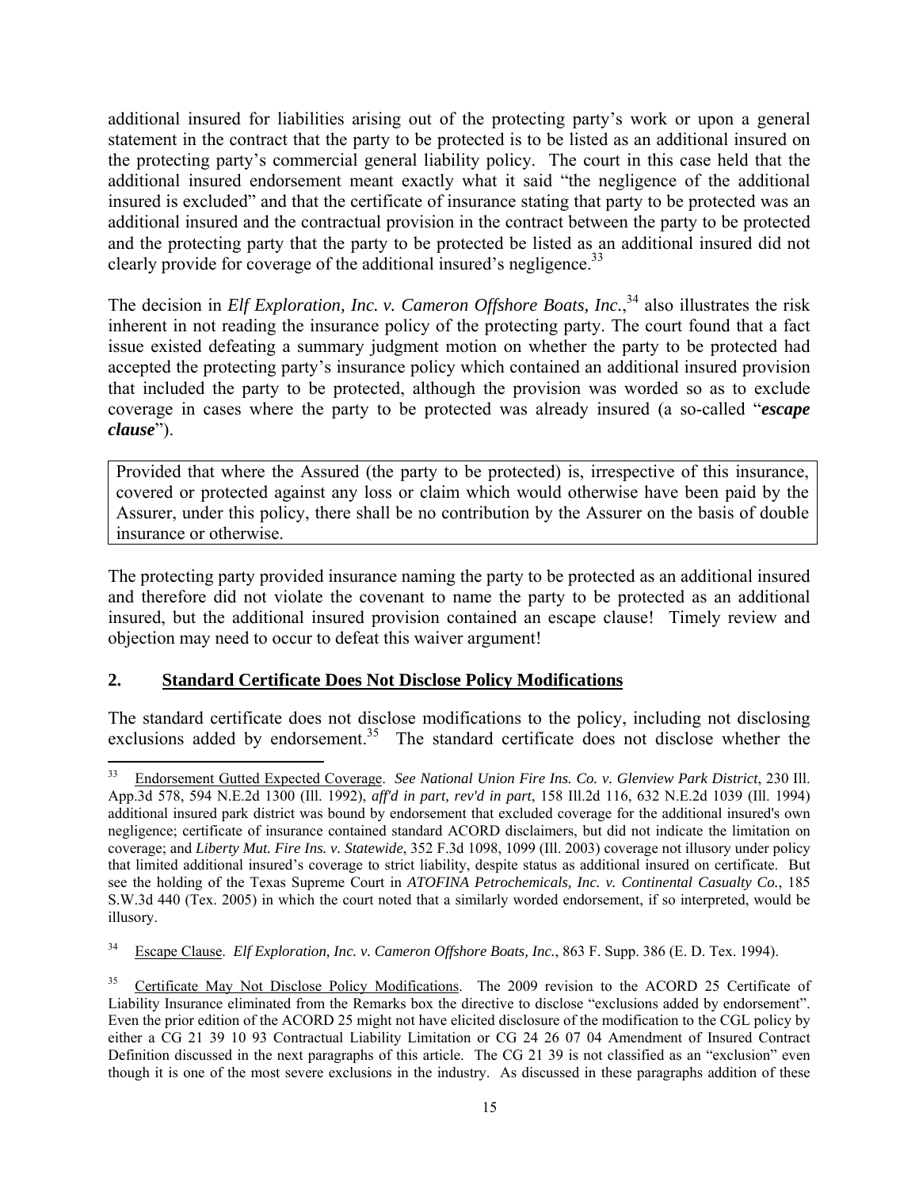additional insured for liabilities arising out of the protecting party's work or upon a general statement in the contract that the party to be protected is to be listed as an additional insured on the protecting party's commercial general liability policy. The court in this case held that the additional insured endorsement meant exactly what it said "the negligence of the additional insured is excluded" and that the certificate of insurance stating that party to be protected was an additional insured and the contractual provision in the contract between the party to be protected and the protecting party that the party to be protected be listed as an additional insured did not clearly provide for coverage of the additional insured's negligence.[33]

The decision in *Elf Exploration, Inc. v. Cameron Offshore Boats, Inc.*,[34] also illustrates the risk inherent in not reading the insurance policy of the protecting party. The court found that a fact issue existed defeating a summary judgment motion on whether the party to be protected had accepted the protecting party's insurance policy which contained an additional insured provision that included the party to be protected, although the provision was worded so as to exclude coverage in cases where the party to be protected was already insured (a so-called "***escape clause***").

> Provided that where the Assured (the party to be protected) is, irrespective of this insurance, covered or protected against any loss or claim which would otherwise have been paid by the Assurer, under this policy, there shall be no contribution by the Assurer on the basis of double insurance or otherwise.

The protecting party provided insurance naming the party to be protected as an additional insured and therefore did not violate the covenant to name the party to be protected as an additional insured, but the additional insured provision contained an escape clause! Timely review and objection may need to occur to defeat this waiver argument!

## 2. Standard Certificate Does Not Disclose Policy Modifications

The standard certificate does not disclose modifications to the policy, including not disclosing exclusions added by endorsement.[35] The standard certificate does not disclose whether the

---

[33] Endorsement Gutted Expected Coverage. *See National Union Fire Ins. Co. v. Glenview Park District*, 230 Ill. App.3d 578, 594 N.E.2d 1300 (Ill. 1992), *aff'd in part, rev'd in part*, 158 Ill.2d 116, 632 N.E.2d 1039 (Ill. 1994) additional insured park district was bound by endorsement that excluded coverage for the additional insured's own negligence; certificate of insurance contained standard ACORD disclaimers, but did not indicate the limitation on coverage; and *Liberty Mut. Fire Ins. v. Statewide*, 352 F.3d 1098, 1099 (Ill. 2003) coverage not illusory under policy that limited additional insured's coverage to strict liability, despite status as additional insured on certificate. But see the holding of the Texas Supreme Court in *ATOFINA Petrochemicals, Inc. v. Continental Casualty Co.*, 185 S.W.3d 440 (Tex. 2005) in which the court noted that a similarly worded endorsement, if so interpreted, would be illusory.

[34] Escape Clause. *Elf Exploration, Inc. v. Cameron Offshore Boats, Inc.*, 863 F. Supp. 386 (E. D. Tex. 1994).

[35] Certificate May Not Disclose Policy Modifications. The 2009 revision to the ACORD 25 Certificate of Liability Insurance eliminated from the Remarks box the directive to disclose "exclusions added by endorsement". Even the prior edition of the ACORD 25 might not have elicited disclosure of the modification to the CGL policy by either a CG 21 39 10 93 Contractual Liability Limitation or CG 24 26 07 04 Amendment of Insured Contract Definition discussed in the next paragraphs of this article. The CG 21 39 is not classified as an "exclusion" even though it is one of the most severe exclusions in the industry. As discussed in these paragraphs addition of these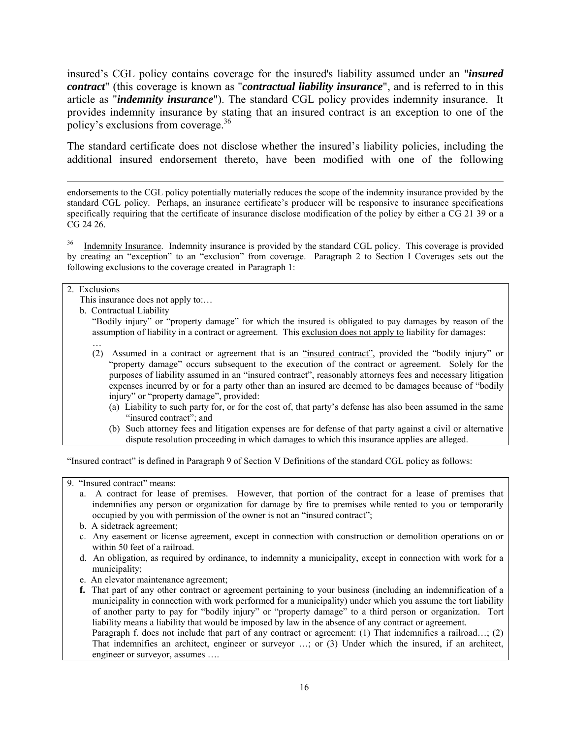insured's CGL policy contains coverage for the insured's liability assumed under an "***insured contract***" (this coverage is known as "***contractual liability insurance***", and is referred to in this article as "***indemnity insurance***"). The standard CGL policy provides indemnity insurance. It provides indemnity insurance by stating that an insured contract is an exception to one of the policy's exclusions from coverage.[36]

The standard certificate does not disclose whether the insured's liability policies, including the additional insured endorsement thereto, have been modified with one of the following

---

endorsements to the CGL policy potentially materially reduces the scope of the indemnity insurance provided by the standard CGL policy. Perhaps, an insurance certificate's producer will be responsive to insurance specifications specifically requiring that the certificate of insurance disclose modification of the policy by either a CG 21 39 or a CG 24 26.

[36] Indemnity Insurance. Indemnity insurance is provided by the standard CGL policy. This coverage is provided by creating an "exception" to an "exclusion" from coverage. Paragraph 2 to Section I Coverages sets out the following exclusions to the coverage created in Paragraph 1:

> 2. Exclusions
>
> This insurance does not apply to:…
>
> b. Contractual Liability
>
> "Bodily injury" or "property damage" for which the insured is obligated to pay damages by reason of the assumption of liability in a contract or agreement. This exclusion does not apply to liability for damages:
>
> …
>
> (2) Assumed in a contract or agreement that is an "insured contract", provided the "bodily injury" or "property damage" occurs subsequent to the execution of the contract or agreement. Solely for the purposes of liability assumed in an "insured contract", reasonably attorneys fees and necessary litigation expenses incurred by or for a party other than an insured are deemed to be damages because of "bodily injury" or "property damage", provided:
>
> (a) Liability to such party for, or for the cost of, that party's defense has also been assumed in the same "insured contract"; and
>
> (b) Such attorney fees and litigation expenses are for defense of that party against a civil or alternative dispute resolution proceeding in which damages to which this insurance applies are alleged.

"Insured contract" is defined in Paragraph 9 of Section V Definitions of the standard CGL policy as follows:

> 9. "Insured contract" means:
>
> a. A contract for lease of premises. However, that portion of the contract for a lease of premises that indemnifies any person or organization for damage by fire to premises while rented to you or temporarily occupied by you with permission of the owner is not an "insured contract";
>
> b. A sidetrack agreement;
>
> c. Any easement or license agreement, except in connection with construction or demolition operations on or within 50 feet of a railroad.
>
> d. An obligation, as required by ordinance, to indemnity a municipality, except in connection with work for a municipality;
>
> e. An elevator maintenance agreement;
>
> **f.** That part of any other contract or agreement pertaining to your business (including an indemnification of a municipality in connection with work performed for a municipality) under which you assume the tort liability of another party to pay for "bodily injury" or "property damage" to a third person or organization. Tort liability means a liability that would be imposed by law in the absence of any contract or agreement.
>
> Paragraph f. does not include that part of any contract or agreement: (1) That indemnifies a railroad…; (2) That indemnifies an architect, engineer or surveyor …; or (3) Under which the insured, if an architect, engineer or surveyor, assumes ….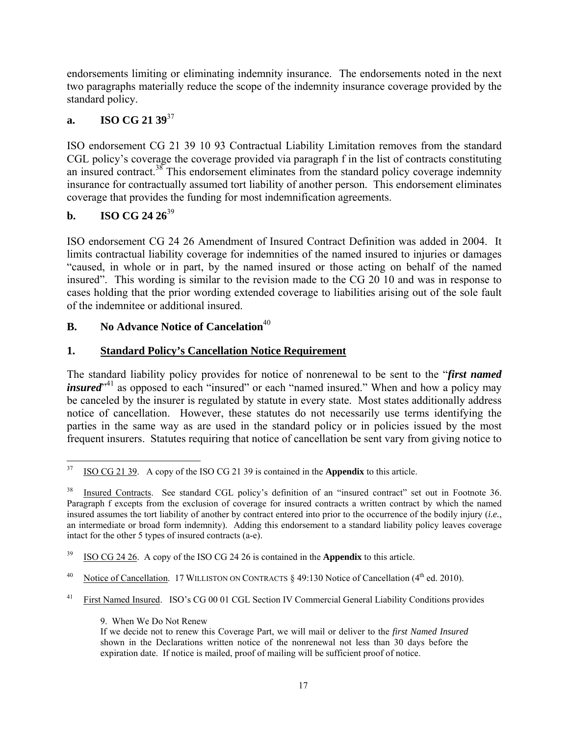endorsements limiting or eliminating indemnity insurance. The endorsements noted in the next two paragraphs materially reduce the scope of the indemnity insurance coverage provided by the standard policy.

### a. ISO CG 21 39[37]

ISO endorsement CG 21 39 10 93 Contractual Liability Limitation removes from the standard CGL policy's coverage the coverage provided via paragraph f in the list of contracts constituting an insured contract.[38] This endorsement eliminates from the standard policy coverage indemnity insurance for contractually assumed tort liability of another person. This endorsement eliminates coverage that provides the funding for most indemnification agreements.

### b. ISO CG 24 26[39]

ISO endorsement CG 24 26 Amendment of Insured Contract Definition was added in 2004. It limits contractual liability coverage for indemnities of the named insured to injuries or damages "caused, in whole or in part, by the named insured or those acting on behalf of the named insured". This wording is similar to the revision made to the CG 20 10 and was in response to cases holding that the prior wording extended coverage to liabilities arising out of the sole fault of the indemnitee or additional insured.

## B. No Advance Notice of Cancelation[40]

### 1. <u>Standard Policy's Cancellation Notice Requirement</u>

The standard liability policy provides for notice of nonrenewal to be sent to the "***first named insured***"[41] as opposed to each "insured" or each "named insured." When and how a policy may be canceled by the insurer is regulated by statute in every state. Most states additionally address notice of cancellation. However, these statutes do not necessarily use terms identifying the parties in the same way as are used in the standard policy or in policies issued by the most frequent insurers. Statutes requiring that notice of cancellation be sent vary from giving notice to

---

[37] <u>ISO CG 21 39</u>. A copy of the ISO CG 21 39 is contained in the **Appendix** to this article.

[38] <u>Insured Contracts</u>. See standard CGL policy's definition of an "insured contract" set out in Footnote 36. Paragraph f excepts from the exclusion of coverage for insured contracts a written contract by which the named insured assumes the tort liability of another by contract entered into prior to the occurrence of the bodily injury (*i.e.*, an intermediate or broad form indemnity). Adding this endorsement to a standard liability policy leaves coverage intact for the other 5 types of insured contracts (a-e).

[39] <u>ISO CG 24 26</u>. A copy of the ISO CG 24 26 is contained in the **Appendix** to this article.

[40] <u>Notice of Cancellation</u>. 17 WILLISTON ON CONTRACTS § 49:130 Notice of Cancellation (4th ed. 2010).

[41] <u>First Named Insured</u>. ISO's CG 00 01 CGL Section IV Commercial General Liability Conditions provides

> 9. When We Do Not Renew
>
> If we decide not to renew this Coverage Part, we will mail or deliver to the *first Named Insured* shown in the Declarations written notice of the nonrenewal not less than 30 days before the expiration date. If notice is mailed, proof of mailing will be sufficient proof of notice.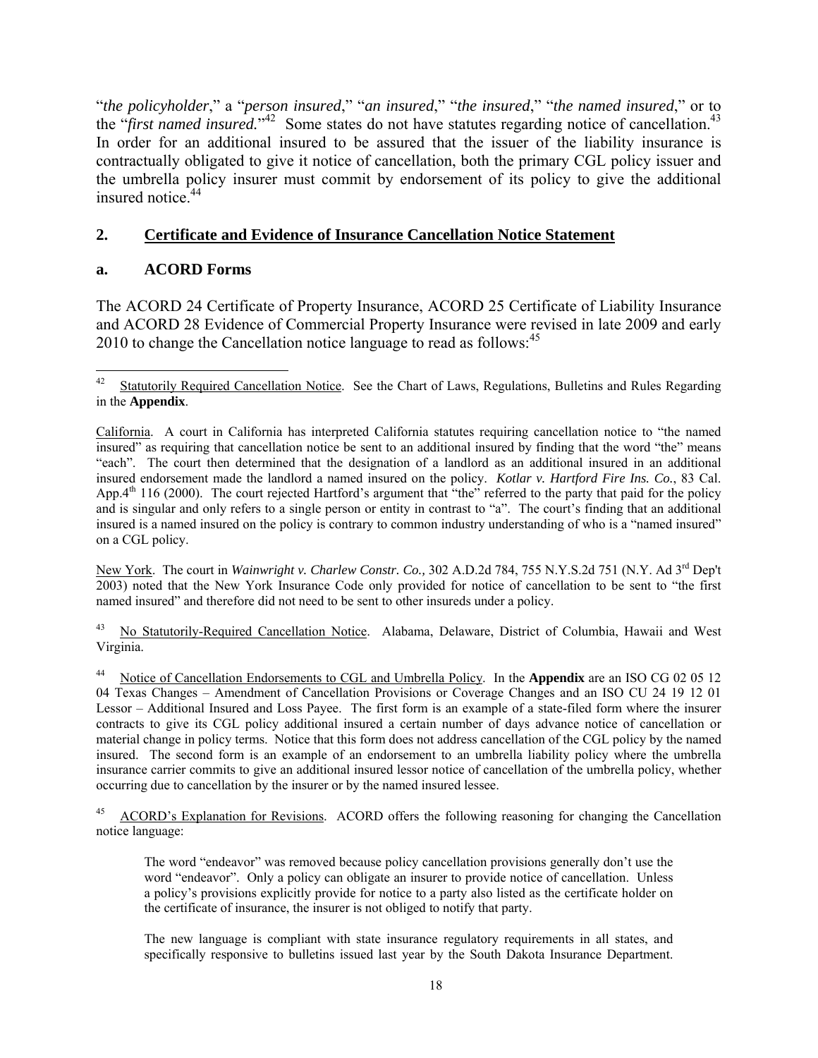"*the policyholder*," a "*person insured*," "*an insured*," "*the insured*," "*the named insured*," or to the "*first named insured.*"[42] Some states do not have statutes regarding notice of cancellation.[43] In order for an additional insured to be assured that the issuer of the liability insurance is contractually obligated to give it notice of cancellation, both the primary CGL policy issuer and the umbrella policy insurer must commit by endorsement of its policy to give the additional insured notice.[44]

## 2. Certificate and Evidence of Insurance Cancellation Notice Statement

### a. ACORD Forms

The ACORD 24 Certificate of Property Insurance, ACORD 25 Certificate of Liability Insurance and ACORD 28 Evidence of Commercial Property Insurance were revised in late 2009 and early 2010 to change the Cancellation notice language to read as follows:[45]

---

[42] Statutorily Required Cancellation Notice. See the Chart of Laws, Regulations, Bulletins and Rules Regarding in the **Appendix**.

California. A court in California has interpreted California statutes requiring cancellation notice to "the named insured" as requiring that cancellation notice be sent to an additional insured by finding that the word "the" means "each". The court then determined that the designation of a landlord as an additional insured in an additional insured endorsement made the landlord a named insured on the policy. *Kotlar v. Hartford Fire Ins. Co.*, 83 Cal. App.4th 116 (2000). The court rejected Hartford's argument that "the" referred to the party that paid for the policy and is singular and only refers to a single person or entity in contrast to "a". The court's finding that an additional insured is a named insured on the policy is contrary to common industry understanding of who is a "named insured" on a CGL policy.

New York. The court in *Wainwright v. Charlew Constr. Co.,* 302 A.D.2d 784, 755 N.Y.S.2d 751 (N.Y. Ad 3rd Dep't 2003) noted that the New York Insurance Code only provided for notice of cancellation to be sent to "the first named insured" and therefore did not need to be sent to other insureds under a policy.

[43] No Statutorily-Required Cancellation Notice. Alabama, Delaware, District of Columbia, Hawaii and West Virginia.

[44] Notice of Cancellation Endorsements to CGL and Umbrella Policy. In the **Appendix** are an ISO CG 02 05 12 04 Texas Changes – Amendment of Cancellation Provisions or Coverage Changes and an ISO CU 24 19 12 01 Lessor – Additional Insured and Loss Payee. The first form is an example of a state-filed form where the insurer contracts to give its CGL policy additional insured a certain number of days advance notice of cancellation or material change in policy terms. Notice that this form does not address cancellation of the CGL policy by the named insured. The second form is an example of an endorsement to an umbrella liability policy where the umbrella insurance carrier commits to give an additional insured lessor notice of cancellation of the umbrella policy, whether occurring due to cancellation by the insurer or by the named insured lessee.

[45] ACORD's Explanation for Revisions. ACORD offers the following reasoning for changing the Cancellation notice language:

> The word "endeavor" was removed because policy cancellation provisions generally don't use the word "endeavor". Only a policy can obligate an insurer to provide notice of cancellation. Unless a policy's provisions explicitly provide for notice to a party also listed as the certificate holder on the certificate of insurance, the insurer is not obliged to notify that party.
>
> The new language is compliant with state insurance regulatory requirements in all states, and specifically responsive to bulletins issued last year by the South Dakota Insurance Department.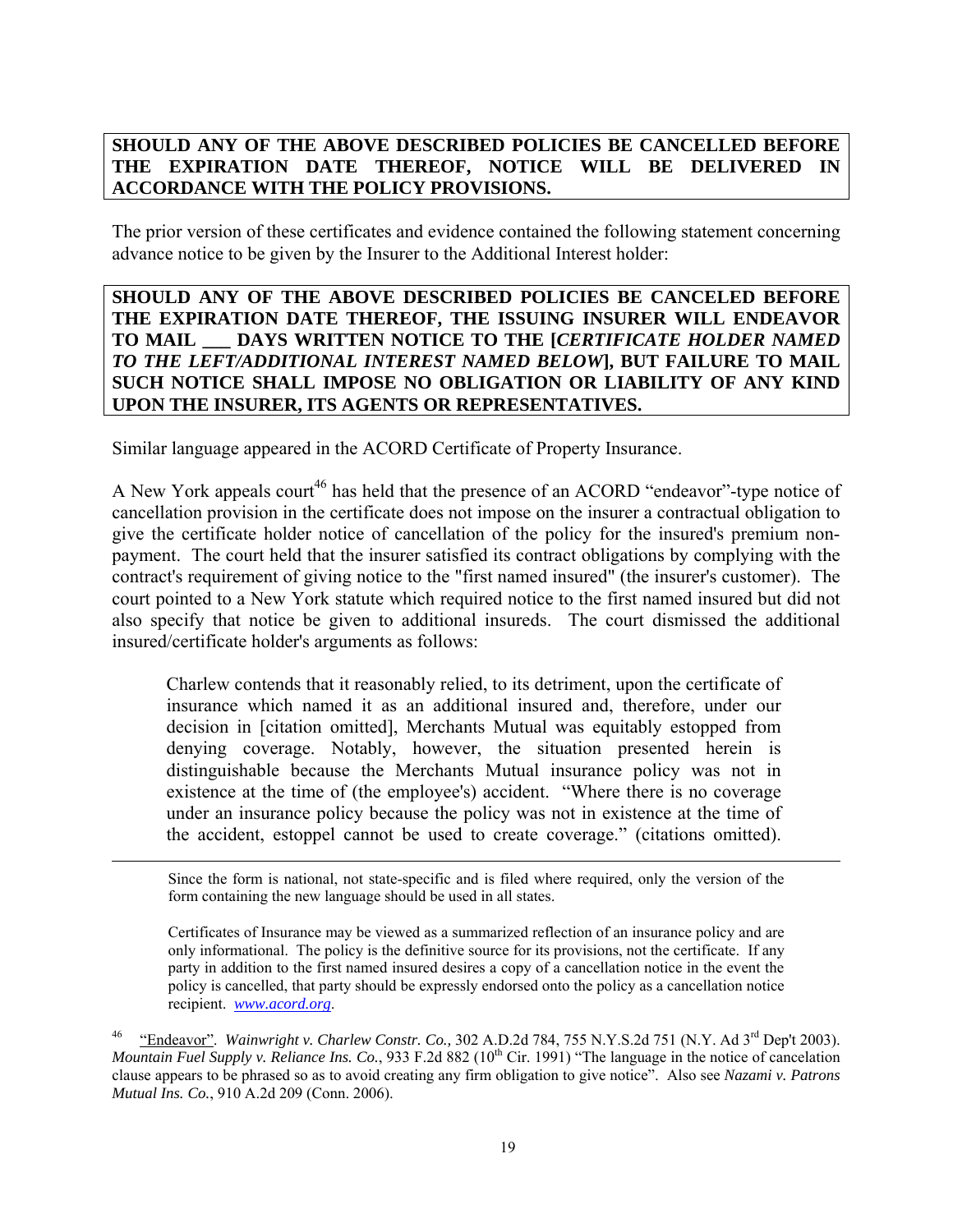**SHOULD ANY OF THE ABOVE DESCRIBED POLICIES BE CANCELLED BEFORE THE EXPIRATION DATE THEREOF, NOTICE WILL BE DELIVERED IN ACCORDANCE WITH THE POLICY PROVISIONS.**

The prior version of these certificates and evidence contained the following statement concerning advance notice to be given by the Insurer to the Additional Interest holder:

**SHOULD ANY OF THE ABOVE DESCRIBED POLICIES BE CANCELED BEFORE THE EXPIRATION DATE THEREOF, THE ISSUING INSURER WILL ENDEAVOR TO MAIL \_\_\_ DAYS WRITTEN NOTICE TO THE [*CERTIFICATE HOLDER NAMED TO THE LEFT/ADDITIONAL INTEREST NAMED BELOW*], BUT FAILURE TO MAIL SUCH NOTICE SHALL IMPOSE NO OBLIGATION OR LIABILITY OF ANY KIND UPON THE INSURER, ITS AGENTS OR REPRESENTATIVES.**

Similar language appeared in the ACORD Certificate of Property Insurance.

A New York appeals court[46] has held that the presence of an ACORD "endeavor"-type notice of cancellation provision in the certificate does not impose on the insurer a contractual obligation to give the certificate holder notice of cancellation of the policy for the insured's premium non-payment. The court held that the insurer satisfied its contract obligations by complying with the contract's requirement of giving notice to the "first named insured" (the insurer's customer). The court pointed to a New York statute which required notice to the first named insured but did not also specify that notice be given to additional insureds. The court dismissed the additional insured/certificate holder's arguments as follows:

> Charlew contends that it reasonably relied, to its detriment, upon the certificate of insurance which named it as an additional insured and, therefore, under our decision in [citation omitted], Merchants Mutual was equitably estopped from denying coverage. Notably, however, the situation presented herein is distinguishable because the Merchants Mutual insurance policy was not in existence at the time of (the employee's) accident. "Where there is no coverage under an insurance policy because the policy was not in existence at the time of the accident, estoppel cannot be used to create coverage." (citations omitted).

---

Since the form is national, not state-specific and is filed where required, only the version of the form containing the new language should be used in all states.

Certificates of Insurance may be viewed as a summarized reflection of an insurance policy and are only informational. The policy is the definitive source for its provisions, not the certificate. If any party in addition to the first named insured desires a copy of a cancellation notice in the event the policy is cancelled, that party should be expressly endorsed onto the policy as a cancellation notice recipient. *www.acord.org*.

[46] "Endeavor". *Wainwright v. Charlew Constr. Co.,* 302 A.D.2d 784, 755 N.Y.S.2d 751 (N.Y. Ad 3rd Dep't 2003). *Mountain Fuel Supply v. Reliance Ins. Co.*, 933 F.2d 882 (10th Cir. 1991) "The language in the notice of cancelation clause appears to be phrased so as to avoid creating any firm obligation to give notice". Also see *Nazami v. Patrons Mutual Ins. Co.*, 910 A.2d 209 (Conn. 2006).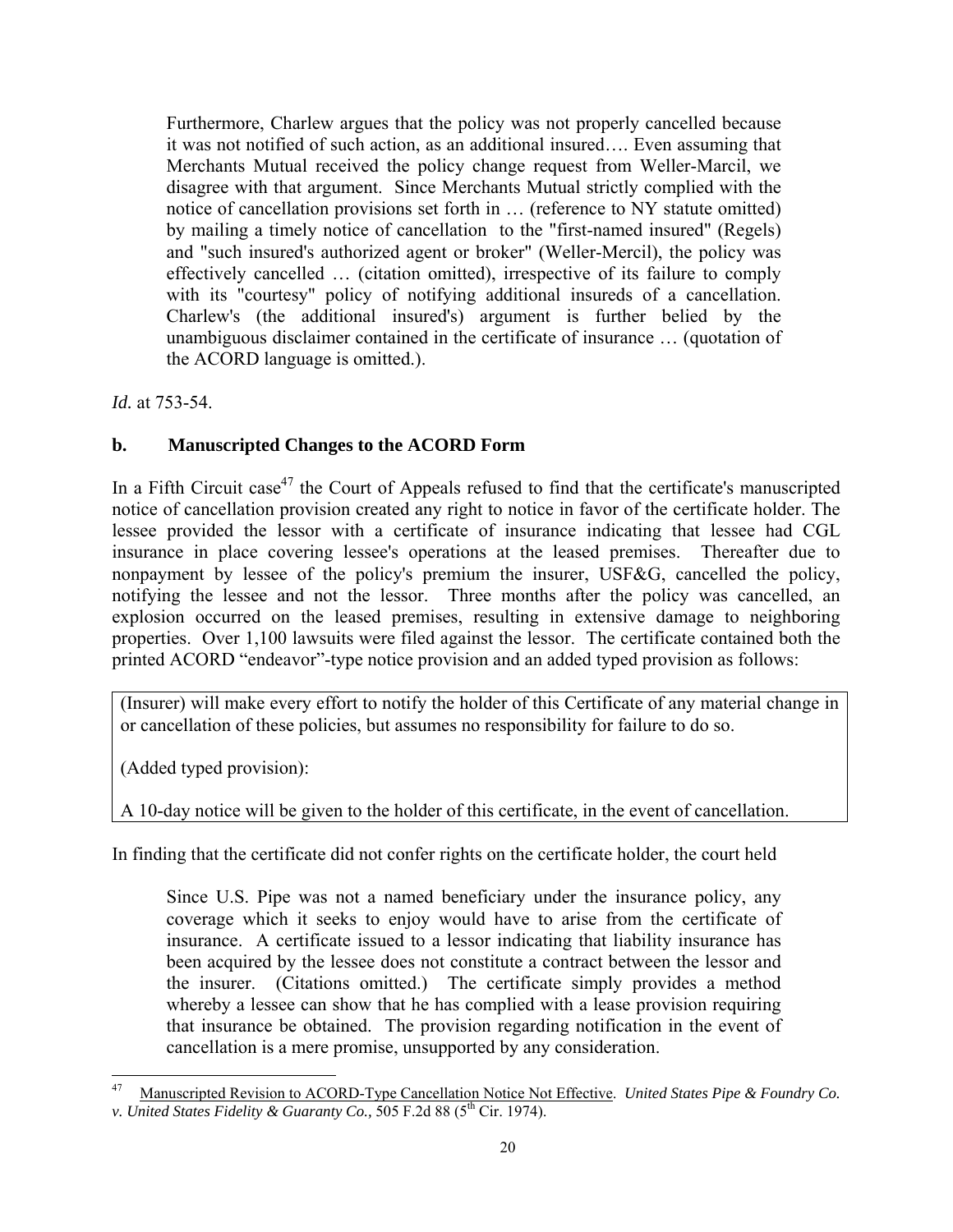> Furthermore, Charlew argues that the policy was not properly cancelled because it was not notified of such action, as an additional insured…. Even assuming that Merchants Mutual received the policy change request from Weller-Marcil, we disagree with that argument. Since Merchants Mutual strictly complied with the notice of cancellation provisions set forth in … (reference to NY statute omitted) by mailing a timely notice of cancellation to the "first-named insured" (Regels) and "such insured's authorized agent or broker" (Weller-Mercil), the policy was effectively cancelled … (citation omitted), irrespective of its failure to comply with its "courtesy" policy of notifying additional insureds of a cancellation. Charlew's (the additional insured's) argument is further belied by the unambiguous disclaimer contained in the certificate of insurance … (quotation of the ACORD language is omitted.).

*Id.* at 753-54.

### b. Manuscripted Changes to the ACORD Form

In a Fifth Circuit case[47] the Court of Appeals refused to find that the certificate's manuscripted notice of cancellation provision created any right to notice in favor of the certificate holder. The lessee provided the lessor with a certificate of insurance indicating that lessee had CGL insurance in place covering lessee's operations at the leased premises. Thereafter due to nonpayment by lessee of the policy's premium the insurer, USF&G, cancelled the policy, notifying the lessee and not the lessor. Three months after the policy was cancelled, an explosion occurred on the leased premises, resulting in extensive damage to neighboring properties. Over 1,100 lawsuits were filed against the lessor. The certificate contained both the printed ACORD "endeavor"-type notice provision and an added typed provision as follows:

> (Insurer) will make every effort to notify the holder of this Certificate of any material change in or cancellation of these policies, but assumes no responsibility for failure to do so.
>
> (Added typed provision):
>
> A 10-day notice will be given to the holder of this certificate, in the event of cancellation.

In finding that the certificate did not confer rights on the certificate holder, the court held

> Since U.S. Pipe was not a named beneficiary under the insurance policy, any coverage which it seeks to enjoy would have to arise from the certificate of insurance. A certificate issued to a lessor indicating that liability insurance has been acquired by the lessee does not constitute a contract between the lessor and the insurer. (Citations omitted.) The certificate simply provides a method whereby a lessee can show that he has complied with a lease provision requiring that insurance be obtained. The provision regarding notification in the event of cancellation is a mere promise, unsupported by any consideration.

---

[47] Manuscripted Revision to ACORD-Type Cancellation Notice Not Effective. *United States Pipe & Foundry Co. v. United States Fidelity & Guaranty Co.*, 505 F.2d 88 (5th Cir. 1974).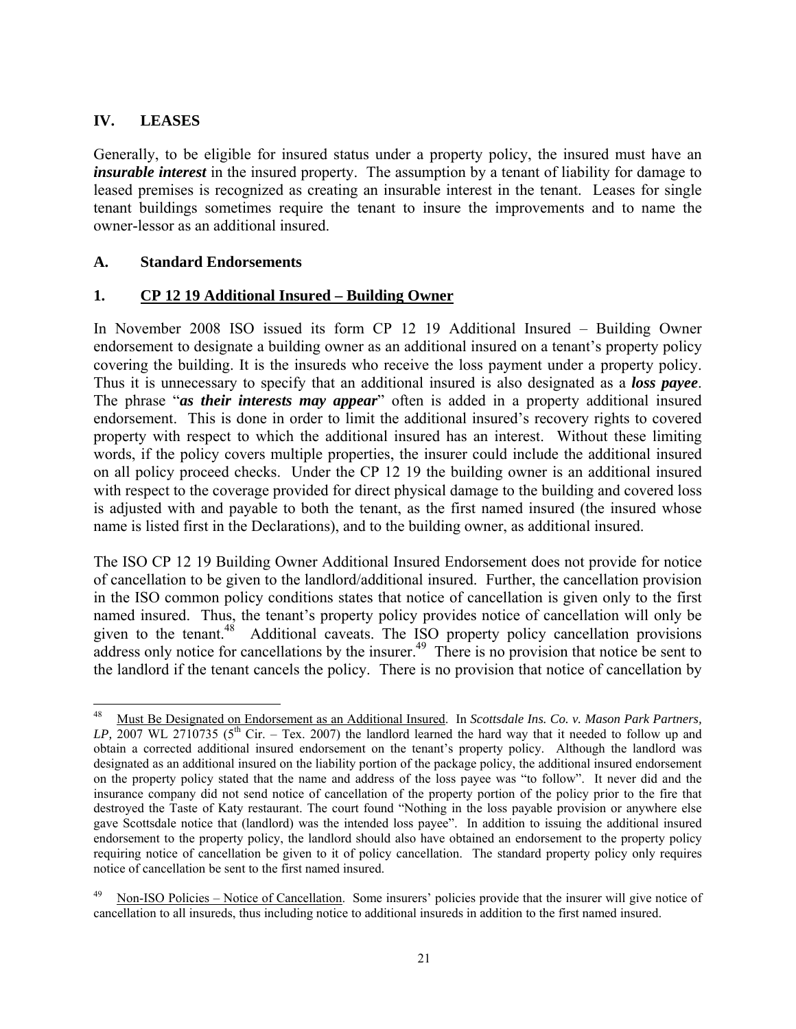## IV. LEASES

Generally, to be eligible for insured status under a property policy, the insured must have an ***insurable interest*** in the insured property. The assumption by a tenant of liability for damage to leased premises is recognized as creating an insurable interest in the tenant. Leases for single tenant buildings sometimes require the tenant to insure the improvements and to name the owner-lessor as an additional insured.

### A. Standard Endorsements

#### 1. CP 12 19 Additional Insured – Building Owner

In November 2008 ISO issued its form CP 12 19 Additional Insured – Building Owner endorsement to designate a building owner as an additional insured on a tenant's property policy covering the building. It is the insureds who receive the loss payment under a property policy. Thus it is unnecessary to specify that an additional insured is also designated as a ***loss payee***. The phrase "***as their interests may appear***" often is added in a property additional insured endorsement. This is done in order to limit the additional insured's recovery rights to covered property with respect to which the additional insured has an interest. Without these limiting words, if the policy covers multiple properties, the insurer could include the additional insured on all policy proceed checks. Under the CP 12 19 the building owner is an additional insured with respect to the coverage provided for direct physical damage to the building and covered loss is adjusted with and payable to both the tenant, as the first named insured (the insured whose name is listed first in the Declarations), and to the building owner, as additional insured.

The ISO CP 12 19 Building Owner Additional Insured Endorsement does not provide for notice of cancellation to be given to the landlord/additional insured. Further, the cancellation provision in the ISO common policy conditions states that notice of cancellation is given only to the first named insured. Thus, the tenant's property policy provides notice of cancellation will only be given to the tenant.[48] Additional caveats. The ISO property policy cancellation provisions address only notice for cancellations by the insurer.[49] There is no provision that notice be sent to the landlord if the tenant cancels the policy. There is no provision that notice of cancellation by

---

[48] Must Be Designated on Endorsement as an Additional Insured. In *Scottsdale Ins. Co. v. Mason Park Partners, LP,* 2007 WL 2710735 (5th Cir. – Tex. 2007) the landlord learned the hard way that it needed to follow up and obtain a corrected additional insured endorsement on the tenant's property policy. Although the landlord was designated as an additional insured on the liability portion of the package policy, the additional insured endorsement on the property policy stated that the name and address of the loss payee was "to follow". It never did and the insurance company did not send notice of cancellation of the property portion of the policy prior to the fire that destroyed the Taste of Katy restaurant. The court found "Nothing in the loss payable provision or anywhere else gave Scottsdale notice that (landlord) was the intended loss payee". In addition to issuing the additional insured endorsement to the property policy, the landlord should also have obtained an endorsement to the property policy requiring notice of cancellation be given to it of policy cancellation. The standard property policy only requires notice of cancellation be sent to the first named insured.

[49] Non-ISO Policies – Notice of Cancellation. Some insurers' policies provide that the insurer will give notice of cancellation to all insureds, thus including notice to additional insureds in addition to the first named insured.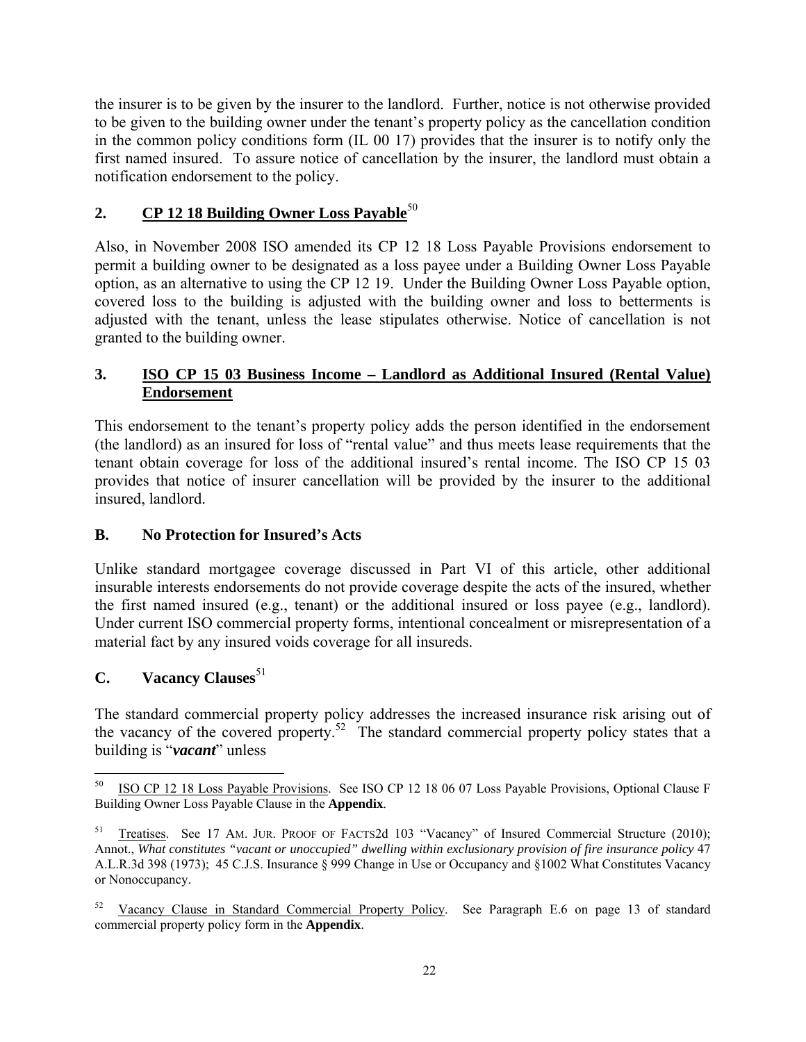the insurer is to be given by the insurer to the landlord. Further, notice is not otherwise provided to be given to the building owner under the tenant's property policy as the cancellation condition in the common policy conditions form (IL 00 17) provides that the insurer is to notify only the first named insured. To assure notice of cancellation by the insurer, the landlord must obtain a notification endorsement to the policy.

### 2. CP 12 18 Building Owner Loss Payable[50]

Also, in November 2008 ISO amended its CP 12 18 Loss Payable Provisions endorsement to permit a building owner to be designated as a loss payee under a Building Owner Loss Payable option, as an alternative to using the CP 12 19. Under the Building Owner Loss Payable option, covered loss to the building is adjusted with the building owner and loss to betterments is adjusted with the tenant, unless the lease stipulates otherwise. Notice of cancellation is not granted to the building owner.

### 3. ISO CP 15 03 Business Income – Landlord as Additional Insured (Rental Value) Endorsement

This endorsement to the tenant's property policy adds the person identified in the endorsement (the landlord) as an insured for loss of "rental value" and thus meets lease requirements that the tenant obtain coverage for loss of the additional insured's rental income. The ISO CP 15 03 provides that notice of insurer cancellation will be provided by the insurer to the additional insured, landlord.

## B. No Protection for Insured's Acts

Unlike standard mortgagee coverage discussed in Part VI of this article, other additional insurable interests endorsements do not provide coverage despite the acts of the insured, whether the first named insured (e.g., tenant) or the additional insured or loss payee (e.g., landlord). Under current ISO commercial property forms, intentional concealment or misrepresentation of a material fact by any insured voids coverage for all insureds.

## C. Vacancy Clauses[51]

The standard commercial property policy addresses the increased insurance risk arising out of the vacancy of the covered property.[52] The standard commercial property policy states that a building is "***vacant***" unless

---

[50] ISO CP 12 18 Loss Payable Provisions. See ISO CP 12 18 06 07 Loss Payable Provisions, Optional Clause F Building Owner Loss Payable Clause in the **Appendix**.

[51] Treatises. See 17 AM. JUR. PROOF OF FACTS2d 103 "Vacancy" of Insured Commercial Structure (2010); Annot., *What constitutes "vacant or unoccupied" dwelling within exclusionary provision of fire insurance policy* 47 A.L.R.3d 398 (1973); 45 C.J.S. Insurance § 999 Change in Use or Occupancy and §1002 What Constitutes Vacancy or Nonoccupancy.

[52] Vacancy Clause in Standard Commercial Property Policy. See Paragraph E.6 on page 13 of standard commercial property policy form in the **Appendix**.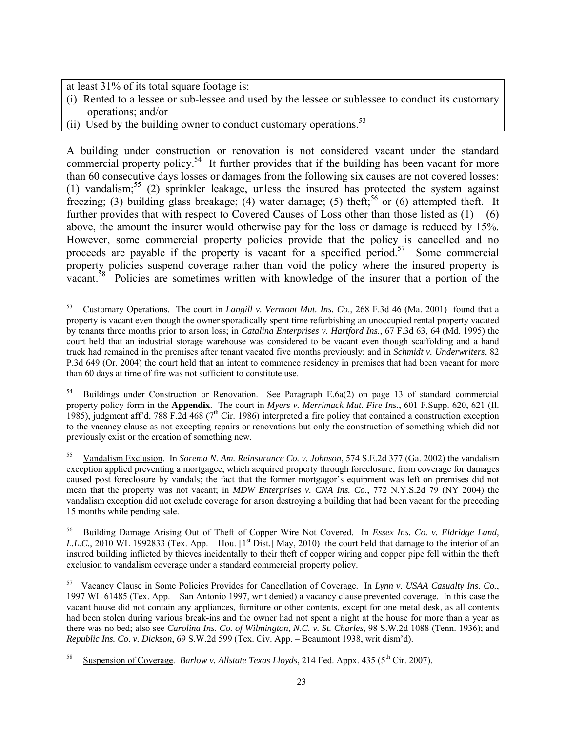at least 31% of its total square footage is:
(i) Rented to a lessee or sub-lessee and used by the lessee or sublessee to conduct its customary operations; and/or
(ii) Used by the building owner to conduct customary operations.[53]

A building under construction or renovation is not considered vacant under the standard commercial property policy.[54] It further provides that if the building has been vacant for more than 60 consecutive days losses or damages from the following six causes are not covered losses: (1) vandalism;[55] (2) sprinkler leakage, unless the insured has protected the system against freezing; (3) building glass breakage; (4) water damage; (5) theft;[56] or (6) attempted theft. It further provides that with respect to Covered Causes of Loss other than those listed as (1) – (6) above, the amount the insurer would otherwise pay for the loss or damage is reduced by 15%. However, some commercial property policies provide that the policy is cancelled and no proceeds are payable if the property is vacant for a specified period.[57] Some commercial property policies suspend coverage rather than void the policy where the insured property is vacant.[58] Policies are sometimes written with knowledge of the insurer that a portion of the

---

[53] Customary Operations. The court in *Langill v. Vermont Mut. Ins. Co*., 268 F.3d 46 (Ma. 2001) found that a property is vacant even though the owner sporadically spent time refurbishing an unoccupied rental property vacated by tenants three months prior to arson loss; in *Catalina Enterprises v. Hartford Ins.*, 67 F.3d 63, 64 (Md. 1995) the court held that an industrial storage warehouse was considered to be vacant even though scaffolding and a hand truck had remained in the premises after tenant vacated five months previously; and in *Schmidt v. Underwriters*, 82 P.3d 649 (Or. 2004) the court held that an intent to commence residency in premises that had been vacant for more than 60 days at time of fire was not sufficient to constitute use.

[54] Buildings under Construction or Renovation. See Paragraph E.6a(2) on page 13 of standard commercial property policy form in the **Appendix**. The court in *Myers v. Merrimack Mut. Fire Ins.*, 601 F.Supp. 620, 621 (Il. 1985), judgment aff'd, 788 F.2d 468 (7th Cir. 1986) interpreted a fire policy that contained a construction exception to the vacancy clause as not excepting repairs or renovations but only the construction of something which did not previously exist or the creation of something new.

[55] Vandalism Exclusion. In *Sorema N. Am. Reinsurance Co. v. Johnson*, 574 S.E.2d 377 (Ga. 2002) the vandalism exception applied preventing a mortgagee, which acquired property through foreclosure, from coverage for damages caused post foreclosure by vandals; the fact that the former mortgagor's equipment was left on premises did not mean that the property was not vacant; in *MDW Enterprises v. CNA Ins. Co.*, 772 N.Y.S.2d 79 (NY 2004) the vandalism exception did not exclude coverage for arson destroying a building that had been vacant for the preceding 15 months while pending sale.

[56] Building Damage Arising Out of Theft of Copper Wire Not Covered. In *Essex Ins. Co. v. Eldridge Land, L.L.C.*, 2010 WL 1992833 (Tex. App. – Hou. [1st Dist.] May, 2010) the court held that damage to the interior of an insured building inflicted by thieves incidentally to their theft of copper wiring and copper pipe fell within the theft exclusion to vandalism coverage under a standard commercial property policy.

[57] Vacancy Clause in Some Policies Provides for Cancellation of Coverage. In *Lynn v. USAA Casualty Ins. Co.*, 1997 WL 61485 (Tex. App. – San Antonio 1997, writ denied) a vacancy clause prevented coverage. In this case the vacant house did not contain any appliances, furniture or other contents, except for one metal desk, as all contents had been stolen during various break-ins and the owner had not spent a night at the house for more than a year as there was no bed; also see *Carolina Ins. Co. of Wilmington, N.C. v. St. Charles*, 98 S.W.2d 1088 (Tenn. 1936); and *Republic Ins. Co. v. Dickson*, 69 S.W.2d 599 (Tex. Civ. App. – Beaumont 1938, writ dism'd).

[58] Suspension of Coverage. *Barlow v. Allstate Texas Lloyds*, 214 Fed. Appx. 435 (5th Cir. 2007).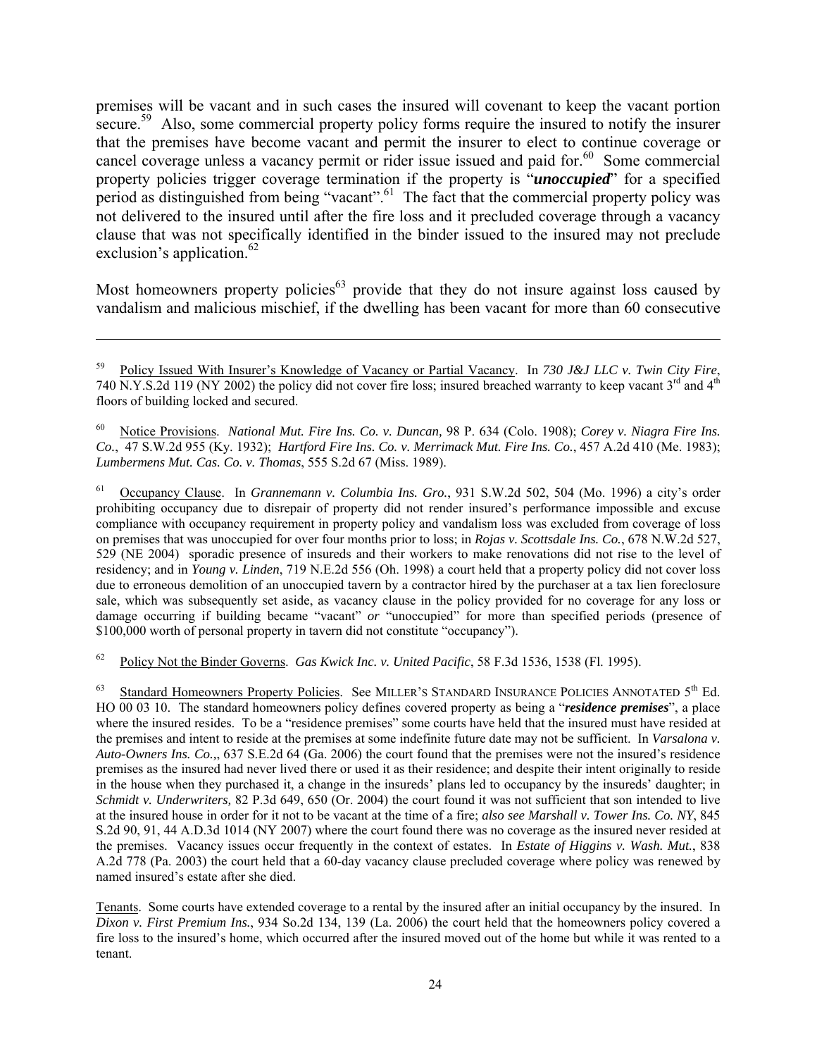premises will be vacant and in such cases the insured will covenant to keep the vacant portion secure.[59] Also, some commercial property policy forms require the insured to notify the insurer that the premises have become vacant and permit the insurer to elect to continue coverage or cancel coverage unless a vacancy permit or rider issue issued and paid for.[60] Some commercial property policies trigger coverage termination if the property is "***unoccupied***" for a specified period as distinguished from being "vacant".[61] The fact that the commercial property policy was not delivered to the insured until after the fire loss and it precluded coverage through a vacancy clause that was not specifically identified in the binder issued to the insured may not preclude exclusion's application.[62]

Most homeowners property policies[63] provide that they do not insure against loss caused by vandalism and malicious mischief, if the dwelling has been vacant for more than 60 consecutive

---

[59] Policy Issued With Insurer's Knowledge of Vacancy or Partial Vacancy. In *730 J&J LLC v. Twin City Fire*, 740 N.Y.S.2d 119 (NY 2002) the policy did not cover fire loss; insured breached warranty to keep vacant 3rd and 4th floors of building locked and secured.

[60] Notice Provisions. *National Mut. Fire Ins. Co. v. Duncan,* 98 P. 634 (Colo. 1908); *Corey v. Niagra Fire Ins. Co.*, 47 S.W.2d 955 (Ky. 1932); *Hartford Fire Ins. Co. v. Merrimack Mut. Fire Ins. Co.*, 457 A.2d 410 (Me. 1983); *Lumbermens Mut. Cas. Co. v. Thomas*, 555 S.2d 67 (Miss. 1989).

[61] Occupancy Clause. In *Grannemann v. Columbia Ins. Gro.*, 931 S.W.2d 502, 504 (Mo. 1996) a city's order prohibiting occupancy due to disrepair of property did not render insured's performance impossible and excuse compliance with occupancy requirement in property policy and vandalism loss was excluded from coverage of loss on premises that was unoccupied for over four months prior to loss; in *Rojas v. Scottsdale Ins. Co.*, 678 N.W.2d 527, 529 (NE 2004) sporadic presence of insureds and their workers to make renovations did not rise to the level of residency; and in *Young v. Linden*, 719 N.E.2d 556 (Oh. 1998) a court held that a property policy did not cover loss due to erroneous demolition of an unoccupied tavern by a contractor hired by the purchaser at a tax lien foreclosure sale, which was subsequently set aside, as vacancy clause in the policy provided for no coverage for any loss or damage occurring if building became "vacant" *or* "unoccupied" for more than specified periods (presence of $100,000 worth of personal property in tavern did not constitute "occupancy").

[62] Policy Not the Binder Governs. *Gas Kwick Inc. v. United Pacific*, 58 F.3d 1536, 1538 (Fl. 1995).

[63] Standard Homeowners Property Policies. See MILLER'S STANDARD INSURANCE POLICIES ANNOTATED 5th Ed. HO 00 03 10. The standard homeowners policy defines covered property as being a "***residence premises***", a place where the insured resides. To be a "residence premises" some courts have held that the insured must have resided at the premises and intent to reside at the premises at some indefinite future date may not be sufficient. In *Varsalona v. Auto-Owners Ins. Co.,*, 637 S.E.2d 64 (Ga. 2006) the court found that the premises were not the insured's residence premises as the insured had never lived there or used it as their residence; and despite their intent originally to reside in the house when they purchased it, a change in the insureds' plans led to occupancy by the insureds' daughter; in *Schmidt v. Underwriters,* 82 P.3d 649, 650 (Or. 2004) the court found it was not sufficient that son intended to live at the insured house in order for it not to be vacant at the time of a fire; *also see Marshall v. Tower Ins. Co. NY*, 845 S.2d 90, 91, 44 A.D.3d 1014 (NY 2007) where the court found there was no coverage as the insured never resided at the premises. Vacancy issues occur frequently in the context of estates. In *Estate of Higgins v. Wash. Mut.*, 838 A.2d 778 (Pa. 2003) the court held that a 60-day vacancy clause precluded coverage where policy was renewed by named insured's estate after she died.

Tenants. Some courts have extended coverage to a rental by the insured after an initial occupancy by the insured. In *Dixon v. First Premium Ins.*, 934 So.2d 134, 139 (La. 2006) the court held that the homeowners policy covered a fire loss to the insured's home, which occurred after the insured moved out of the home but while it was rented to a tenant.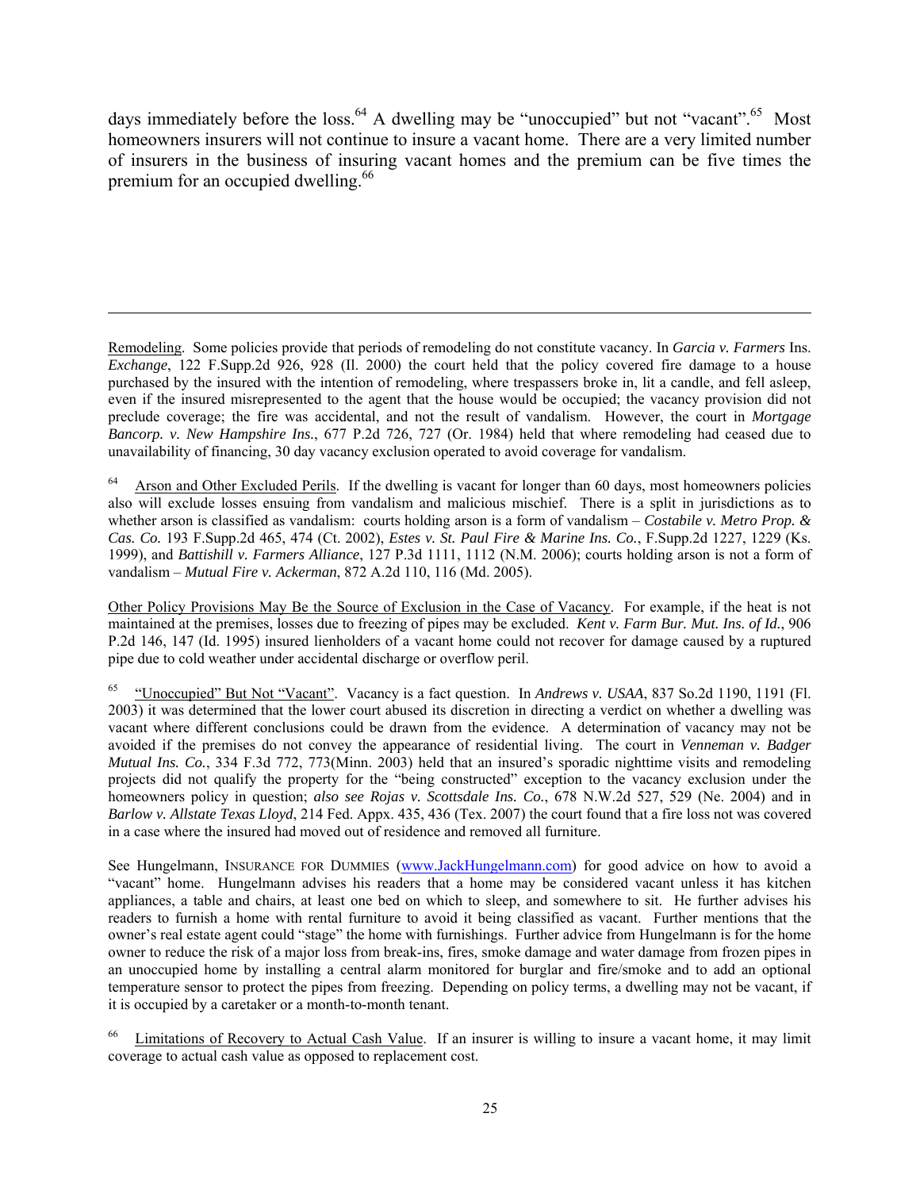days immediately before the loss.[64] A dwelling may be "unoccupied" but not "vacant".[65] Most homeowners insurers will not continue to insure a vacant home. There are a very limited number of insurers in the business of insuring vacant homes and the premium can be five times the premium for an occupied dwelling.[66]

---

Remodeling. Some policies provide that periods of remodeling do not constitute vacancy. In *Garcia v. Farmers* Ins. *Exchange*, 122 F.Supp.2d 926, 928 (Il. 2000) the court held that the policy covered fire damage to a house purchased by the insured with the intention of remodeling, where trespassers broke in, lit a candle, and fell asleep, even if the insured misrepresented to the agent that the house would be occupied; the vacancy provision did not preclude coverage; the fire was accidental, and not the result of vandalism. However, the court in *Mortgage Bancorp. v. New Hampshire Ins.*, 677 P.2d 726, 727 (Or. 1984) held that where remodeling had ceased due to unavailability of financing, 30 day vacancy exclusion operated to avoid coverage for vandalism.

[64] Arson and Other Excluded Perils. If the dwelling is vacant for longer than 60 days, most homeowners policies also will exclude losses ensuing from vandalism and malicious mischief. There is a split in jurisdictions as to whether arson is classified as vandalism: courts holding arson is a form of vandalism – *Costabile v. Metro Prop. & Cas. Co.* 193 F.Supp.2d 465, 474 (Ct. 2002), *Estes v. St. Paul Fire & Marine Ins. Co.*, F.Supp.2d 1227, 1229 (Ks. 1999), and *Battishill v. Farmers Alliance*, 127 P.3d 1111, 1112 (N.M. 2006); courts holding arson is not a form of vandalism – *Mutual Fire v. Ackerman*, 872 A.2d 110, 116 (Md. 2005).

Other Policy Provisions May Be the Source of Exclusion in the Case of Vacancy. For example, if the heat is not maintained at the premises, losses due to freezing of pipes may be excluded. *Kent v. Farm Bur. Mut. Ins. of Id.*, 906 P.2d 146, 147 (Id. 1995) insured lienholders of a vacant home could not recover for damage caused by a ruptured pipe due to cold weather under accidental discharge or overflow peril.

[65] "Unoccupied" But Not "Vacant". Vacancy is a fact question. In *Andrews v. USAA*, 837 So.2d 1190, 1191 (Fl. 2003) it was determined that the lower court abused its discretion in directing a verdict on whether a dwelling was vacant where different conclusions could be drawn from the evidence. A determination of vacancy may not be avoided if the premises do not convey the appearance of residential living. The court in *Venneman v. Badger Mutual Ins. Co.*, 334 F.3d 772, 773(Minn. 2003) held that an insured's sporadic nighttime visits and remodeling projects did not qualify the property for the "being constructed" exception to the vacancy exclusion under the homeowners policy in question; *also see Rojas v. Scottsdale Ins. Co.*, 678 N.W.2d 527, 529 (Ne. 2004) and in *Barlow v. Allstate Texas Lloyd*, 214 Fed. Appx. 435, 436 (Tex. 2007) the court found that a fire loss not was covered in a case where the insured had moved out of residence and removed all furniture.

See Hungelmann, INSURANCE FOR DUMMIES (www.JackHungelmann.com) for good advice on how to avoid a "vacant" home. Hungelmann advises his readers that a home may be considered vacant unless it has kitchen appliances, a table and chairs, at least one bed on which to sleep, and somewhere to sit. He further advises his readers to furnish a home with rental furniture to avoid it being classified as vacant. Further mentions that the owner's real estate agent could "stage" the home with furnishings. Further advice from Hungelmann is for the home owner to reduce the risk of a major loss from break-ins, fires, smoke damage and water damage from frozen pipes in an unoccupied home by installing a central alarm monitored for burglar and fire/smoke and to add an optional temperature sensor to protect the pipes from freezing. Depending on policy terms, a dwelling may not be vacant, if it is occupied by a caretaker or a month-to-month tenant.

[66] Limitations of Recovery to Actual Cash Value. If an insurer is willing to insure a vacant home, it may limit coverage to actual cash value as opposed to replacement cost.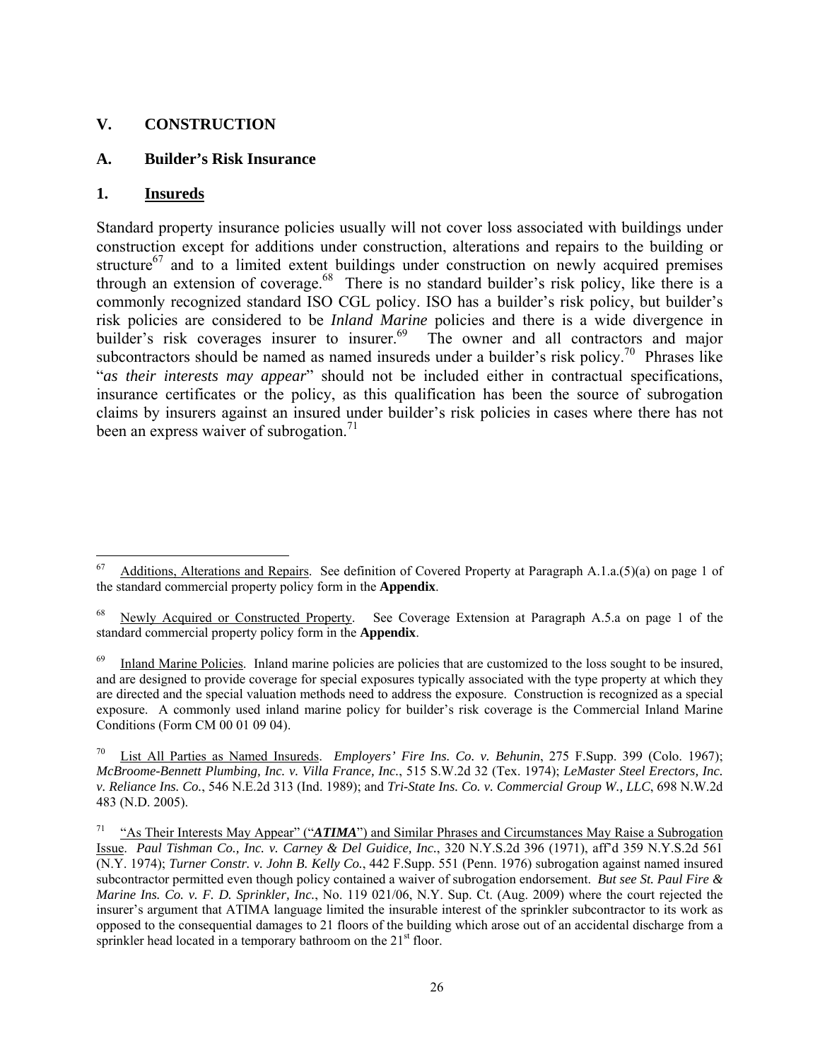## V. CONSTRUCTION

### A. Builder's Risk Insurance

#### 1. Insureds

Standard property insurance policies usually will not cover loss associated with buildings under construction except for additions under construction, alterations and repairs to the building or structure[67] and to a limited extent buildings under construction on newly acquired premises through an extension of coverage.[68] There is no standard builder's risk policy, like there is a commonly recognized standard ISO CGL policy. ISO has a builder's risk policy, but builder's risk policies are considered to be *Inland Marine* policies and there is a wide divergence in builder's risk coverages insurer to insurer.[69] The owner and all contractors and major subcontractors should be named as named insureds under a builder's risk policy.[70] Phrases like "*as their interests may appear*" should not be included either in contractual specifications, insurance certificates or the policy, as this qualification has been the source of subrogation claims by insurers against an insured under builder's risk policies in cases where there has not been an express waiver of subrogation.[71]

---

[67] Additions, Alterations and Repairs. See definition of Covered Property at Paragraph A.1.a.(5)(a) on page 1 of the standard commercial property policy form in the **Appendix**.

[68] Newly Acquired or Constructed Property. See Coverage Extension at Paragraph A.5.a on page 1 of the standard commercial property policy form in the **Appendix**.

[69] Inland Marine Policies. Inland marine policies are policies that are customized to the loss sought to be insured, and are designed to provide coverage for special exposures typically associated with the type property at which they are directed and the special valuation methods need to address the exposure. Construction is recognized as a special exposure. A commonly used inland marine policy for builder's risk coverage is the Commercial Inland Marine Conditions (Form CM 00 01 09 04).

[70] List All Parties as Named Insureds. *Employers' Fire Ins. Co. v. Behunin*, 275 F.Supp. 399 (Colo. 1967); *McBroome-Bennett Plumbing, Inc. v. Villa France, Inc.*, 515 S.W.2d 32 (Tex. 1974); *LeMaster Steel Erectors, Inc. v. Reliance Ins. Co.*, 546 N.E.2d 313 (Ind. 1989); and *Tri-State Ins. Co. v. Commercial Group W., LLC*, 698 N.W.2d 483 (N.D. 2005).

[71] "As Their Interests May Appear" ("***ATIMA***") and Similar Phrases and Circumstances May Raise a Subrogation Issue. *Paul Tishman Co., Inc. v. Carney & Del Guidice, Inc.*, 320 N.Y.S.2d 396 (1971), aff'd 359 N.Y.S.2d 561 (N.Y. 1974); *Turner Constr. v. John B. Kelly Co.*, 442 F.Supp. 551 (Penn. 1976) subrogation against named insured subcontractor permitted even though policy contained a waiver of subrogation endorsement. *But see St. Paul Fire & Marine Ins. Co. v. F. D. Sprinkler, Inc.*, No. 119 021/06, N.Y. Sup. Ct. (Aug. 2009) where the court rejected the insurer's argument that ATIMA language limited the insurable interest of the sprinkler subcontractor to its work as opposed to the consequential damages to 21 floors of the building which arose out of an accidental discharge from a sprinkler head located in a temporary bathroom on the 21st floor.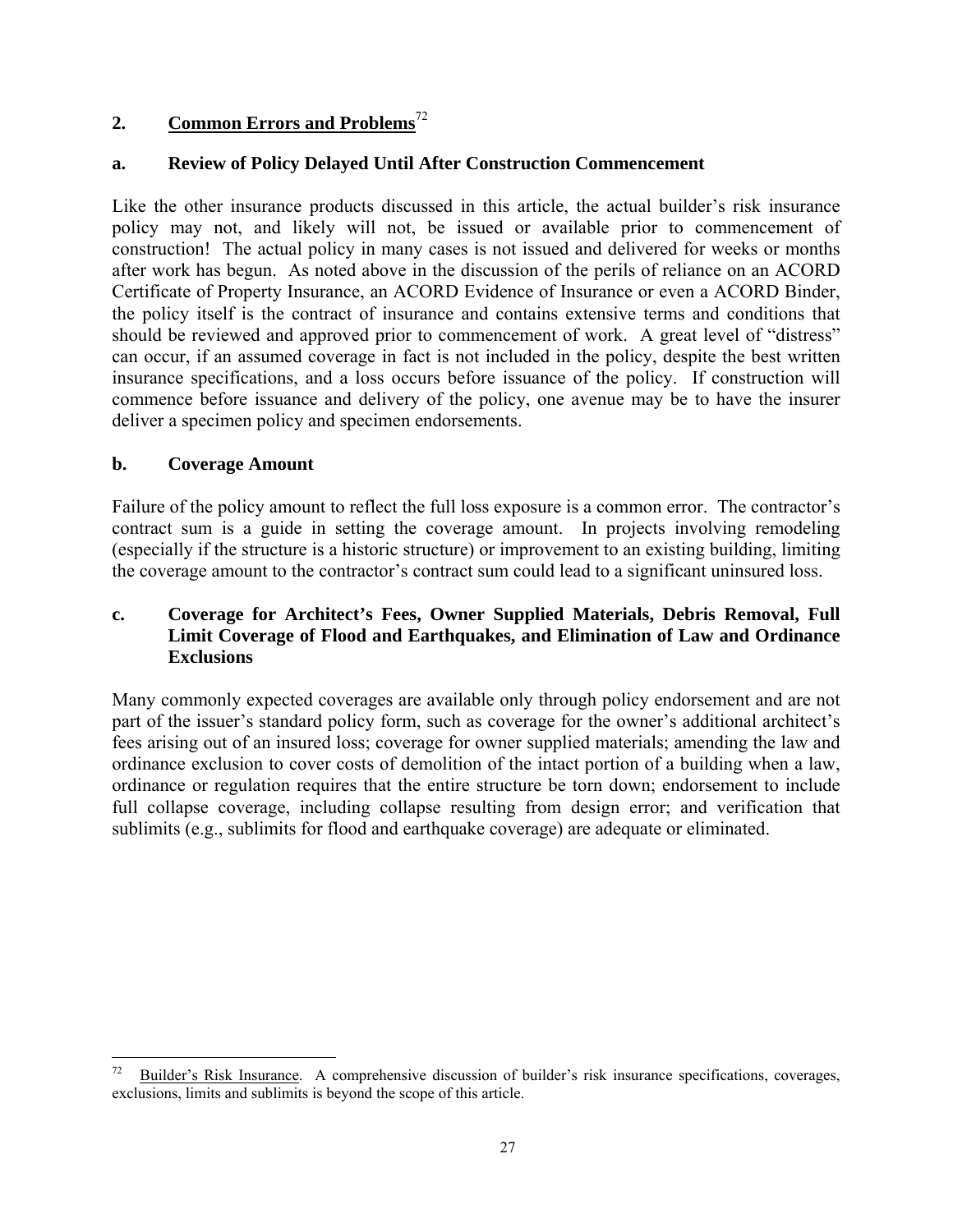## 2. Common Errors and Problems[72]

### a. Review of Policy Delayed Until After Construction Commencement

Like the other insurance products discussed in this article, the actual builder's risk insurance policy may not, and likely will not, be issued or available prior to commencement of construction! The actual policy in many cases is not issued and delivered for weeks or months after work has begun. As noted above in the discussion of the perils of reliance on an ACORD Certificate of Property Insurance, an ACORD Evidence of Insurance or even a ACORD Binder, the policy itself is the contract of insurance and contains extensive terms and conditions that should be reviewed and approved prior to commencement of work. A great level of "distress" can occur, if an assumed coverage in fact is not included in the policy, despite the best written insurance specifications, and a loss occurs before issuance of the policy. If construction will commence before issuance and delivery of the policy, one avenue may be to have the insurer deliver a specimen policy and specimen endorsements.

### b. Coverage Amount

Failure of the policy amount to reflect the full loss exposure is a common error. The contractor's contract sum is a guide in setting the coverage amount. In projects involving remodeling (especially if the structure is a historic structure) or improvement to an existing building, limiting the coverage amount to the contractor's contract sum could lead to a significant uninsured loss.

### c. Coverage for Architect's Fees, Owner Supplied Materials, Debris Removal, Full Limit Coverage of Flood and Earthquakes, and Elimination of Law and Ordinance Exclusions

Many commonly expected coverages are available only through policy endorsement and are not part of the issuer's standard policy form, such as coverage for the owner's additional architect's fees arising out of an insured loss; coverage for owner supplied materials; amending the law and ordinance exclusion to cover costs of demolition of the intact portion of a building when a law, ordinance or regulation requires that the entire structure be torn down; endorsement to include full collapse coverage, including collapse resulting from design error; and verification that sublimits (e.g., sublimits for flood and earthquake coverage) are adequate or eliminated.

---

[72] Builder's Risk Insurance. A comprehensive discussion of builder's risk insurance specifications, coverages, exclusions, limits and sublimits is beyond the scope of this article.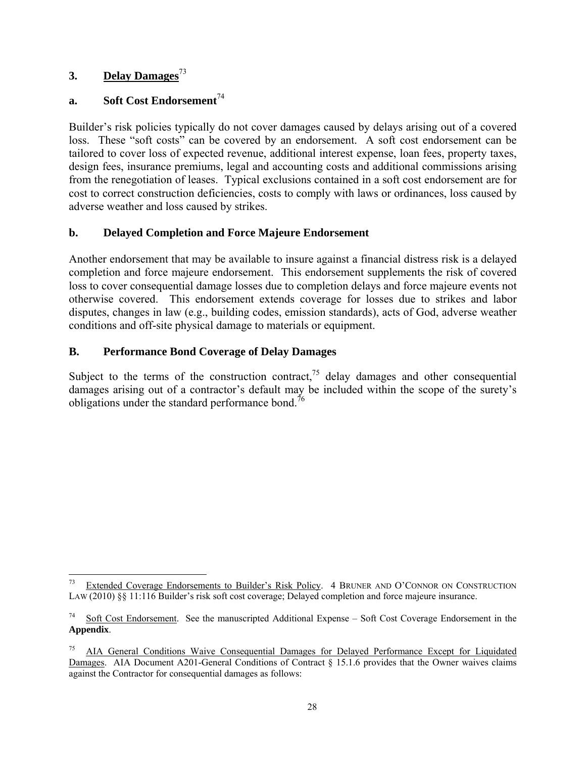### 3. <u>Delay Damages</u>[73]

### a. Soft Cost Endorsement[74]

Builder's risk policies typically do not cover damages caused by delays arising out of a covered loss. These "soft costs" can be covered by an endorsement. A soft cost endorsement can be tailored to cover loss of expected revenue, additional interest expense, loan fees, property taxes, design fees, insurance premiums, legal and accounting costs and additional commissions arising from the renegotiation of leases. Typical exclusions contained in a soft cost endorsement are for cost to correct construction deficiencies, costs to comply with laws or ordinances, loss caused by adverse weather and loss caused by strikes.

### b. Delayed Completion and Force Majeure Endorsement

Another endorsement that may be available to insure against a financial distress risk is a delayed completion and force majeure endorsement. This endorsement supplements the risk of covered loss to cover consequential damage losses due to completion delays and force majeure events not otherwise covered. This endorsement extends coverage for losses due to strikes and labor disputes, changes in law (e.g., building codes, emission standards), acts of God, adverse weather conditions and off-site physical damage to materials or equipment.

## B. Performance Bond Coverage of Delay Damages

Subject to the terms of the construction contract,[75] delay damages and other consequential damages arising out of a contractor's default may be included within the scope of the surety's obligations under the standard performance bond.[76]

---

[73] <u>Extended Coverage Endorsements to Builder's Risk Policy</u>. 4 BRUNER AND O'CONNOR ON CONSTRUCTION LAW (2010) §§ 11:116 Builder's risk soft cost coverage; Delayed completion and force majeure insurance.

[74] <u>Soft Cost Endorsement</u>. See the manuscripted Additional Expense – Soft Cost Coverage Endorsement in the **Appendix**.

[75] <u>AIA General Conditions Waive Consequential Damages for Delayed Performance Except for Liquidated Damages</u>. AIA Document A201-General Conditions of Contract § 15.1.6 provides that the Owner waives claims against the Contractor for consequential damages as follows: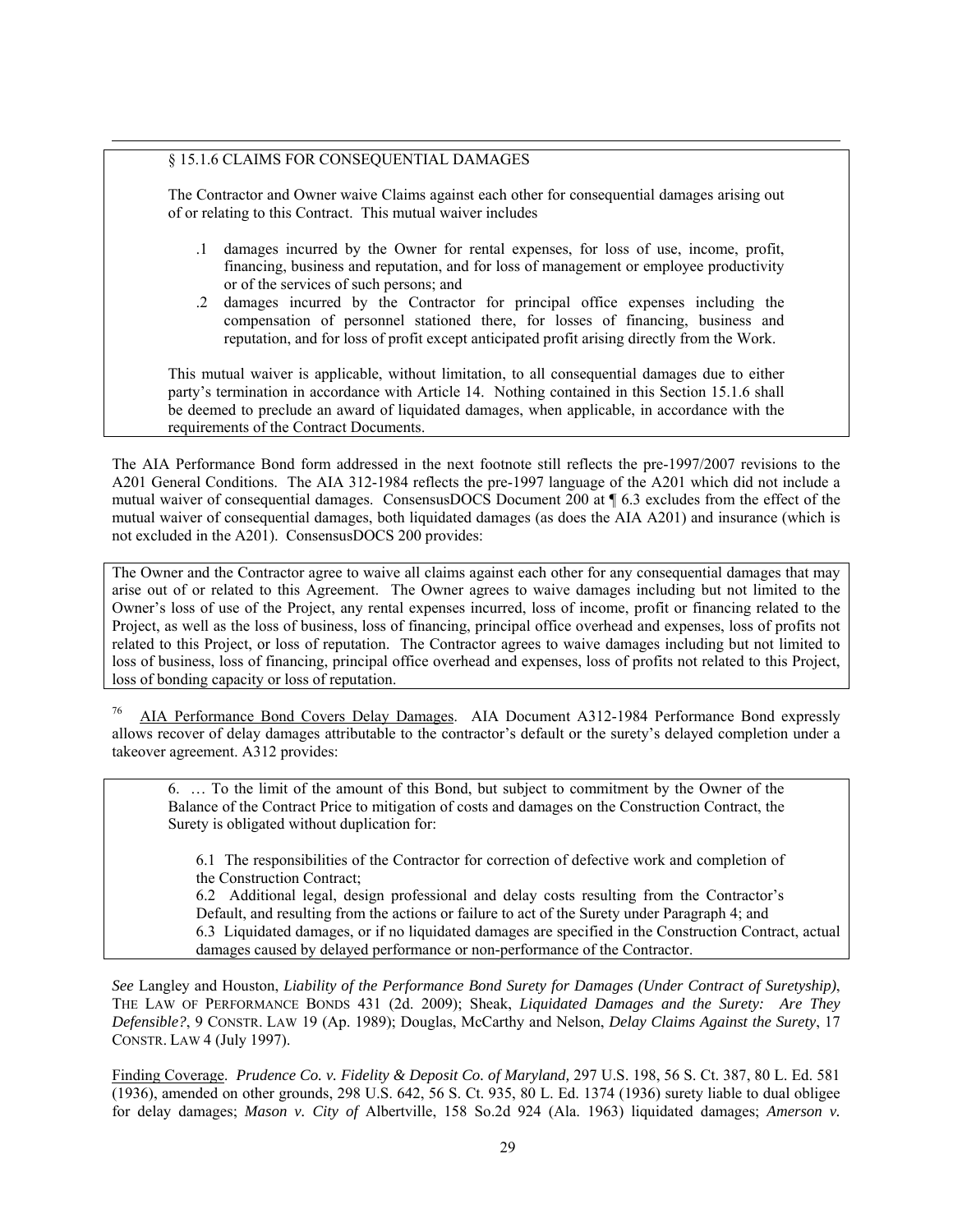§ 15.1.6 CLAIMS FOR CONSEQUENTIAL DAMAGES

The Contractor and Owner waive Claims against each other for consequential damages arising out of or relating to this Contract. This mutual waiver includes

.1 damages incurred by the Owner for rental expenses, for loss of use, income, profit, financing, business and reputation, and for loss of management or employee productivity or of the services of such persons; and

.2 damages incurred by the Contractor for principal office expenses including the compensation of personnel stationed there, for losses of financing, business and reputation, and for loss of profit except anticipated profit arising directly from the Work.

This mutual waiver is applicable, without limitation, to all consequential damages due to either party's termination in accordance with Article 14. Nothing contained in this Section 15.1.6 shall be deemed to preclude an award of liquidated damages, when applicable, in accordance with the requirements of the Contract Documents.

The AIA Performance Bond form addressed in the next footnote still reflects the pre-1997/2007 revisions to the A201 General Conditions. The AIA 312-1984 reflects the pre-1997 language of the A201 which did not include a mutual waiver of consequential damages. ConsensusDOCS Document 200 at ¶ 6.3 excludes from the effect of the mutual waiver of consequential damages, both liquidated damages (as does the AIA A201) and insurance (which is not excluded in the A201). ConsensusDOCS 200 provides:

The Owner and the Contractor agree to waive all claims against each other for any consequential damages that may arise out of or related to this Agreement. The Owner agrees to waive damages including but not limited to the Owner's loss of use of the Project, any rental expenses incurred, loss of income, profit or financing related to the Project, as well as the loss of business, loss of financing, principal office overhead and expenses, loss of profits not related to this Project, or loss of reputation. The Contractor agrees to waive damages including but not limited to loss of business, loss of financing, principal office overhead and expenses, loss of profits not related to this Project, loss of bonding capacity or loss of reputation.

[76] AIA Performance Bond Covers Delay Damages. AIA Document A312-1984 Performance Bond expressly allows recover of delay damages attributable to the contractor's default or the surety's delayed completion under a takeover agreement. A312 provides:

6. … To the limit of the amount of this Bond, but subject to commitment by the Owner of the Balance of the Contract Price to mitigation of costs and damages on the Construction Contract, the Surety is obligated without duplication for:

6.1 The responsibilities of the Contractor for correction of defective work and completion of the Construction Contract;
6.2 Additional legal, design professional and delay costs resulting from the Contractor's Default, and resulting from the actions or failure to act of the Surety under Paragraph 4; and
6.3 Liquidated damages, or if no liquidated damages are specified in the Construction Contract, actual damages caused by delayed performance or non-performance of the Contractor.

*See* Langley and Houston, *Liability of the Performance Bond Surety for Damages (Under Contract of Suretyship)*, THE LAW OF PERFORMANCE BONDS 431 (2d. 2009); Sheak, *Liquidated Damages and the Surety: Are They Defensible?*, 9 CONSTR. LAW 19 (Ap. 1989); Douglas, McCarthy and Nelson, *Delay Claims Against the Surety*, 17 CONSTR. LAW 4 (July 1997).

Finding Coverage. *Prudence Co. v. Fidelity & Deposit Co. of Maryland,* 297 U.S. 198, 56 S. Ct. 387, 80 L. Ed. 581 (1936), amended on other grounds, 298 U.S. 642, 56 S. Ct. 935, 80 L. Ed. 1374 (1936) surety liable to dual obligee for delay damages; *Mason v. City of* Albertville, 158 So.2d 924 (Ala. 1963) liquidated damages; *Amerson v.*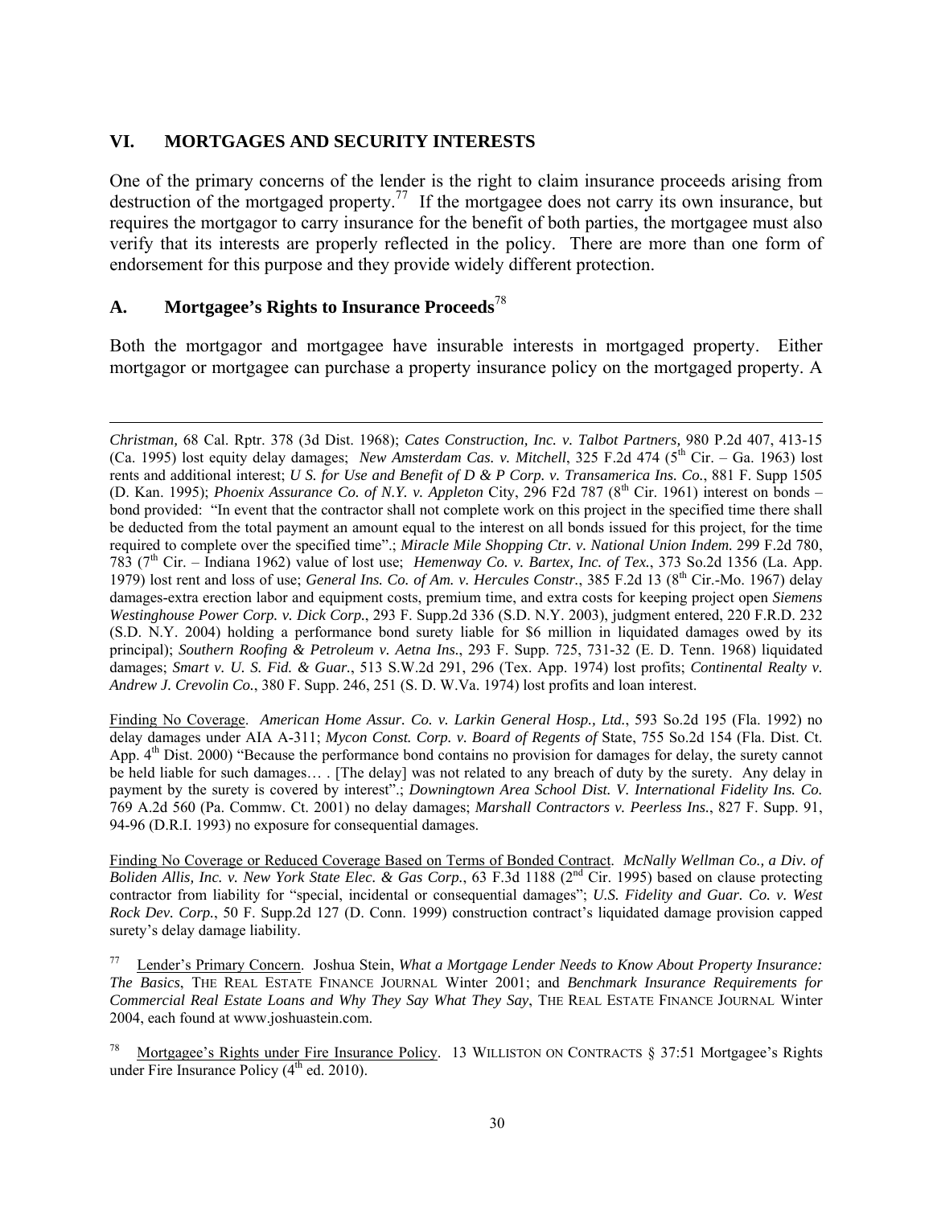## VI. MORTGAGES AND SECURITY INTERESTS

One of the primary concerns of the lender is the right to claim insurance proceeds arising from destruction of the mortgaged property.[77] If the mortgagee does not carry its own insurance, but requires the mortgagor to carry insurance for the benefit of both parties, the mortgagee must also verify that its interests are properly reflected in the policy. There are more than one form of endorsement for this purpose and they provide widely different protection.

### A. Mortgagee's Rights to Insurance Proceeds[78]

Both the mortgagor and mortgagee have insurable interests in mortgaged property. Either mortgagor or mortgagee can purchase a property insurance policy on the mortgaged property. A

---

*Christman,* 68 Cal. Rptr. 378 (3d Dist. 1968); *Cates Construction, Inc. v. Talbot Partners,* 980 P.2d 407, 413-15 (Ca. 1995) lost equity delay damages; *New Amsterdam Cas. v. Mitchell*, 325 F.2d 474 (5th Cir. – Ga. 1963) lost rents and additional interest; *U S. for Use and Benefit of D & P Corp. v. Transamerica Ins. Co.*, 881 F. Supp 1505 (D. Kan. 1995); *Phoenix Assurance Co. of N.Y. v. Appleton* City, 296 F2d 787 (8th Cir. 1961) interest on bonds – bond provided: "In event that the contractor shall not complete work on this project in the specified time there shall be deducted from the total payment an amount equal to the interest on all bonds issued for this project, for the time required to complete over the specified time".; *Miracle Mile Shopping Ctr. v. National Union Indem.* 299 F.2d 780, 783 (7th Cir. – Indiana 1962) value of lost use; *Hemenway Co. v. Bartex, Inc. of Tex.*, 373 So.2d 1356 (La. App. 1979) lost rent and loss of use; *General Ins. Co. of Am. v. Hercules Constr.*, 385 F.2d 13 (8th Cir.-Mo. 1967) delay damages-extra erection labor and equipment costs, premium time, and extra costs for keeping project open *Siemens Westinghouse Power Corp. v. Dick Corp.*, 293 F. Supp.2d 336 (S.D. N.Y. 2003), judgment entered, 220 F.R.D. 232 (S.D. N.Y. 2004) holding a performance bond surety liable for $6 million in liquidated damages owed by its principal); *Southern Roofing & Petroleum v. Aetna Ins.*, 293 F. Supp. 725, 731-32 (E. D. Tenn. 1968) liquidated damages; *Smart v. U. S. Fid. & Guar.*, 513 S.W.2d 291, 296 (Tex. App. 1974) lost profits; *Continental Realty v. Andrew J. Crevolin Co.*, 380 F. Supp. 246, 251 (S. D. W.Va. 1974) lost profits and loan interest.

Finding No Coverage. *American Home Assur. Co. v. Larkin General Hosp., Ltd.*, 593 So.2d 195 (Fla. 1992) no delay damages under AIA A-311; *Mycon Const. Corp. v. Board of Regents of* State, 755 So.2d 154 (Fla. Dist. Ct. App. 4th Dist. 2000) "Because the performance bond contains no provision for damages for delay, the surety cannot be held liable for such damages… . [The delay] was not related to any breach of duty by the surety. Any delay in payment by the surety is covered by interest".; *Downingtown Area School Dist. V. International Fidelity Ins. Co.* 769 A.2d 560 (Pa. Commw. Ct. 2001) no delay damages; *Marshall Contractors v. Peerless Ins.*, 827 F. Supp. 91, 94-96 (D.R.I. 1993) no exposure for consequential damages.

Finding No Coverage or Reduced Coverage Based on Terms of Bonded Contract. *McNally Wellman Co., a Div. of Boliden Allis, Inc. v. New York State Elec. & Gas Corp.*, 63 F.3d 1188 (2nd Cir. 1995) based on clause protecting contractor from liability for "special, incidental or consequential damages"; *U.S. Fidelity and Guar. Co. v. West Rock Dev. Corp.*, 50 F. Supp.2d 127 (D. Conn. 1999) construction contract's liquidated damage provision capped surety's delay damage liability.

[77] Lender's Primary Concern. Joshua Stein, *What a Mortgage Lender Needs to Know About Property Insurance: The Basics*, THE REAL ESTATE FINANCE JOURNAL Winter 2001; and *Benchmark Insurance Requirements for Commercial Real Estate Loans and Why They Say What They Say*, THE REAL ESTATE FINANCE JOURNAL Winter 2004, each found at www.joshuastein.com.

[78] Mortgagee's Rights under Fire Insurance Policy. 13 WILLISTON ON CONTRACTS § 37:51 Mortgagee's Rights under Fire Insurance Policy (4th ed. 2010).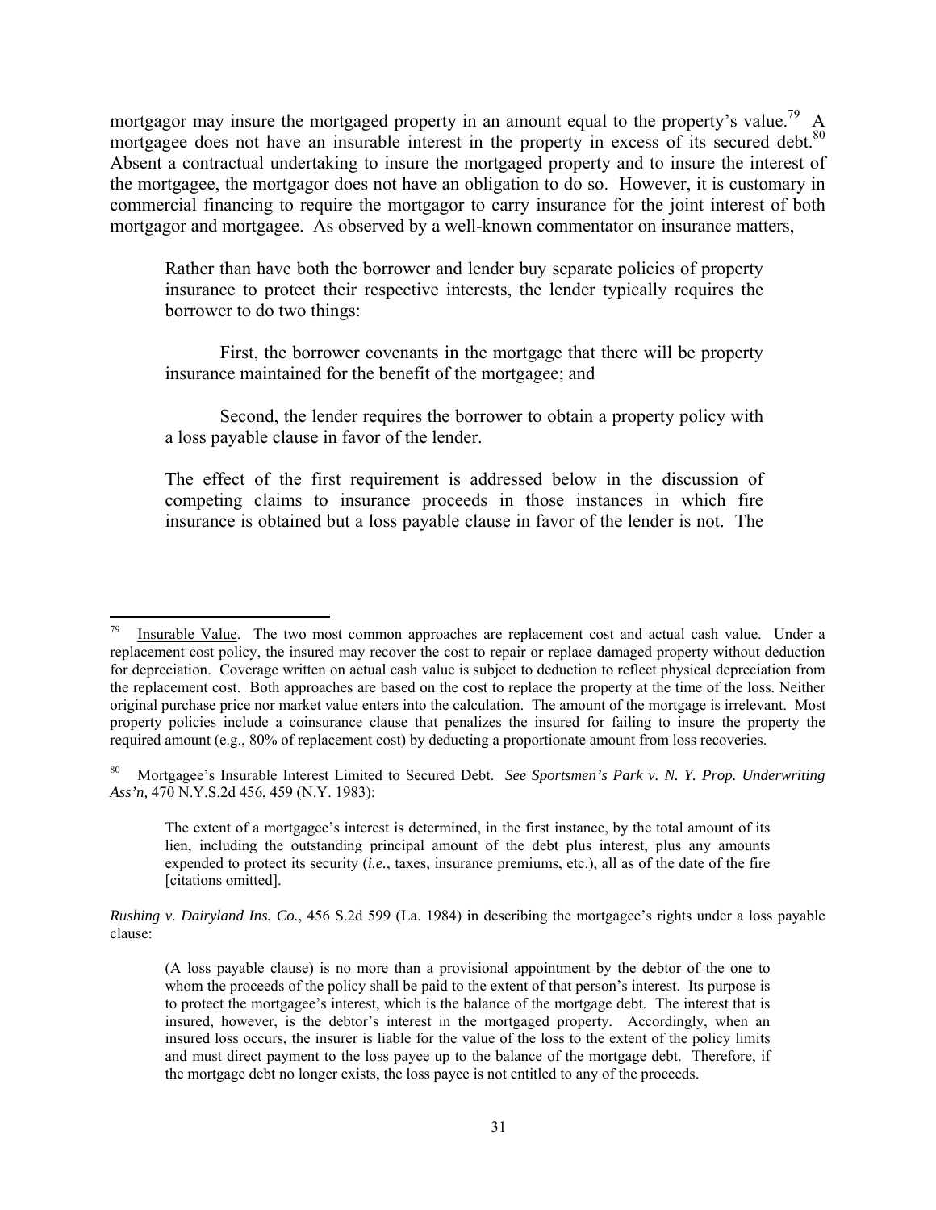mortgagor may insure the mortgaged property in an amount equal to the property's value.[79] A mortgagee does not have an insurable interest in the property in excess of its secured debt.[80] Absent a contractual undertaking to insure the mortgaged property and to insure the interest of the mortgagee, the mortgagor does not have an obligation to do so. However, it is customary in commercial financing to require the mortgagor to carry insurance for the joint interest of both mortgagor and mortgagee. As observed by a well-known commentator on insurance matters,

> Rather than have both the borrower and lender buy separate policies of property insurance to protect their respective interests, the lender typically requires the borrower to do two things:
>
> First, the borrower covenants in the mortgage that there will be property insurance maintained for the benefit of the mortgagee; and
>
> Second, the lender requires the borrower to obtain a property policy with a loss payable clause in favor of the lender.
>
> The effect of the first requirement is addressed below in the discussion of competing claims to insurance proceeds in those instances in which fire insurance is obtained but a loss payable clause in favor of the lender is not. The

---

[79] Insurable Value. The two most common approaches are replacement cost and actual cash value. Under a replacement cost policy, the insured may recover the cost to repair or replace damaged property without deduction for depreciation. Coverage written on actual cash value is subject to deduction to reflect physical depreciation from the replacement cost. Both approaches are based on the cost to replace the property at the time of the loss. Neither original purchase price nor market value enters into the calculation. The amount of the mortgage is irrelevant. Most property policies include a coinsurance clause that penalizes the insured for failing to insure the property the required amount (e.g., 80% of replacement cost) by deducting a proportionate amount from loss recoveries.

[80] Mortgagee's Insurable Interest Limited to Secured Debt. *See Sportsmen's Park v. N. Y. Prop. Underwriting Ass'n,* 470 N.Y.S.2d 456, 459 (N.Y. 1983):

> The extent of a mortgagee's interest is determined, in the first instance, by the total amount of its lien, including the outstanding principal amount of the debt plus interest, plus any amounts expended to protect its security (*i.e.*, taxes, insurance premiums, etc.), all as of the date of the fire [citations omitted].

*Rushing v. Dairyland Ins. Co.*, 456 S.2d 599 (La. 1984) in describing the mortgagee's rights under a loss payable clause:

> (A loss payable clause) is no more than a provisional appointment by the debtor of the one to whom the proceeds of the policy shall be paid to the extent of that person's interest. Its purpose is to protect the mortgagee's interest, which is the balance of the mortgage debt. The interest that is insured, however, is the debtor's interest in the mortgaged property. Accordingly, when an insured loss occurs, the insurer is liable for the value of the loss to the extent of the policy limits and must direct payment to the loss payee up to the balance of the mortgage debt. Therefore, if the mortgage debt no longer exists, the loss payee is not entitled to any of the proceeds.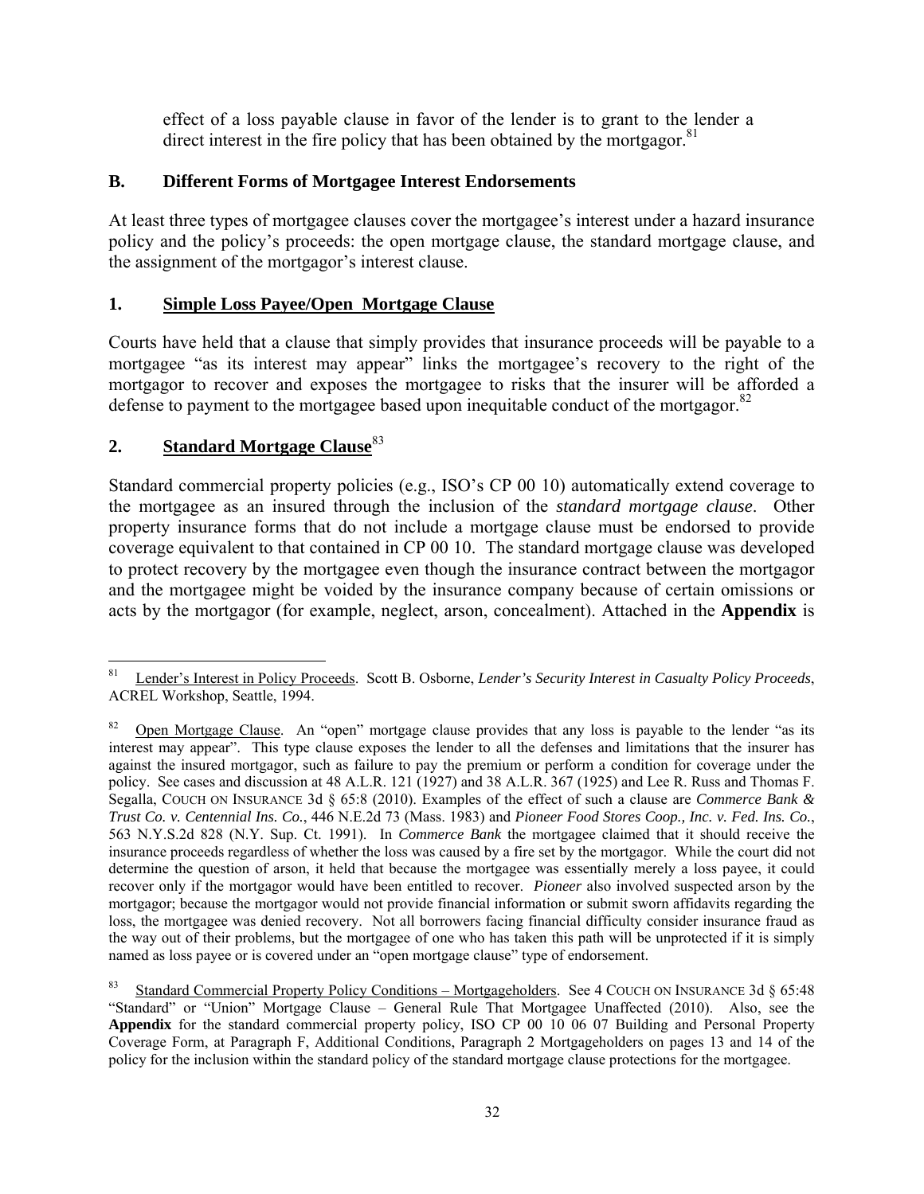effect of a loss payable clause in favor of the lender is to grant to the lender a direct interest in the fire policy that has been obtained by the mortgagor.[81]

### B. Different Forms of Mortgagee Interest Endorsements

At least three types of mortgagee clauses cover the mortgagee's interest under a hazard insurance policy and the policy's proceeds: the open mortgage clause, the standard mortgage clause, and the assignment of the mortgagor's interest clause.

#### 1. Simple Loss Payee/Open Mortgage Clause

Courts have held that a clause that simply provides that insurance proceeds will be payable to a mortgagee "as its interest may appear" links the mortgagee's recovery to the right of the mortgagor to recover and exposes the mortgagee to risks that the insurer will be afforded a defense to payment to the mortgagee based upon inequitable conduct of the mortgagor.[82]

#### 2. Standard Mortgage Clause[83]

Standard commercial property policies (e.g., ISO's CP 00 10) automatically extend coverage to the mortgagee as an insured through the inclusion of the *standard mortgage clause*. Other property insurance forms that do not include a mortgage clause must be endorsed to provide coverage equivalent to that contained in CP 00 10. The standard mortgage clause was developed to protect recovery by the mortgagee even though the insurance contract between the mortgagor and the mortgagee might be voided by the insurance company because of certain omissions or acts by the mortgagor (for example, neglect, arson, concealment). Attached in the **Appendix** is

---

[81] Lender's Interest in Policy Proceeds. Scott B. Osborne, *Lender's Security Interest in Casualty Policy Proceeds*, ACREL Workshop, Seattle, 1994.

[82] Open Mortgage Clause. An "open" mortgage clause provides that any loss is payable to the lender "as its interest may appear". This type clause exposes the lender to all the defenses and limitations that the insurer has against the insured mortgagor, such as failure to pay the premium or perform a condition for coverage under the policy. See cases and discussion at 48 A.L.R. 121 (1927) and 38 A.L.R. 367 (1925) and Lee R. Russ and Thomas F. Segalla, COUCH ON INSURANCE 3d § 65:8 (2010). Examples of the effect of such a clause are *Commerce Bank & Trust Co. v. Centennial Ins. Co.*, 446 N.E.2d 73 (Mass. 1983) and *Pioneer Food Stores Coop., Inc. v. Fed. Ins. Co.*, 563 N.Y.S.2d 828 (N.Y. Sup. Ct. 1991). In *Commerce Bank* the mortgagee claimed that it should receive the insurance proceeds regardless of whether the loss was caused by a fire set by the mortgagor. While the court did not determine the question of arson, it held that because the mortgagee was essentially merely a loss payee, it could recover only if the mortgagor would have been entitled to recover. *Pioneer* also involved suspected arson by the mortgagor; because the mortgagor would not provide financial information or submit sworn affidavits regarding the loss, the mortgagee was denied recovery. Not all borrowers facing financial difficulty consider insurance fraud as the way out of their problems, but the mortgagee of one who has taken this path will be unprotected if it is simply named as loss payee or is covered under an "open mortgage clause" type of endorsement.

[83] Standard Commercial Property Policy Conditions – Mortgageholders. See 4 COUCH ON INSURANCE 3d § 65:48 "Standard" or "Union" Mortgage Clause – General Rule That Mortgagee Unaffected (2010). Also, see the **Appendix** for the standard commercial property policy, ISO CP 00 10 06 07 Building and Personal Property Coverage Form, at Paragraph F, Additional Conditions, Paragraph 2 Mortgageholders on pages 13 and 14 of the policy for the inclusion within the standard policy of the standard mortgage clause protections for the mortgagee.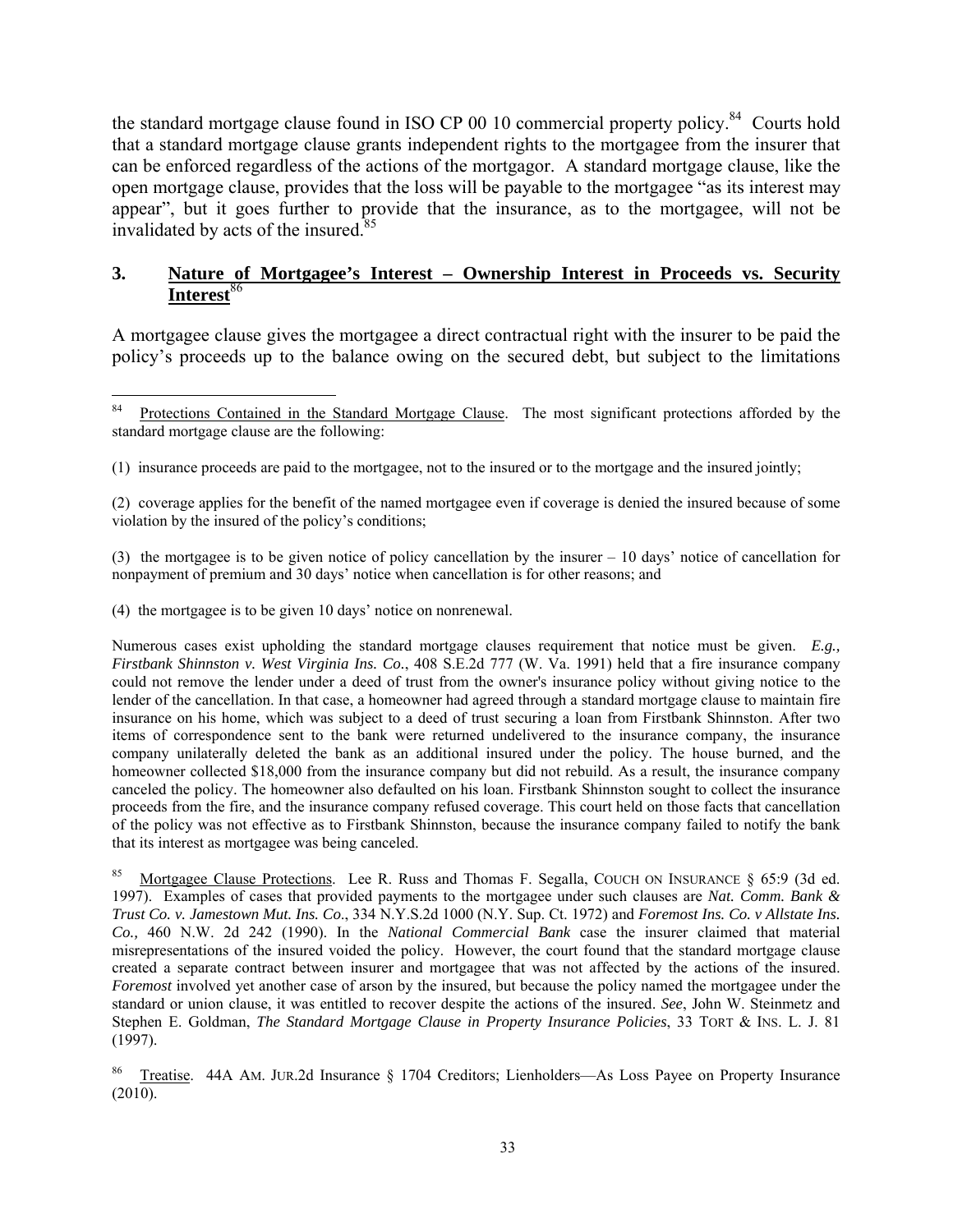the standard mortgage clause found in ISO CP 00 10 commercial property policy.[84] Courts hold that a standard mortgage clause grants independent rights to the mortgagee from the insurer that can be enforced regardless of the actions of the mortgagor. A standard mortgage clause, like the open mortgage clause, provides that the loss will be payable to the mortgagee "as its interest may appear", but it goes further to provide that the insurance, as to the mortgagee, will not be invalidated by acts of the insured.[85]

## 3. Nature of Mortgagee's Interest – Ownership Interest in Proceeds vs. Security Interest[86]

A mortgagee clause gives the mortgagee a direct contractual right with the insurer to be paid the policy's proceeds up to the balance owing on the secured debt, but subject to the limitations

---

[84] Protections Contained in the Standard Mortgage Clause. The most significant protections afforded by the standard mortgage clause are the following:

(1) insurance proceeds are paid to the mortgagee, not to the insured or to the mortgage and the insured jointly;

(2) coverage applies for the benefit of the named mortgagee even if coverage is denied the insured because of some violation by the insured of the policy's conditions;

(3) the mortgagee is to be given notice of policy cancellation by the insurer – 10 days' notice of cancellation for nonpayment of premium and 30 days' notice when cancellation is for other reasons; and

(4) the mortgagee is to be given 10 days' notice on nonrenewal.

Numerous cases exist upholding the standard mortgage clauses requirement that notice must be given. *E.g., Firstbank Shinnston v. West Virginia Ins. Co.*, 408 S.E.2d 777 (W. Va. 1991) held that a fire insurance company could not remove the lender under a deed of trust from the owner's insurance policy without giving notice to the lender of the cancellation. In that case, a homeowner had agreed through a standard mortgage clause to maintain fire insurance on his home, which was subject to a deed of trust securing a loan from Firstbank Shinnston. After two items of correspondence sent to the bank were returned undelivered to the insurance company, the insurance company unilaterally deleted the bank as an additional insured under the policy. The house burned, and the homeowner collected $18,000 from the insurance company but did not rebuild. As a result, the insurance company canceled the policy. The homeowner also defaulted on his loan. Firstbank Shinnston sought to collect the insurance proceeds from the fire, and the insurance company refused coverage. This court held on those facts that cancellation of the policy was not effective as to Firstbank Shinnston, because the insurance company failed to notify the bank that its interest as mortgagee was being canceled.

[85] Mortgagee Clause Protections. Lee R. Russ and Thomas F. Segalla, COUCH ON INSURANCE § 65:9 (3d ed. 1997). Examples of cases that provided payments to the mortgagee under such clauses are *Nat. Comm. Bank & Trust Co. v. Jamestown Mut. Ins. Co*., 334 N.Y.S.2d 1000 (N.Y. Sup. Ct. 1972) and *Foremost Ins. Co. v Allstate Ins. Co.,* 460 N.W. 2d 242 (1990). In the *National Commercial Bank* case the insurer claimed that material misrepresentations of the insured voided the policy. However, the court found that the standard mortgage clause created a separate contract between insurer and mortgagee that was not affected by the actions of the insured. *Foremost* involved yet another case of arson by the insured, but because the policy named the mortgagee under the standard or union clause, it was entitled to recover despite the actions of the insured. *See*, John W. Steinmetz and Stephen E. Goldman, *The Standard Mortgage Clause in Property Insurance Policies*, 33 TORT & INS. L. J. 81 (1997).

[86] Treatise. 44A AM. JUR.2d Insurance § 1704 Creditors; Lienholders—As Loss Payee on Property Insurance (2010).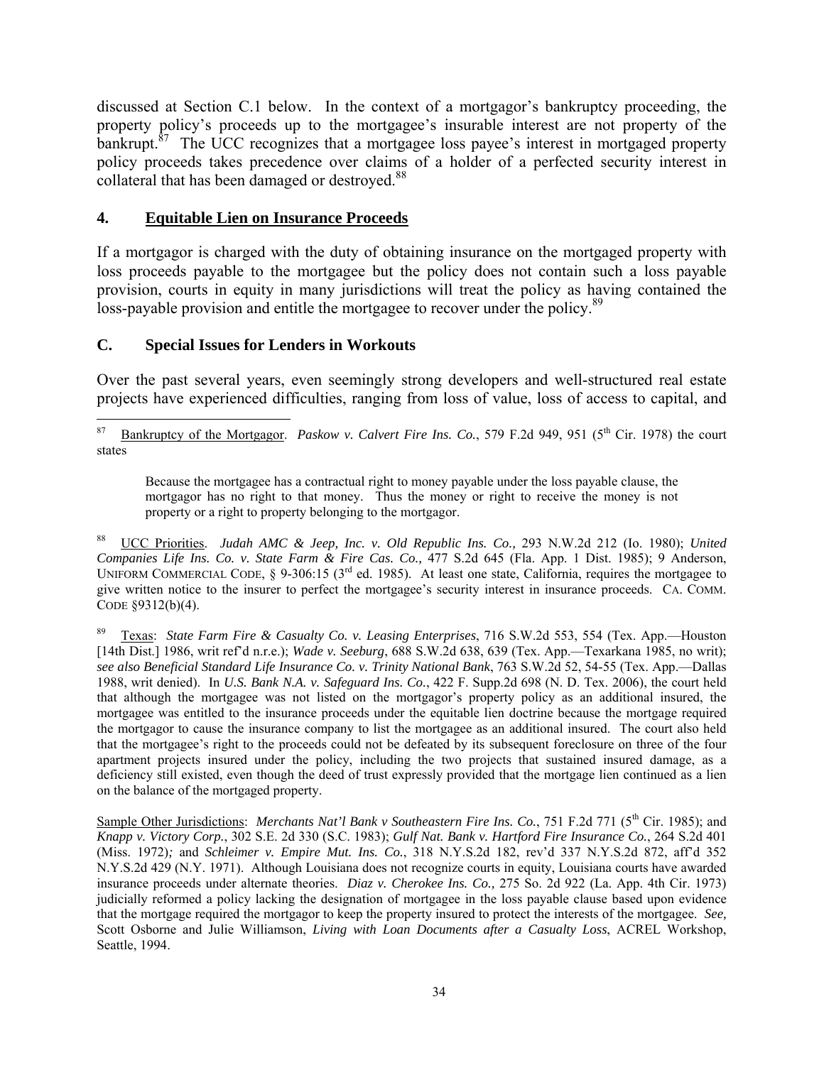discussed at Section C.1 below. In the context of a mortgagor's bankruptcy proceeding, the property policy's proceeds up to the mortgagee's insurable interest are not property of the bankrupt.[87] The UCC recognizes that a mortgagee loss payee's interest in mortgaged property policy proceeds takes precedence over claims of a holder of a perfected security interest in collateral that has been damaged or destroyed.[88]

### 4. Equitable Lien on Insurance Proceeds

If a mortgagor is charged with the duty of obtaining insurance on the mortgaged property with loss proceeds payable to the mortgagee but the policy does not contain such a loss payable provision, courts in equity in many jurisdictions will treat the policy as having contained the loss-payable provision and entitle the mortgagee to recover under the policy.[89]

## C. Special Issues for Lenders in Workouts

Over the past several years, even seemingly strong developers and well-structured real estate projects have experienced difficulties, ranging from loss of value, loss of access to capital, and

---

[87] Bankruptcy of the Mortgagor. *Paskow v. Calvert Fire Ins. Co.*, 579 F.2d 949, 951 (5th Cir. 1978) the court states

> Because the mortgagee has a contractual right to money payable under the loss payable clause, the mortgagor has no right to that money. Thus the money or right to receive the money is not property or a right to property belonging to the mortgagor.

[88] UCC Priorities. *Judah AMC & Jeep, Inc. v. Old Republic Ins. Co.,* 293 N.W.2d 212 (Io. 1980); *United Companies Life Ins. Co. v. State Farm & Fire Cas. Co.,* 477 S.2d 645 (Fla. App. 1 Dist. 1985); 9 Anderson, UNIFORM COMMERCIAL CODE, § 9-306:15 (3rd ed. 1985). At least one state, California, requires the mortgagee to give written notice to the insurer to perfect the mortgagee's security interest in insurance proceeds. CA. COMM. CODE §9312(b)(4).

[89] Texas: *State Farm Fire & Casualty Co. v. Leasing Enterprises*, 716 S.W.2d 553, 554 (Tex. App.—Houston [14th Dist.] 1986, writ ref'd n.r.e.); *Wade v. Seeburg*, 688 S.W.2d 638, 639 (Tex. App.—Texarkana 1985, no writ); *see also Beneficial Standard Life Insurance Co. v. Trinity National Bank*, 763 S.W.2d 52, 54-55 (Tex. App.—Dallas 1988, writ denied). In *U.S. Bank N.A. v. Safeguard Ins. Co.*, 422 F. Supp.2d 698 (N. D. Tex. 2006), the court held that although the mortgagee was not listed on the mortgagor's property policy as an additional insured, the mortgagee was entitled to the insurance proceeds under the equitable lien doctrine because the mortgage required the mortgagor to cause the insurance company to list the mortgagee as an additional insured. The court also held that the mortgagee's right to the proceeds could not be defeated by its subsequent foreclosure on three of the four apartment projects insured under the policy, including the two projects that sustained insured damage, as a deficiency still existed, even though the deed of trust expressly provided that the mortgage lien continued as a lien on the balance of the mortgaged property.

Sample Other Jurisdictions: *Merchants Nat'l Bank v Southeastern Fire Ins. Co.*, 751 F.2d 771 (5th Cir. 1985); and *Knapp v. Victory Corp.*, 302 S.E. 2d 330 (S.C. 1983); *Gulf Nat. Bank v. Hartford Fire Insurance Co.*, 264 S.2d 401 (Miss. 1972); and *Schleimer v. Empire Mut. Ins. Co.*, 318 N.Y.S.2d 182, rev'd 337 N.Y.S.2d 872, aff'd 352 N.Y.S.2d 429 (N.Y. 1971). Although Louisiana does not recognize courts in equity, Louisiana courts have awarded insurance proceeds under alternate theories. *Diaz v. Cherokee Ins. Co.,* 275 So. 2d 922 (La. App. 4th Cir. 1973) judicially reformed a policy lacking the designation of mortgagee in the loss payable clause based upon evidence that the mortgage required the mortgagor to keep the property insured to protect the interests of the mortgagee. *See,* Scott Osborne and Julie Williamson, *Living with Loan Documents after a Casualty Loss*, ACREL Workshop, Seattle, 1994.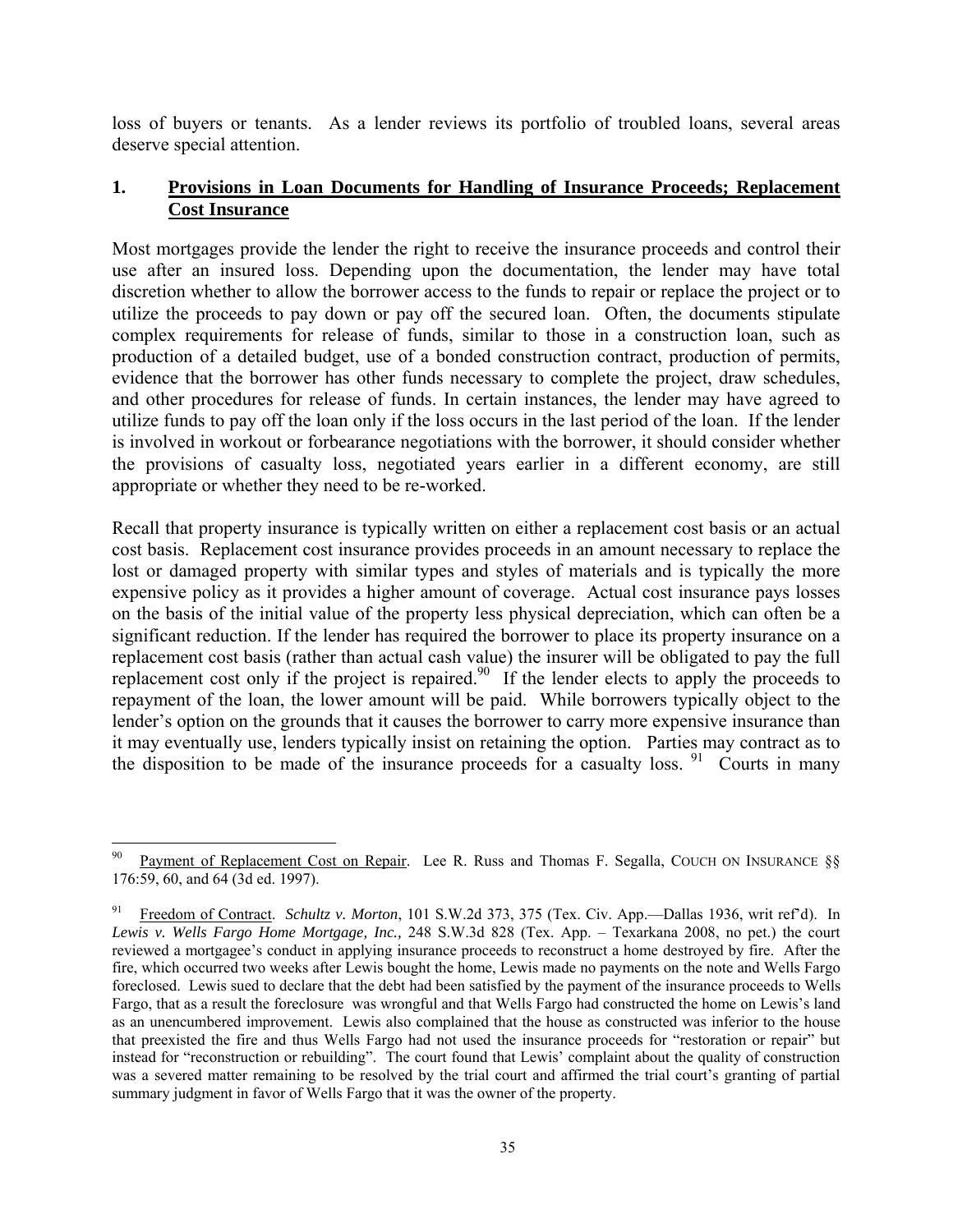loss of buyers or tenants. As a lender reviews its portfolio of troubled loans, several areas deserve special attention.

### 1. Provisions in Loan Documents for Handling of Insurance Proceeds; Replacement Cost Insurance

Most mortgages provide the lender the right to receive the insurance proceeds and control their use after an insured loss. Depending upon the documentation, the lender may have total discretion whether to allow the borrower access to the funds to repair or replace the project or to utilize the proceeds to pay down or pay off the secured loan. Often, the documents stipulate complex requirements for release of funds, similar to those in a construction loan, such as production of a detailed budget, use of a bonded construction contract, production of permits, evidence that the borrower has other funds necessary to complete the project, draw schedules, and other procedures for release of funds. In certain instances, the lender may have agreed to utilize funds to pay off the loan only if the loss occurs in the last period of the loan. If the lender is involved in workout or forbearance negotiations with the borrower, it should consider whether the provisions of casualty loss, negotiated years earlier in a different economy, are still appropriate or whether they need to be re-worked.

Recall that property insurance is typically written on either a replacement cost basis or an actual cost basis. Replacement cost insurance provides proceeds in an amount necessary to replace the lost or damaged property with similar types and styles of materials and is typically the more expensive policy as it provides a higher amount of coverage. Actual cost insurance pays losses on the basis of the initial value of the property less physical depreciation, which can often be a significant reduction. If the lender has required the borrower to place its property insurance on a replacement cost basis (rather than actual cash value) the insurer will be obligated to pay the full replacement cost only if the project is repaired.[90] If the lender elects to apply the proceeds to repayment of the loan, the lower amount will be paid. While borrowers typically object to the lender's option on the grounds that it causes the borrower to carry more expensive insurance than it may eventually use, lenders typically insist on retaining the option. Parties may contract as to the disposition to be made of the insurance proceeds for a casualty loss.[91] Courts in many

---

[90] Payment of Replacement Cost on Repair. Lee R. Russ and Thomas F. Segalla, COUCH ON INSURANCE §§ 176:59, 60, and 64 (3d ed. 1997).

[91] Freedom of Contract. *Schultz v. Morton*, 101 S.W.2d 373, 375 (Tex. Civ. App.—Dallas 1936, writ ref'd). In *Lewis v. Wells Fargo Home Mortgage, Inc.,* 248 S.W.3d 828 (Tex. App. – Texarkana 2008, no pet.) the court reviewed a mortgagee's conduct in applying insurance proceeds to reconstruct a home destroyed by fire. After the fire, which occurred two weeks after Lewis bought the home, Lewis made no payments on the note and Wells Fargo foreclosed. Lewis sued to declare that the debt had been satisfied by the payment of the insurance proceeds to Wells Fargo, that as a result the foreclosure was wrongful and that Wells Fargo had constructed the home on Lewis's land as an unencumbered improvement. Lewis also complained that the house as constructed was inferior to the house that preexisted the fire and thus Wells Fargo had not used the insurance proceeds for "restoration or repair" but instead for "reconstruction or rebuilding". The court found that Lewis' complaint about the quality of construction was a severed matter remaining to be resolved by the trial court and affirmed the trial court's granting of partial summary judgment in favor of Wells Fargo that it was the owner of the property.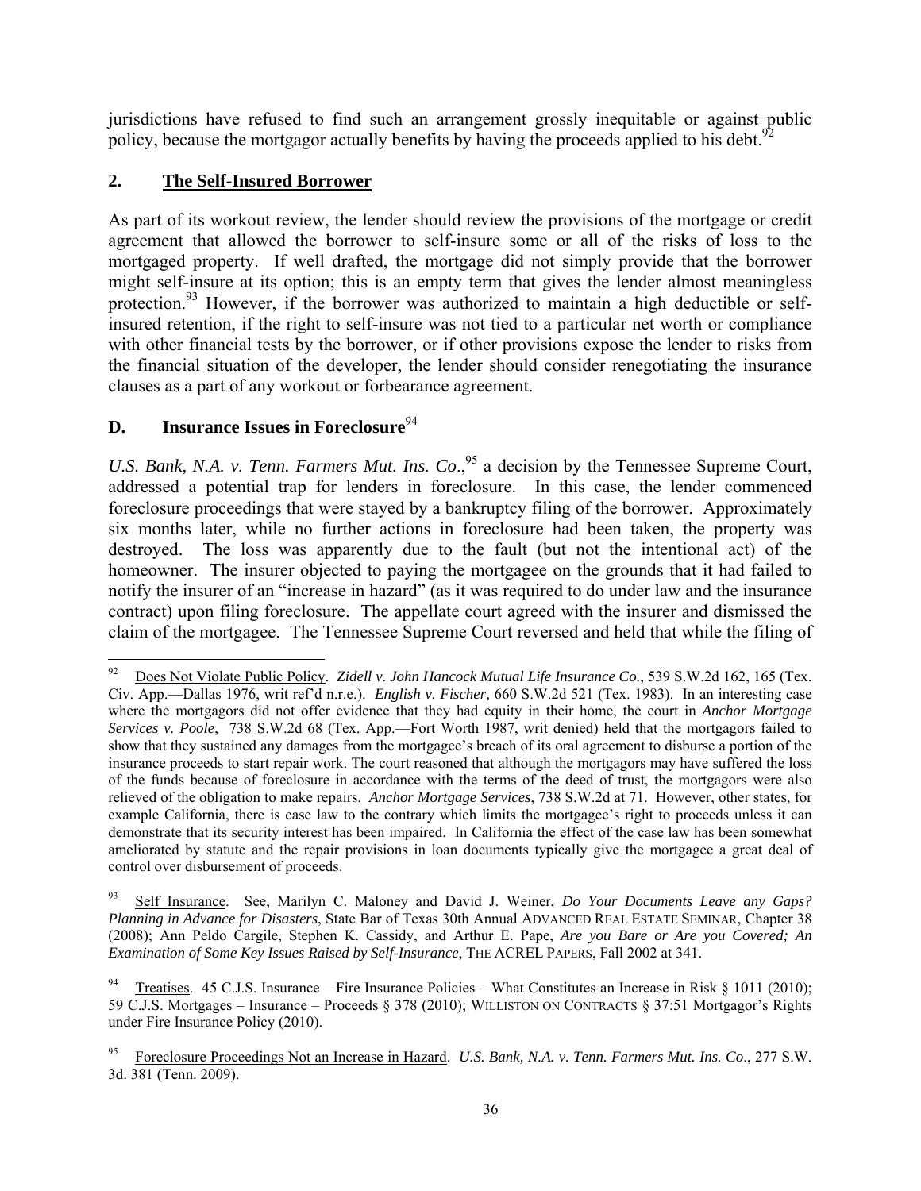jurisdictions have refused to find such an arrangement grossly inequitable or against public policy, because the mortgagor actually benefits by having the proceeds applied to his debt.[92]

## 2. **The Self-Insured Borrower**

As part of its workout review, the lender should review the provisions of the mortgage or credit agreement that allowed the borrower to self-insure some or all of the risks of loss to the mortgaged property. If well drafted, the mortgage did not simply provide that the borrower might self-insure at its option; this is an empty term that gives the lender almost meaningless protection.[93] However, if the borrower was authorized to maintain a high deductible or self-insured retention, if the right to self-insure was not tied to a particular net worth or compliance with other financial tests by the borrower, or if other provisions expose the lender to risks from the financial situation of the developer, the lender should consider renegotiating the insurance clauses as a part of any workout or forbearance agreement.

## D. **Insurance Issues in Foreclosure**[94]

*U.S. Bank, N.A. v. Tenn. Farmers Mut. Ins. Co*.,[95] a decision by the Tennessee Supreme Court, addressed a potential trap for lenders in foreclosure. In this case, the lender commenced foreclosure proceedings that were stayed by a bankruptcy filing of the borrower. Approximately six months later, while no further actions in foreclosure had been taken, the property was destroyed. The loss was apparently due to the fault (but not the intentional act) of the homeowner. The insurer objected to paying the mortgagee on the grounds that it had failed to notify the insurer of an "increase in hazard" (as it was required to do under law and the insurance contract) upon filing foreclosure. The appellate court agreed with the insurer and dismissed the claim of the mortgagee. The Tennessee Supreme Court reversed and held that while the filing of

---

[92] Does Not Violate Public Policy. *Zidell v. John Hancock Mutual Life Insurance Co.*, 539 S.W.2d 162, 165 (Tex. Civ. App.—Dallas 1976, writ ref'd n.r.e.). *English v. Fischer,* 660 S.W.2d 521 (Tex. 1983). In an interesting case where the mortgagors did not offer evidence that they had equity in their home, the court in *Anchor Mortgage Services v. Poole*, 738 S.W.2d 68 (Tex. App.—Fort Worth 1987, writ denied) held that the mortgagors failed to show that they sustained any damages from the mortgagee's breach of its oral agreement to disburse a portion of the insurance proceeds to start repair work. The court reasoned that although the mortgagors may have suffered the loss of the funds because of foreclosure in accordance with the terms of the deed of trust, the mortgagors were also relieved of the obligation to make repairs. *Anchor Mortgage Services*, 738 S.W.2d at 71. However, other states, for example California, there is case law to the contrary which limits the mortgagee's right to proceeds unless it can demonstrate that its security interest has been impaired. In California the effect of the case law has been somewhat ameliorated by statute and the repair provisions in loan documents typically give the mortgagee a great deal of control over disbursement of proceeds.

[93] Self Insurance. See, Marilyn C. Maloney and David J. Weiner, *Do Your Documents Leave any Gaps? Planning in Advance for Disasters*, State Bar of Texas 30th Annual ADVANCED REAL ESTATE SEMINAR, Chapter 38 (2008); Ann Peldo Cargile, Stephen K. Cassidy, and Arthur E. Pape, *Are you Bare or Are you Covered; An Examination of Some Key Issues Raised by Self-Insurance*, THE ACREL PAPERS, Fall 2002 at 341.

[94] Treatises. 45 C.J.S. Insurance – Fire Insurance Policies – What Constitutes an Increase in Risk § 1011 (2010); 59 C.J.S. Mortgages – Insurance – Proceeds § 378 (2010); WILLISTON ON CONTRACTS § 37:51 Mortgagor's Rights under Fire Insurance Policy (2010).

[95] Foreclosure Proceedings Not an Increase in Hazard. *U.S. Bank, N.A. v. Tenn. Farmers Mut. Ins. Co*., 277 S.W. 3d. 381 (Tenn. 2009).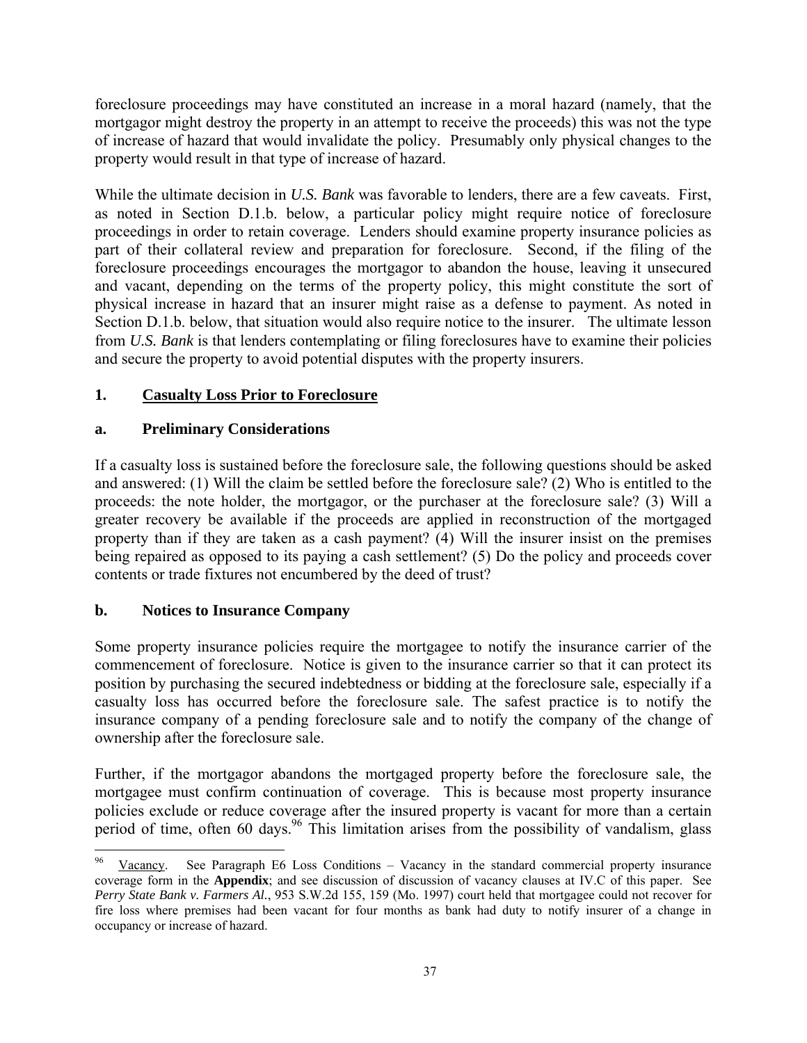foreclosure proceedings may have constituted an increase in a moral hazard (namely, that the mortgagor might destroy the property in an attempt to receive the proceeds) this was not the type of increase of hazard that would invalidate the policy. Presumably only physical changes to the property would result in that type of increase of hazard.

While the ultimate decision in *U.S. Bank* was favorable to lenders, there are a few caveats. First, as noted in Section D.1.b. below, a particular policy might require notice of foreclosure proceedings in order to retain coverage. Lenders should examine property insurance policies as part of their collateral review and preparation for foreclosure. Second, if the filing of the foreclosure proceedings encourages the mortgagor to abandon the house, leaving it unsecured and vacant, depending on the terms of the property policy, this might constitute the sort of physical increase in hazard that an insurer might raise as a defense to payment. As noted in Section D.1.b. below, that situation would also require notice to the insurer. The ultimate lesson from *U.S. Bank* is that lenders contemplating or filing foreclosures have to examine their policies and secure the property to avoid potential disputes with the property insurers.

### 1. Casualty Loss Prior to Foreclosure

#### a. Preliminary Considerations

If a casualty loss is sustained before the foreclosure sale, the following questions should be asked and answered: (1) Will the claim be settled before the foreclosure sale? (2) Who is entitled to the proceeds: the note holder, the mortgagor, or the purchaser at the foreclosure sale? (3) Will a greater recovery be available if the proceeds are applied in reconstruction of the mortgaged property than if they are taken as a cash payment? (4) Will the insurer insist on the premises being repaired as opposed to its paying a cash settlement? (5) Do the policy and proceeds cover contents or trade fixtures not encumbered by the deed of trust?

#### b. Notices to Insurance Company

Some property insurance policies require the mortgagee to notify the insurance carrier of the commencement of foreclosure. Notice is given to the insurance carrier so that it can protect its position by purchasing the secured indebtedness or bidding at the foreclosure sale, especially if a casualty loss has occurred before the foreclosure sale. The safest practice is to notify the insurance company of a pending foreclosure sale and to notify the company of the change of ownership after the foreclosure sale.

Further, if the mortgagor abandons the mortgaged property before the foreclosure sale, the mortgagee must confirm continuation of coverage. This is because most property insurance policies exclude or reduce coverage after the insured property is vacant for more than a certain period of time, often 60 days.[96] This limitation arises from the possibility of vandalism, glass

---

[96] Vacancy. See Paragraph E6 Loss Conditions – Vacancy in the standard commercial property insurance coverage form in the **Appendix**; and see discussion of discussion of vacancy clauses at IV.C of this paper. See *Perry State Bank v. Farmers Al.*, 953 S.W.2d 155, 159 (Mo. 1997) court held that mortgagee could not recover for fire loss where premises had been vacant for four months as bank had duty to notify insurer of a change in occupancy or increase of hazard.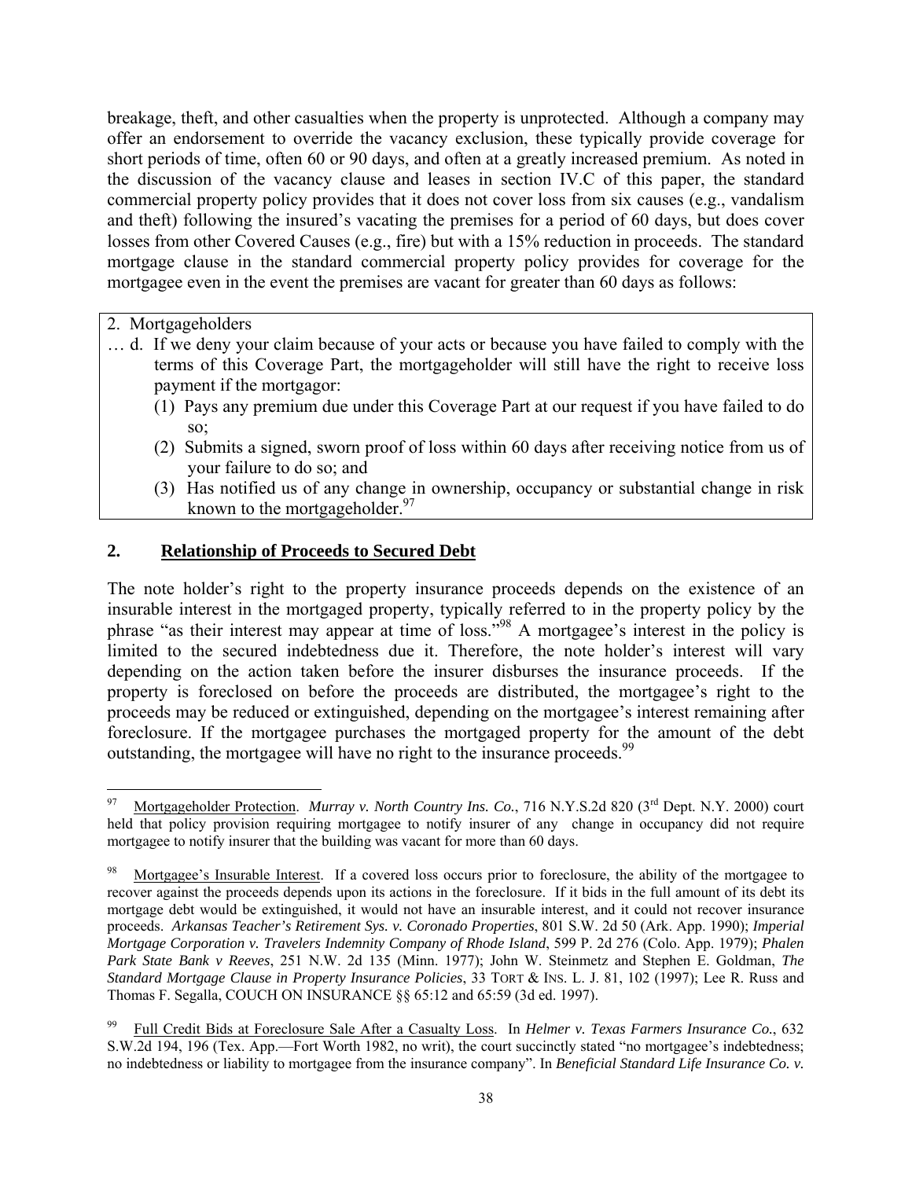breakage, theft, and other casualties when the property is unprotected. Although a company may offer an endorsement to override the vacancy exclusion, these typically provide coverage for short periods of time, often 60 or 90 days, and often at a greatly increased premium. As noted in the discussion of the vacancy clause and leases in section IV.C of this paper, the standard commercial property policy provides that it does not cover loss from six causes (e.g., vandalism and theft) following the insured's vacating the premises for a period of 60 days, but does cover losses from other Covered Causes (e.g., fire) but with a 15% reduction in proceeds. The standard mortgage clause in the standard commercial property policy provides for coverage for the mortgagee even in the event the premises are vacant for greater than 60 days as follows:

> 2. Mortgageholders
>
> … d. If we deny your claim because of your acts or because you have failed to comply with the terms of this Coverage Part, the mortgageholder will still have the right to receive loss payment if the mortgagor:
>
> (1) Pays any premium due under this Coverage Part at our request if you have failed to do so;
>
> (2) Submits a signed, sworn proof of loss within 60 days after receiving notice from us of your failure to do so; and
>
> (3) Has notified us of any change in ownership, occupancy or substantial change in risk known to the mortgageholder.[97]

## 2. Relationship of Proceeds to Secured Debt

The note holder's right to the property insurance proceeds depends on the existence of an insurable interest in the mortgaged property, typically referred to in the property policy by the phrase "as their interest may appear at time of loss."[98] A mortgagee's interest in the policy is limited to the secured indebtedness due it. Therefore, the note holder's interest will vary depending on the action taken before the insurer disburses the insurance proceeds. If the property is foreclosed on before the proceeds are distributed, the mortgagee's right to the proceeds may be reduced or extinguished, depending on the mortgagee's interest remaining after foreclosure. If the mortgagee purchases the mortgaged property for the amount of the debt outstanding, the mortgagee will have no right to the insurance proceeds.[99]

---

[97] Mortgageholder Protection. *Murray v. North Country Ins. Co.*, 716 N.Y.S.2d 820 (3rd Dept. N.Y. 2000) court held that policy provision requiring mortgagee to notify insurer of any change in occupancy did not require mortgagee to notify insurer that the building was vacant for more than 60 days.

[98] Mortgagee's Insurable Interest. If a covered loss occurs prior to foreclosure, the ability of the mortgagee to recover against the proceeds depends upon its actions in the foreclosure. If it bids in the full amount of its debt its mortgage debt would be extinguished, it would not have an insurable interest, and it could not recover insurance proceeds. *Arkansas Teacher's Retirement Sys. v. Coronado Properties*, 801 S.W. 2d 50 (Ark. App. 1990); *Imperial Mortgage Corporation v. Travelers Indemnity Company of Rhode Island*, 599 P. 2d 276 (Colo. App. 1979); *Phalen Park State Bank v Reeves*, 251 N.W. 2d 135 (Minn. 1977); John W. Steinmetz and Stephen E. Goldman, *The Standard Mortgage Clause in Property Insurance Policies*, 33 TORT & INS. L. J. 81, 102 (1997); Lee R. Russ and Thomas F. Segalla, COUCH ON INSURANCE §§ 65:12 and 65:59 (3d ed. 1997).

[99] Full Credit Bids at Foreclosure Sale After a Casualty Loss. In *Helmer v. Texas Farmers Insurance Co.*, 632 S.W.2d 194, 196 (Tex. App.—Fort Worth 1982, no writ), the court succinctly stated "no mortgagee's indebtedness; no indebtedness or liability to mortgagee from the insurance company". In *Beneficial Standard Life Insurance Co. v.*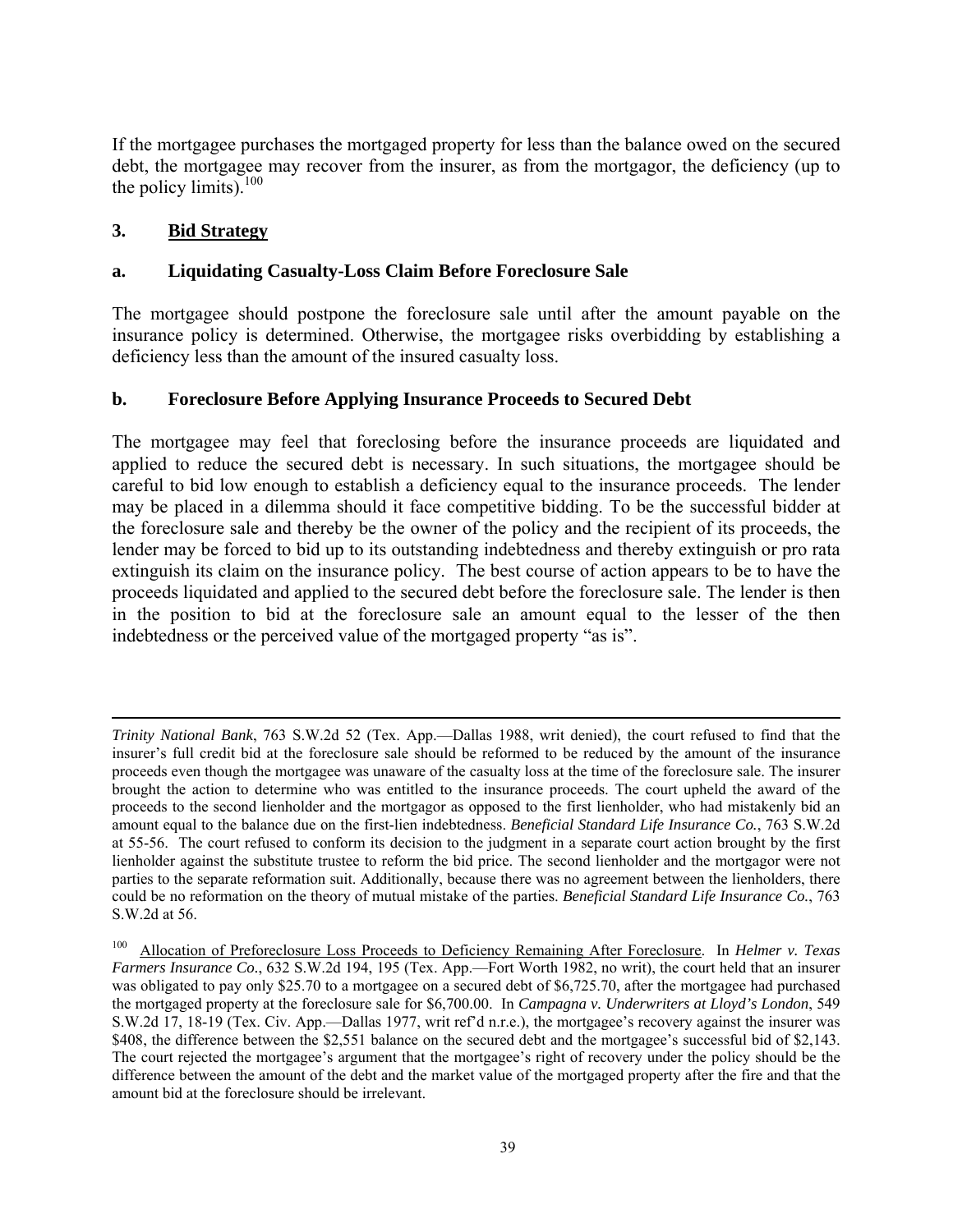If the mortgagee purchases the mortgaged property for less than the balance owed on the secured debt, the mortgagee may recover from the insurer, as from the mortgagor, the deficiency (up to the policy limits).[100]

### 3. Bid Strategy

#### a. Liquidating Casualty-Loss Claim Before Foreclosure Sale

The mortgagee should postpone the foreclosure sale until after the amount payable on the insurance policy is determined. Otherwise, the mortgagee risks overbidding by establishing a deficiency less than the amount of the insured casualty loss.

#### b. Foreclosure Before Applying Insurance Proceeds to Secured Debt

The mortgagee may feel that foreclosing before the insurance proceeds are liquidated and applied to reduce the secured debt is necessary. In such situations, the mortgagee should be careful to bid low enough to establish a deficiency equal to the insurance proceeds. The lender may be placed in a dilemma should it face competitive bidding. To be the successful bidder at the foreclosure sale and thereby be the owner of the policy and the recipient of its proceeds, the lender may be forced to bid up to its outstanding indebtedness and thereby extinguish or pro rata extinguish its claim on the insurance policy. The best course of action appears to be to have the proceeds liquidated and applied to the secured debt before the foreclosure sale. The lender is then in the position to bid at the foreclosure sale an amount equal to the lesser of the then indebtedness or the perceived value of the mortgaged property "as is".

---

*Trinity National Bank*, 763 S.W.2d 52 (Tex. App.—Dallas 1988, writ denied), the court refused to find that the insurer's full credit bid at the foreclosure sale should be reformed to be reduced by the amount of the insurance proceeds even though the mortgagee was unaware of the casualty loss at the time of the foreclosure sale. The insurer brought the action to determine who was entitled to the insurance proceeds. The court upheld the award of the proceeds to the second lienholder and the mortgagor as opposed to the first lienholder, who had mistakenly bid an amount equal to the balance due on the first-lien indebtedness. *Beneficial Standard Life Insurance Co.*, 763 S.W.2d at 55-56. The court refused to conform its decision to the judgment in a separate court action brought by the first lienholder against the substitute trustee to reform the bid price. The second lienholder and the mortgagor were not parties to the separate reformation suit. Additionally, because there was no agreement between the lienholders, there could be no reformation on the theory of mutual mistake of the parties. *Beneficial Standard Life Insurance Co.*, 763 S.W.2d at 56.

[100] Allocation of Preforeclosure Loss Proceeds to Deficiency Remaining After Foreclosure. In *Helmer v. Texas Farmers Insurance Co.*, 632 S.W.2d 194, 195 (Tex. App.—Fort Worth 1982, no writ), the court held that an insurer was obligated to pay only $25.70 to a mortgagee on a secured debt of $6,725.70, after the mortgagee had purchased the mortgaged property at the foreclosure sale for $6,700.00. In *Campagna v. Underwriters at Lloyd's London*, 549 S.W.2d 17, 18-19 (Tex. Civ. App.—Dallas 1977, writ ref'd n.r.e.), the mortgagee's recovery against the insurer was $408, the difference between the $2,551 balance on the secured debt and the mortgagee's successful bid of $2,143. The court rejected the mortgagee's argument that the mortgagee's right of recovery under the policy should be the difference between the amount of the debt and the market value of the mortgaged property after the fire and that the amount bid at the foreclosure should be irrelevant.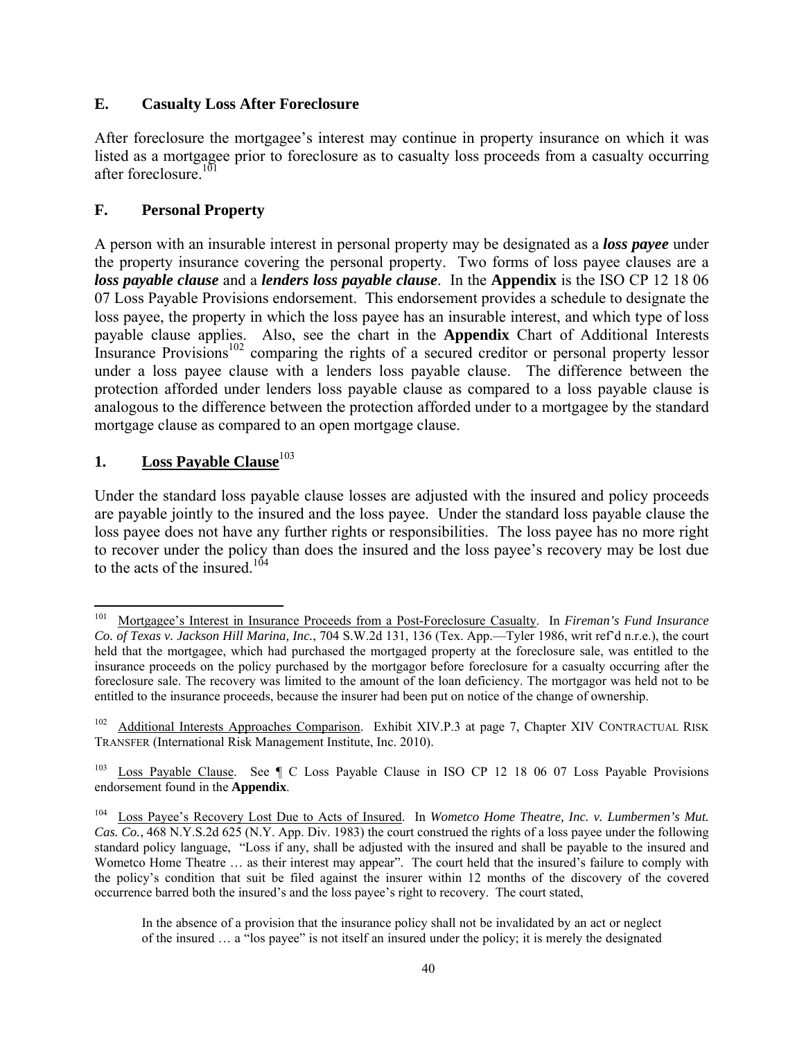## E. Casualty Loss After Foreclosure

After foreclosure the mortgagee's interest may continue in property insurance on which it was listed as a mortgagee prior to foreclosure as to casualty loss proceeds from a casualty occurring after foreclosure.[101]

## F. Personal Property

A person with an insurable interest in personal property may be designated as a ***loss payee*** under the property insurance covering the personal property. Two forms of loss payee clauses are a ***loss payable clause*** and a ***lenders loss payable clause***. In the **Appendix** is the ISO CP 12 18 06 07 Loss Payable Provisions endorsement. This endorsement provides a schedule to designate the loss payee, the property in which the loss payee has an insurable interest, and which type of loss payable clause applies. Also, see the chart in the **Appendix** Chart of Additional Interests Insurance Provisions[102] comparing the rights of a secured creditor or personal property lessor under a loss payee clause with a lenders loss payable clause. The difference between the protection afforded under lenders loss payable clause as compared to a loss payable clause is analogous to the difference between the protection afforded under to a mortgagee by the standard mortgage clause as compared to an open mortgage clause.

### 1. Loss Payable Clause[103]

Under the standard loss payable clause losses are adjusted with the insured and policy proceeds are payable jointly to the insured and the loss payee. Under the standard loss payable clause the loss payee does not have any further rights or responsibilities. The loss payee has no more right to recover under the policy than does the insured and the loss payee's recovery may be lost due to the acts of the insured.[104]

---

[101] Mortgagee's Interest in Insurance Proceeds from a Post-Foreclosure Casualty. In *Fireman's Fund Insurance Co. of Texas v. Jackson Hill Marina, Inc.*, 704 S.W.2d 131, 136 (Tex. App.—Tyler 1986, writ ref'd n.r.e.), the court held that the mortgagee, which had purchased the mortgaged property at the foreclosure sale, was entitled to the insurance proceeds on the policy purchased by the mortgagor before foreclosure for a casualty occurring after the foreclosure sale. The recovery was limited to the amount of the loan deficiency. The mortgagor was held not to be entitled to the insurance proceeds, because the insurer had been put on notice of the change of ownership.

[102] Additional Interests Approaches Comparison. Exhibit XIV.P.3 at page 7, Chapter XIV CONTRACTUAL RISK TRANSFER (International Risk Management Institute, Inc. 2010).

[103] Loss Payable Clause. See ¶ C Loss Payable Clause in ISO CP 12 18 06 07 Loss Payable Provisions endorsement found in the **Appendix**.

[104] Loss Payee's Recovery Lost Due to Acts of Insured. In *Wometco Home Theatre, Inc. v. Lumbermen's Mut. Cas. Co.*, 468 N.Y.S.2d 625 (N.Y. App. Div. 1983) the court construed the rights of a loss payee under the following standard policy language, "Loss if any, shall be adjusted with the insured and shall be payable to the insured and Wometco Home Theatre … as their interest may appear". The court held that the insured's failure to comply with the policy's condition that suit be filed against the insurer within 12 months of the discovery of the covered occurrence barred both the insured's and the loss payee's right to recovery. The court stated,

> In the absence of a provision that the insurance policy shall not be invalidated by an act or neglect of the insured … a "los payee" is not itself an insured under the policy; it is merely the designated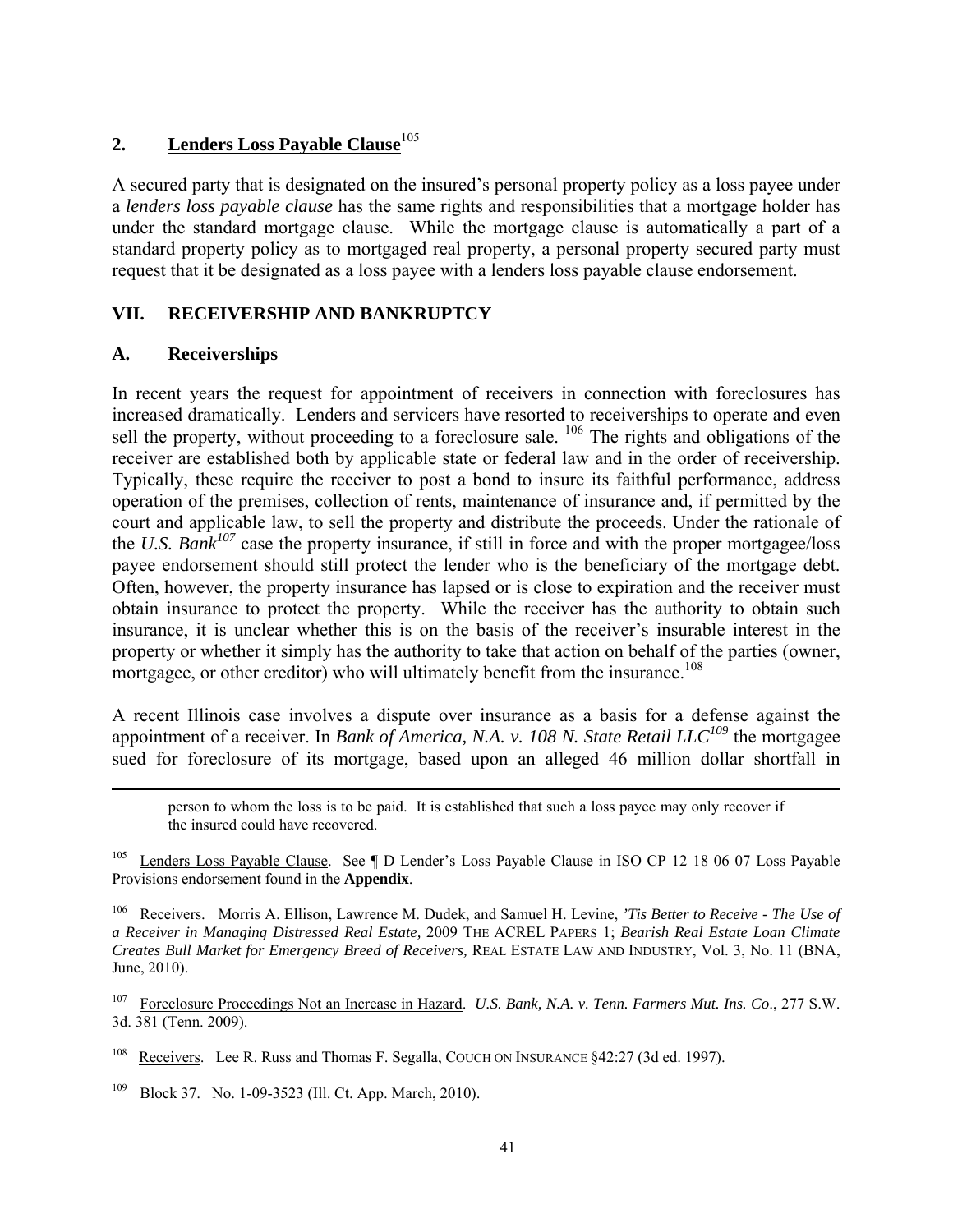## 2. **Lenders Loss Payable Clause**[105]

A secured party that is designated on the insured's personal property policy as a loss payee under a *lenders loss payable clause* has the same rights and responsibilities that a mortgage holder has under the standard mortgage clause. While the mortgage clause is automatically a part of a standard property policy as to mortgaged real property, a personal property secured party must request that it be designated as a loss payee with a lenders loss payable clause endorsement.

## VII. RECEIVERSHIP AND BANKRUPTCY

### A. Receiverships

In recent years the request for appointment of receivers in connection with foreclosures has increased dramatically. Lenders and servicers have resorted to receiverships to operate and even sell the property, without proceeding to a foreclosure sale. [106] The rights and obligations of the receiver are established both by applicable state or federal law and in the order of receivership. Typically, these require the receiver to post a bond to insure its faithful performance, address operation of the premises, collection of rents, maintenance of insurance and, if permitted by the court and applicable law, to sell the property and distribute the proceeds. Under the rationale of the *U.S. Bank*[107] case the property insurance, if still in force and with the proper mortgagee/loss payee endorsement should still protect the lender who is the beneficiary of the mortgage debt. Often, however, the property insurance has lapsed or is close to expiration and the receiver must obtain insurance to protect the property. While the receiver has the authority to obtain such insurance, it is unclear whether this is on the basis of the receiver's insurable interest in the property or whether it simply has the authority to take that action on behalf of the parties (owner, mortgagee, or other creditor) who will ultimately benefit from the insurance.[108]

A recent Illinois case involves a dispute over insurance as a basis for a defense against the appointment of a receiver. In *Bank of America, N.A. v. 108 N. State Retail LLC*[109] the mortgagee sued for foreclosure of its mortgage, based upon an alleged 46 million dollar shortfall in

---

person to whom the loss is to be paid. It is established that such a loss payee may only recover if the insured could have recovered.

[105] Lenders Loss Payable Clause. See ¶ D Lender's Loss Payable Clause in ISO CP 12 18 06 07 Loss Payable Provisions endorsement found in the **Appendix**.

[106] Receivers. Morris A. Ellison, Lawrence M. Dudek, and Samuel H. Levine, *'Tis Better to Receive - The Use of a Receiver in Managing Distressed Real Estate,* 2009 THE ACREL PAPERS 1; *Bearish Real Estate Loan Climate Creates Bull Market for Emergency Breed of Receivers,* REAL ESTATE LAW AND INDUSTRY, Vol. 3, No. 11 (BNA, June, 2010).

[107] Foreclosure Proceedings Not an Increase in Hazard. *U.S. Bank, N.A. v. Tenn. Farmers Mut. Ins. Co*., 277 S.W. 3d. 381 (Tenn. 2009).

[108] Receivers. Lee R. Russ and Thomas F. Segalla, COUCH ON INSURANCE §42:27 (3d ed. 1997).

[109] Block 37. No. 1-09-3523 (Ill. Ct. App. March, 2010).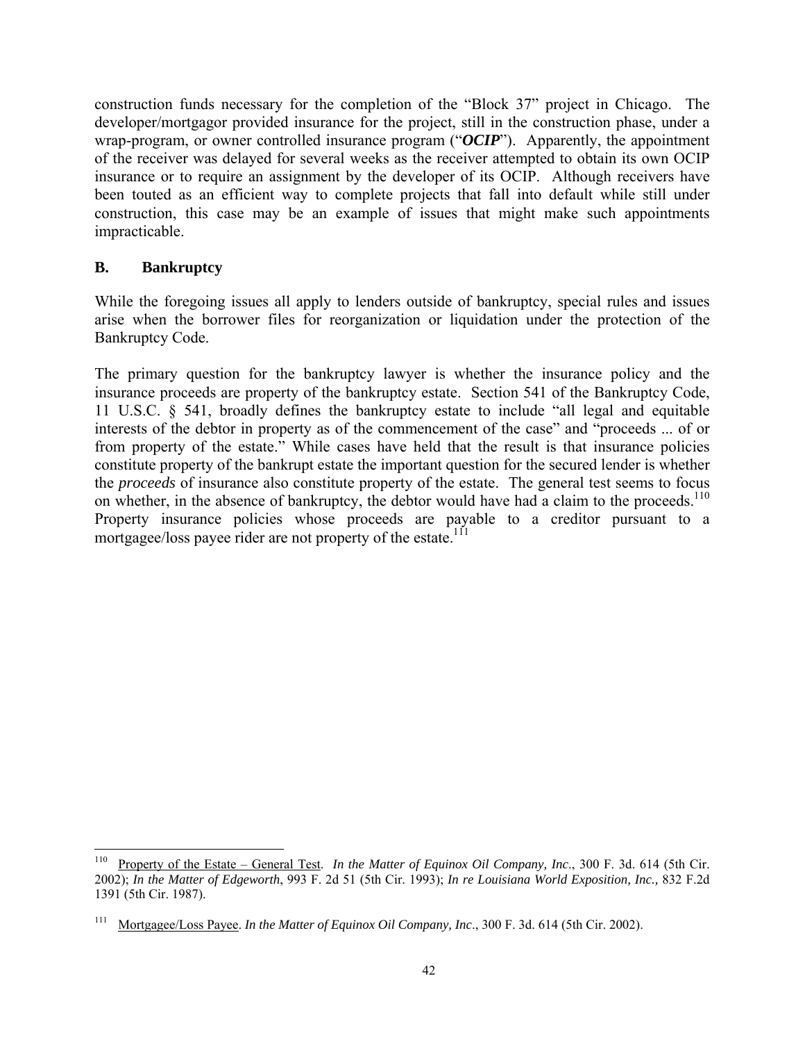construction funds necessary for the completion of the "Block 37" project in Chicago. The developer/mortgagor provided insurance for the project, still in the construction phase, under a wrap-program, or owner controlled insurance program ("***OCIP***"). Apparently, the appointment of the receiver was delayed for several weeks as the receiver attempted to obtain its own OCIP insurance or to require an assignment by the developer of its OCIP. Although receivers have been touted as an efficient way to complete projects that fall into default while still under construction, this case may be an example of issues that might make such appointments impracticable.

## B. Bankruptcy

While the foregoing issues all apply to lenders outside of bankruptcy, special rules and issues arise when the borrower files for reorganization or liquidation under the protection of the Bankruptcy Code.

The primary question for the bankruptcy lawyer is whether the insurance policy and the insurance proceeds are property of the bankruptcy estate. Section 541 of the Bankruptcy Code, 11 U.S.C. § 541, broadly defines the bankruptcy estate to include "all legal and equitable interests of the debtor in property as of the commencement of the case" and "proceeds ... of or from property of the estate." While cases have held that the result is that insurance policies constitute property of the bankrupt estate the important question for the secured lender is whether the *proceeds* of insurance also constitute property of the estate. The general test seems to focus on whether, in the absence of bankruptcy, the debtor would have had a claim to the proceeds.[110] Property insurance policies whose proceeds are payable to a creditor pursuant to a mortgagee/loss payee rider are not property of the estate.[111]

---

[110] Property of the Estate – General Test. *In the Matter of Equinox Oil Company, Inc*., 300 F. 3d. 614 (5th Cir. 2002); *In the Matter of Edgeworth*, 993 F. 2d 51 (5th Cir. 1993); *In re Louisiana World Exposition, Inc.,* 832 F.2d 1391 (5th Cir. 1987).

[111] Mortgagee/Loss Payee. *In the Matter of Equinox Oil Company, Inc*., 300 F. 3d. 614 (5th Cir. 2002).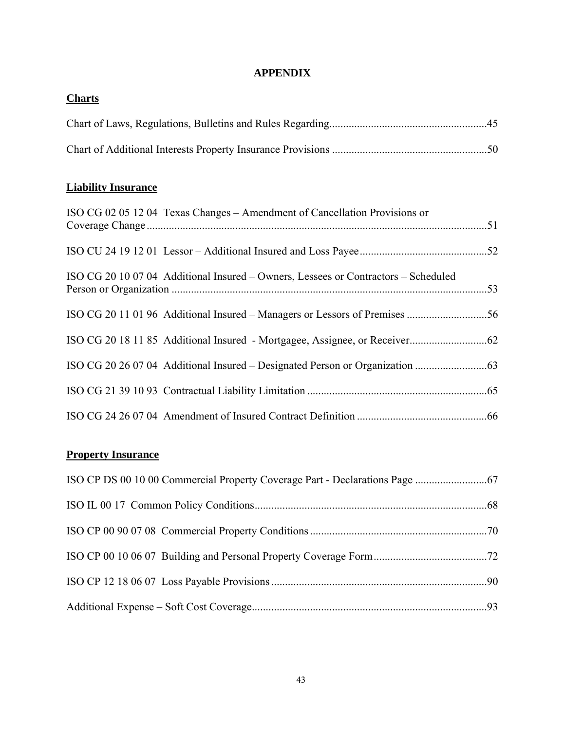# APPENDIX

## Charts

Chart of Laws, Regulations, Bulletins and Rules Regarding........................................................45

Chart of Additional Interests Property Insurance Provisions ........................................................50

## Liability Insurance

ISO CG 02 05 12 04 Texas Changes – Amendment of Cancellation Provisions or Coverage Change...........................................................................................................................51

ISO CU 24 19 12 01 Lessor – Additional Insured and Loss Payee..............................................52

ISO CG 20 10 07 04 Additional Insured – Owners, Lessees or Contractors – Scheduled Person or Organization ..................................................................................................................53

ISO CG 20 11 01 96 Additional Insured – Managers or Lessors of Premises .............................56

ISO CG 20 18 11 85 Additional Insured - Mortgagee, Assignee, or Receiver............................62

ISO CG 20 26 07 04 Additional Insured – Designated Person or Organization ..........................63

ISO CG 21 39 10 93 Contractual Liability Limitation .................................................................65

ISO CG 24 26 07 04 Amendment of Insured Contract Definition ...............................................66

## Property Insurance

ISO CP DS 00 10 00 Commercial Property Coverage Part - Declarations Page ..........................67

ISO IL 00 17 Common Policy Conditions...................................................................................68

ISO CP 00 90 07 08 Commercial Property Conditions................................................................70

ISO CP 00 10 06 07 Building and Personal Property Coverage Form.........................................72

ISO CP 12 18 06 07 Loss Payable Provisions.............................................................................90

Additional Expense – Soft Cost Coverage....................................................................................93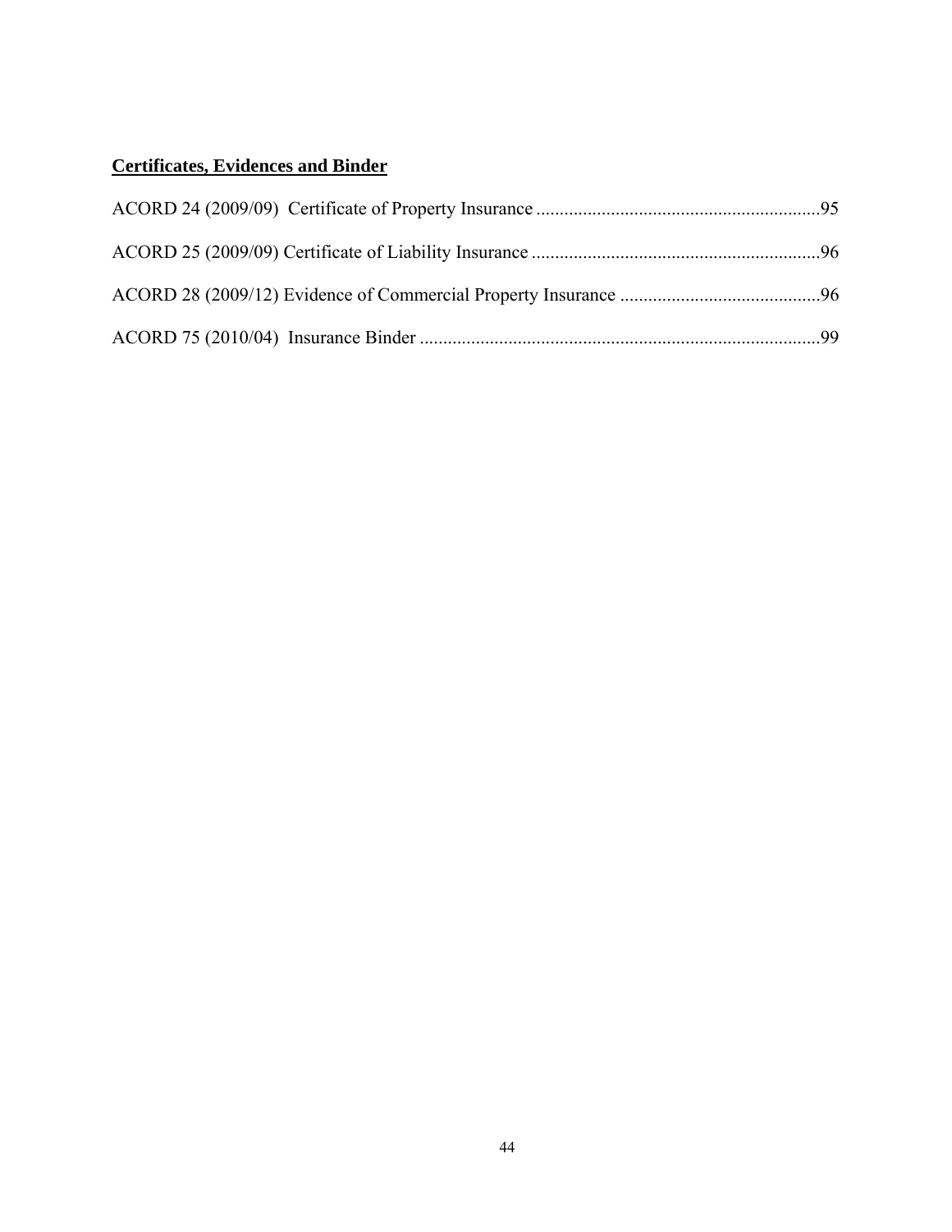**Certificates, Evidences and Binder**

ACORD 24 (2009/09) Certificate of Property Insurance ............................................................95

ACORD 25 (2009/09) Certificate of Liability Insurance .............................................................96

ACORD 28 (2009/12) Evidence of Commercial Property Insurance ..........................................96

ACORD 75 (2010/04) Insurance Binder .....................................................................................99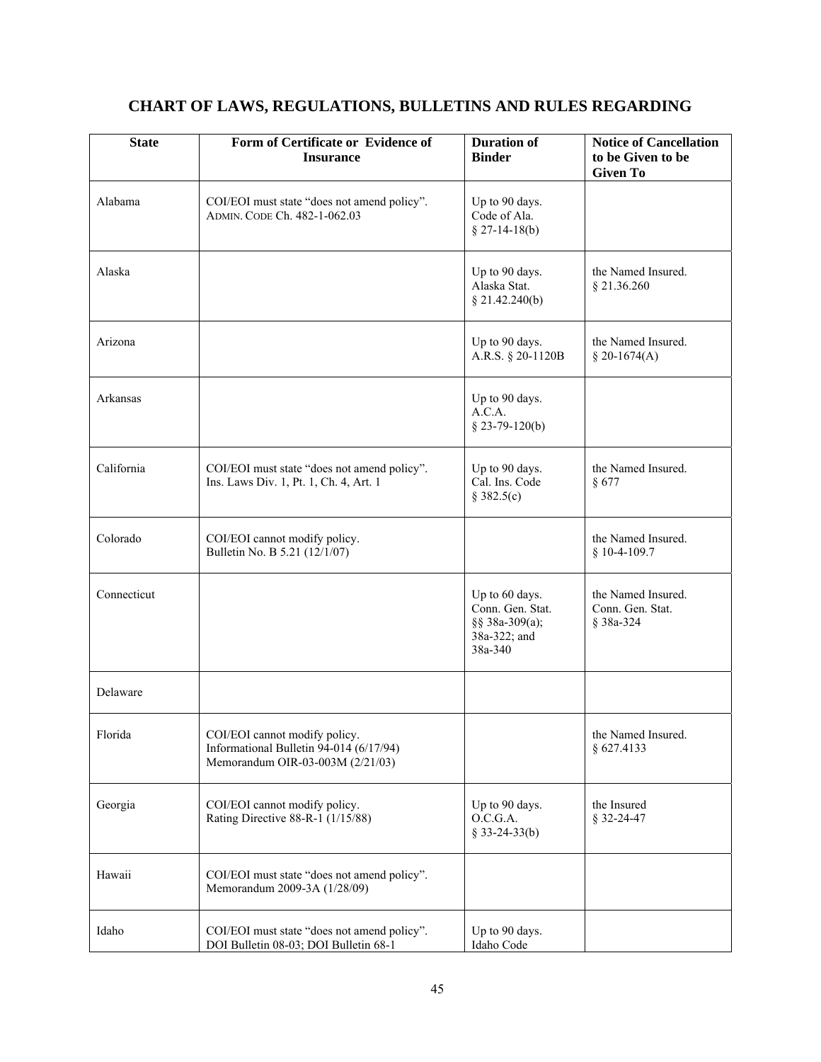## CHART OF LAWS, REGULATIONS, BULLETINS AND RULES REGARDING

| State | Form of Certificate or Evidence of Insurance | Duration of Binder | Notice of Cancellation to be Given to be Given To |
|---|---|---|---|
| Alabama | COI/EOI must state "does not amend policy". ADMIN. CODE Ch. 482-1-062.03 | Up to 90 days. Code of Ala. § 27-14-18(b) | |
| Alaska | | Up to 90 days. Alaska Stat. § 21.42.240(b) | the Named Insured. § 21.36.260 |
| Arizona | | Up to 90 days. A.R.S. § 20-1120B | the Named Insured. § 20-1674(A) |
| Arkansas | | Up to 90 days. A.C.A. § 23-79-120(b) | |
| California | COI/EOI must state "does not amend policy". Ins. Laws Div. 1, Pt. 1, Ch. 4, Art. 1 | Up to 90 days. Cal. Ins. Code § 382.5(c) | the Named Insured. § 677 |
| Colorado | COI/EOI cannot modify policy. Bulletin No. B 5.21 (12/1/07) | | the Named Insured. § 10-4-109.7 |
| Connecticut | | Up to 60 days. Conn. Gen. Stat. §§ 38a-309(a); 38a-322; and 38a-340 | the Named Insured. Conn. Gen. Stat. § 38a-324 |
| Delaware | | | |
| Florida | COI/EOI cannot modify policy. Informational Bulletin 94-014 (6/17/94) Memorandum OIR-03-003M (2/21/03) | | the Named Insured. § 627.4133 |
| Georgia | COI/EOI cannot modify policy. Rating Directive 88-R-1 (1/15/88) | Up to 90 days. O.C.G.A. § 33-24-33(b) | the Insured § 32-24-47 |
| Hawaii | COI/EOI must state "does not amend policy". Memorandum 2009-3A (1/28/09) | | |
| Idaho | COI/EOI must state "does not amend policy". DOI Bulletin 08-03; DOI Bulletin 68-1 | Up to 90 days. Idaho Code | |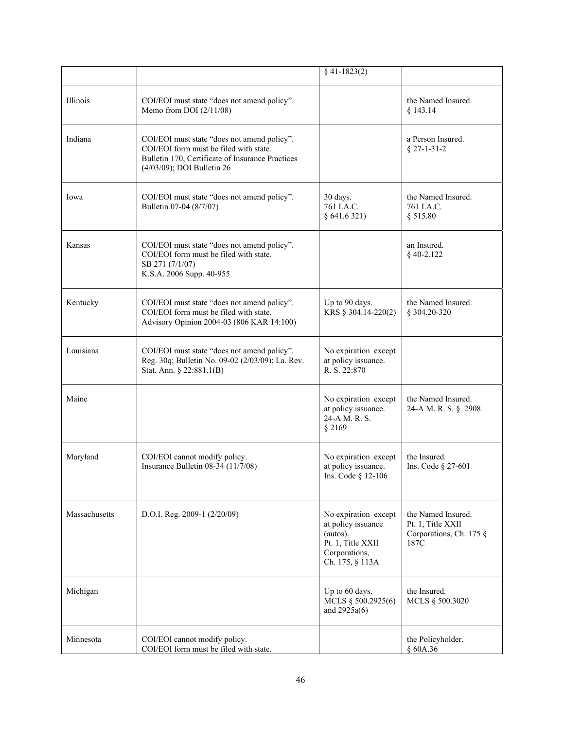| | | § 41-1823(2) | |
|---|---|---|---|
| Illinois | COI/EOI must state "does not amend policy". Memo from DOI (2/11/08) | | the Named Insured. § 143.14 |
| Indiana | COI/EOI must state "does not amend policy". COI/EOI form must be filed with state. Bulletin 170, Certificate of Insurance Practices (4/03/09); DOI Bulletin 26 | | a Person Insured. § 27-1-31-2 |
| Iowa | COI/EOI must state "does not amend policy". Bulletin 07-04 (8/7/07) | 30 days. 761 I.A.C. § 641.6 321) | the Named Insured. 761 I.A.C. § 515.80 |
| Kansas | COI/EOI must state "does not amend policy". COI/EOI form must be filed with state. SB 271 (7/1/07) K.S.A. 2006 Supp. 40-955 | | an Insured. § 40-2.122 |
| Kentucky | COI/EOI must state "does not amend policy". COI/EOI form must be filed with state. Advisory Opinion 2004-03 (806 KAR 14:100) | Up to 90 days. KRS § 304.14-220(2) | the Named Insured. § 304.20-320 |
| Louisiana | COI/EOI must state "does not amend policy". Reg. 30q; Bulletin No. 09-02 (2/03/09); La. Rev. Stat. Ann. § 22:881.1(B) | No expiration except at policy issuance. R. S. 22:870 | |
| Maine | | No expiration except at policy issuance. 24-A M. R. S. § 2169 | the Named Insured. 24-A M. R. S. § 2908 |
| Maryland | COI/EOI cannot modify policy. Insurance Bulletin 08-34 (11/7/08) | No expiration except at policy issuance. Ins. Code § 12-106 | the Insured. Ins. Code § 27-601 |
| Massachusetts | D.O.I. Reg. 2009-1 (2/20/09) | No expiration except at policy issuance (autos). Pt. 1, Title XXII Corporations, Ch. 175, § 113A | the Named Insured. Pt. 1, Title XXII Corporations, Ch. 175 § 187C |
| Michigan | | Up to 60 days. MCLS § 500.2925(6) and 2925a(6) | the Insured. MCLS § 500.3020 |
| Minnesota | COI/EOI cannot modify policy. COI/EOI form must be filed with state. | | the Policyholder. § 60A.36 |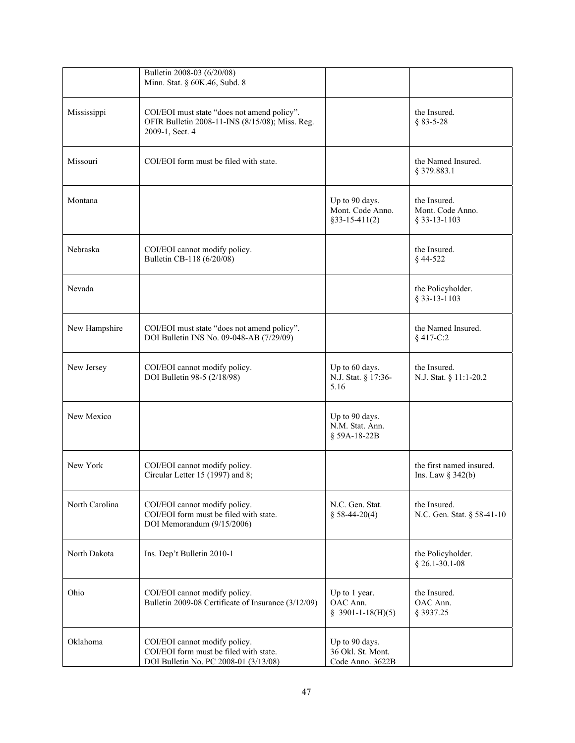|  |  |  |  |
|---|---|---|---|
|  | Bulletin 2008-03 (6/20/08)<br>Minn. Stat. § 60K.46, Subd. 8 |  |  |
| Mississippi | COI/EOI must state “does not amend policy”.<br>OFIR Bulletin 2008-11-INS (8/15/08); Miss. Reg. 2009-1, Sect. 4 |  | the Insured.<br>§ 83-5-28 |
| Missouri | COI/EOI form must be filed with state. |  | the Named Insured.<br>§ 379.883.1 |
| Montana |  | Up to 90 days.<br>Mont. Code Anno. §33-15-411(2) | the Insured.<br>Mont. Code Anno. § 33-13-1103 |
| Nebraska | COI/EOI cannot modify policy.<br>Bulletin CB-118 (6/20/08) |  | the Insured.<br>§ 44-522 |
| Nevada |  |  | the Policyholder.<br>§ 33-13-1103 |
| New Hampshire | COI/EOI must state “does not amend policy”.<br>DOI Bulletin INS No. 09-048-AB (7/29/09) |  | the Named Insured.<br>§ 417-C:2 |
| New Jersey | COI/EOI cannot modify policy.<br>DOI Bulletin 98-5 (2/18/98) | Up to 60 days.<br>N.J. Stat. § 17:36-5.16 | the Insured.<br>N.J. Stat. § 11:1-20.2 |
| New Mexico |  | Up to 90 days.<br>N.M. Stat. Ann. § 59A-18-22B |  |
| New York | COI/EOI cannot modify policy.<br>Circular Letter 15 (1997) and 8; |  | the first named insured.<br>Ins. Law § 342(b) |
| North Carolina | COI/EOI cannot modify policy.<br>COI/EOI form must be filed with state.<br>DOI Memorandum (9/15/2006) | N.C. Gen. Stat. § 58-44-20(4) | the Insured.<br>N.C. Gen. Stat. § 58-41-10 |
| North Dakota | Ins. Dep't Bulletin 2010-1 |  | the Policyholder.<br>§ 26.1-30.1-08 |
| Ohio | COI/EOI cannot modify policy.<br>Bulletin 2009-08 Certificate of Insurance (3/12/09) | Up to 1 year.<br>OAC Ann. § 3901-1-18(H)(5) | the Insured.<br>OAC Ann. § 3937.25 |
| Oklahoma | COI/EOI cannot modify policy.<br>COI/EOI form must be filed with state.<br>DOI Bulletin No. PC 2008-01 (3/13/08) | Up to 90 days.<br>36 Okl. St. Mont. Code Anno. 3622B |  |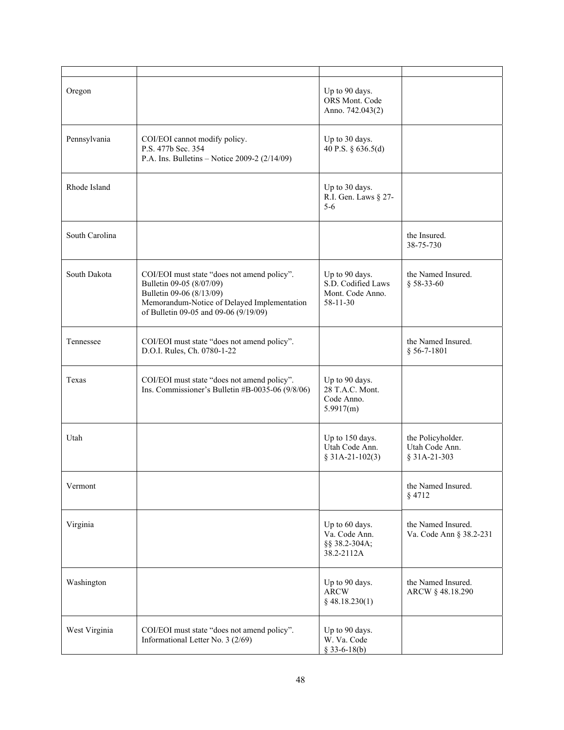| | | | |
|---|---|---|---|
| Oregon | | Up to 90 days. ORS Mont. Code Anno. 742.043(2) | |
| Pennsylvania | COI/EOI cannot modify policy. P.S. 477b Sec. 354 P.A. Ins. Bulletins – Notice 2009-2 (2/14/09) | Up to 30 days. 40 P.S. § 636.5(d) | |
| Rhode Island | | Up to 30 days. R.I. Gen. Laws § 27-5-6 | |
| South Carolina | | | the Insured. 38-75-730 |
| South Dakota | COI/EOI must state "does not amend policy". Bulletin 09-05 (8/07/09) Bulletin 09-06 (8/13/09) Memorandum-Notice of Delayed Implementation of Bulletin 09-05 and 09-06 (9/19/09) | Up to 90 days. S.D. Codified Laws Mont. Code Anno. 58-11-30 | the Named Insured. § 58-33-60 |
| Tennessee | COI/EOI must state "does not amend policy". D.O.I. Rules, Ch. 0780-1-22 | | the Named Insured. § 56-7-1801 |
| Texas | COI/EOI must state "does not amend policy". Ins. Commissioner's Bulletin #B-0035-06 (9/8/06) | Up to 90 days. 28 T.A.C. Mont. Code Anno. 5.9917(m) | |
| Utah | | Up to 150 days. Utah Code Ann. § 31A-21-102(3) | the Policyholder. Utah Code Ann. § 31A-21-303 |
| Vermont | | | the Named Insured. § 4712 |
| Virginia | | Up to 60 days. Va. Code Ann. §§ 38.2-304A; 38.2-2112A | the Named Insured. Va. Code Ann § 38.2-231 |
| Washington | | Up to 90 days. ARCW § 48.18.230(1) | the Named Insured. ARCW § 48.18.290 |
| West Virginia | COI/EOI must state "does not amend policy". Informational Letter No. 3 (2/69) | Up to 90 days. W. Va. Code § 33-6-18(b) | |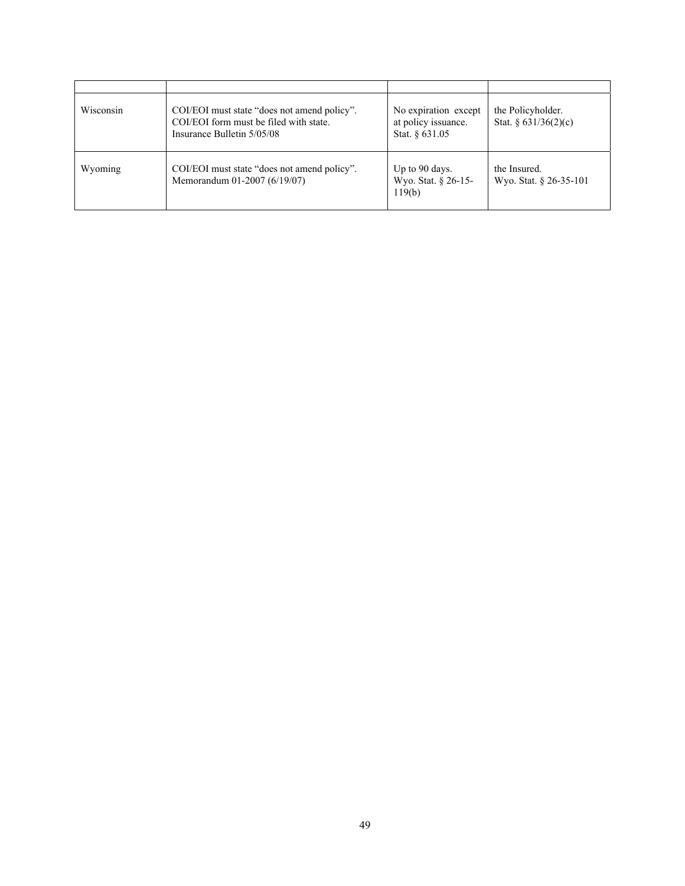| | | | |
|---|---|---|---|
| Wisconsin | COI/EOI must state "does not amend policy". COI/EOI form must be filed with state. Insurance Bulletin 5/05/08 | No expiration except at policy issuance. Stat. § 631.05 | the Policyholder. Stat. § 631/36(2)(c) |
| Wyoming | COI/EOI must state "does not amend policy". Memorandum 01-2007 (6/19/07) | Up to 90 days. Wyo. Stat. § 26-15-119(b) | the Insured. Wyo. Stat. § 26-35-101 |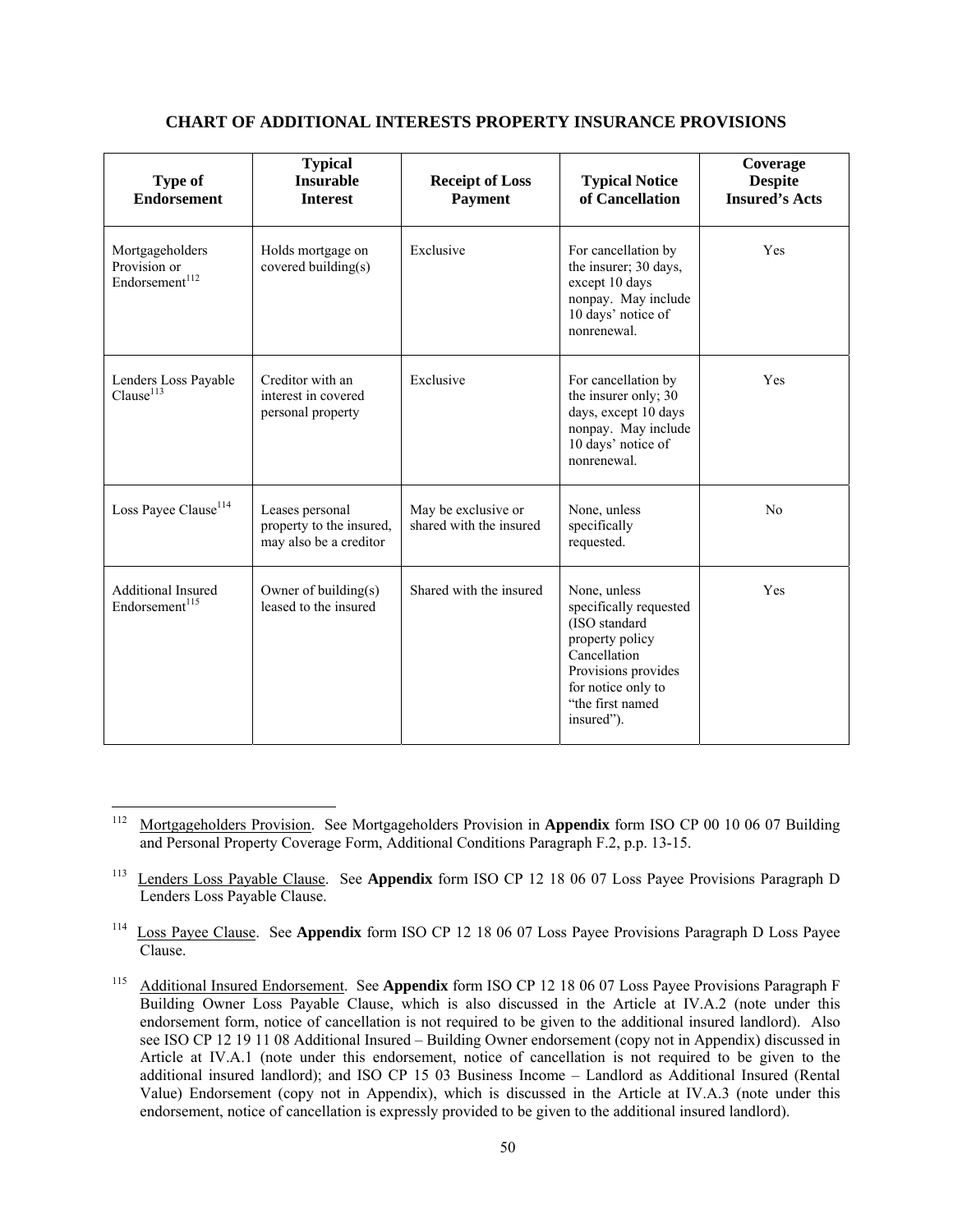## CHART OF ADDITIONAL INTERESTS PROPERTY INSURANCE PROVISIONS

| Type of Endorsement | Typical Insurable Interest | Receipt of Loss Payment | Typical Notice of Cancellation | Coverage Despite Insured's Acts |
|---|---|---|---|---|
| Mortgageholders Provision or Endorsement[112] | Holds mortgage on covered building(s) | Exclusive | For cancellation by the insurer; 30 days, except 10 days nonpay. May include 10 days' notice of nonrenewal. | Yes |
| Lenders Loss Payable Clause[113] | Creditor with an interest in covered personal property | Exclusive | For cancellation by the insurer only; 30 days, except 10 days nonpay. May include 10 days' notice of nonrenewal. | Yes |
| Loss Payee Clause[114] | Leases personal property to the insured, may also be a creditor | May be exclusive or shared with the insured | None, unless specifically requested. | No |
| Additional Insured Endorsement[115] | Owner of building(s) leased to the insured | Shared with the insured | None, unless specifically requested (ISO standard property policy Cancellation Provisions provides for notice only to "the first named insured"). | Yes |

---

[112] Mortgageholders Provision. See Mortgageholders Provision in **Appendix** form ISO CP 00 10 06 07 Building and Personal Property Coverage Form, Additional Conditions Paragraph F.2, p.p. 13-15.

[113] Lenders Loss Payable Clause. See **Appendix** form ISO CP 12 18 06 07 Loss Payee Provisions Paragraph D Lenders Loss Payable Clause.

[114] Loss Payee Clause. See **Appendix** form ISO CP 12 18 06 07 Loss Payee Provisions Paragraph D Loss Payee Clause.

[115] Additional Insured Endorsement. See **Appendix** form ISO CP 12 18 06 07 Loss Payee Provisions Paragraph F Building Owner Loss Payable Clause, which is also discussed in the Article at IV.A.2 (note under this endorsement form, notice of cancellation is not required to be given to the additional insured landlord). Also see ISO CP 12 19 11 08 Additional Insured – Building Owner endorsement (copy not in Appendix) discussed in Article at IV.A.1 (note under this endorsement, notice of cancellation is not required to be given to the additional insured landlord); and ISO CP 15 03 Business Income – Landlord as Additional Insured (Rental Value) Endorsement (copy not in Appendix), which is discussed in the Article at IV.A.3 (note under this endorsement, notice of cancellation is expressly provided to be given to the additional insured landlord).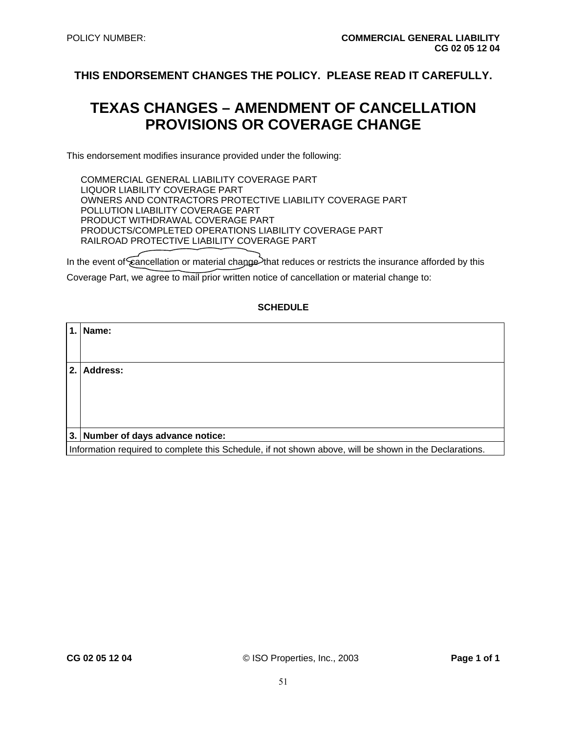POLICY NUMBER:

**COMMERCIAL GENERAL LIABILITY**
**CG 02 05 12 04**

**THIS ENDORSEMENT CHANGES THE POLICY. PLEASE READ IT CAREFULLY.**

# TEXAS CHANGES – AMENDMENT OF CANCELLATION PROVISIONS OR COVERAGE CHANGE

This endorsement modifies insurance provided under the following:

COMMERCIAL GENERAL LIABILITY COVERAGE PART
LIQUOR LIABILITY COVERAGE PART
OWNERS AND CONTRACTORS PROTECTIVE LIABILITY COVERAGE PART
POLLUTION LIABILITY COVERAGE PART
PRODUCT WITHDRAWAL COVERAGE PART
PRODUCTS/COMPLETED OPERATIONS LIABILITY COVERAGE PART
RAILROAD PROTECTIVE LIABILITY COVERAGE PART

In the event of cancellation or material change that reduces or restricts the insurance afforded by this Coverage Part, we agree to mail prior written notice of cancellation or material change to:

**SCHEDULE**

| | |
|---|---|
| **1.** | **Name:** |
| **2.** | **Address:** |
| **3.** | **Number of days advance notice:** |
| Information required to complete this Schedule, if not shown above, will be shown in the Declarations. | |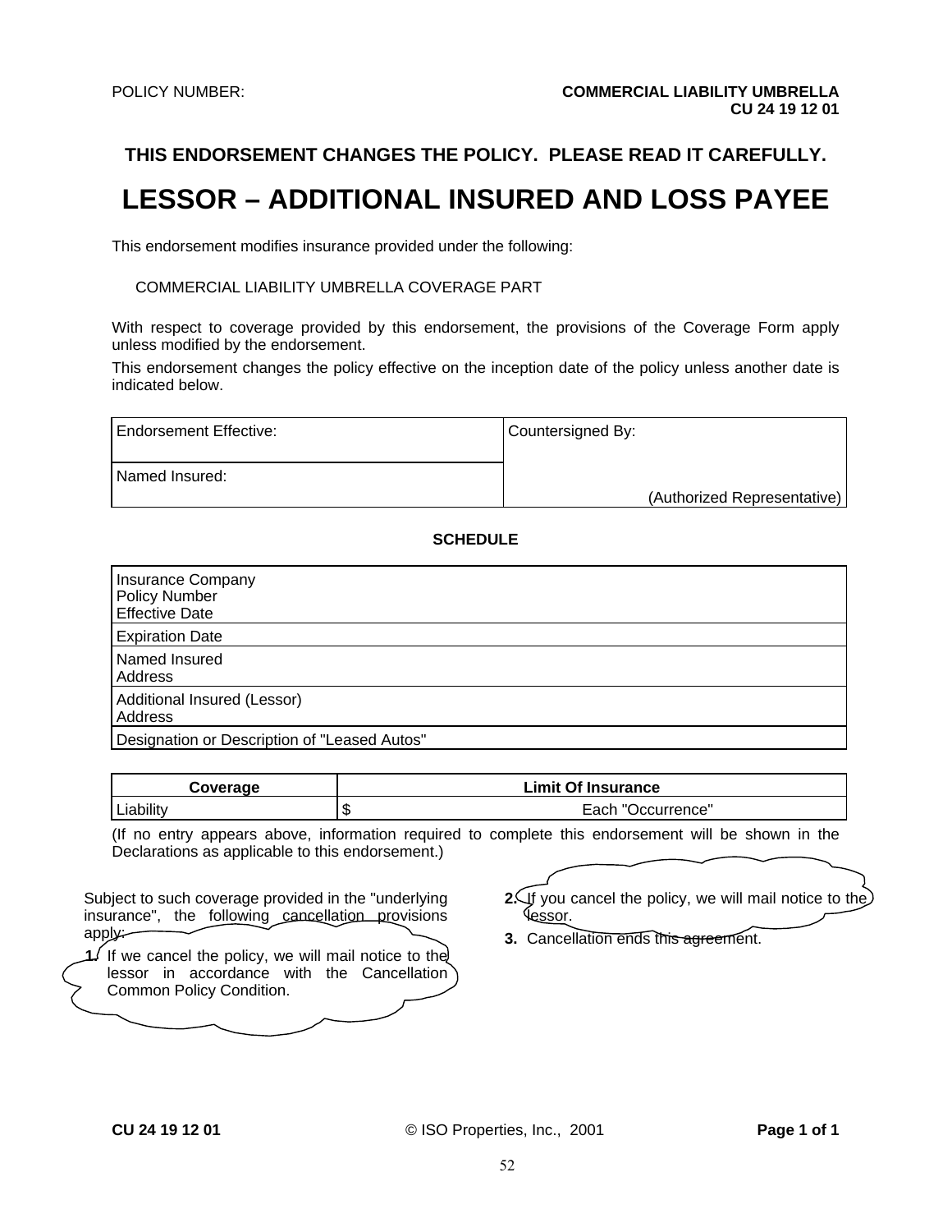POLICY NUMBER: **COMMERCIAL LIABILITY UMBRELLA**
**CU 24 19 12 01**

**THIS ENDORSEMENT CHANGES THE POLICY. PLEASE READ IT CAREFULLY.**

# LESSOR – ADDITIONAL INSURED AND LOSS PAYEE

This endorsement modifies insurance provided under the following:

COMMERCIAL LIABILITY UMBRELLA COVERAGE PART

With respect to coverage provided by this endorsement, the provisions of the Coverage Form apply unless modified by the endorsement.

This endorsement changes the policy effective on the inception date of the policy unless another date is indicated below.

| Endorsement Effective: | Countersigned By: |
|---|---|
| Named Insured: | (Authorized Representative) |

**SCHEDULE**

| |
|---|
| Insurance Company<br>Policy Number<br>Effective Date |
| Expiration Date |
| Named Insured<br>Address |
| Additional Insured (Lessor)<br>Address |
| Designation or Description of "Leased Autos" |

| Coverage | Limit Of Insurance |
|---|---|
| Liability | $ Each "Occurrence" |

(If no entry appears above, information required to complete this endorsement will be shown in the Declarations as applicable to this endorsement.)

Subject to such coverage provided in the "underlying insurance", the following cancellation provisions apply:

1. If we cancel the policy, we will mail notice to the lessor in accordance with the Cancellation Common Policy Condition.
2. If you cancel the policy, we will mail notice to the lessor.
3. Cancellation ends this agreement.

CU 24 19 12 01 © ISO Properties, Inc., 2001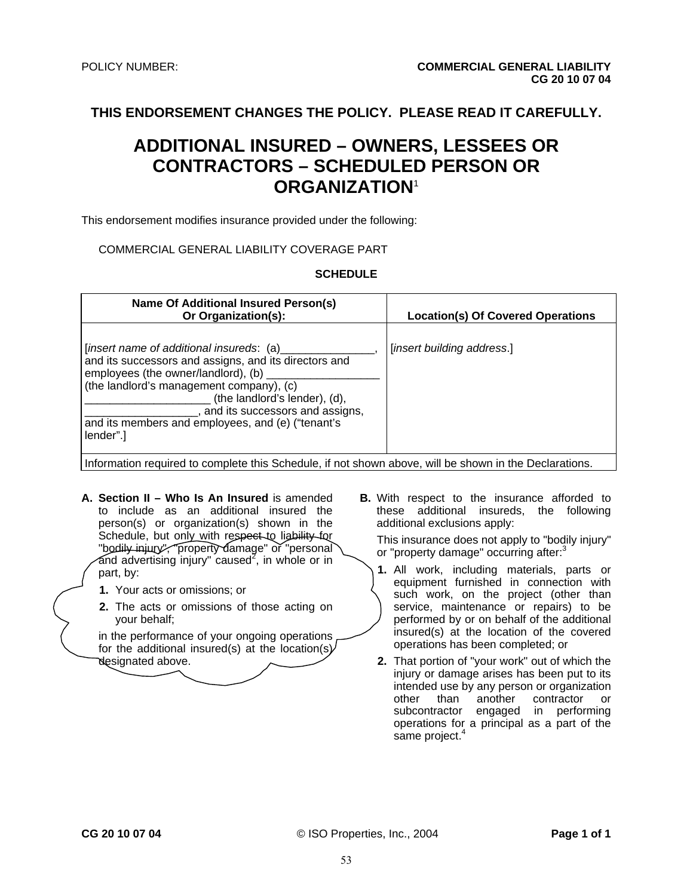POLICY NUMBER: **COMMERCIAL GENERAL LIABILITY CG 20 10 07 04**

**THIS ENDORSEMENT CHANGES THE POLICY. PLEASE READ IT CAREFULLY.**

# ADDITIONAL INSURED – OWNERS, LESSEES OR CONTRACTORS – SCHEDULED PERSON OR ORGANIZATION[1]

This endorsement modifies insurance provided under the following:

COMMERCIAL GENERAL LIABILITY COVERAGE PART

**SCHEDULE**

| Name Of Additional Insured Person(s) Or Organization(s): | Location(s) Of Covered Operations |
|---|---|
| [*insert name of additional insureds*: (a)_______________, and its successors and assigns, and its directors and employees (the owner/landlord), (b) __________________ (the landlord's management company), (c) ____________________ (the landlord's lender), (d), __________________, and its successors and assigns, and its members and employees, and (e) ("tenant's lender".] | [*insert building address*.] |
| Information required to complete this Schedule, if not shown above, will be shown in the Declarations. | |

**A. Section II – Who Is An Insured** is amended to include as an additional insured the person(s) or organization(s) shown in the Schedule, but only with respect to liability for "bodily injury", "property damage" or "personal and advertising injury" caused[2], in whole or in part, by:

1. Your acts or omissions; or
2. The acts or omissions of those acting on your behalf;

in the performance of your ongoing operations for the additional insured(s) at the location(s) designated above.

**B.** With respect to the insurance afforded to these additional insureds, the following additional exclusions apply:

This insurance does not apply to "bodily injury" or "property damage" occurring after:[3]

1. All work, including materials, parts or equipment furnished in connection with such work, on the project (other than service, maintenance or repairs) to be performed by or on behalf of the additional insured(s) at the location of the covered operations has been completed; or
2. That portion of "your work" out of which the injury or damage arises has been put to its intended use by any person or organization other than another contractor or subcontractor engaged in performing operations for a principal as a part of the same project.[4]

CG 20 10 07 04 © ISO Properties, Inc., 2004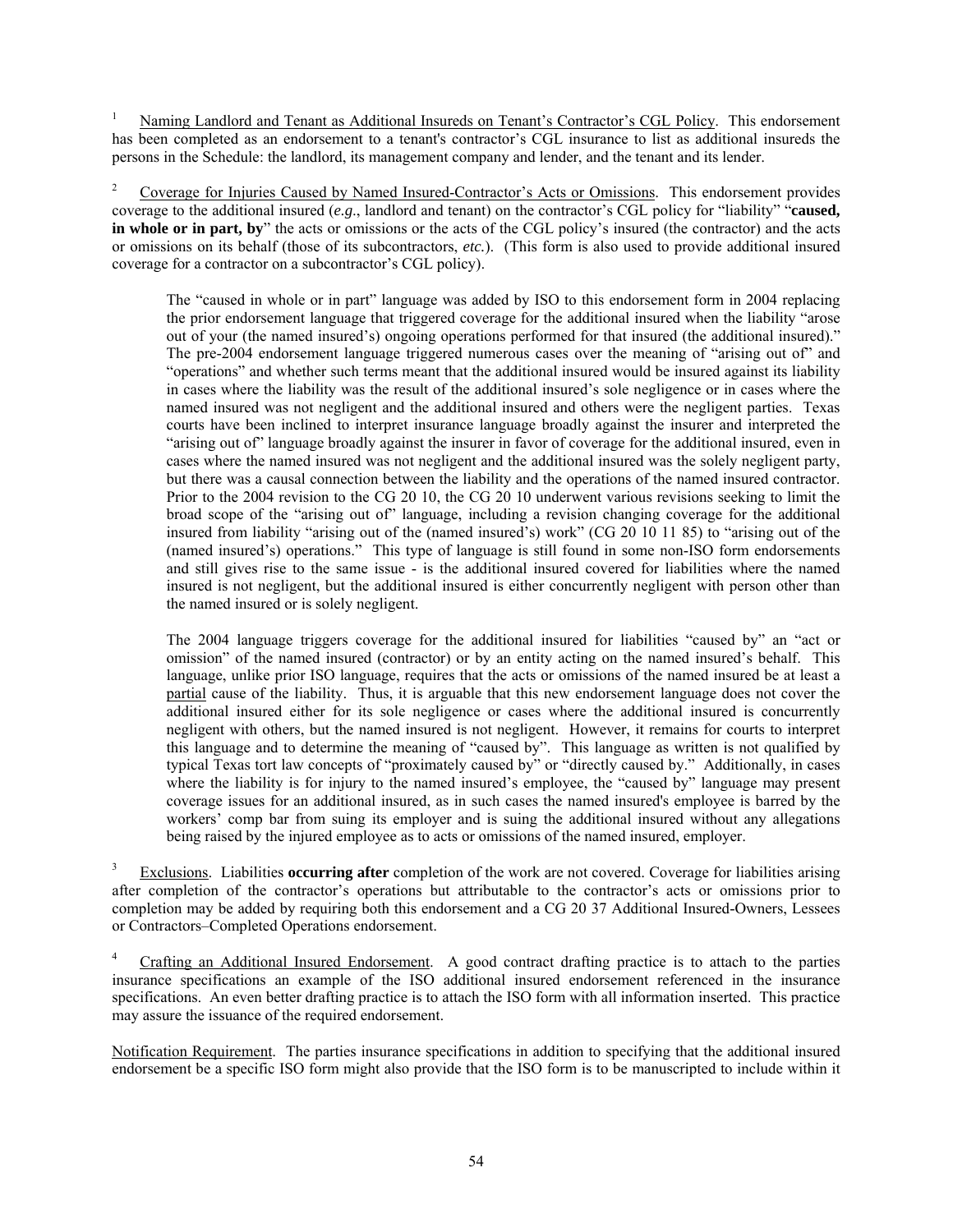[1] Naming Landlord and Tenant as Additional Insureds on Tenant's Contractor's CGL Policy. This endorsement has been completed as an endorsement to a tenant's contractor's CGL insurance to list as additional insureds the persons in the Schedule: the landlord, its management company and lender, and the tenant and its lender.

[2] Coverage for Injuries Caused by Named Insured-Contractor's Acts or Omissions. This endorsement provides coverage to the additional insured (*e.g*., landlord and tenant) on the contractor's CGL policy for "liability" "**caused, in whole or in part, by**" the acts or omissions or the acts of the CGL policy's insured (the contractor) and the acts or omissions on its behalf (those of its subcontractors, *etc.*). (This form is also used to provide additional insured coverage for a contractor on a subcontractor's CGL policy).

> The "caused in whole or in part" language was added by ISO to this endorsement form in 2004 replacing the prior endorsement language that triggered coverage for the additional insured when the liability "arose out of your (the named insured's) ongoing operations performed for that insured (the additional insured)." The pre-2004 endorsement language triggered numerous cases over the meaning of "arising out of" and "operations" and whether such terms meant that the additional insured would be insured against its liability in cases where the liability was the result of the additional insured's sole negligence or in cases where the named insured was not negligent and the additional insured and others were the negligent parties. Texas courts have been inclined to interpret insurance language broadly against the insurer and interpreted the "arising out of" language broadly against the insurer in favor of coverage for the additional insured, even in cases where the named insured was not negligent and the additional insured was the solely negligent party, but there was a causal connection between the liability and the operations of the named insured contractor. Prior to the 2004 revision to the CG 20 10, the CG 20 10 underwent various revisions seeking to limit the broad scope of the "arising out of" language, including a revision changing coverage for the additional insured from liability "arising out of the (named insured's) work" (CG 20 10 11 85) to "arising out of the (named insured's) operations." This type of language is still found in some non-ISO form endorsements and still gives rise to the same issue - is the additional insured covered for liabilities where the named insured is not negligent, but the additional insured is either concurrently negligent with person other than the named insured or is solely negligent.
>
> The 2004 language triggers coverage for the additional insured for liabilities "caused by" an "act or omission" of the named insured (contractor) or by an entity acting on the named insured's behalf. This language, unlike prior ISO language, requires that the acts or omissions of the named insured be at least a partial cause of the liability. Thus, it is arguable that this new endorsement language does not cover the additional insured either for its sole negligence or cases where the additional insured is concurrently negligent with others, but the named insured is not negligent. However, it remains for courts to interpret this language and to determine the meaning of "caused by". This language as written is not qualified by typical Texas tort law concepts of "proximately caused by" or "directly caused by." Additionally, in cases where the liability is for injury to the named insured's employee, the "caused by" language may present coverage issues for an additional insured, as in such cases the named insured's employee is barred by the workers' comp bar from suing its employer and is suing the additional insured without any allegations being raised by the injured employee as to acts or omissions of the named insured, employer.

[3] Exclusions. Liabilities **occurring after** completion of the work are not covered. Coverage for liabilities arising after completion of the contractor's operations but attributable to the contractor's acts or omissions prior to completion may be added by requiring both this endorsement and a CG 20 37 Additional Insured-Owners, Lessees or Contractors–Completed Operations endorsement.

[4] Crafting an Additional Insured Endorsement. A good contract drafting practice is to attach to the parties insurance specifications an example of the ISO additional insured endorsement referenced in the insurance specifications. An even better drafting practice is to attach the ISO form with all information inserted. This practice may assure the issuance of the required endorsement.

Notification Requirement. The parties insurance specifications in addition to specifying that the additional insured endorsement be a specific ISO form might also provide that the ISO form is to be manuscripted to include within it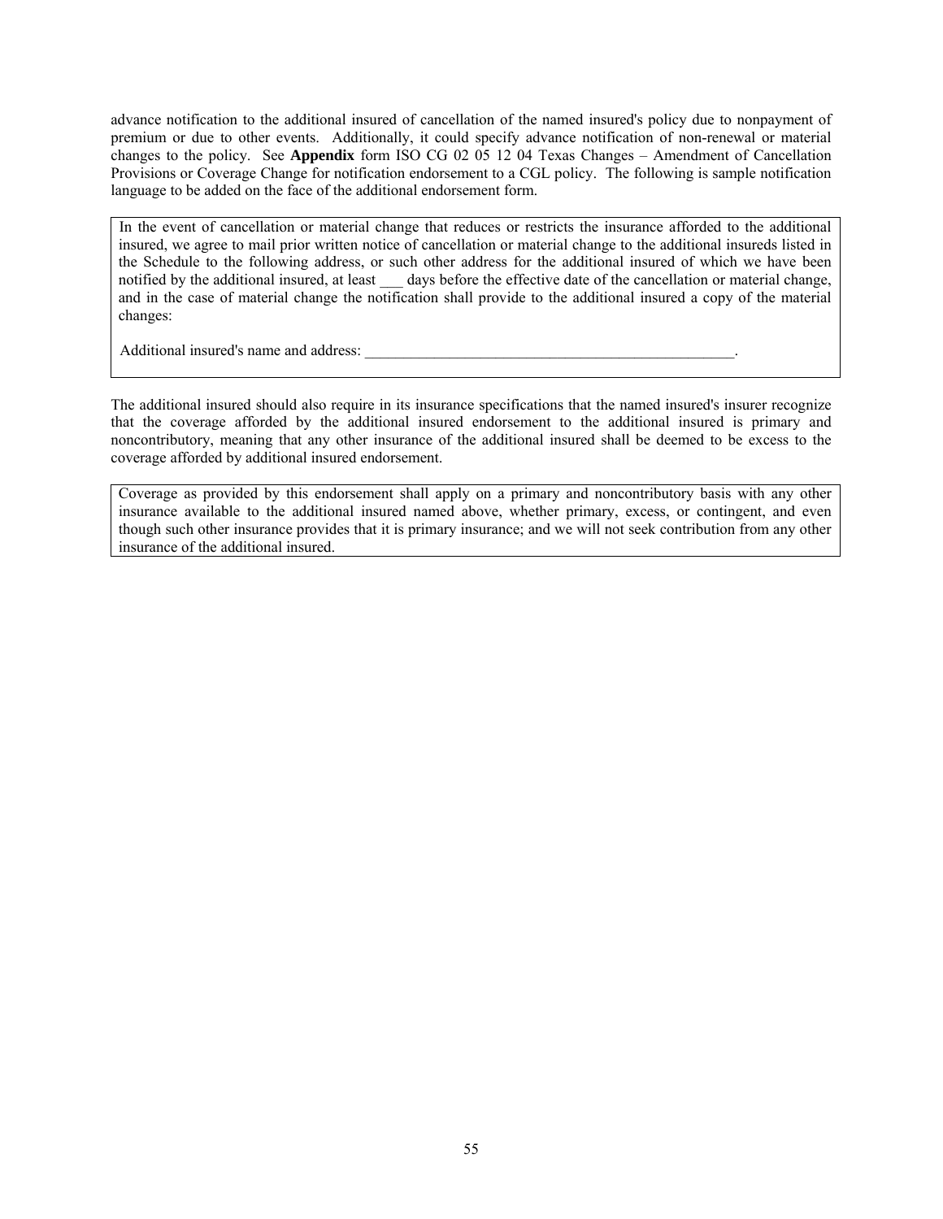advance notification to the additional insured of cancellation of the named insured's policy due to nonpayment of premium or due to other events. Additionally, it could specify advance notification of non-renewal or material changes to the policy. See **Appendix** form ISO CG 02 05 12 04 Texas Changes – Amendment of Cancellation Provisions or Coverage Change for notification endorsement to a CGL policy. The following is sample notification language to be added on the face of the additional endorsement form.

> In the event of cancellation or material change that reduces or restricts the insurance afforded to the additional insured, we agree to mail prior written notice of cancellation or material change to the additional insureds listed in the Schedule to the following address, or such other address for the additional insured of which we have been notified by the additional insured, at least ___ days before the effective date of the cancellation or material change, and in the case of material change the notification shall provide to the additional insured a copy of the material changes:
>
> Additional insured's name and address: ___________________________________________________.

The additional insured should also require in its insurance specifications that the named insured's insurer recognize that the coverage afforded by the additional insured endorsement to the additional insured is primary and noncontributory, meaning that any other insurance of the additional insured shall be deemed to be excess to the coverage afforded by additional insured endorsement.

> Coverage as provided by this endorsement shall apply on a primary and noncontributory basis with any other insurance available to the additional insured named above, whether primary, excess, or contingent, and even though such other insurance provides that it is primary insurance; and we will not seek contribution from any other insurance of the additional insured.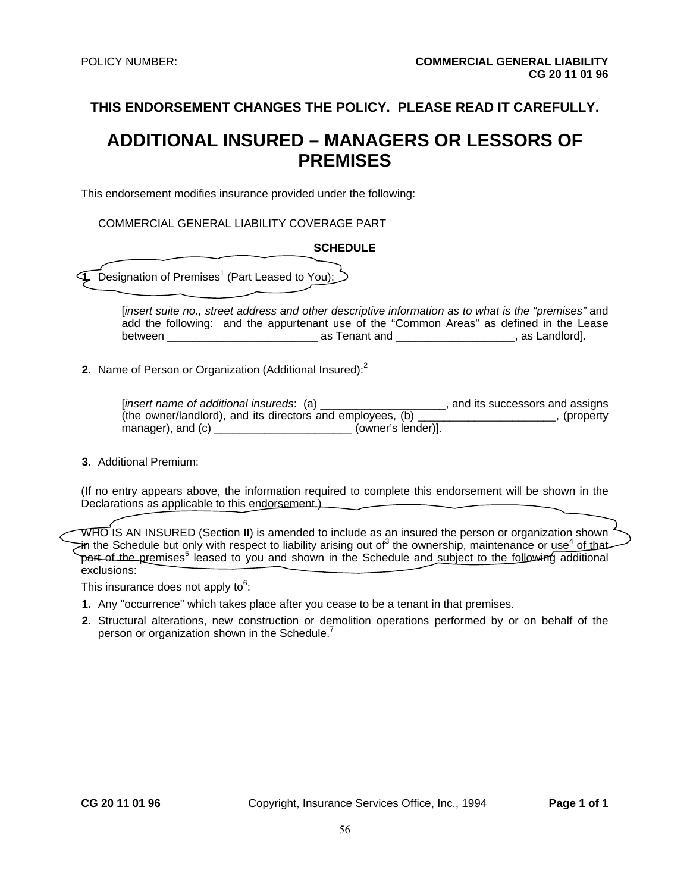POLICY NUMBER: **COMMERCIAL GENERAL LIABILITY**
**CG 20 11 01 96**

**THIS ENDORSEMENT CHANGES THE POLICY. PLEASE READ IT CAREFULLY.**

# ADDITIONAL INSURED – MANAGERS OR LESSORS OF PREMISES

This endorsement modifies insurance provided under the following:

COMMERCIAL GENERAL LIABILITY COVERAGE PART

**SCHEDULE**

**1.** Designation of Premises[1] (Part Leased to You):

[*insert suite no., street address and other descriptive information as to what is the "premises"* and add the following: and the appurtenant use of the "Common Areas" as defined in the Lease between ________________________ as Tenant and __________________, as Landlord].

**2.** Name of Person or Organization (Additional Insured):[2]

[*insert name of additional insureds*: (a) ___________________, and its successors and assigns (the owner/landlord), and its directors and employees, (b) _____________________, (property manager), and (c) _____________________ (owner's lender)].

**3.** Additional Premium:

(If no entry appears above, the information required to complete this endorsement will be shown in the Declarations as applicable to this endorsement.)

WHO IS AN INSURED (Section **II**) is amended to include as an insured the person or organization shown in the Schedule but only with respect to liability arising out of[3] the ownership, maintenance or use[4] of that part of the premises[5] leased to you and shown in the Schedule and subject to the following additional exclusions:

This insurance does not apply to[6]:

1. Any "occurrence" which takes place after you cease to be a tenant in that premises.
2. Structural alterations, new construction or demolition operations performed by or on behalf of the person or organization shown in the Schedule.[7]

**CG 20 11 01 96** Copyright, Insurance Services Office, Inc., 1994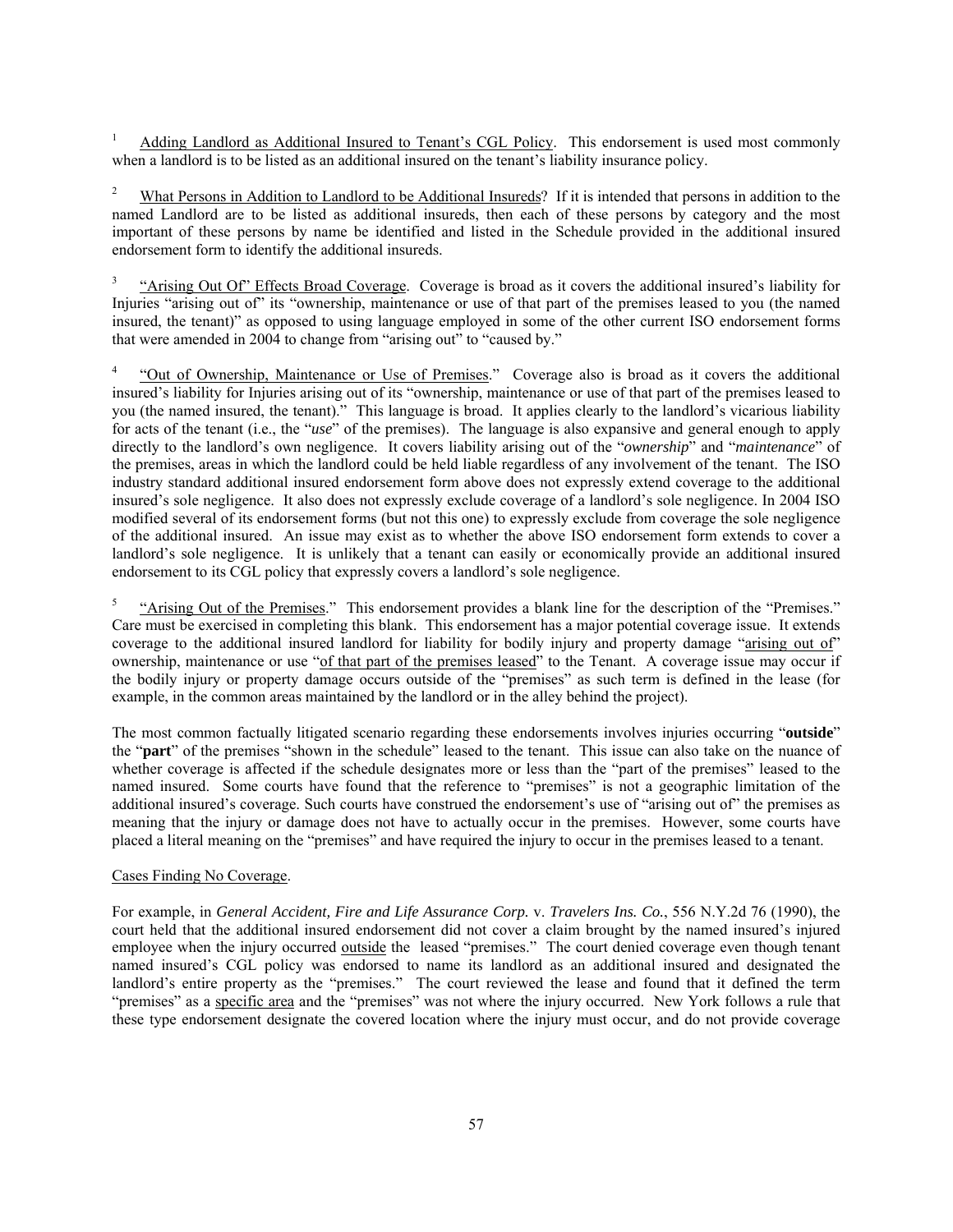[1] Adding Landlord as Additional Insured to Tenant's CGL Policy. This endorsement is used most commonly when a landlord is to be listed as an additional insured on the tenant's liability insurance policy.

[2] What Persons in Addition to Landlord to be Additional Insureds? If it is intended that persons in addition to the named Landlord are to be listed as additional insureds, then each of these persons by category and the most important of these persons by name be identified and listed in the Schedule provided in the additional insured endorsement form to identify the additional insureds.

[3] "Arising Out Of" Effects Broad Coverage. Coverage is broad as it covers the additional insured's liability for Injuries "arising out of" its "ownership, maintenance or use of that part of the premises leased to you (the named insured, the tenant)" as opposed to using language employed in some of the other current ISO endorsement forms that were amended in 2004 to change from "arising out" to "caused by."

[4] "Out of Ownership, Maintenance or Use of Premises." Coverage also is broad as it covers the additional insured's liability for Injuries arising out of its "ownership, maintenance or use of that part of the premises leased to you (the named insured, the tenant)." This language is broad. It applies clearly to the landlord's vicarious liability for acts of the tenant (i.e., the "*use*" of the premises). The language is also expansive and general enough to apply directly to the landlord's own negligence. It covers liability arising out of the "*ownership*" and "*maintenance*" of the premises, areas in which the landlord could be held liable regardless of any involvement of the tenant. The ISO industry standard additional insured endorsement form above does not expressly extend coverage to the additional insured's sole negligence. It also does not expressly exclude coverage of a landlord's sole negligence. In 2004 ISO modified several of its endorsement forms (but not this one) to expressly exclude from coverage the sole negligence of the additional insured. An issue may exist as to whether the above ISO endorsement form extends to cover a landlord's sole negligence. It is unlikely that a tenant can easily or economically provide an additional insured endorsement to its CGL policy that expressly covers a landlord's sole negligence.

[5] "Arising Out of the Premises." This endorsement provides a blank line for the description of the "Premises." Care must be exercised in completing this blank. This endorsement has a major potential coverage issue. It extends coverage to the additional insured landlord for liability for bodily injury and property damage "arising out of" ownership, maintenance or use "of that part of the premises leased" to the Tenant. A coverage issue may occur if the bodily injury or property damage occurs outside of the "premises" as such term is defined in the lease (for example, in the common areas maintained by the landlord or in the alley behind the project).

The most common factually litigated scenario regarding these endorsements involves injuries occurring "**outside**" the "**part**" of the premises "shown in the schedule" leased to the tenant. This issue can also take on the nuance of whether coverage is affected if the schedule designates more or less than the "part of the premises" leased to the named insured. Some courts have found that the reference to "premises" is not a geographic limitation of the additional insured's coverage. Such courts have construed the endorsement's use of "arising out of" the premises as meaning that the injury or damage does not have to actually occur in the premises. However, some courts have placed a literal meaning on the "premises" and have required the injury to occur in the premises leased to a tenant.

Cases Finding No Coverage.

For example, in *General Accident, Fire and Life Assurance Corp.* v. *Travelers Ins. Co.*, 556 N.Y.2d 76 (1990), the court held that the additional insured endorsement did not cover a claim brought by the named insured's injured employee when the injury occurred outside the leased "premises." The court denied coverage even though tenant named insured's CGL policy was endorsed to name its landlord as an additional insured and designated the landlord's entire property as the "premises." The court reviewed the lease and found that it defined the term "premises" as a specific area and the "premises" was not where the injury occurred. New York follows a rule that these type endorsement designate the covered location where the injury must occur, and do not provide coverage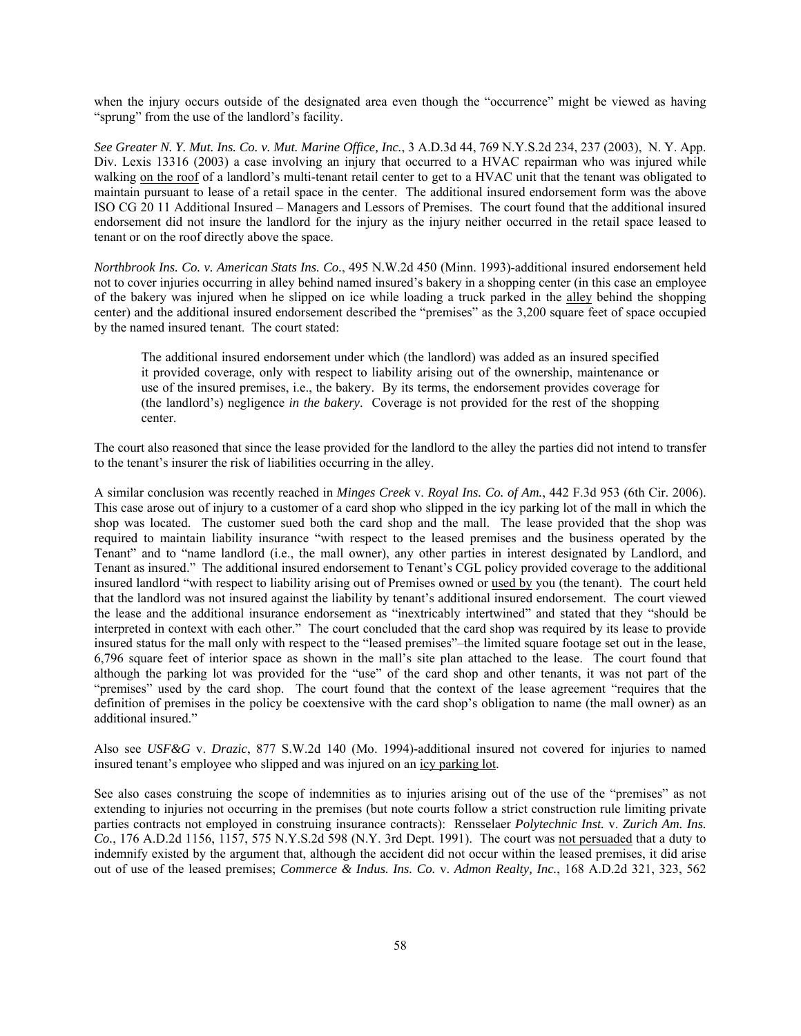when the injury occurs outside of the designated area even though the "occurrence" might be viewed as having "sprung" from the use of the landlord's facility.

*See Greater N. Y. Mut. Ins. Co. v. Mut. Marine Office, Inc.*, 3 A.D.3d 44, 769 N.Y.S.2d 234, 237 (2003), N. Y. App. Div. Lexis 13316 (2003) a case involving an injury that occurred to a HVAC repairman who was injured while walking <u>on the roof</u> of a landlord's multi-tenant retail center to get to a HVAC unit that the tenant was obligated to maintain pursuant to lease of a retail space in the center. The additional insured endorsement form was the above ISO CG 20 11 Additional Insured – Managers and Lessors of Premises. The court found that the additional insured endorsement did not insure the landlord for the injury as the injury neither occurred in the retail space leased to tenant or on the roof directly above the space.

*Northbrook Ins. Co. v. American Stats Ins. Co.*, 495 N.W.2d 450 (Minn. 1993)-additional insured endorsement held not to cover injuries occurring in alley behind named insured's bakery in a shopping center (in this case an employee of the bakery was injured when he slipped on ice while loading a truck parked in the <u>alley</u> behind the shopping center) and the additional insured endorsement described the "premises" as the 3,200 square feet of space occupied by the named insured tenant. The court stated:

> The additional insured endorsement under which (the landlord) was added as an insured specified it provided coverage, only with respect to liability arising out of the ownership, maintenance or use of the insured premises, i.e., the bakery. By its terms, the endorsement provides coverage for (the landlord's) negligence *in the bakery*. Coverage is not provided for the rest of the shopping center.

The court also reasoned that since the lease provided for the landlord to the alley the parties did not intend to transfer to the tenant's insurer the risk of liabilities occurring in the alley.

A similar conclusion was recently reached in *Minges Creek* v. *Royal Ins. Co. of Am.*, 442 F.3d 953 (6th Cir. 2006). This case arose out of injury to a customer of a card shop who slipped in the icy parking lot of the mall in which the shop was located. The customer sued both the card shop and the mall. The lease provided that the shop was required to maintain liability insurance "with respect to the leased premises and the business operated by the Tenant" and to "name landlord (i.e., the mall owner), any other parties in interest designated by Landlord, and Tenant as insured." The additional insured endorsement to Tenant's CGL policy provided coverage to the additional insured landlord "with respect to liability arising out of Premises owned or <u>used by</u> you (the tenant). The court held that the landlord was not insured against the liability by tenant's additional insured endorsement. The court viewed the lease and the additional insurance endorsement as "inextricably intertwined" and stated that they "should be interpreted in context with each other." The court concluded that the card shop was required by its lease to provide insured status for the mall only with respect to the "leased premises"–the limited square footage set out in the lease, 6,796 square feet of interior space as shown in the mall's site plan attached to the lease. The court found that although the parking lot was provided for the "use" of the card shop and other tenants, it was not part of the "premises" used by the card shop. The court found that the context of the lease agreement "requires that the definition of premises in the policy be coextensive with the card shop's obligation to name (the mall owner) as an additional insured."

Also see *USF&G* v. *Drazic*, 877 S.W.2d 140 (Mo. 1994)-additional insured not covered for injuries to named insured tenant's employee who slipped and was injured on an <u>icy parking lot</u>.

See also cases construing the scope of indemnities as to injuries arising out of the use of the "premises" as not extending to injuries not occurring in the premises (but note courts follow a strict construction rule limiting private parties contracts not employed in construing insurance contracts): Rensselaer *Polytechnic Inst.* v. *Zurich Am. Ins. Co.*, 176 A.D.2d 1156, 1157, 575 N.Y.S.2d 598 (N.Y. 3rd Dept. 1991). The court was <u>not persuaded</u> that a duty to indemnify existed by the argument that, although the accident did not occur within the leased premises, it did arise out of use of the leased premises; *Commerce & Indus. Ins. Co.* v. *Admon Realty, Inc.*, 168 A.D.2d 321, 323, 562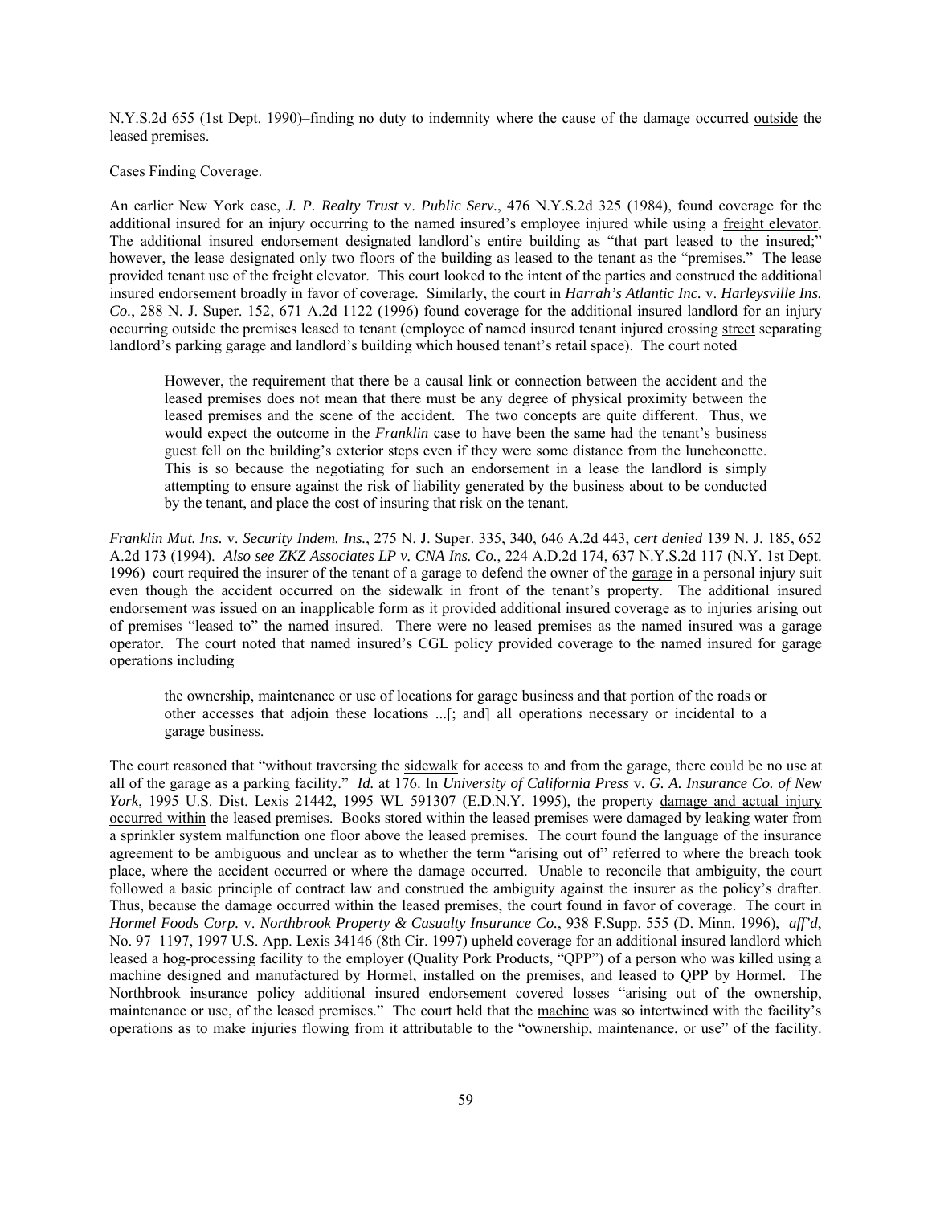N.Y.S.2d 655 (1st Dept. 1990)–finding no duty to indemnity where the cause of the damage occurred <u>outside</u> the leased premises.

<u>Cases Finding Coverage</u>.

An earlier New York case, *J. P. Realty Trust* v. *Public Serv.*, 476 N.Y.S.2d 325 (1984), found coverage for the additional insured for an injury occurring to the named insured's employee injured while using a <u>freight elevator</u>. The additional insured endorsement designated landlord's entire building as "that part leased to the insured;" however, the lease designated only two floors of the building as leased to the tenant as the "premises." The lease provided tenant use of the freight elevator. This court looked to the intent of the parties and construed the additional insured endorsement broadly in favor of coverage. Similarly, the court in *Harrah's Atlantic Inc.* v. *Harleysville Ins. Co.*, 288 N. J. Super. 152, 671 A.2d 1122 (1996) found coverage for the additional insured landlord for an injury occurring outside the premises leased to tenant (employee of named insured tenant injured crossing <u>street</u> separating landlord's parking garage and landlord's building which housed tenant's retail space). The court noted

> However, the requirement that there be a causal link or connection between the accident and the leased premises does not mean that there must be any degree of physical proximity between the leased premises and the scene of the accident. The two concepts are quite different. Thus, we would expect the outcome in the *Franklin* case to have been the same had the tenant's business guest fell on the building's exterior steps even if they were some distance from the luncheonette. This is so because the negotiating for such an endorsement in a lease the landlord is simply attempting to ensure against the risk of liability generated by the business about to be conducted by the tenant, and place the cost of insuring that risk on the tenant.

*Franklin Mut. Ins.* v. *Security Indem. Ins.*, 275 N. J. Super. 335, 340, 646 A.2d 443, *cert denied* 139 N. J. 185, 652 A.2d 173 (1994). *Also see ZKZ Associates LP v. CNA Ins. Co.*, 224 A.D.2d 174, 637 N.Y.S.2d 117 (N.Y. 1st Dept. 1996)–court required the insurer of the tenant of a garage to defend the owner of the <u>garage</u> in a personal injury suit even though the accident occurred on the sidewalk in front of the tenant's property. The additional insured endorsement was issued on an inapplicable form as it provided additional insured coverage as to injuries arising out of premises "leased to" the named insured. There were no leased premises as the named insured was a garage operator. The court noted that named insured's CGL policy provided coverage to the named insured for garage operations including

> the ownership, maintenance or use of locations for garage business and that portion of the roads or other accesses that adjoin these locations ...[; and] all operations necessary or incidental to a garage business.

The court reasoned that "without traversing the <u>sidewalk</u> for access to and from the garage, there could be no use at all of the garage as a parking facility." *Id.* at 176. In *University of California Press* v. *G. A. Insurance Co. of New York*, 1995 U.S. Dist. Lexis 21442, 1995 WL 591307 (E.D.N.Y. 1995), the property <u>damage and actual injury occurred within</u> the leased premises. Books stored within the leased premises were damaged by leaking water from a <u>sprinkler system malfunction one floor above the leased premises</u>. The court found the language of the insurance agreement to be ambiguous and unclear as to whether the term "arising out of" referred to where the breach took place, where the accident occurred or where the damage occurred. Unable to reconcile that ambiguity, the court followed a basic principle of contract law and construed the ambiguity against the insurer as the policy's drafter. Thus, because the damage occurred <u>within</u> the leased premises, the court found in favor of coverage. The court in *Hormel Foods Corp.* v. *Northbrook Property & Casualty Insurance Co.*, 938 F.Supp. 555 (D. Minn. 1996), *aff'd*, No. 97–1197, 1997 U.S. App. Lexis 34146 (8th Cir. 1997) upheld coverage for an additional insured landlord which leased a hog-processing facility to the employer (Quality Pork Products, "QPP") of a person who was killed using a machine designed and manufactured by Hormel, installed on the premises, and leased to QPP by Hormel. The Northbrook insurance policy additional insured endorsement covered losses "arising out of the ownership, maintenance or use, of the leased premises." The court held that the <u>machine</u> was so intertwined with the facility's operations as to make injuries flowing from it attributable to the "ownership, maintenance, or use" of the facility.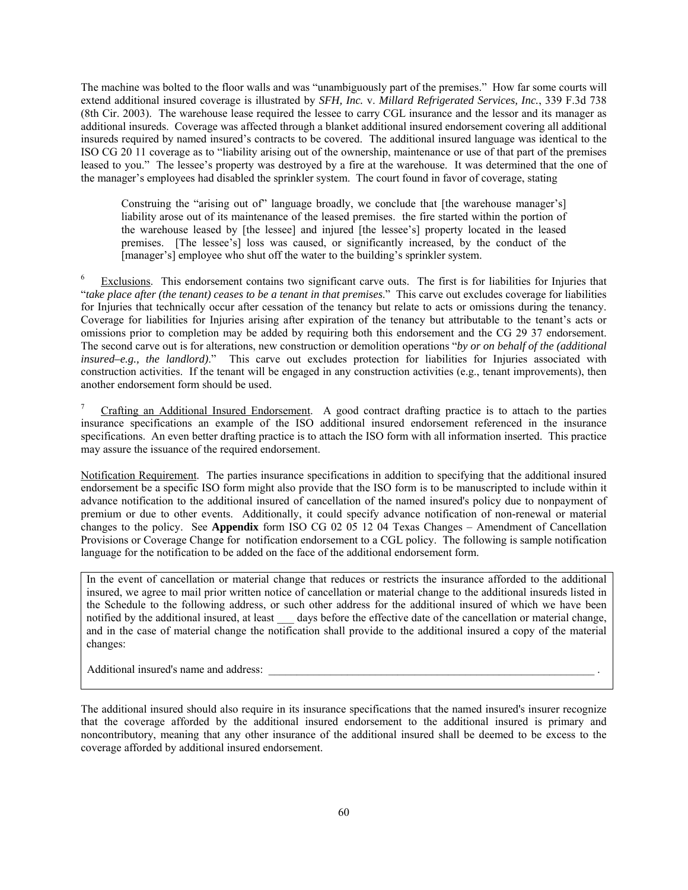The machine was bolted to the floor walls and was "unambiguously part of the premises." How far some courts will extend additional insured coverage is illustrated by *SFH, Inc.* v. *Millard Refrigerated Services, Inc.*, 339 F.3d 738 (8th Cir. 2003). The warehouse lease required the lessee to carry CGL insurance and the lessor and its manager as additional insureds. Coverage was affected through a blanket additional insured endorsement covering all additional insureds required by named insured's contracts to be covered. The additional insured language was identical to the ISO CG 20 11 coverage as to "liability arising out of the ownership, maintenance or use of that part of the premises leased to you." The lessee's property was destroyed by a fire at the warehouse. It was determined that the one of the manager's employees had disabled the sprinkler system. The court found in favor of coverage, stating

> Construing the "arising out of" language broadly, we conclude that [the warehouse manager's] liability arose out of its maintenance of the leased premises. the fire started within the portion of the warehouse leased by [the lessee] and injured [the lessee's] property located in the leased premises. [The lessee's] loss was caused, or significantly increased, by the conduct of the [manager's] employee who shut off the water to the building's sprinkler system.

[6] Exclusions. This endorsement contains two significant carve outs. The first is for liabilities for Injuries that "*take place after (the tenant) ceases to be a tenant in that premises.*" This carve out excludes coverage for liabilities for Injuries that technically occur after cessation of the tenancy but relate to acts or omissions during the tenancy. Coverage for liabilities for Injuries arising after expiration of the tenancy but attributable to the tenant's acts or omissions prior to completion may be added by requiring both this endorsement and the CG 29 37 endorsement. The second carve out is for alterations, new construction or demolition operations "*by or on behalf of the (additional insured–e.g., the landlord)*." This carve out excludes protection for liabilities for Injuries associated with construction activities. If the tenant will be engaged in any construction activities (e.g., tenant improvements), then another endorsement form should be used.

[7] Crafting an Additional Insured Endorsement. A good contract drafting practice is to attach to the parties insurance specifications an example of the ISO additional insured endorsement referenced in the insurance specifications. An even better drafting practice is to attach the ISO form with all information inserted. This practice may assure the issuance of the required endorsement.

Notification Requirement. The parties insurance specifications in addition to specifying that the additional insured endorsement be a specific ISO form might also provide that the ISO form is to be manuscripted to include within it advance notification to the additional insured of cancellation of the named insured's policy due to nonpayment of premium or due to other events. Additionally, it could specify advance notification of non-renewal or material changes to the policy. See **Appendix** form ISO CG 02 05 12 04 Texas Changes – Amendment of Cancellation Provisions or Coverage Change for notification endorsement to a CGL policy. The following is sample notification language for the notification to be added on the face of the additional endorsement form.

> In the event of cancellation or material change that reduces or restricts the insurance afforded to the additional insured, we agree to mail prior written notice of cancellation or material change to the additional insureds listed in the Schedule to the following address, or such other address for the additional insured of which we have been notified by the additional insured, at least ___ days before the effective date of the cancellation or material change, and in the case of material change the notification shall provide to the additional insured a copy of the material changes:
>
> Additional insured's name and address: _______________________________________________ .

The additional insured should also require in its insurance specifications that the named insured's insurer recognize that the coverage afforded by the additional insured endorsement to the additional insured is primary and noncontributory, meaning that any other insurance of the additional insured shall be deemed to be excess to the coverage afforded by additional insured endorsement.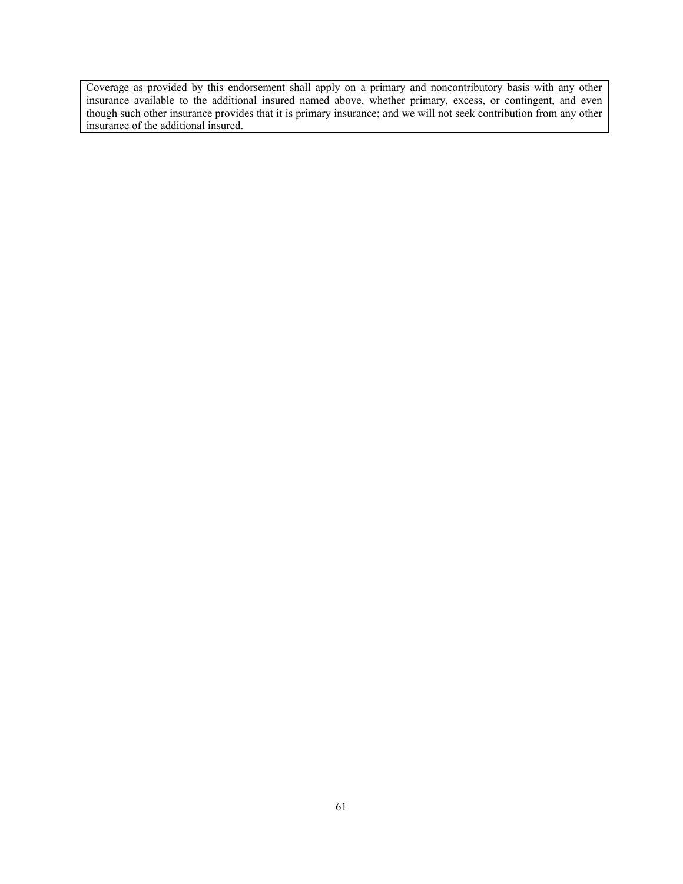| Coverage as provided by this endorsement shall apply on a primary and noncontributory basis with any other insurance available to the additional insured named above, whether primary, excess, or contingent, and even though such other insurance provides that it is primary insurance; and we will not seek contribution from any other insurance of the additional insured. |
| --- |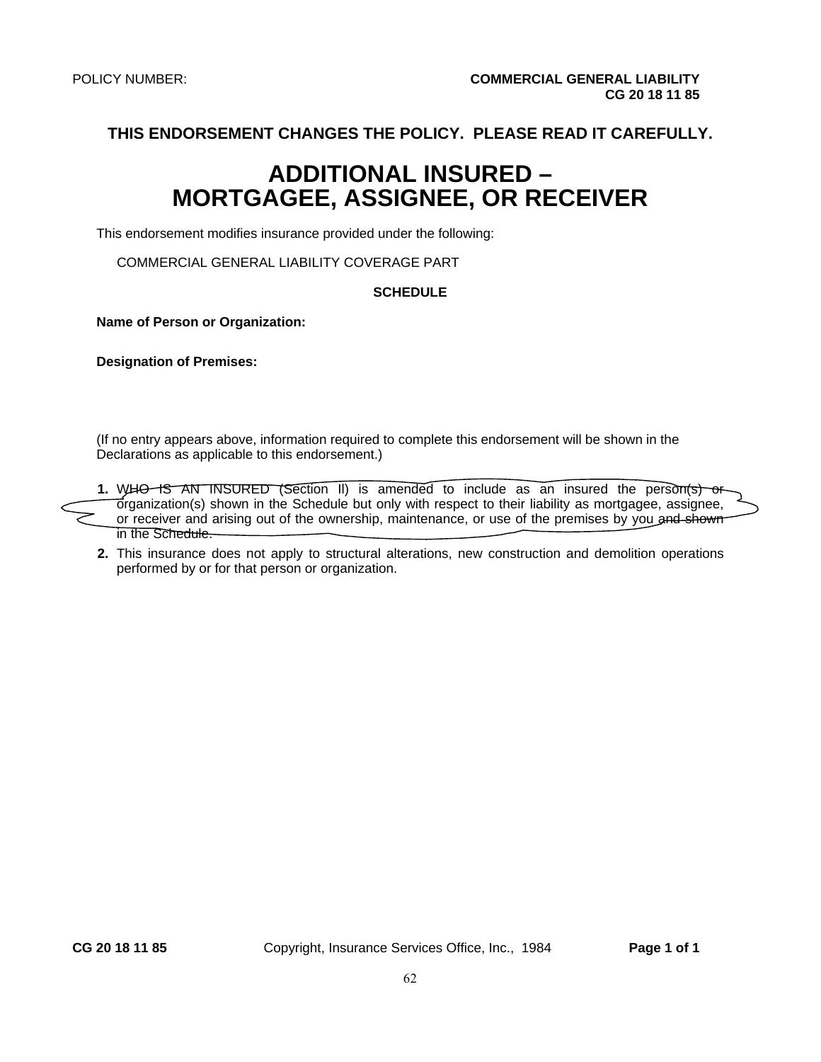POLICY NUMBER: **COMMERCIAL GENERAL LIABILITY**
**CG 20 18 11 85**

**THIS ENDORSEMENT CHANGES THE POLICY. PLEASE READ IT CAREFULLY.**

# ADDITIONAL INSURED – MORTGAGEE, ASSIGNEE, OR RECEIVER

This endorsement modifies insurance provided under the following:

COMMERCIAL GENERAL LIABILITY COVERAGE PART

**SCHEDULE**

**Name of Person or Organization:**

**Designation of Premises:**

(If no entry appears above, information required to complete this endorsement will be shown in the Declarations as applicable to this endorsement.)

1. WHO IS AN INSURED (Section II) is amended to include as an insured the person(s) or organization(s) shown in the Schedule but only with respect to their liability as mortgagee, assignee, or receiver and arising out of the ownership, maintenance, or use of the premises by you and shown in the Schedule.
2. This insurance does not apply to structural alterations, new construction and demolition operations performed by or for that person or organization.

**CG 20 18 11 85** Copyright, Insurance Services Office, Inc., 1984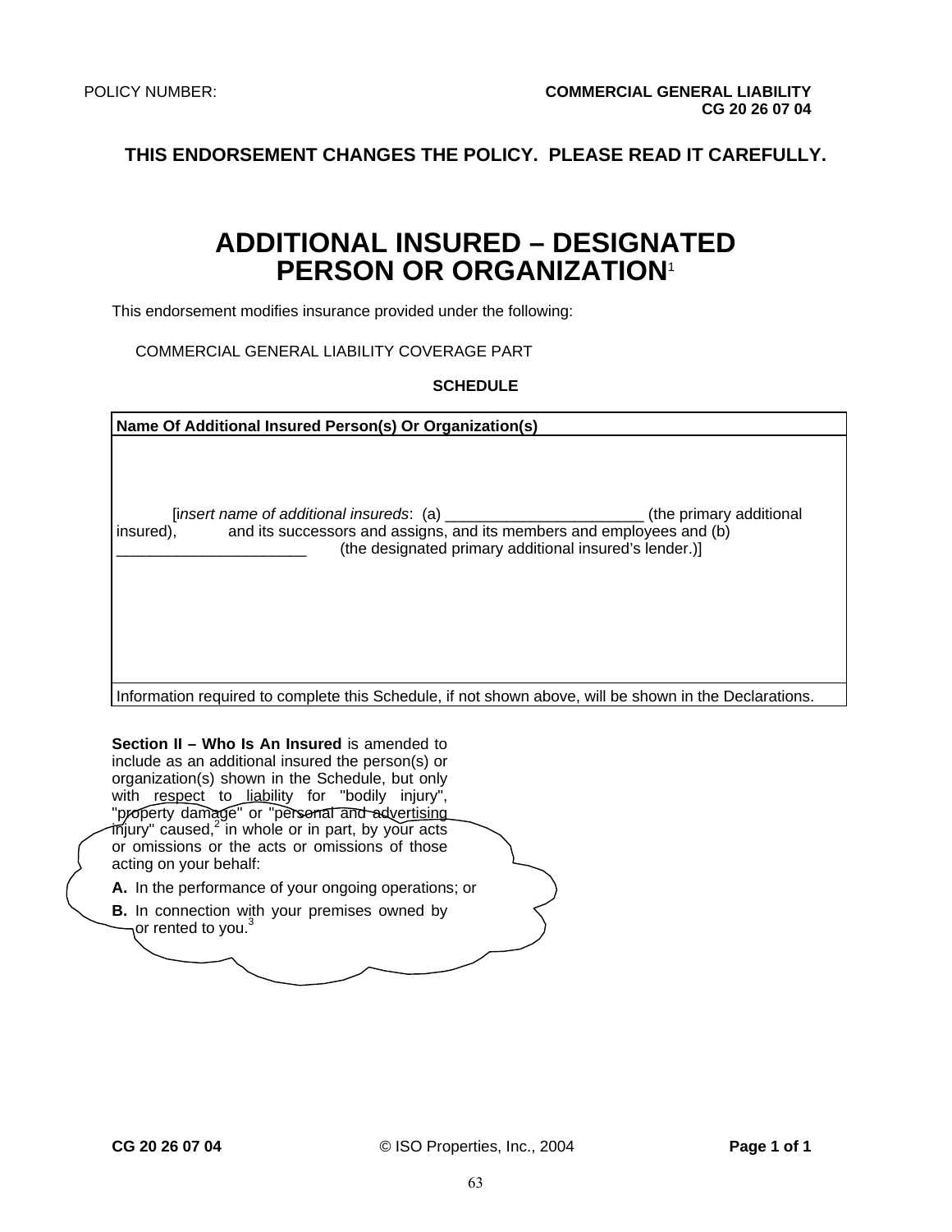POLICY NUMBER: **COMMERCIAL GENERAL LIABILITY**
**CG 20 26 07 04**

**THIS ENDORSEMENT CHANGES THE POLICY. PLEASE READ IT CAREFULLY.**

# ADDITIONAL INSURED – DESIGNATED PERSON OR ORGANIZATION[1]

This endorsement modifies insurance provided under the following:

COMMERCIAL GENERAL LIABILITY COVERAGE PART

**SCHEDULE**

| Name Of Additional Insured Person(s) Or Organization(s) |
|---|
| [*insert name of additional insureds*: (a) _______________________ (the primary additional insured), and its successors and assigns, and its members and employees and (b) _______________________ (the designated primary additional insured's lender.)] |
| Information required to complete this Schedule, if not shown above, will be shown in the Declarations. |

**Section II – Who Is An Insured** is amended to include as an additional insured the person(s) or organization(s) shown in the Schedule, but only with respect to liability for "bodily injury", "property damage" or "personal and advertising injury" caused,[2] in whole or in part, by your acts or omissions or the acts or omissions of those acting on your behalf:

**A.** In the performance of your ongoing operations; or

**B.** In connection with your premises owned by or rented to you.[3]

**CG 20 26 07 04** © ISO Properties, Inc., 2004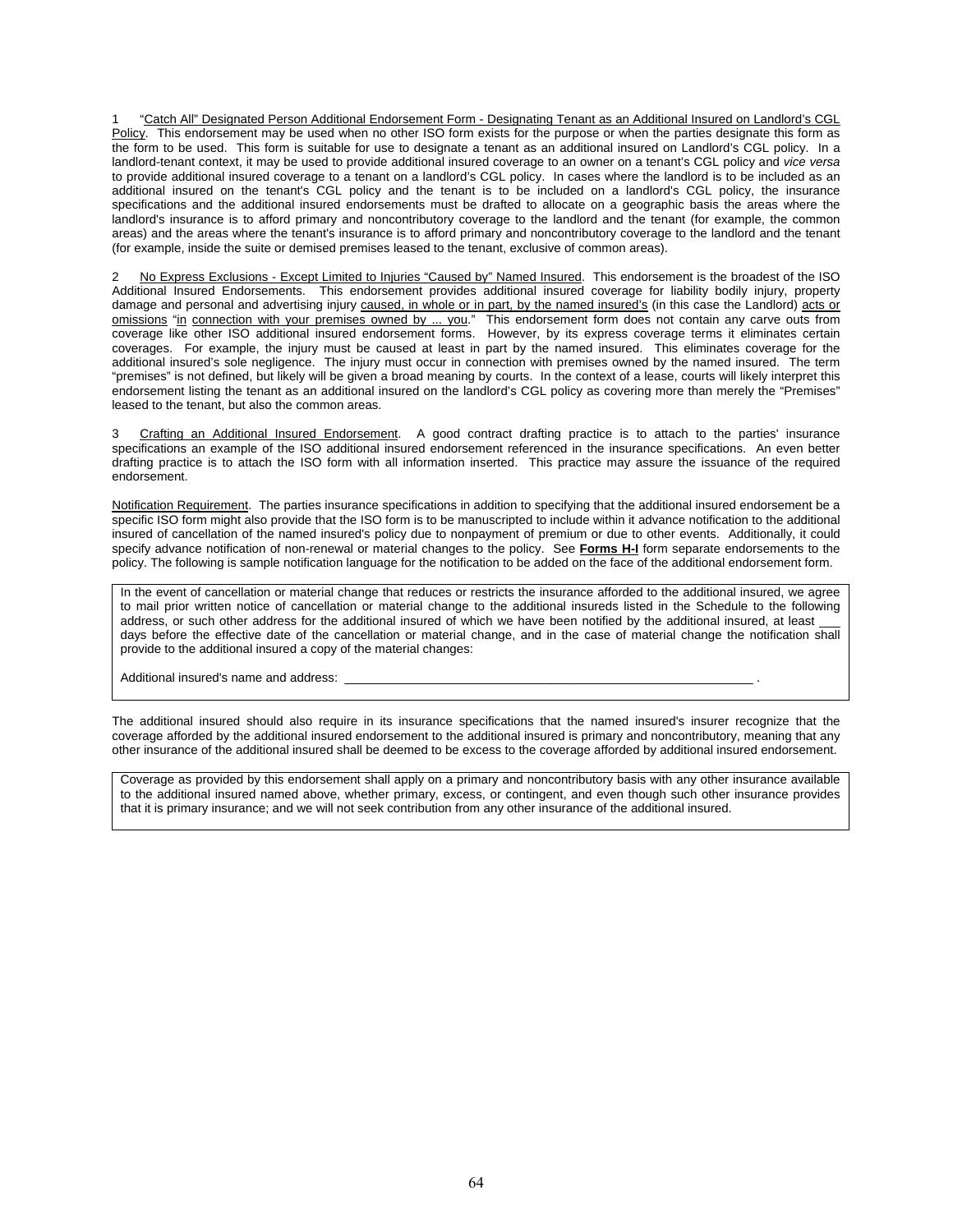1 "Catch All" Designated Person Additional Endorsement Form - Designating Tenant as an Additional Insured on Landlord's CGL Policy. This endorsement may be used when no other ISO form exists for the purpose or when the parties designate this form as the form to be used. This form is suitable for use to designate a tenant as an additional insured on Landlord's CGL policy. In a landlord-tenant context, it may be used to provide additional insured coverage to an owner on a tenant's CGL policy and *vice versa* to provide additional insured coverage to a tenant on a landlord's CGL policy. In cases where the landlord is to be included as an additional insured on the tenant's CGL policy and the tenant is to be included on a landlord's CGL policy, the insurance specifications and the additional insured endorsements must be drafted to allocate on a geographic basis the areas where the landlord's insurance is to afford primary and noncontributory coverage to the landlord and the tenant (for example, the common areas) and the areas where the tenant's insurance is to afford primary and noncontributory coverage to the landlord and the tenant (for example, inside the suite or demised premises leased to the tenant, exclusive of common areas).

2 No Express Exclusions - Except Limited to Injuries "Caused by" Named Insured. This endorsement is the broadest of the ISO Additional Insured Endorsements. This endorsement provides additional insured coverage for liability bodily injury, property damage and personal and advertising injury caused, in whole or in part, by the named insured's (in this case the Landlord) acts or omissions "in connection with your premises owned by ... you." This endorsement form does not contain any carve outs from coverage like other ISO additional insured endorsement forms. However, by its express coverage terms it eliminates certain coverages. For example, the injury must be caused at least in part by the named insured. This eliminates coverage for the additional insured's sole negligence. The injury must occur in connection with premises owned by the named insured. The term "premises" is not defined, but likely will be given a broad meaning by courts. In the context of a lease, courts will likely interpret this endorsement listing the tenant as an additional insured on the landlord's CGL policy as covering more than merely the "Premises" leased to the tenant, but also the common areas.

3 Crafting an Additional Insured Endorsement. A good contract drafting practice is to attach to the parties' insurance specifications an example of the ISO additional insured endorsement referenced in the insurance specifications. An even better drafting practice is to attach the ISO form with all information inserted. This practice may assure the issuance of the required endorsement.

Notification Requirement. The parties insurance specifications in addition to specifying that the additional insured endorsement be a specific ISO form might also provide that the ISO form is to be manuscripted to include within it advance notification to the additional insured of cancellation of the named insured's policy due to nonpayment of premium or due to other events. Additionally, it could specify advance notification of non-renewal or material changes to the policy. See **Forms H-I** form separate endorsements to the policy. The following is sample notification language for the notification to be added on the face of the additional endorsement form.

> In the event of cancellation or material change that reduces or restricts the insurance afforded to the additional insured, we agree to mail prior written notice of cancellation or material change to the additional insureds listed in the Schedule to the following address, or such other address for the additional insured of which we have been notified by the additional insured, at least ___ days before the effective date of the cancellation or material change, and in the case of material change the notification shall provide to the additional insured a copy of the material changes:
>
> Additional insured's name and address: ____________________________________________ .

The additional insured should also require in its insurance specifications that the named insured's insurer recognize that the coverage afforded by the additional insured endorsement to the additional insured is primary and noncontributory, meaning that any other insurance of the additional insured shall be deemed to be excess to the coverage afforded by additional insured endorsement.

> Coverage as provided by this endorsement shall apply on a primary and noncontributory basis with any other insurance available to the additional insured named above, whether primary, excess, or contingent, and even though such other insurance provides that it is primary insurance; and we will not seek contribution from any other insurance of the additional insured.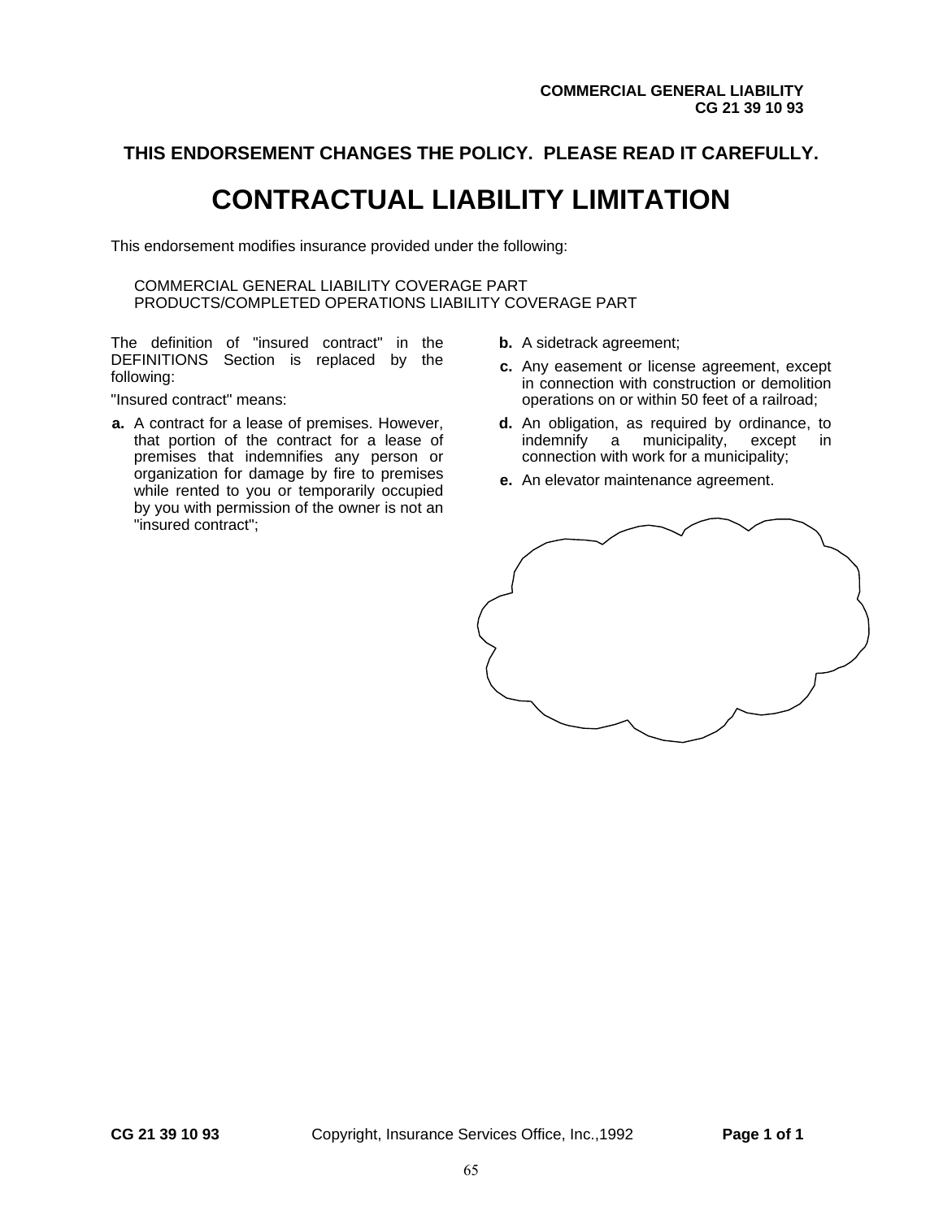**COMMERCIAL GENERAL LIABILITY**
**CG 21 39 10 93**

**THIS ENDORSEMENT CHANGES THE POLICY. PLEASE READ IT CAREFULLY.**

# CONTRACTUAL LIABILITY LIMITATION

This endorsement modifies insurance provided under the following:

COMMERCIAL GENERAL LIABILITY COVERAGE PART
PRODUCTS/COMPLETED OPERATIONS LIABILITY COVERAGE PART

The definition of "insured contract" in the DEFINITIONS Section is replaced by the following:

"Insured contract" means:

**a.** A contract for a lease of premises. However, that portion of the contract for a lease of premises that indemnifies any person or organization for damage by fire to premises while rented to you or temporarily occupied by you with permission of the owner is not an "insured contract";

**b.** A sidetrack agreement;

**c.** Any easement or license agreement, except in connection with construction or demolition operations on or within 50 feet of a railroad;

**d.** An obligation, as required by ordinance, to indemnify a municipality, except in connection with work for a municipality;

**e.** An elevator maintenance agreement.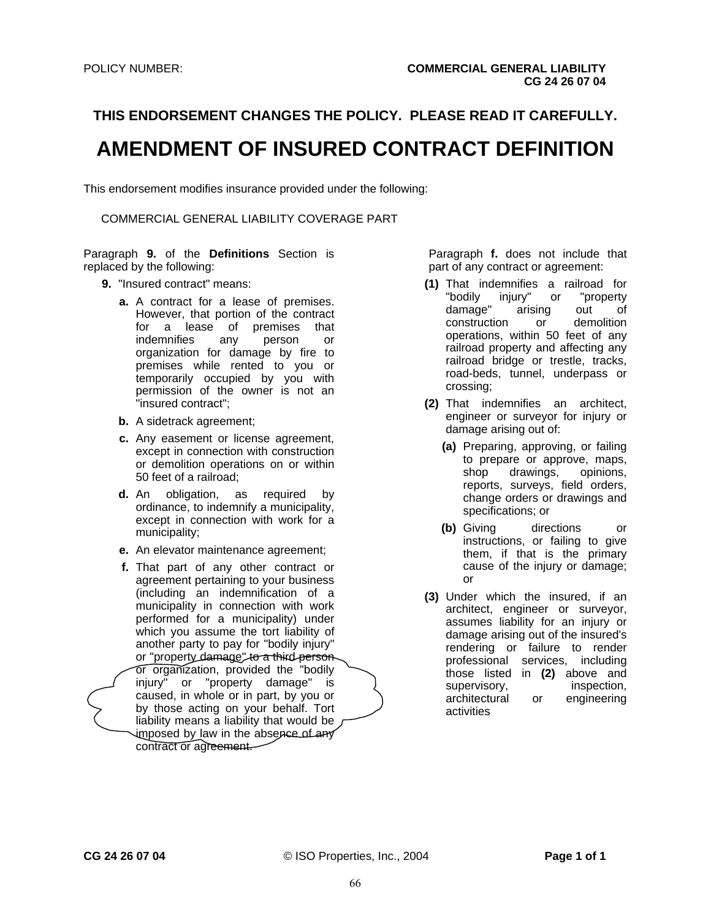POLICY NUMBER: **COMMERCIAL GENERAL LIABILITY**
**CG 24 26 07 04**

**THIS ENDORSEMENT CHANGES THE POLICY. PLEASE READ IT CAREFULLY.**

# AMENDMENT OF INSURED CONTRACT DEFINITION

This endorsement modifies insurance provided under the following:

COMMERCIAL GENERAL LIABILITY COVERAGE PART

Paragraph **9.** of the **Definitions** Section is replaced by the following:

**9.** "Insured contract" means:

**a.** A contract for a lease of premises. However, that portion of the contract for a lease of premises that indemnifies any person or organization for damage by fire to premises while rented to you or temporarily occupied by you with permission of the owner is not an "insured contract";

**b.** A sidetrack agreement;

**c.** Any easement or license agreement, except in connection with construction or demolition operations on or within 50 feet of a railroad;

**d.** An obligation, as required by ordinance, to indemnify a municipality, except in connection with work for a municipality;

**e.** An elevator maintenance agreement;

**f.** That part of any other contract or agreement pertaining to your business (including an indemnification of a municipality in connection with work performed for a municipality) under which you assume the tort liability of another party to pay for "bodily injury" or "property damage" to a third person or organization, provided the "bodily injury" or "property damage" is caused, in whole or in part, by you or by those acting on your behalf. Tort liability means a liability that would be imposed by law in the absence of any contract or agreement.

Paragraph **f.** does not include that part of any contract or agreement:

**(1)** That indemnifies a railroad for "bodily injury" or "property damage" arising out of construction or demolition operations, within 50 feet of any railroad property and affecting any railroad bridge or trestle, tracks, road-beds, tunnel, underpass or crossing;

**(2)** That indemnifies an architect, engineer or surveyor for injury or damage arising out of:

**(a)** Preparing, approving, or failing to prepare or approve, maps, shop drawings, opinions, reports, surveys, field orders, change orders or drawings and specifications; or

**(b)** Giving directions or instructions, or failing to give them, if that is the primary cause of the injury or damage; or

**(3)** Under which the insured, if an architect, engineer or surveyor, assumes liability for an injury or damage arising out of the insured's rendering or failure to render professional services, including those listed in **(2)** above and supervisory, inspection, architectural or engineering activities

**CG 24 26 07 04** © ISO Properties, Inc., 2004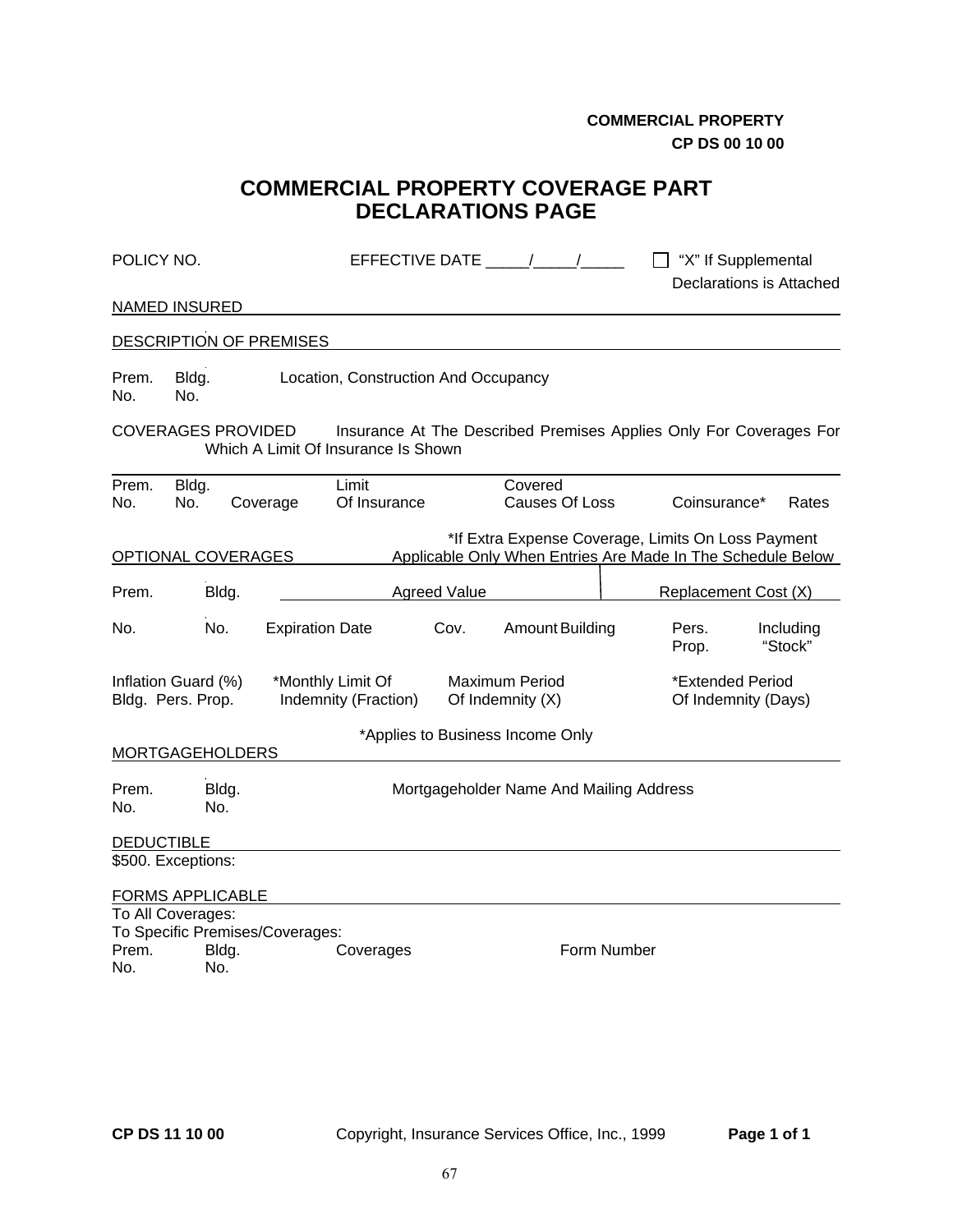**COMMERCIAL PROPERTY**
**CP DS 00 10 00**

# COMMERCIAL PROPERTY COVERAGE PART DECLARATIONS PAGE

POLICY NO. EFFECTIVE DATE _____/_____/_____ ☐ "X" If Supplemental Declarations is Attached

NAMED INSURED

DESCRIPTION OF PREMISES

| Prem. No. | Bldg. No. | Location, Construction And Occupancy |
|---|---|---|

COVERAGES PROVIDED Insurance At The Described Premises Applies Only For Coverages For Which A Limit Of Insurance Is Shown

| Prem. No. | Bldg. No. | Coverage | Limit Of Insurance | Covered Causes Of Loss | Coinsurance* | Rates |
|---|---|---|---|---|---|---|

*If Extra Expense Coverage, Limits On Loss Payment

OPTIONAL COVERAGES Applicable Only When Entries Are Made In The Schedule Below

| Prem. No. | Bldg. No. | Agreed Value Expiration Date | Cov. | Amount | Replacement Cost (X) Building | Pers. Prop. | Including "Stock" |
|---|---|---|---|---|---|---|---|

| Inflation Guard (%) Bldg. Pers. Prop. | *Monthly Limit Of Indemnity (Fraction) | Maximum Period Of Indemnity (X) | *Extended Period Of Indemnity (Days) |
|---|---|---|---|

*Applies to Business Income Only

MORTGAGEHOLDERS

| Prem. No. | Bldg. No. | Mortgageholder Name And Mailing Address |
|---|---|---|

DEDUCTIBLE

$500. Exceptions:

FORMS APPLICABLE

To All Coverages:

To Specific Premises/Coverages:

| Prem. No. | Bldg. No. | Coverages | Form Number |
|---|---|---|---|

**CP DS 11 10 00** Copyright, Insurance Services Office, Inc., 1999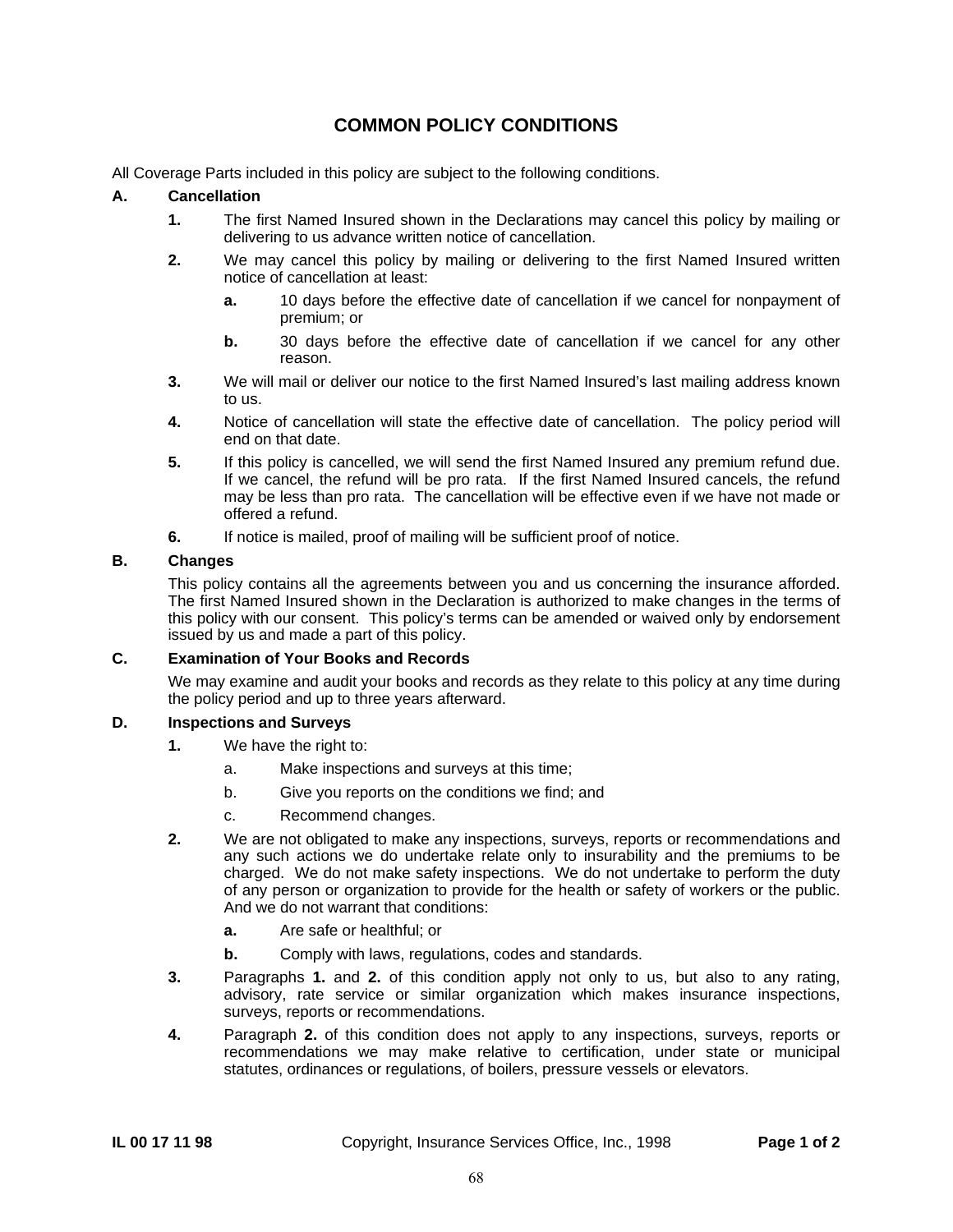# COMMON POLICY CONDITIONS

All Coverage Parts included in this policy are subject to the following conditions.

**A. Cancellation**

**1.** The first Named Insured shown in the Declarations may cancel this policy by mailing or delivering to us advance written notice of cancellation.

**2.** We may cancel this policy by mailing or delivering to the first Named Insured written notice of cancellation at least:

**a.** 10 days before the effective date of cancellation if we cancel for nonpayment of premium; or

**b.** 30 days before the effective date of cancellation if we cancel for any other reason.

**3.** We will mail or deliver our notice to the first Named Insured's last mailing address known to us.

**4.** Notice of cancellation will state the effective date of cancellation. The policy period will end on that date.

**5.** If this policy is cancelled, we will send the first Named Insured any premium refund due. If we cancel, the refund will be pro rata. If the first Named Insured cancels, the refund may be less than pro rata. The cancellation will be effective even if we have not made or offered a refund.

**6.** If notice is mailed, proof of mailing will be sufficient proof of notice.

**B. Changes**

This policy contains all the agreements between you and us concerning the insurance afforded. The first Named Insured shown in the Declaration is authorized to make changes in the terms of this policy with our consent. This policy's terms can be amended or waived only by endorsement issued by us and made a part of this policy.

**C. Examination of Your Books and Records**

We may examine and audit your books and records as they relate to this policy at any time during the policy period and up to three years afterward.

**D. Inspections and Surveys**

**1.** We have the right to:

a. Make inspections and surveys at this time;

b. Give you reports on the conditions we find; and

c. Recommend changes.

**2.** We are not obligated to make any inspections, surveys, reports or recommendations and any such actions we do undertake relate only to insurability and the premiums to be charged. We do not make safety inspections. We do not undertake to perform the duty of any person or organization to provide for the health or safety of workers or the public. And we do not warrant that conditions:

**a.** Are safe or healthful; or

**b.** Comply with laws, regulations, codes and standards.

**3.** Paragraphs **1.** and **2.** of this condition apply not only to us, but also to any rating, advisory, rate service or similar organization which makes insurance inspections, surveys, reports or recommendations.

**4.** Paragraph **2.** of this condition does not apply to any inspections, surveys, reports or recommendations we may make relative to certification, under state or municipal statutes, ordinances or regulations, of boilers, pressure vessels or elevators.

**IL 00 17 11 98** Copyright, Insurance Services Office, Inc., 1998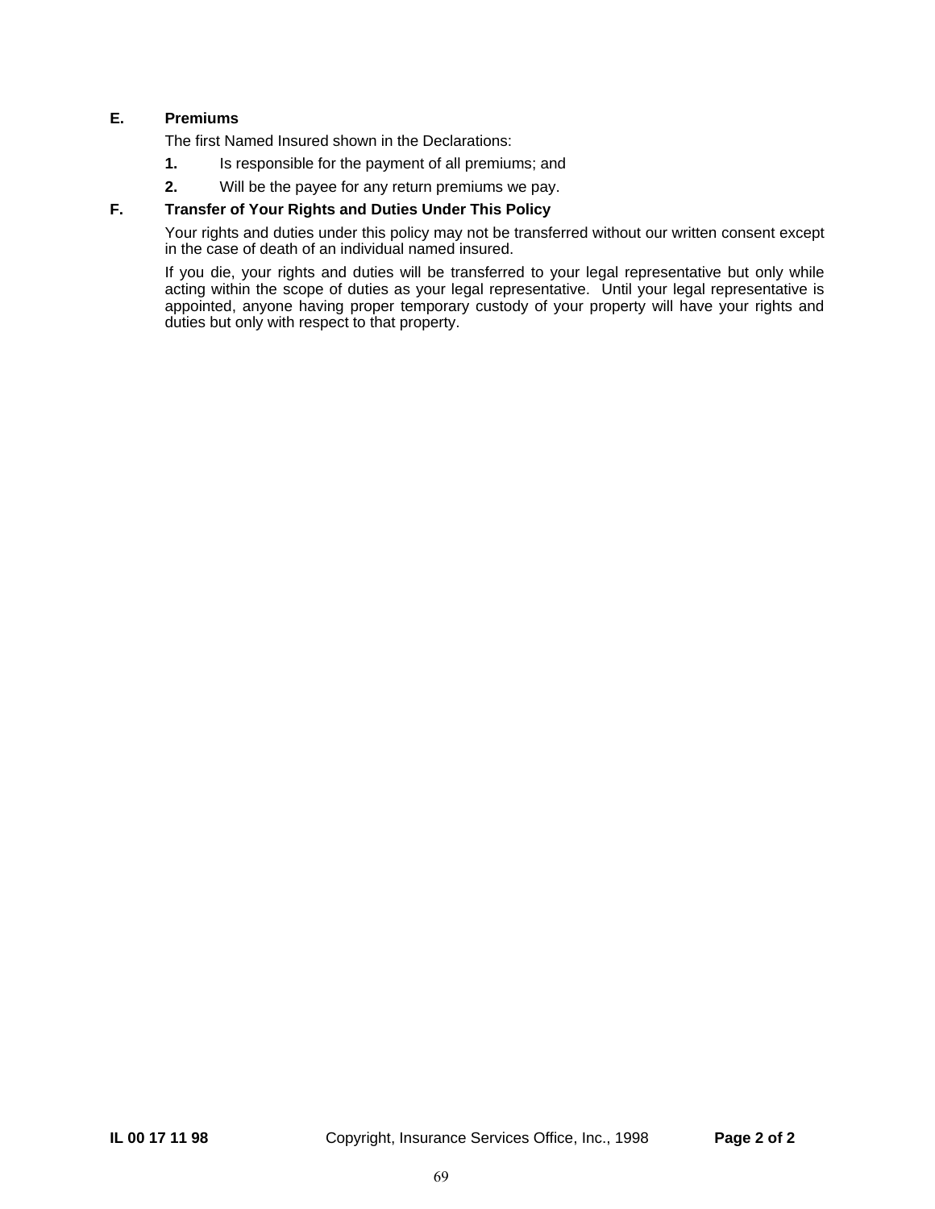**E. Premiums**

The first Named Insured shown in the Declarations:

**1.** Is responsible for the payment of all premiums; and

**2.** Will be the payee for any return premiums we pay.

**F. Transfer of Your Rights and Duties Under This Policy**

Your rights and duties under this policy may not be transferred without our written consent except in the case of death of an individual named insured.

If you die, your rights and duties will be transferred to your legal representative but only while acting within the scope of duties as your legal representative. Until your legal representative is appointed, anyone having proper temporary custody of your property will have your rights and duties but only with respect to that property.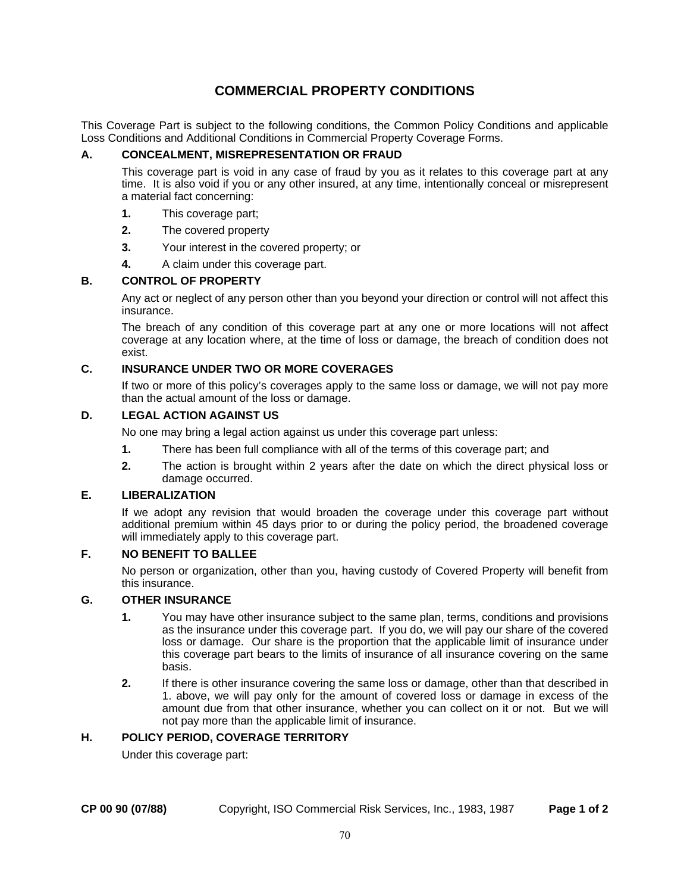# COMMERCIAL PROPERTY CONDITIONS

This Coverage Part is subject to the following conditions, the Common Policy Conditions and applicable Loss Conditions and Additional Conditions in Commercial Property Coverage Forms.

## A. CONCEALMENT, MISREPRESENTATION OR FRAUD

This coverage part is void in any case of fraud by you as it relates to this coverage part at any time. It is also void if you or any other insured, at any time, intentionally conceal or misrepresent a material fact concerning:

1. This coverage part;
2. The covered property
3. Your interest in the covered property; or
4. A claim under this coverage part.

## B. CONTROL OF PROPERTY

Any act or neglect of any person other than you beyond your direction or control will not affect this insurance.

The breach of any condition of this coverage part at any one or more locations will not affect coverage at any location where, at the time of loss or damage, the breach of condition does not exist.

## C. INSURANCE UNDER TWO OR MORE COVERAGES

If two or more of this policy's coverages apply to the same loss or damage, we will not pay more than the actual amount of the loss or damage.

## D. LEGAL ACTION AGAINST US

No one may bring a legal action against us under this coverage part unless:

1. There has been full compliance with all of the terms of this coverage part; and
2. The action is brought within 2 years after the date on which the direct physical loss or damage occurred.

## E. LIBERALIZATION

If we adopt any revision that would broaden the coverage under this coverage part without additional premium within 45 days prior to or during the policy period, the broadened coverage will immediately apply to this coverage part.

## F. NO BENEFIT TO BALLEE

No person or organization, other than you, having custody of Covered Property will benefit from this insurance.

## G. OTHER INSURANCE

1. You may have other insurance subject to the same plan, terms, conditions and provisions as the insurance under this coverage part. If you do, we will pay our share of the covered loss or damage. Our share is the proportion that the applicable limit of insurance under this coverage part bears to the limits of insurance of all insurance covering on the same basis.
2. If there is other insurance covering the same loss or damage, other than that described in 1. above, we will pay only for the amount of covered loss or damage in excess of the amount due from that other insurance, whether you can collect on it or not. But we will not pay more than the applicable limit of insurance.

## H. POLICY PERIOD, COVERAGE TERRITORY

Under this coverage part:

CP 00 90 (07/88) Copyright, ISO Commercial Risk Services, Inc., 1983, 1987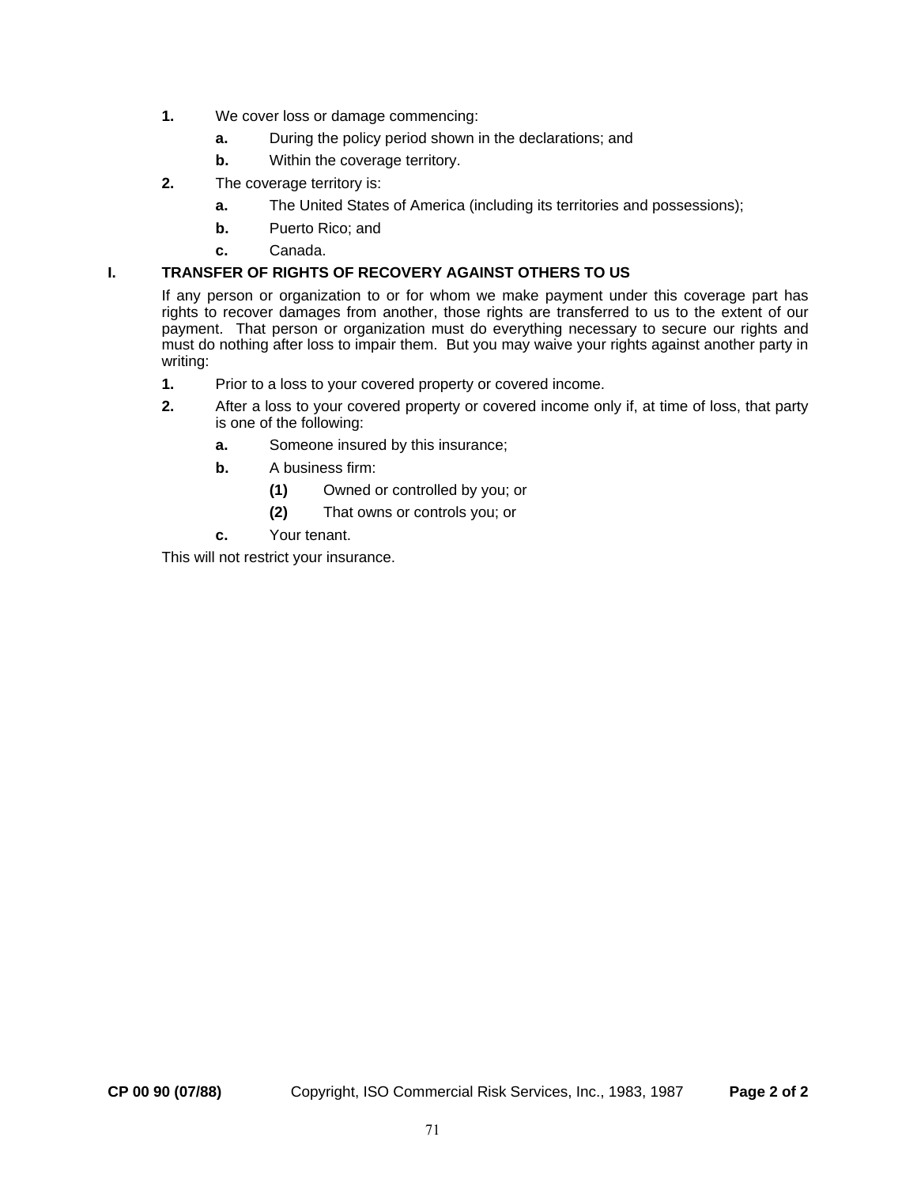**1.** We cover loss or damage commencing:

   **a.** During the policy period shown in the declarations; and

   **b.** Within the coverage territory.

**2.** The coverage territory is:

   **a.** The United States of America (including its territories and possessions);

   **b.** Puerto Rico; and

   **c.** Canada.

## I. TRANSFER OF RIGHTS OF RECOVERY AGAINST OTHERS TO US

If any person or organization to or for whom we make payment under this coverage part has rights to recover damages from another, those rights are transferred to us to the extent of our payment. That person or organization must do everything necessary to secure our rights and must do nothing after loss to impair them. But you may waive your rights against another party in writing:

**1.** Prior to a loss to your covered property or covered income.

**2.** After a loss to your covered property or covered income only if, at time of loss, that party is one of the following:

   **a.** Someone insured by this insurance;

   **b.** A business firm:

      **(1)** Owned or controlled by you; or

      **(2)** That owns or controls you; or

   **c.** Your tenant.

This will not restrict your insurance.

**CP 00 90 (07/88)** Copyright, ISO Commercial Risk Services, Inc., 1983, 1987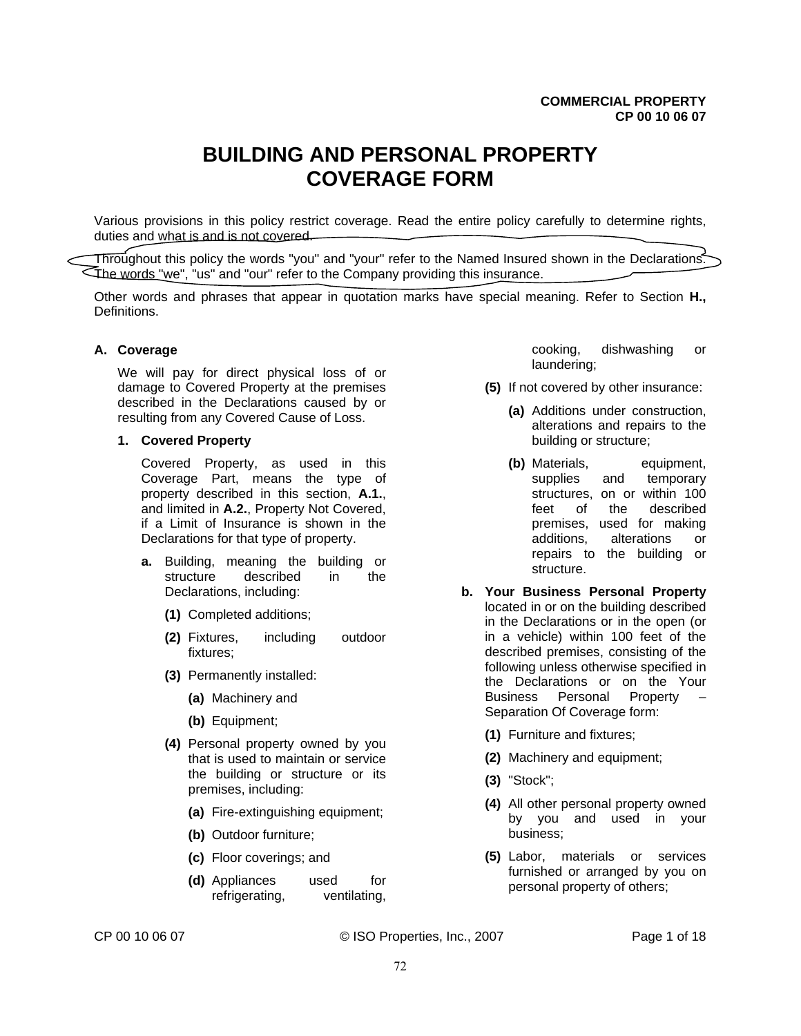COMMERCIAL PROPERTY
CP 00 10 06 07

# BUILDING AND PERSONAL PROPERTY COVERAGE FORM

Various provisions in this policy restrict coverage. Read the entire policy carefully to determine rights, duties and what is and is not covered.

Throughout this policy the words "you" and "your" refer to the Named Insured shown in the Declarations. The words "we", "us" and "our" refer to the Company providing this insurance.

Other words and phrases that appear in quotation marks have special meaning. Refer to Section **H.**, Definitions.

**A. Coverage**

We will pay for direct physical loss of or damage to Covered Property at the premises described in the Declarations caused by or resulting from any Covered Cause of Loss.

**1. Covered Property**

Covered Property, as used in this Coverage Part, means the type of property described in this section, **A.1.**, and limited in **A.2.**, Property Not Covered, if a Limit of Insurance is shown in the Declarations for that type of property.

**a.** Building, meaning the building or structure described in the Declarations, including:

**(1)** Completed additions;

**(2)** Fixtures, including outdoor fixtures;

**(3)** Permanently installed:

**(a)** Machinery and

**(b)** Equipment;

**(4)** Personal property owned by you that is used to maintain or service the building or structure or its premises, including:

**(a)** Fire-extinguishing equipment;

**(b)** Outdoor furniture;

**(c)** Floor coverings; and

**(d)** Appliances used for refrigerating, ventilating, cooking, dishwashing or laundering;

**(5)** If not covered by other insurance:

**(a)** Additions under construction, alterations and repairs to the building or structure;

**(b)** Materials, equipment, supplies and temporary structures, on or within 100 feet of the described premises, used for making additions, alterations or repairs to the building or structure.

**b. Your Business Personal Property** located in or on the building described in the Declarations or in the open (or in a vehicle) within 100 feet of the described premises, consisting of the following unless otherwise specified in the Declarations or on the Your Business Personal Property – Separation Of Coverage form:

**(1)** Furniture and fixtures;

**(2)** Machinery and equipment;

**(3)** "Stock";

**(4)** All other personal property owned by you and used in your business;

**(5)** Labor, materials or services furnished or arranged by you on personal property of others;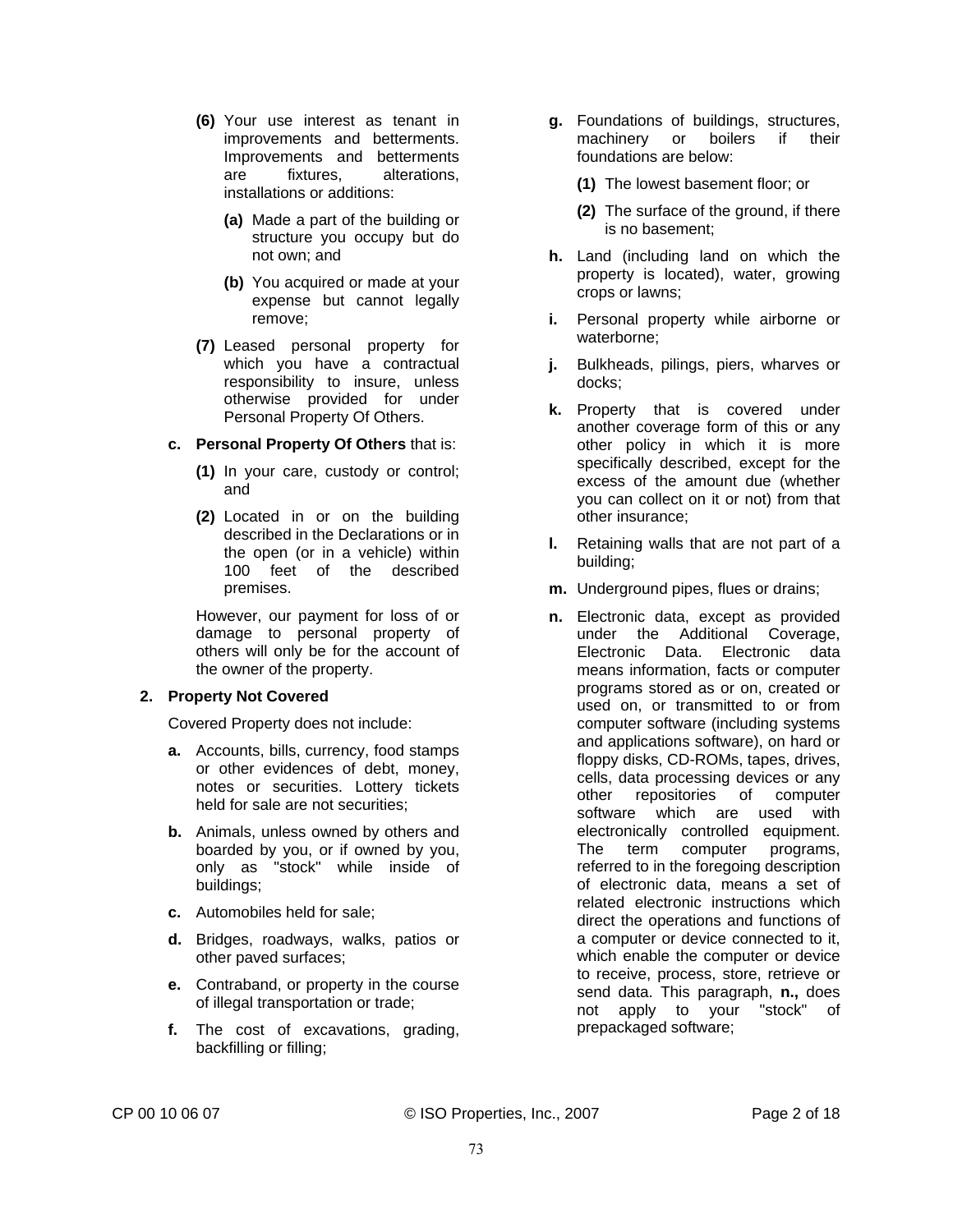**(6)** Your use interest as tenant in improvements and betterments. Improvements and betterments are fixtures, alterations, installations or additions:

**(a)** Made a part of the building or structure you occupy but do not own; and

**(b)** You acquired or made at your expense but cannot legally remove;

**(7)** Leased personal property for which you have a contractual responsibility to insure, unless otherwise provided for under Personal Property Of Others.

**c.** **Personal Property Of Others** that is:

**(1)** In your care, custody or control; and

**(2)** Located in or on the building described in the Declarations or in the open (or in a vehicle) within 100 feet of the described premises.

However, our payment for loss of or damage to personal property of others will only be for the account of the owner of the property.

**2. Property Not Covered**

Covered Property does not include:

**a.** Accounts, bills, currency, food stamps or other evidences of debt, money, notes or securities. Lottery tickets held for sale are not securities;

**b.** Animals, unless owned by others and boarded by you, or if owned by you, only as "stock" while inside of buildings;

**c.** Automobiles held for sale;

**d.** Bridges, roadways, walks, patios or other paved surfaces;

**e.** Contraband, or property in the course of illegal transportation or trade;

**f.** The cost of excavations, grading, backfilling or filling;

**g.** Foundations of buildings, structures, machinery or boilers if their foundations are below:

**(1)** The lowest basement floor; or

**(2)** The surface of the ground, if there is no basement;

**h.** Land (including land on which the property is located), water, growing crops or lawns;

**i.** Personal property while airborne or waterborne;

**j.** Bulkheads, pilings, piers, wharves or docks;

**k.** Property that is covered under another coverage form of this or any other policy in which it is more specifically described, except for the excess of the amount due (whether you can collect on it or not) from that other insurance;

**l.** Retaining walls that are not part of a building;

**m.** Underground pipes, flues or drains;

**n.** Electronic data, except as provided under the Additional Coverage, Electronic Data. Electronic data means information, facts or computer programs stored as or on, created or used on, or transmitted to or from computer software (including systems and applications software), on hard or floppy disks, CD-ROMs, tapes, drives, cells, data processing devices or any other repositories of computer software which are used with electronically controlled equipment. The term computer programs, referred to in the foregoing description of electronic data, means a set of related electronic instructions which direct the operations and functions of a computer or device connected to it, which enable the computer or device to receive, process, store, retrieve or send data. This paragraph, **n.,** does not apply to your "stock" of prepackaged software;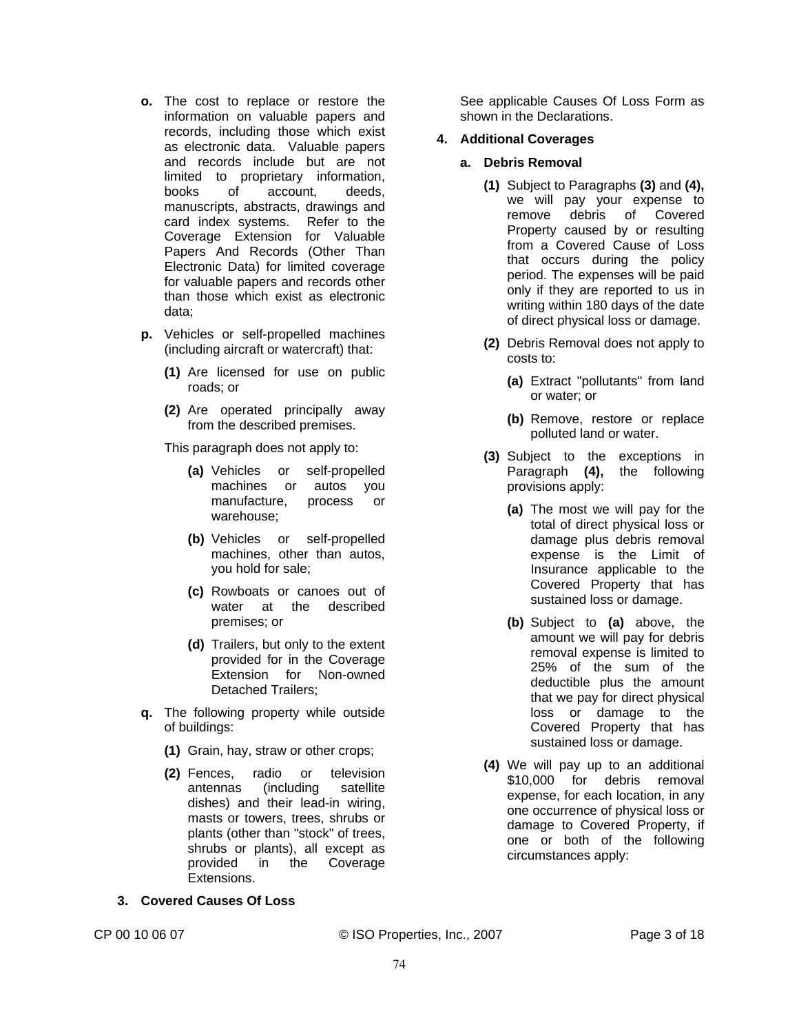**o.** The cost to replace or restore the information on valuable papers and records, including those which exist as electronic data. Valuable papers and records include but are not limited to proprietary information, books of account, deeds, manuscripts, abstracts, drawings and card index systems. Refer to the Coverage Extension for Valuable Papers And Records (Other Than Electronic Data) for limited coverage for valuable papers and records other than those which exist as electronic data;

**p.** Vehicles or self-propelled machines (including aircraft or watercraft) that:

**(1)** Are licensed for use on public roads; or

**(2)** Are operated principally away from the described premises.

This paragraph does not apply to:

**(a)** Vehicles or self-propelled machines or autos you manufacture, process or warehouse;

**(b)** Vehicles or self-propelled machines, other than autos, you hold for sale;

**(c)** Rowboats or canoes out of water at the described premises; or

**(d)** Trailers, but only to the extent provided for in the Coverage Extension for Non-owned Detached Trailers;

**q.** The following property while outside of buildings:

**(1)** Grain, hay, straw or other crops;

**(2)** Fences, radio or television antennas (including satellite dishes) and their lead-in wiring, masts or towers, trees, shrubs or plants (other than "stock" of trees, shrubs or plants), all except as provided in the Coverage Extensions.

**3. Covered Causes Of Loss**

See applicable Causes Of Loss Form as shown in the Declarations.

**4. Additional Coverages**

**a. Debris Removal**

**(1)** Subject to Paragraphs **(3)** and **(4),** we will pay your expense to remove debris of Covered Property caused by or resulting from a Covered Cause of Loss that occurs during the policy period. The expenses will be paid only if they are reported to us in writing within 180 days of the date of direct physical loss or damage.

**(2)** Debris Removal does not apply to costs to:

**(a)** Extract "pollutants" from land or water; or

**(b)** Remove, restore or replace polluted land or water.

**(3)** Subject to the exceptions in Paragraph **(4),** the following provisions apply:

**(a)** The most we will pay for the total of direct physical loss or damage plus debris removal expense is the Limit of Insurance applicable to the Covered Property that has sustained loss or damage.

**(b)** Subject to **(a)** above, the amount we will pay for debris removal expense is limited to 25% of the sum of the deductible plus the amount that we pay for direct physical loss or damage to the Covered Property that has sustained loss or damage.

**(4)** We will pay up to an additional $10,000 for debris removal expense, for each location, in any one occurrence of physical loss or damage to Covered Property, if one or both of the following circumstances apply: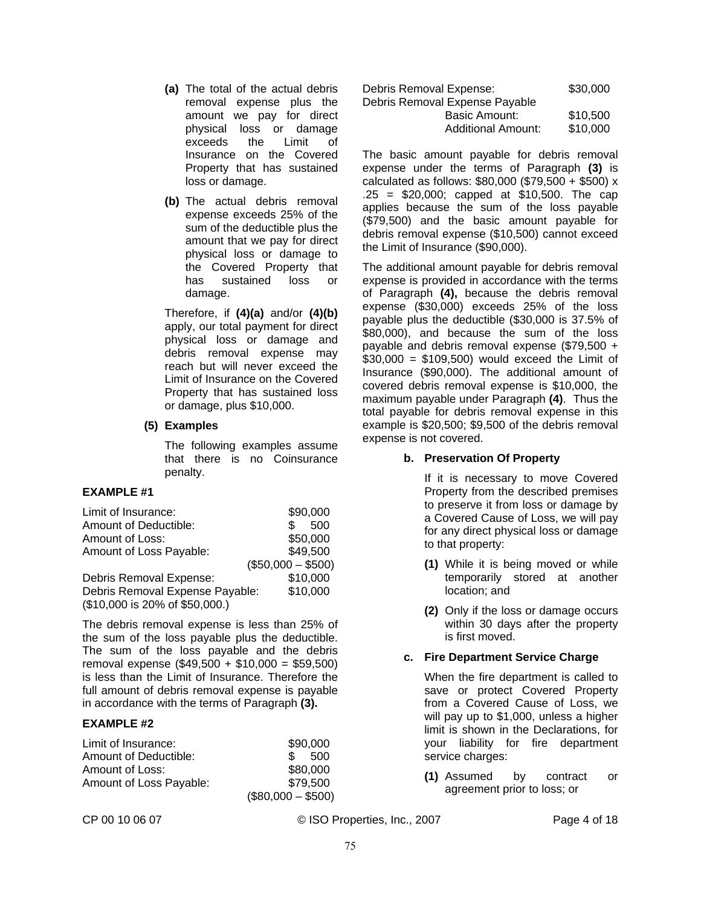**(a)** The total of the actual debris removal expense plus the amount we pay for direct physical loss or damage exceeds the Limit of Insurance on the Covered Property that has sustained loss or damage.

**(b)** The actual debris removal expense exceeds 25% of the sum of the deductible plus the amount that we pay for direct physical loss or damage to the Covered Property that has sustained loss or damage.

Therefore, if **(4)(a)** and/or **(4)(b)** apply, our total payment for direct physical loss or damage and debris removal expense may reach but will never exceed the Limit of Insurance on the Covered Property that has sustained loss or damage, plus $10,000.

**(5) Examples**

The following examples assume that there is no Coinsurance penalty.

**EXAMPLE #1**

| | |
|---|---|
| Limit of Insurance: | $90,000 |
| Amount of Deductible: | $ 500 |
| Amount of Loss: | $50,000 |
| Amount of Loss Payable: | $49,500 |
| | ($50,000 – $500) |
| Debris Removal Expense: | $10,000 |
| Debris Removal Expense Payable: | $10,000 |
| ($10,000 is 20% of $50,000.) | |

The debris removal expense is less than 25% of the sum of the loss payable plus the deductible. The sum of the loss payable and the debris removal expense ($49,500 + $10,000 = $59,500) is less than the Limit of Insurance. Therefore the full amount of debris removal expense is payable in accordance with the terms of Paragraph **(3).**

**EXAMPLE #2**

| | |
|---|---|
| Limit of Insurance: | $90,000 |
| Amount of Deductible: | $ 500 |
| Amount of Loss: | $80,000 |
| Amount of Loss Payable: | $79,500 |
| | ($80,000 – $500) |
| Debris Removal Expense: | $30,000 |
| Debris Removal Expense Payable | |
| Basic Amount: | $10,500 |
| Additional Amount: | $10,000 |

The basic amount payable for debris removal expense under the terms of Paragraph **(3)** is calculated as follows: $80,000 ($79,500 + $500) x .25 = $20,000; capped at $10,500. The cap applies because the sum of the loss payable ($79,500) and the basic amount payable for debris removal expense ($10,500) cannot exceed the Limit of Insurance ($90,000).

The additional amount payable for debris removal expense is provided in accordance with the terms of Paragraph **(4),** because the debris removal expense ($30,000) exceeds 25% of the loss payable plus the deductible ($30,000 is 37.5% of $80,000), and because the sum of the loss payable and debris removal expense ($79,500 + $30,000 = $109,500) would exceed the Limit of Insurance ($90,000). The additional amount of covered debris removal expense is $10,000, the maximum payable under Paragraph **(4)**. Thus the total payable for debris removal expense in this example is $20,500; $9,500 of the debris removal expense is not covered.

**b. Preservation Of Property**

If it is necessary to move Covered Property from the described premises to preserve it from loss or damage by a Covered Cause of Loss, we will pay for any direct physical loss or damage to that property:

**(1)** While it is being moved or while temporarily stored at another location; and

**(2)** Only if the loss or damage occurs within 30 days after the property is first moved.

**c. Fire Department Service Charge**

When the fire department is called to save or protect Covered Property from a Covered Cause of Loss, we will pay up to $1,000, unless a higher limit is shown in the Declarations, for your liability for fire department service charges:

**(1)** Assumed by contract or agreement prior to loss; or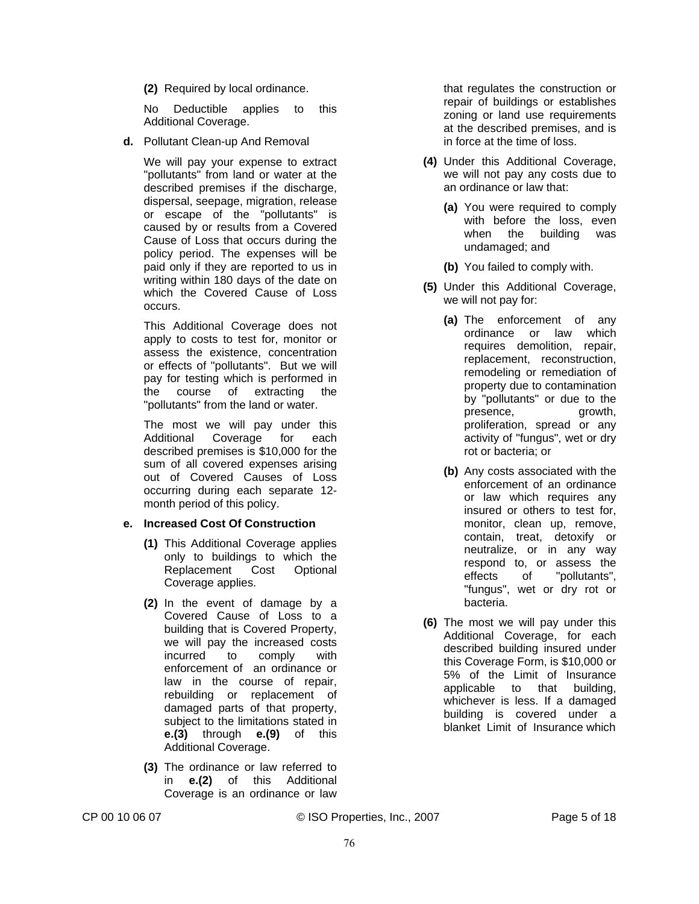**(2)** Required by local ordinance.

No Deductible applies to this Additional Coverage.

**d.** Pollutant Clean-up And Removal

We will pay your expense to extract "pollutants" from land or water at the described premises if the discharge, dispersal, seepage, migration, release or escape of the "pollutants" is caused by or results from a Covered Cause of Loss that occurs during the policy period. The expenses will be paid only if they are reported to us in writing within 180 days of the date on which the Covered Cause of Loss occurs.

This Additional Coverage does not apply to costs to test for, monitor or assess the existence, concentration or effects of "pollutants". But we will pay for testing which is performed in the course of extracting the "pollutants" from the land or water.

The most we will pay under this Additional Coverage for each described premises is $10,000 for the sum of all covered expenses arising out of Covered Causes of Loss occurring during each separate 12-month period of this policy.

**e. Increased Cost Of Construction**

**(1)** This Additional Coverage applies only to buildings to which the Replacement Cost Optional Coverage applies.

**(2)** In the event of damage by a Covered Cause of Loss to a building that is Covered Property, we will pay the increased costs incurred to comply with enforcement of an ordinance or law in the course of repair, rebuilding or replacement of damaged parts of that property, subject to the limitations stated in **e.(3)** through **e.(9)** of this Additional Coverage.

**(3)** The ordinance or law referred to in **e.(2)** of this Additional Coverage is an ordinance or law that regulates the construction or repair of buildings or establishes zoning or land use requirements at the described premises, and is in force at the time of loss.

**(4)** Under this Additional Coverage, we will not pay any costs due to an ordinance or law that:

**(a)** You were required to comply with before the loss, even when the building was undamaged; and

**(b)** You failed to comply with.

**(5)** Under this Additional Coverage, we will not pay for:

**(a)** The enforcement of any ordinance or law which requires demolition, repair, replacement, reconstruction, remodeling or remediation of property due to contamination by "pollutants" or due to the presence, growth, proliferation, spread or any activity of "fungus", wet or dry rot or bacteria; or

**(b)** Any costs associated with the enforcement of an ordinance or law which requires any insured or others to test for, monitor, clean up, remove, contain, treat, detoxify or neutralize, or in any way respond to, or assess the effects of "pollutants", "fungus", wet or dry rot or bacteria.

**(6)** The most we will pay under this Additional Coverage, for each described building insured under this Coverage Form, is $10,000 or 5% of the Limit of Insurance applicable to that building, whichever is less. If a damaged building is covered under a blanket Limit of Insurance which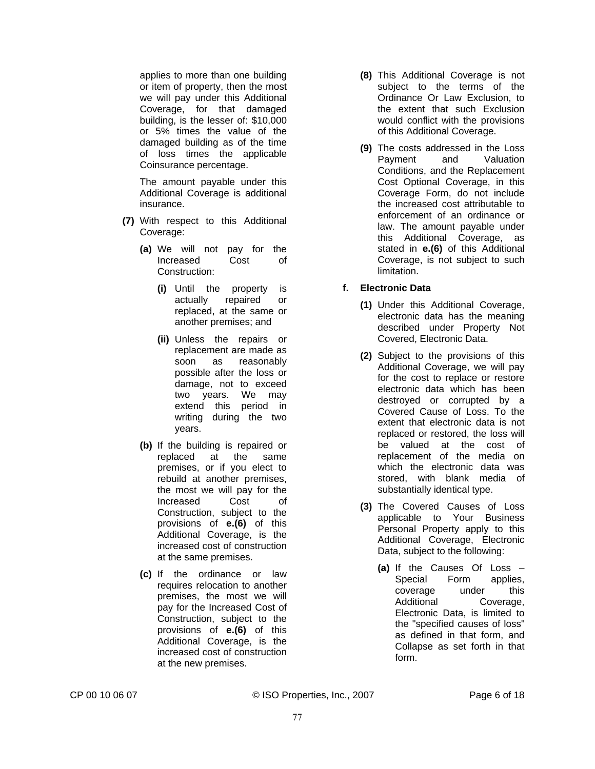applies to more than one building or item of property, then the most we will pay under this Additional Coverage, for that damaged building, is the lesser of: $10,000 or 5% times the value of the damaged building as of the time of loss times the applicable Coinsurance percentage.

The amount payable under this Additional Coverage is additional insurance.

**(7)** With respect to this Additional Coverage:

**(a)** We will not pay for the Increased Cost of Construction:

**(i)** Until the property is actually repaired or replaced, at the same or another premises; and

**(ii)** Unless the repairs or replacement are made as soon as reasonably possible after the loss or damage, not to exceed two years. We may extend this period in writing during the two years.

**(b)** If the building is repaired or replaced at the same premises, or if you elect to rebuild at another premises, the most we will pay for the Increased Cost of Construction, subject to the provisions of **e.(6)** of this Additional Coverage, is the increased cost of construction at the same premises.

**(c)** If the ordinance or law requires relocation to another premises, the most we will pay for the Increased Cost of Construction, subject to the provisions of **e.(6)** of this Additional Coverage, is the increased cost of construction at the new premises.

**(8)** This Additional Coverage is not subject to the terms of the Ordinance Or Law Exclusion, to the extent that such Exclusion would conflict with the provisions of this Additional Coverage.

**(9)** The costs addressed in the Loss Payment and Valuation Conditions, and the Replacement Cost Optional Coverage, in this Coverage Form, do not include the increased cost attributable to enforcement of an ordinance or law. The amount payable under this Additional Coverage, as stated in **e.(6)** of this Additional Coverage, is not subject to such limitation.

**f. Electronic Data**

**(1)** Under this Additional Coverage, electronic data has the meaning described under Property Not Covered, Electronic Data.

**(2)** Subject to the provisions of this Additional Coverage, we will pay for the cost to replace or restore electronic data which has been destroyed or corrupted by a Covered Cause of Loss. To the extent that electronic data is not replaced or restored, the loss will be valued at the cost of replacement of the media on which the electronic data was stored, with blank media of substantially identical type.

**(3)** The Covered Causes of Loss applicable to Your Business Personal Property apply to this Additional Coverage, Electronic Data, subject to the following:

**(a)** If the Causes Of Loss – Special Form applies, coverage under this Additional Coverage, Electronic Data, is limited to the "specified causes of loss" as defined in that form, and Collapse as set forth in that form.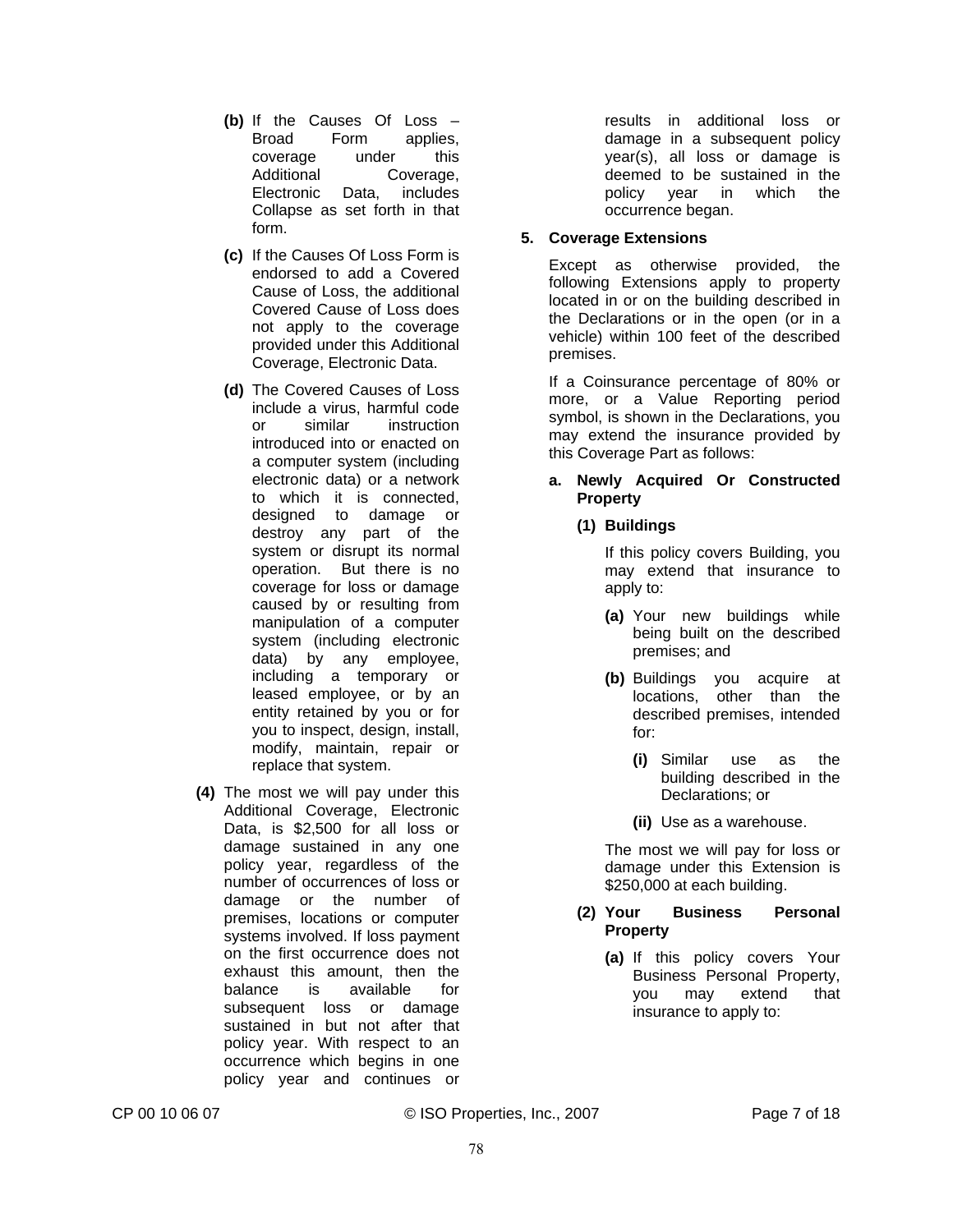**(b)** If the Causes Of Loss – Broad Form applies, coverage under this Additional Coverage, Electronic Data, includes Collapse as set forth in that form.

**(c)** If the Causes Of Loss Form is endorsed to add a Covered Cause of Loss, the additional Covered Cause of Loss does not apply to the coverage provided under this Additional Coverage, Electronic Data.

**(d)** The Covered Causes of Loss include a virus, harmful code or similar instruction introduced into or enacted on a computer system (including electronic data) or a network to which it is connected, designed to damage or destroy any part of the system or disrupt its normal operation. But there is no coverage for loss or damage caused by or resulting from manipulation of a computer system (including electronic data) by any employee, including a temporary or leased employee, or by an entity retained by you or for you to inspect, design, install, modify, maintain, repair or replace that system.

**(4)** The most we will pay under this Additional Coverage, Electronic Data, is $2,500 for all loss or damage sustained in any one policy year, regardless of the number of occurrences of loss or damage or the number of premises, locations or computer systems involved. If loss payment on the first occurrence does not exhaust this amount, then the balance is available for subsequent loss or damage sustained in but not after that policy year. With respect to an occurrence which begins in one policy year and continues or results in additional loss or damage in a subsequent policy year(s), all loss or damage is deemed to be sustained in the policy year in which the occurrence began.

**5. Coverage Extensions**

Except as otherwise provided, the following Extensions apply to property located in or on the building described in the Declarations or in the open (or in a vehicle) within 100 feet of the described premises.

If a Coinsurance percentage of 80% or more, or a Value Reporting period symbol, is shown in the Declarations, you may extend the insurance provided by this Coverage Part as follows:

**a. Newly Acquired Or Constructed Property**

**(1) Buildings**

If this policy covers Building, you may extend that insurance to apply to:

**(a)** Your new buildings while being built on the described premises; and

**(b)** Buildings you acquire at locations, other than the described premises, intended for:

**(i)** Similar use as the building described in the Declarations; or

**(ii)** Use as a warehouse.

The most we will pay for loss or damage under this Extension is $250,000 at each building.

**(2) Your Business Personal Property**

**(a)** If this policy covers Your Business Personal Property, you may extend that insurance to apply to: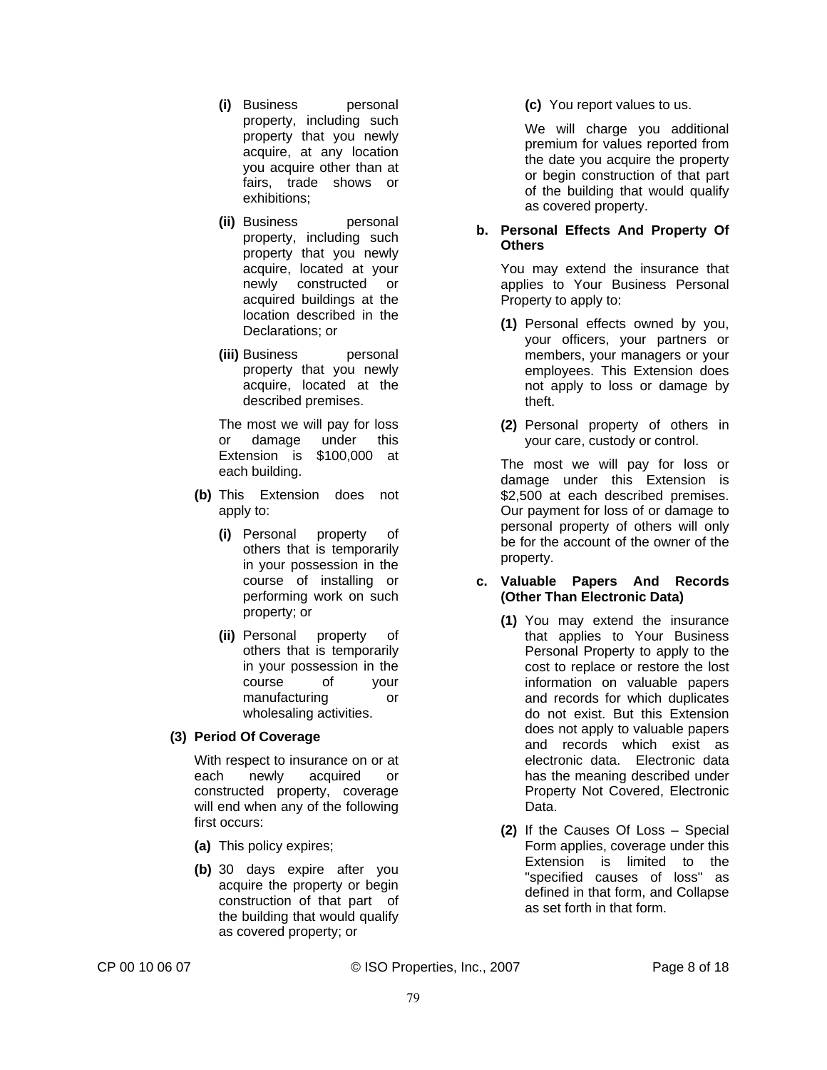**(i)** Business personal property, including such property that you newly acquire, at any location you acquire other than at fairs, trade shows or exhibitions;

**(ii)** Business personal property, including such property that you newly acquire, located at your newly constructed or acquired buildings at the location described in the Declarations; or

**(iii)** Business personal property that you newly acquire, located at the described premises.

The most we will pay for loss or damage under this Extension is $100,000 at each building.

**(b)** This Extension does not apply to:

**(i)** Personal property of others that is temporarily in your possession in the course of installing or performing work on such property; or

**(ii)** Personal property of others that is temporarily in your possession in the course of your manufacturing or wholesaling activities.

**(3) Period Of Coverage**

With respect to insurance on or at each newly acquired or constructed property, coverage will end when any of the following first occurs:

**(a)** This policy expires;

**(b)** 30 days expire after you acquire the property or begin construction of that part of the building that would qualify as covered property; or

**(c)** You report values to us.

We will charge you additional premium for values reported from the date you acquire the property or begin construction of that part of the building that would qualify as covered property.

**b. Personal Effects And Property Of Others**

You may extend the insurance that applies to Your Business Personal Property to apply to:

**(1)** Personal effects owned by you, your officers, your partners or members, your managers or your employees. This Extension does not apply to loss or damage by theft.

**(2)** Personal property of others in your care, custody or control.

The most we will pay for loss or damage under this Extension is $2,500 at each described premises. Our payment for loss of or damage to personal property of others will only be for the account of the owner of the property.

**c. Valuable Papers And Records (Other Than Electronic Data)**

**(1)** You may extend the insurance that applies to Your Business Personal Property to apply to the cost to replace or restore the lost information on valuable papers and records for which duplicates do not exist. But this Extension does not apply to valuable papers and records which exist as electronic data. Electronic data has the meaning described under Property Not Covered, Electronic Data.

**(2)** If the Causes Of Loss – Special Form applies, coverage under this Extension is limited to the "specified causes of loss" as defined in that form, and Collapse as set forth in that form.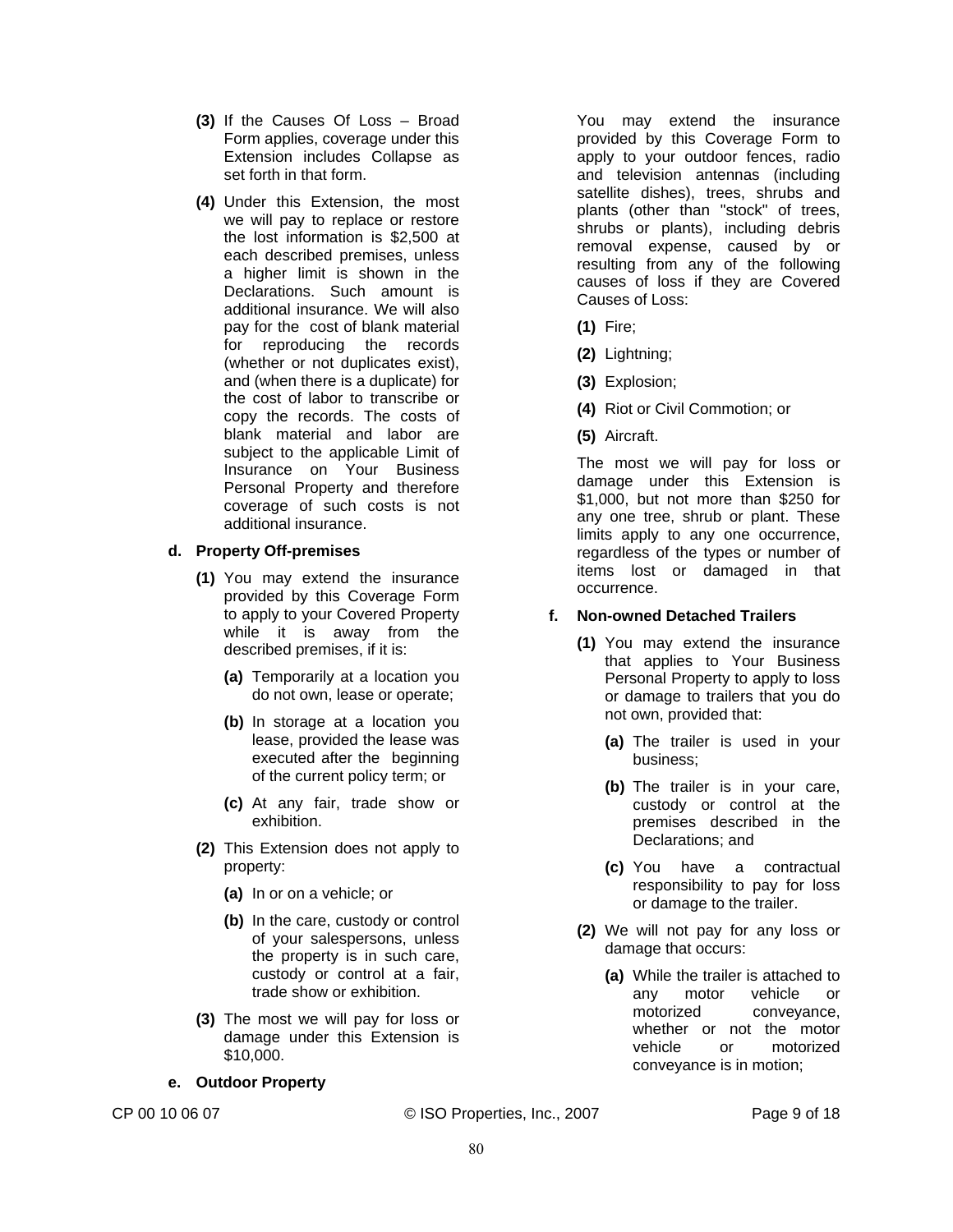**(3)** If the Causes Of Loss – Broad Form applies, coverage under this Extension includes Collapse as set forth in that form.

**(4)** Under this Extension, the most we will pay to replace or restore the lost information is $2,500 at each described premises, unless a higher limit is shown in the Declarations. Such amount is additional insurance. We will also pay for the cost of blank material for reproducing the records (whether or not duplicates exist), and (when there is a duplicate) for the cost of labor to transcribe or copy the records. The costs of blank material and labor are subject to the applicable Limit of Insurance on Your Business Personal Property and therefore coverage of such costs is not additional insurance.

**d. Property Off-premises**

**(1)** You may extend the insurance provided by this Coverage Form to apply to your Covered Property while it is away from the described premises, if it is:

**(a)** Temporarily at a location you do not own, lease or operate;

**(b)** In storage at a location you lease, provided the lease was executed after the beginning of the current policy term; or

**(c)** At any fair, trade show or exhibition.

**(2)** This Extension does not apply to property:

**(a)** In or on a vehicle; or

**(b)** In the care, custody or control of your salespersons, unless the property is in such care, custody or control at a fair, trade show or exhibition.

**(3)** The most we will pay for loss or damage under this Extension is $10,000.

**e. Outdoor Property**

You may extend the insurance provided by this Coverage Form to apply to your outdoor fences, radio and television antennas (including satellite dishes), trees, shrubs and plants (other than "stock" of trees, shrubs or plants), including debris removal expense, caused by or resulting from any of the following causes of loss if they are Covered Causes of Loss:

**(1)** Fire;

**(2)** Lightning;

**(3)** Explosion;

**(4)** Riot or Civil Commotion; or

**(5)** Aircraft.

The most we will pay for loss or damage under this Extension is $1,000, but not more than $250 for any one tree, shrub or plant. These limits apply to any one occurrence, regardless of the types or number of items lost or damaged in that occurrence.

**f. Non-owned Detached Trailers**

**(1)** You may extend the insurance that applies to Your Business Personal Property to apply to loss or damage to trailers that you do not own, provided that:

**(a)** The trailer is used in your business;

**(b)** The trailer is in your care, custody or control at the premises described in the Declarations; and

**(c)** You have a contractual responsibility to pay for loss or damage to the trailer.

**(2)** We will not pay for any loss or damage that occurs:

**(a)** While the trailer is attached to any motor vehicle or motorized conveyance, whether or not the motor vehicle or motorized conveyance is in motion;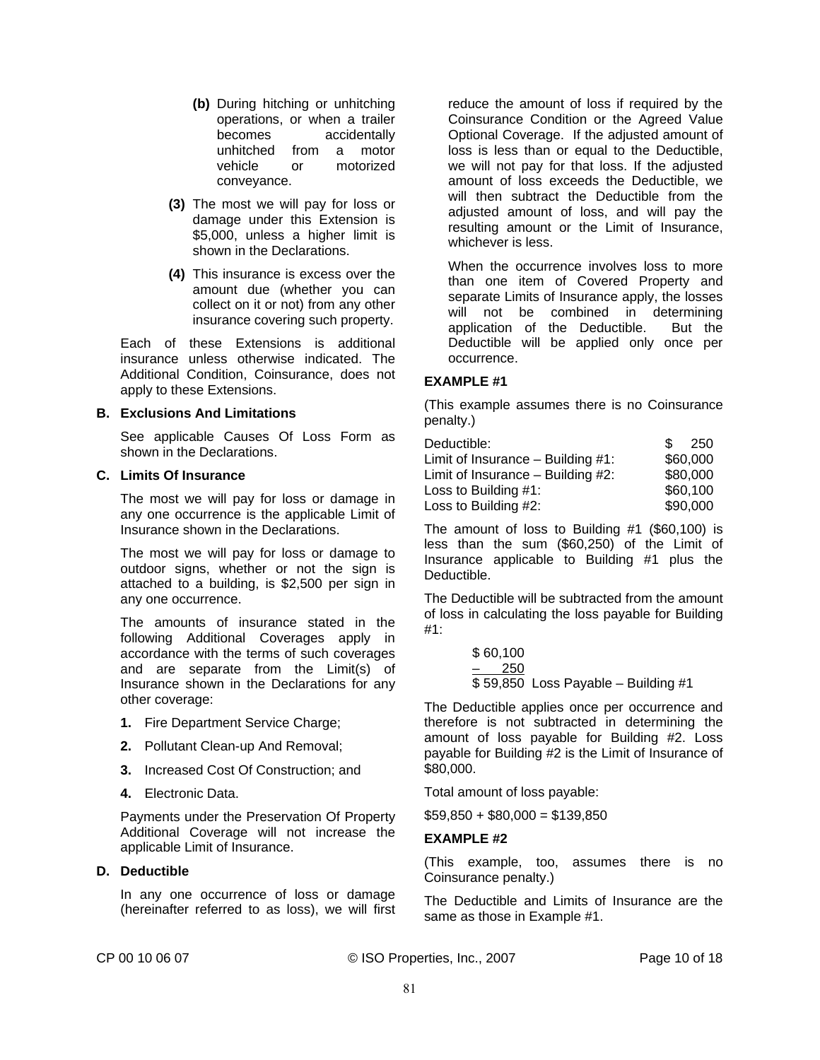(b) During hitching or unhitching operations, or when a trailer becomes accidentally unhitched from a motor vehicle or motorized conveyance.

**(3)** The most we will pay for loss or damage under this Extension is $5,000, unless a higher limit is shown in the Declarations.

**(4)** This insurance is excess over the amount due (whether you can collect on it or not) from any other insurance covering such property.

Each of these Extensions is additional insurance unless otherwise indicated. The Additional Condition, Coinsurance, does not apply to these Extensions.

**B. Exclusions And Limitations**

See applicable Causes Of Loss Form as shown in the Declarations.

**C. Limits Of Insurance**

The most we will pay for loss or damage in any one occurrence is the applicable Limit of Insurance shown in the Declarations.

The most we will pay for loss or damage to outdoor signs, whether or not the sign is attached to a building, is $2,500 per sign in any one occurrence.

The amounts of insurance stated in the following Additional Coverages apply in accordance with the terms of such coverages and are separate from the Limit(s) of Insurance shown in the Declarations for any other coverage:

1. Fire Department Service Charge;
2. Pollutant Clean-up And Removal;
3. Increased Cost Of Construction; and
4. Electronic Data.

Payments under the Preservation Of Property Additional Coverage will not increase the applicable Limit of Insurance.

**D. Deductible**

In any one occurrence of loss or damage (hereinafter referred to as loss), we will first reduce the amount of loss if required by the Coinsurance Condition or the Agreed Value Optional Coverage. If the adjusted amount of loss is less than or equal to the Deductible, we will not pay for that loss. If the adjusted amount of loss exceeds the Deductible, we will then subtract the Deductible from the adjusted amount of loss, and will pay the resulting amount or the Limit of Insurance, whichever is less.

When the occurrence involves loss to more than one item of Covered Property and separate Limits of Insurance apply, the losses will not be combined in determining application of the Deductible. But the Deductible will be applied only once per occurrence.

**EXAMPLE #1**

(This example assumes there is no Coinsurance penalty.)

| | |
|---|---|
| Deductible: | $ 250 |
| Limit of Insurance – Building #1: | $60,000 |
| Limit of Insurance – Building #2: | $80,000 |
| Loss to Building #1: | $60,100 |
| Loss to Building #2: | $90,000 |

The amount of loss to Building #1 ($60,100) is less than the sum ($60,250) of the Limit of Insurance applicable to Building #1 plus the Deductible.

The Deductible will be subtracted from the amount of loss in calculating the loss payable for Building #1:

$ 60,100
– 250
$ 59,850 Loss Payable – Building #1

The Deductible applies once per occurrence and therefore is not subtracted in determining the amount of loss payable for Building #2. Loss payable for Building #2 is the Limit of Insurance of $80,000.

Total amount of loss payable:

$59,850 + $80,000 = $139,850

**EXAMPLE #2**

(This example, too, assumes there is no Coinsurance penalty.)

The Deductible and Limits of Insurance are the same as those in Example #1.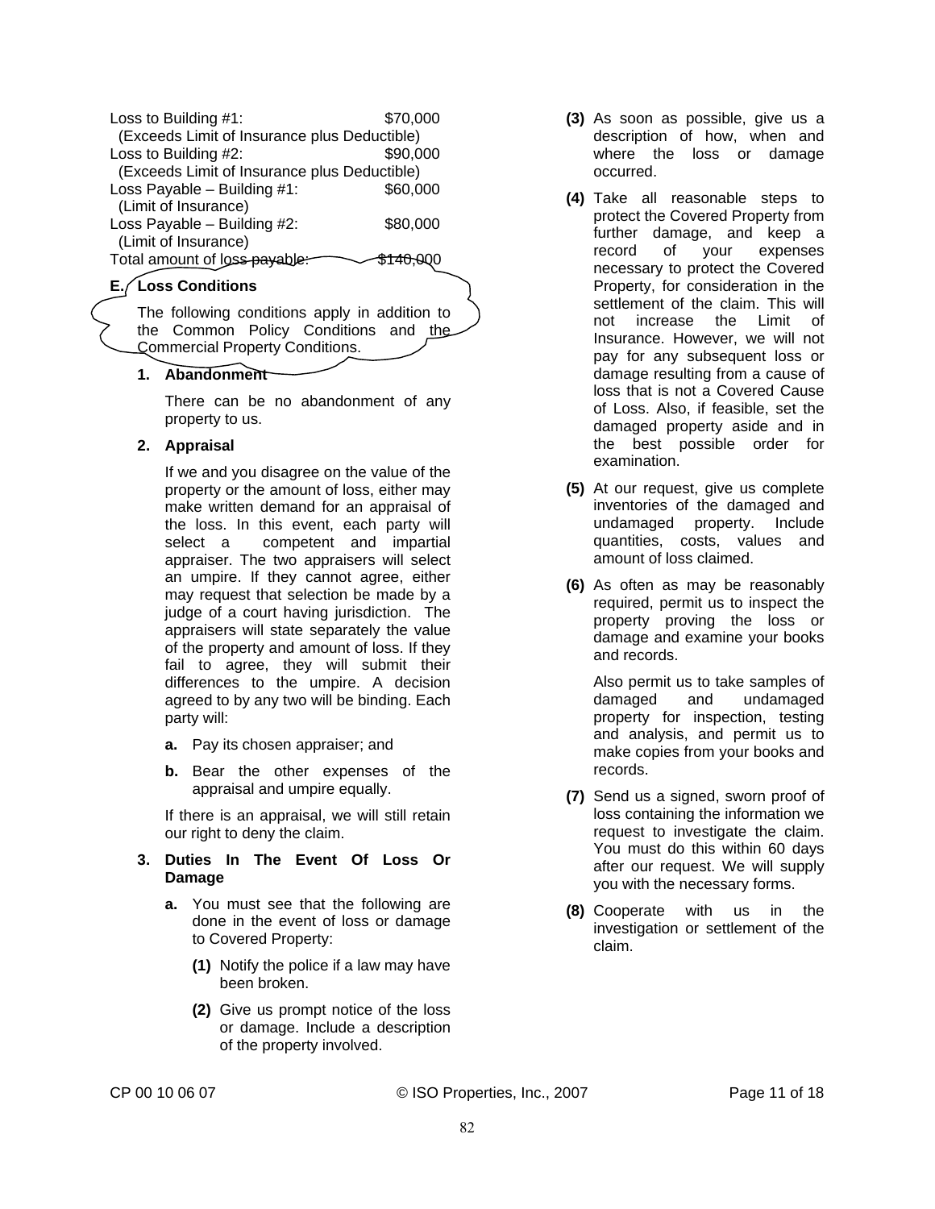| | |
|---|---|
| Loss to Building #1: | $70,000 |
| (Exceeds Limit of Insurance plus Deductible) | |
| Loss to Building #2: | $90,000 |
| (Exceeds Limit of Insurance plus Deductible) | |
| Loss Payable – Building #1: | $60,000 |
| (Limit of Insurance) | |
| Loss Payable – Building #2: | $80,000 |
| (Limit of Insurance) | |
| Total amount of loss payable: | $140,000 |

**E. Loss Conditions**

The following conditions apply in addition to the Common Policy Conditions and the Commercial Property Conditions.

**1. Abandonment**

There can be no abandonment of any property to us.

**2. Appraisal**

If we and you disagree on the value of the property or the amount of loss, either may make written demand for an appraisal of the loss. In this event, each party will select a competent and impartial appraiser. The two appraisers will select an umpire. If they cannot agree, either may request that selection be made by a judge of a court having jurisdiction. The appraisers will state separately the value of the property and amount of loss. If they fail to agree, they will submit their differences to the umpire. A decision agreed to by any two will be binding. Each party will:

**a.** Pay its chosen appraiser; and

**b.** Bear the other expenses of the appraisal and umpire equally.

If there is an appraisal, we will still retain our right to deny the claim.

**3. Duties In The Event Of Loss Or Damage**

**a.** You must see that the following are done in the event of loss or damage to Covered Property:

**(1)** Notify the police if a law may have been broken.

**(2)** Give us prompt notice of the loss or damage. Include a description of the property involved.

**(3)** As soon as possible, give us a description of how, when and where the loss or damage occurred.

**(4)** Take all reasonable steps to protect the Covered Property from further damage, and keep a record of your expenses necessary to protect the Covered Property, for consideration in the settlement of the claim. This will not increase the Limit of Insurance. However, we will not pay for any subsequent loss or damage resulting from a cause of loss that is not a Covered Cause of Loss. Also, if feasible, set the damaged property aside and in the best possible order for examination.

**(5)** At our request, give us complete inventories of the damaged and undamaged property. Include quantities, costs, values and amount of loss claimed.

**(6)** As often as may be reasonably required, permit us to inspect the property proving the loss or damage and examine your books and records.

Also permit us to take samples of damaged and undamaged property for inspection, testing and analysis, and permit us to make copies from your books and records.

**(7)** Send us a signed, sworn proof of loss containing the information we request to investigate the claim. You must do this within 60 days after our request. We will supply you with the necessary forms.

**(8)** Cooperate with us in the investigation or settlement of the claim.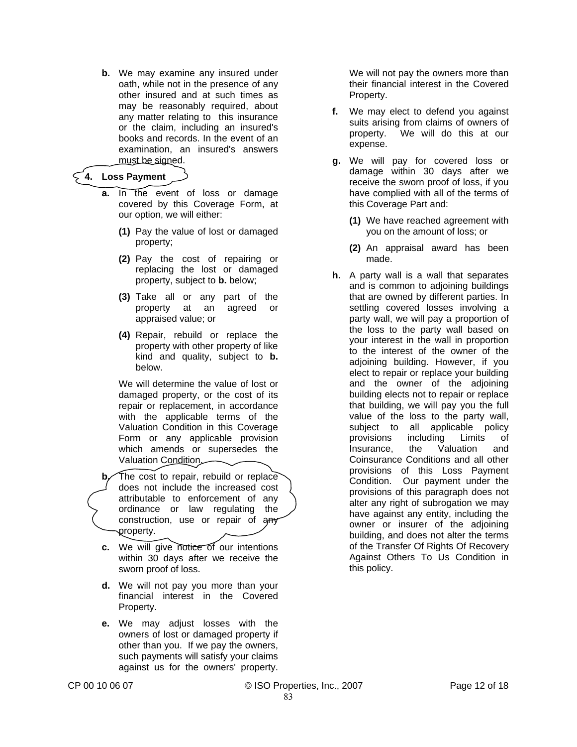**b.** We may examine any insured under oath, while not in the presence of any other insured and at such times as may be reasonably required, about any matter relating to this insurance or the claim, including an insured's books and records. In the event of an examination, an insured's answers must be signed.

**4. Loss Payment**

**a.** In the event of loss or damage covered by this Coverage Form, at our option, we will either:

**(1)** Pay the value of lost or damaged property;

**(2)** Pay the cost of repairing or replacing the lost or damaged property, subject to **b.** below;

**(3)** Take all or any part of the property at an agreed or appraised value; or

**(4)** Repair, rebuild or replace the property with other property of like kind and quality, subject to **b.** below.

We will determine the value of lost or damaged property, or the cost of its repair or replacement, in accordance with the applicable terms of the Valuation Condition in this Coverage Form or any applicable provision which amends or supersedes the Valuation Condition.

**b.** The cost to repair, rebuild or replace does not include the increased cost attributable to enforcement of any ordinance or law regulating the construction, use or repair of any property.

**c.** We will give notice of our intentions within 30 days after we receive the sworn proof of loss.

**d.** We will not pay you more than your financial interest in the Covered Property.

**e.** We may adjust losses with the owners of lost or damaged property if other than you. If we pay the owners, such payments will satisfy your claims against us for the owners' property. We will not pay the owners more than their financial interest in the Covered Property.

**f.** We may elect to defend you against suits arising from claims of owners of property. We will do this at our expense.

**g.** We will pay for covered loss or damage within 30 days after we receive the sworn proof of loss, if you have complied with all of the terms of this Coverage Part and:

**(1)** We have reached agreement with you on the amount of loss; or

**(2)** An appraisal award has been made.

**h.** A party wall is a wall that separates and is common to adjoining buildings that are owned by different parties. In settling covered losses involving a party wall, we will pay a proportion of the loss to the party wall based on your interest in the wall in proportion to the interest of the owner of the adjoining building. However, if you elect to repair or replace your building and the owner of the adjoining building elects not to repair or replace that building, we will pay you the full value of the loss to the party wall, subject to all applicable policy provisions including Limits of Insurance, the Valuation and Coinsurance Conditions and all other provisions of this Loss Payment Condition. Our payment under the provisions of this paragraph does not alter any right of subrogation we may have against any entity, including the owner or insurer of the adjoining building, and does not alter the terms of the Transfer Of Rights Of Recovery Against Others To Us Condition in this policy.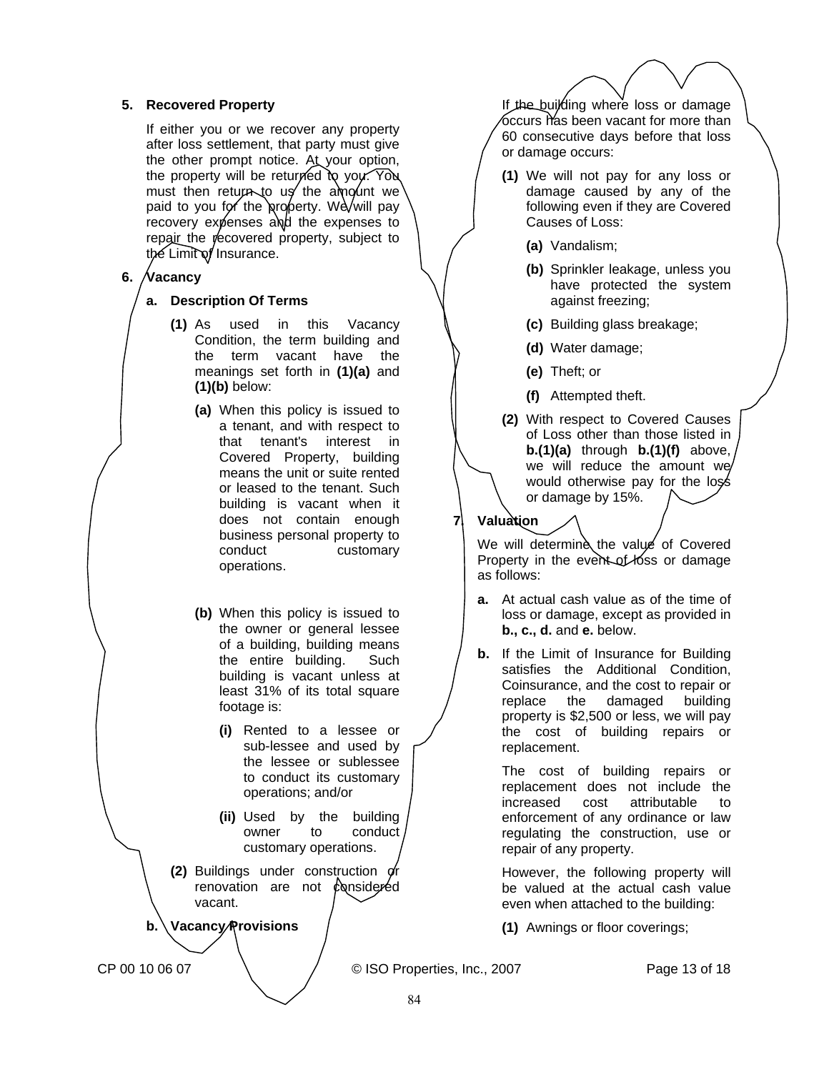**5. Recovered Property**

If either you or we recover any property after loss settlement, that party must give the other prompt notice. At your option, the property will be returned to you. You must then return to us the amount we paid to you for the property. We will pay recovery expenses and the expenses to repair the recovered property, subject to the Limit of Insurance.

**6. Vacancy**

**a. Description Of Terms**

**(1)** As used in this Vacancy Condition, the term building and the term vacant have the meanings set forth in **(1)(a)** and **(1)(b)** below:

**(a)** When this policy is issued to a tenant, and with respect to that tenant's interest in Covered Property, building means the unit or suite rented or leased to the tenant. Such building is vacant when it does not contain enough business personal property to conduct customary operations.

**(b)** When this policy is issued to the owner or general lessee of a building, building means the entire building. Such building is vacant unless at least 31% of its total square footage is:

**(i)** Rented to a lessee or sub-lessee and used by the lessee or sublessee to conduct its customary operations; and/or

**(ii)** Used by the building owner to conduct customary operations.

**(2)** Buildings under construction or renovation are not considered vacant.

**b. Vacancy Provisions**

If the building where loss or damage occurs has been vacant for more than 60 consecutive days before that loss or damage occurs:

**(1)** We will not pay for any loss or damage caused by any of the following even if they are Covered Causes of Loss:

**(a)** Vandalism;

**(b)** Sprinkler leakage, unless you have protected the system against freezing;

**(c)** Building glass breakage;

**(d)** Water damage;

**(e)** Theft; or

**(f)** Attempted theft.

**(2)** With respect to Covered Causes of Loss other than those listed in **b.(1)(a)** through **b.(1)(f)** above, we will reduce the amount we would otherwise pay for the loss or damage by 15%.

**7. Valuation**

We will determine the value of Covered Property in the event of loss or damage as follows:

**a.** At actual cash value as of the time of loss or damage, except as provided in **b., c., d.** and **e.** below.

**b.** If the Limit of Insurance for Building satisfies the Additional Condition, Coinsurance, and the cost to repair or replace the damaged building property is $2,500 or less, we will pay the cost of building repairs or replacement.

The cost of building repairs or replacement does not include the increased cost attributable to enforcement of any ordinance or law regulating the construction, use or repair of any property.

However, the following property will be valued at the actual cash value even when attached to the building:

**(1)** Awnings or floor coverings;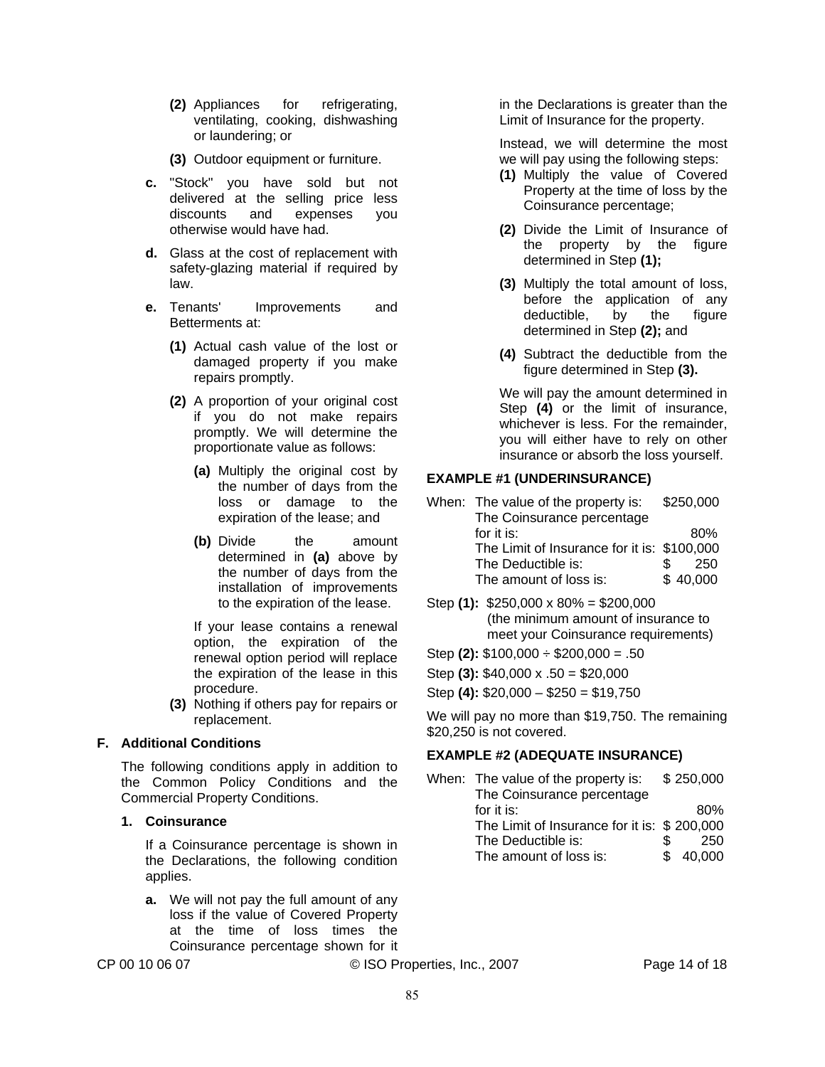**(2)** Appliances for refrigerating, ventilating, cooking, dishwashing or laundering; or

**(3)** Outdoor equipment or furniture.

**c.** "Stock" you have sold but not delivered at the selling price less discounts and expenses you otherwise would have had.

**d.** Glass at the cost of replacement with safety-glazing material if required by law.

**e.** Tenants' Improvements and Betterments at:

**(1)** Actual cash value of the lost or damaged property if you make repairs promptly.

**(2)** A proportion of your original cost if you do not make repairs promptly. We will determine the proportionate value as follows:

**(a)** Multiply the original cost by the number of days from the loss or damage to the expiration of the lease; and

**(b)** Divide the amount determined in **(a)** above by the number of days from the installation of improvements to the expiration of the lease.

If your lease contains a renewal option, the expiration of the renewal option period will replace the expiration of the lease in this procedure.

**(3)** Nothing if others pay for repairs or replacement.

## F. Additional Conditions

The following conditions apply in addition to the Common Policy Conditions and the Commercial Property Conditions.

### 1. Coinsurance

If a Coinsurance percentage is shown in the Declarations, the following condition applies.

**a.** We will not pay the full amount of any loss if the value of Covered Property at the time of loss times the Coinsurance percentage shown for it in the Declarations is greater than the Limit of Insurance for the property.

Instead, we will determine the most we will pay using the following steps:

**(1)** Multiply the value of Covered Property at the time of loss by the Coinsurance percentage;

**(2)** Divide the Limit of Insurance of the property by the figure determined in Step **(1);**

**(3)** Multiply the total amount of loss, before the application of any deductible, by the figure determined in Step **(2);** and

**(4)** Subtract the deductible from the figure determined in Step **(3).**

We will pay the amount determined in Step **(4)** or the limit of insurance, whichever is less. For the remainder, you will either have to rely on other insurance or absorb the loss yourself.

**EXAMPLE #1 (UNDERINSURANCE)**

| | | |
|---|---|---|
| When: | The value of the property is: | $250,000 |
| | The Coinsurance percentage for it is: | 80% |
| | The Limit of Insurance for it is: | $100,000 |
| | The Deductible is: | $ 250 |
| | The amount of loss is: | $ 40,000 |

Step **(1):** $250,000 x 80% = $200,000
(the minimum amount of insurance to meet your Coinsurance requirements)

Step **(2):** $100,000 ÷ $200,000 = .50

Step **(3):** $40,000 x .50 = $20,000

Step **(4):** $20,000 – $250 = $19,750

We will pay no more than $19,750. The remaining $20,250 is not covered.

**EXAMPLE #2 (ADEQUATE INSURANCE)**

| | | |
|---|---|---|
| When: | The value of the property is: | $ 250,000 |
| | The Coinsurance percentage for it is: | 80% |
| | The Limit of Insurance for it is: | $ 200,000 |
| | The Deductible is: | $ 250 |
| | The amount of loss is: | $ 40,000 |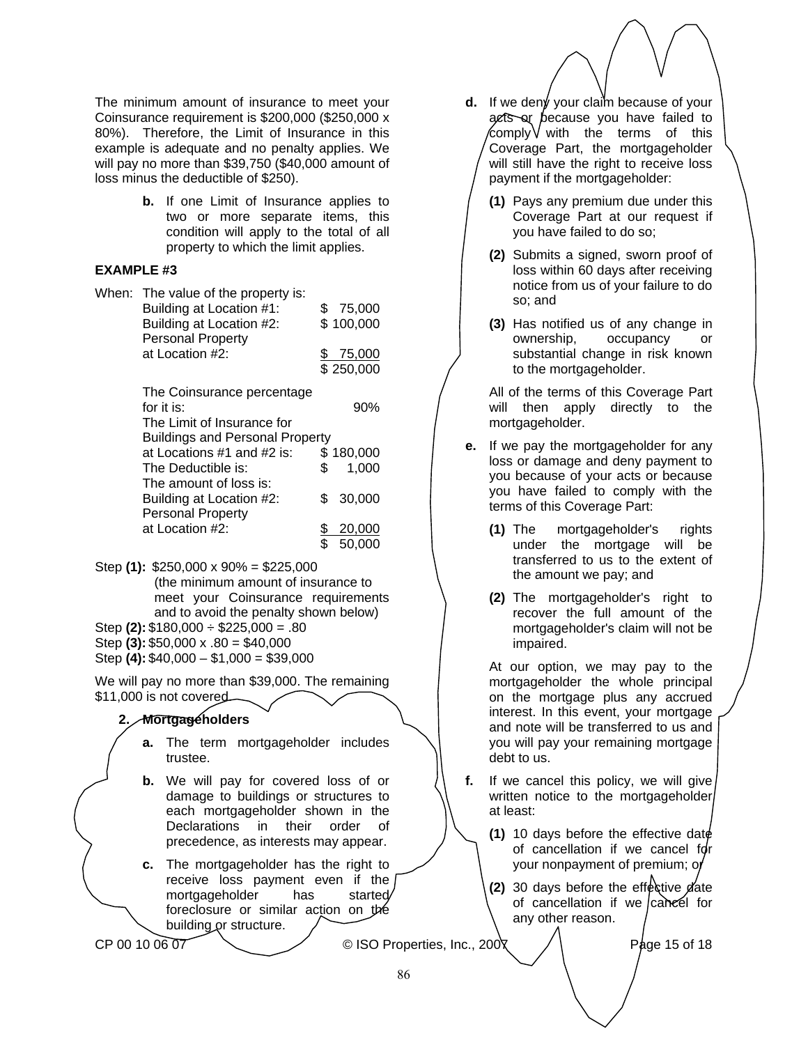The minimum amount of insurance to meet your Coinsurance requirement is $200,000 ($250,000 x 80%). Therefore, the Limit of Insurance in this example is adequate and no penalty applies. We will pay no more than $39,750 ($40,000 amount of loss minus the deductible of $250).

**b.** If one Limit of Insurance applies to two or more separate items, this condition will apply to the total of all property to which the limit applies.

**EXAMPLE #3**

| When: | | |
|---|---|---|
| | The value of the property is: | |
| | Building at Location #1: | $ 75,000 |
| | Building at Location #2: | $ 100,000 |
| | Personal Property at Location #2: | $ 75,000 |
| | | $ 250,000 |
| | The Coinsurance percentage for it is: | 90% |
| | The Limit of Insurance for Buildings and Personal Property at Locations #1 and #2 is: | $ 180,000 |
| | The Deductible is: | $ 1,000 |
| | The amount of loss is: | |
| | Building at Location #2: | $ 30,000 |
| | Personal Property at Location #2: | $ 20,000 |
| | | $ 50,000 |

Step **(1):** $250,000 x 90% = $225,000 (the minimum amount of insurance to meet your Coinsurance requirements and to avoid the penalty shown below)

Step **(2):** $180,000 ÷ $225,000 = .80

Step **(3):** $50,000 x .80 = $40,000

Step **(4):** $40,000 – $1,000 = $39,000

We will pay no more than $39,000. The remaining $11,000 is not covered.

**2. Mortgageholders**

**a.** The term mortgageholder includes trustee.

**b.** We will pay for covered loss of or damage to buildings or structures to each mortgageholder shown in the Declarations in their order of precedence, as interests may appear.

**c.** The mortgageholder has the right to receive loss payment even if the mortgageholder has started foreclosure or similar action on the building or structure.

**d.** If we deny your claim because of your acts or because you have failed to comply with the terms of this Coverage Part, the mortgageholder will still have the right to receive loss payment if the mortgageholder:

**(1)** Pays any premium due under this Coverage Part at our request if you have failed to do so;

**(2)** Submits a signed, sworn proof of loss within 60 days after receiving notice from us of your failure to do so; and

**(3)** Has notified us of any change in ownership, occupancy or substantial change in risk known to the mortgageholder.

All of the terms of this Coverage Part will then apply directly to the mortgageholder.

**e.** If we pay the mortgageholder for any loss or damage and deny payment to you because of your acts or because you have failed to comply with the terms of this Coverage Part:

**(1)** The mortgageholder's rights under the mortgage will be transferred to us to the extent of the amount we pay; and

**(2)** The mortgageholder's right to recover the full amount of the mortgageholder's claim will not be impaired.

At our option, we may pay to the mortgageholder the whole principal on the mortgage plus any accrued interest. In this event, your mortgage and note will be transferred to us and you will pay your remaining mortgage debt to us.

**f.** If we cancel this policy, we will give written notice to the mortgageholder at least:

**(1)** 10 days before the effective date of cancellation if we cancel for your nonpayment of premium; or

**(2)** 30 days before the effective date of cancellation if we cancel for any other reason.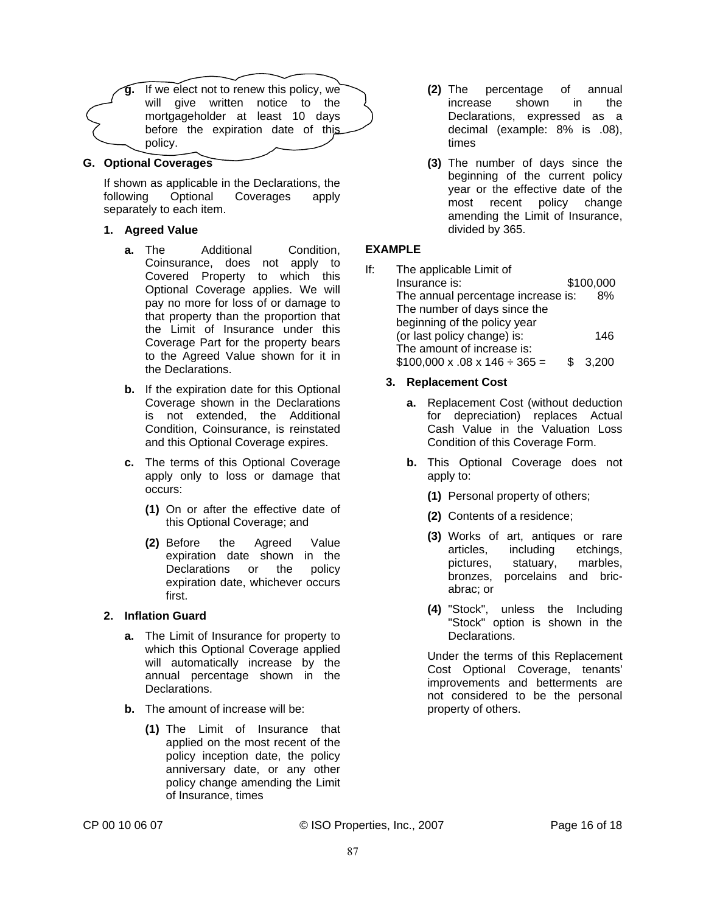g. If we elect not to renew this policy, we will give written notice to the mortgageholder at least 10 days before the expiration date of this policy.

**G. Optional Coverages**

If shown as applicable in the Declarations, the following Optional Coverages apply separately to each item.

**1. Agreed Value**

**a.** The Additional Condition, Coinsurance, does not apply to Covered Property to which this Optional Coverage applies. We will pay no more for loss of or damage to that property than the proportion that the Limit of Insurance under this Coverage Part for the property bears to the Agreed Value shown for it in the Declarations.

**b.** If the expiration date for this Optional Coverage shown in the Declarations is not extended, the Additional Condition, Coinsurance, is reinstated and this Optional Coverage expires.

**c.** The terms of this Optional Coverage apply only to loss or damage that occurs:

**(1)** On or after the effective date of this Optional Coverage; and

**(2)** Before the Agreed Value expiration date shown in the Declarations or the policy expiration date, whichever occurs first.

**2. Inflation Guard**

**a.** The Limit of Insurance for property to which this Optional Coverage applied will automatically increase by the annual percentage shown in the Declarations.

**b.** The amount of increase will be:

**(1)** The Limit of Insurance that applied on the most recent of the policy inception date, the policy anniversary date, or any other policy change amending the Limit of Insurance, times

**(2)** The percentage of annual increase shown in the Declarations, expressed as a decimal (example: 8% is .08), times

**(3)** The number of days since the beginning of the current policy year or the effective date of the most recent policy change amending the Limit of Insurance, divided by 365.

**EXAMPLE**

| If: | | |
|---|---|---|
| | The applicable Limit of Insurance is: | $100,000 |
| | The annual percentage increase is: | 8% |
| | The number of days since the beginning of the policy year (or last policy change) is: | 146 |
| | The amount of increase is: $100,000 x .08 x 146 ÷ 365 = | $ 3,200 |

**3. Replacement Cost**

**a.** Replacement Cost (without deduction for depreciation) replaces Actual Cash Value in the Valuation Loss Condition of this Coverage Form.

**b.** This Optional Coverage does not apply to:

**(1)** Personal property of others;

**(2)** Contents of a residence;

**(3)** Works of art, antiques or rare articles, including etchings, pictures, statuary, marbles, bronzes, porcelains and bric-abrac; or

**(4)** "Stock", unless the Including "Stock" option is shown in the Declarations.

Under the terms of this Replacement Cost Optional Coverage, tenants' improvements and betterments are not considered to be the personal property of others.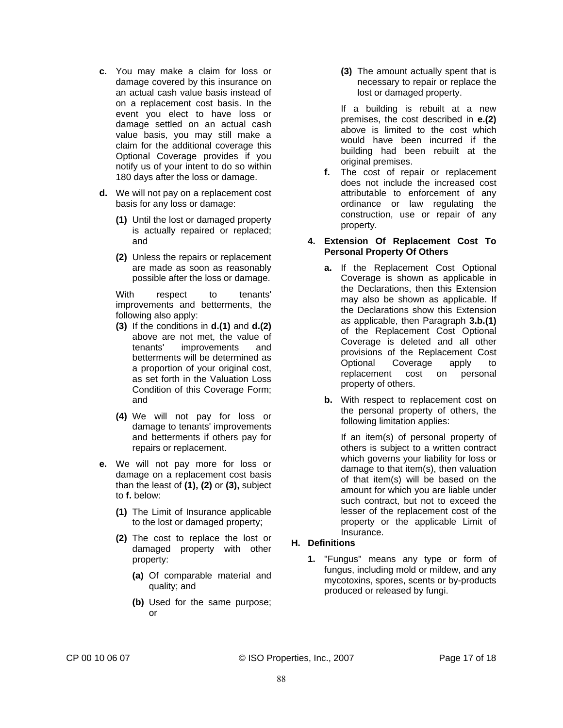**c.** You may make a claim for loss or damage covered by this insurance on an actual cash value basis instead of on a replacement cost basis. In the event you elect to have loss or damage settled on an actual cash value basis, you may still make a claim for the additional coverage this Optional Coverage provides if you notify us of your intent to do so within 180 days after the loss or damage.

**d.** We will not pay on a replacement cost basis for any loss or damage:

**(1)** Until the lost or damaged property is actually repaired or replaced; and

**(2)** Unless the repairs or replacement are made as soon as reasonably possible after the loss or damage.

With respect to tenants' improvements and betterments, the following also apply:

**(3)** If the conditions in **d.(1)** and **d.(2)** above are not met, the value of tenants' improvements and betterments will be determined as a proportion of your original cost, as set forth in the Valuation Loss Condition of this Coverage Form; and

**(4)** We will not pay for loss or damage to tenants' improvements and betterments if others pay for repairs or replacement.

**e.** We will not pay more for loss or damage on a replacement cost basis than the least of **(1), (2)** or **(3),** subject to **f.** below:

**(1)** The Limit of Insurance applicable to the lost or damaged property;

**(2)** The cost to replace the lost or damaged property with other property:

**(a)** Of comparable material and quality; and

**(b)** Used for the same purpose; or

**(3)** The amount actually spent that is necessary to repair or replace the lost or damaged property.

If a building is rebuilt at a new premises, the cost described in **e.(2)** above is limited to the cost which would have been incurred if the building had been rebuilt at the original premises.

**f.** The cost of repair or replacement does not include the increased cost attributable to enforcement of any ordinance or law regulating the construction, use or repair of any property.

**4. Extension Of Replacement Cost To Personal Property Of Others**

**a.** If the Replacement Cost Optional Coverage is shown as applicable in the Declarations, then this Extension may also be shown as applicable. If the Declarations show this Extension as applicable, then Paragraph **3.b.(1)** of the Replacement Cost Optional Coverage is deleted and all other provisions of the Replacement Cost Optional Coverage apply to replacement cost on personal property of others.

**b.** With respect to replacement cost on the personal property of others, the following limitation applies:

If an item(s) of personal property of others is subject to a written contract which governs your liability for loss or damage to that item(s), then valuation of that item(s) will be based on the amount for which you are liable under such contract, but not to exceed the lesser of the replacement cost of the property or the applicable Limit of Insurance.

**H. Definitions**

**1.** "Fungus" means any type or form of fungus, including mold or mildew, and any mycotoxins, spores, scents or by-products produced or released by fungi.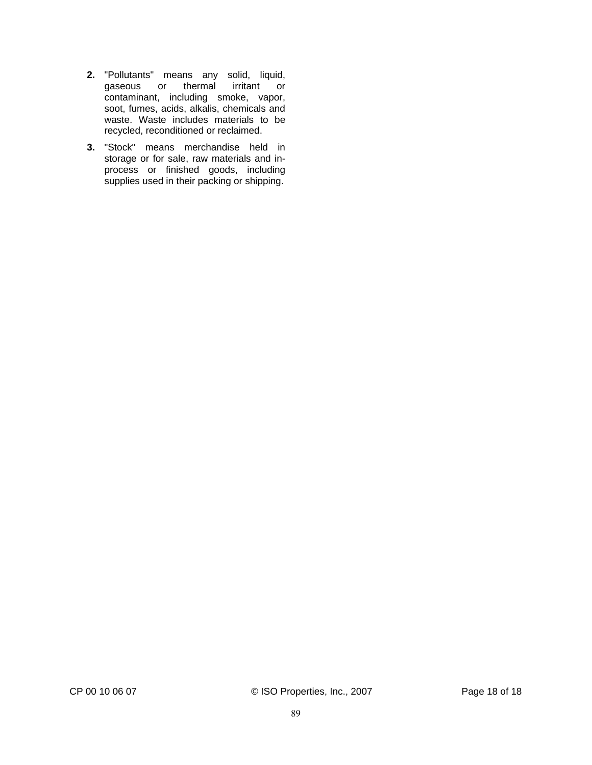**2.** "Pollutants" means any solid, liquid, gaseous or thermal irritant or contaminant, including smoke, vapor, soot, fumes, acids, alkalis, chemicals and waste. Waste includes materials to be recycled, reconditioned or reclaimed.

**3.** "Stock" means merchandise held in storage or for sale, raw materials and in-process or finished goods, including supplies used in their packing or shipping.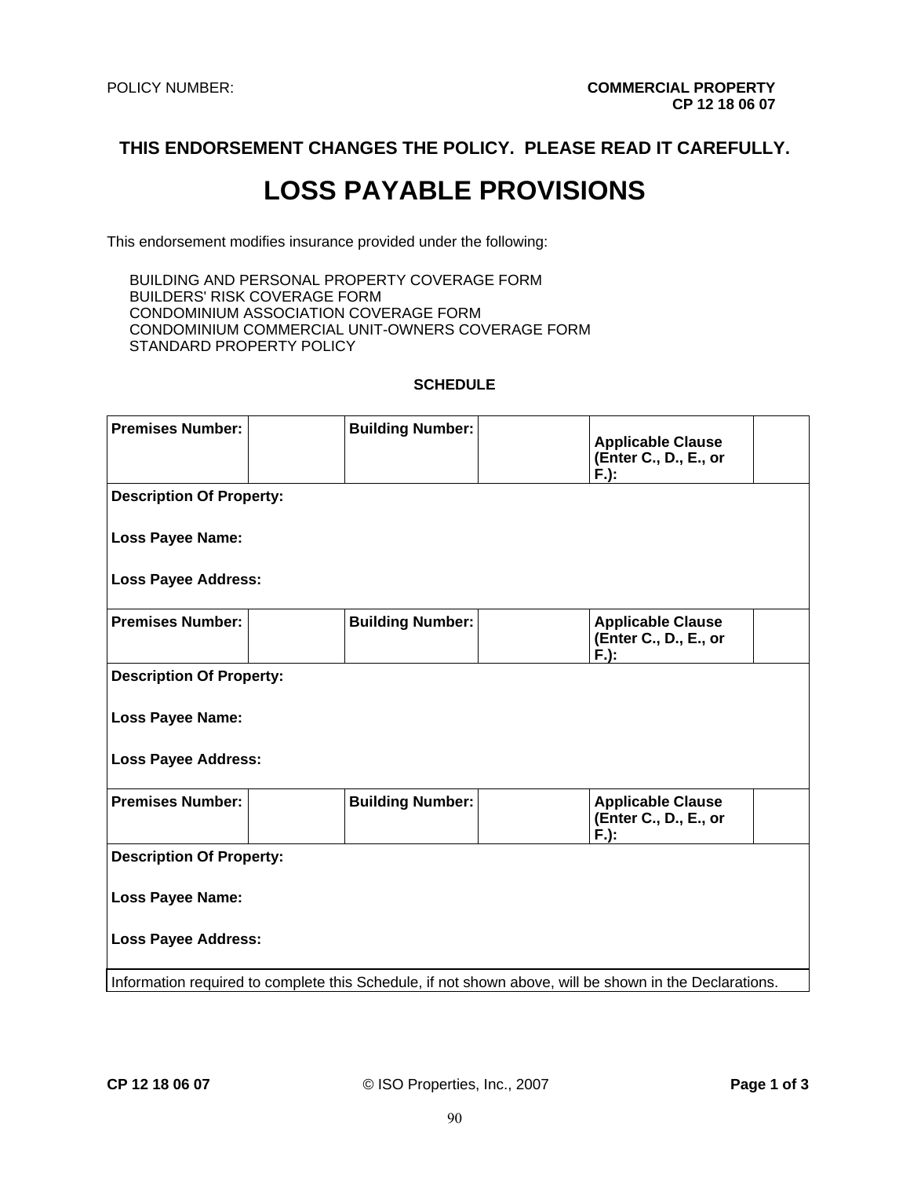POLICY NUMBER: **COMMERCIAL PROPERTY**
**CP 12 18 06 07**

**THIS ENDORSEMENT CHANGES THE POLICY. PLEASE READ IT CAREFULLY.**

# LOSS PAYABLE PROVISIONS

This endorsement modifies insurance provided under the following:

BUILDING AND PERSONAL PROPERTY COVERAGE FORM
BUILDERS' RISK COVERAGE FORM
CONDOMINIUM ASSOCIATION COVERAGE FORM
CONDOMINIUM COMMERCIAL UNIT-OWNERS COVERAGE FORM
STANDARD PROPERTY POLICY

**SCHEDULE**

| **Premises Number:** | | **Building Number:** | | **Applicable Clause (Enter C., D., E., or F.):** | |
|---|---|---|---|---|---|
| **Description Of Property:**<br><br>**Loss Payee Name:**<br><br>**Loss Payee Address:** | | | | | |
| **Premises Number:** | | **Building Number:** | | **Applicable Clause (Enter C., D., E., or F.):** | |
| **Description Of Property:**<br><br>**Loss Payee Name:**<br><br>**Loss Payee Address:** | | | | | |
| **Premises Number:** | | **Building Number:** | | **Applicable Clause (Enter C., D., E., or F.):** | |
| **Description Of Property:**<br><br>**Loss Payee Name:**<br><br>**Loss Payee Address:** | | | | | |

Information required to complete this Schedule, if not shown above, will be shown in the Declarations.

**CP 12 18 06 07** © ISO Properties, Inc., 2007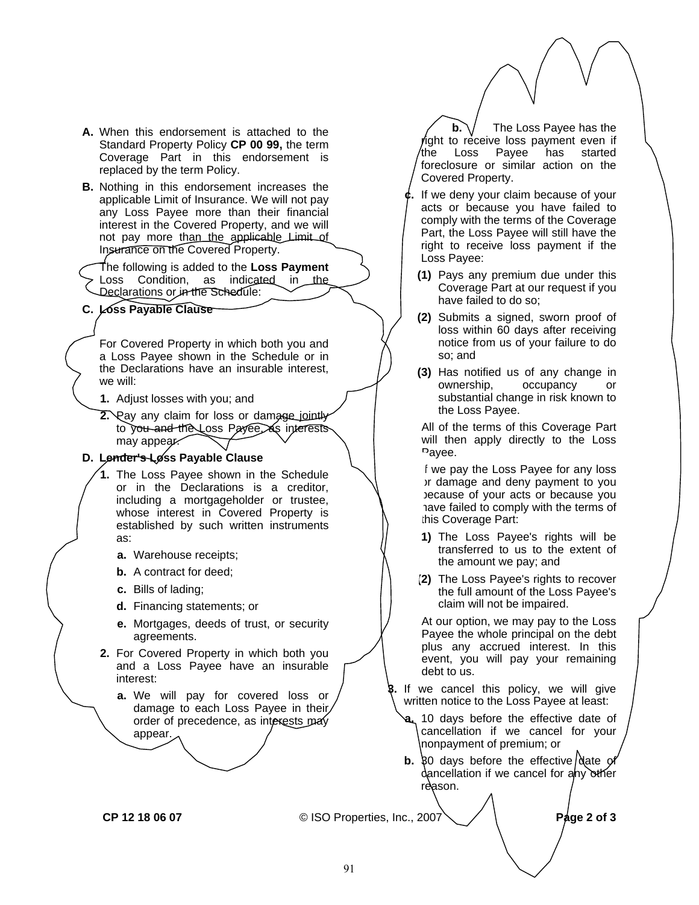**A.** When this endorsement is attached to the Standard Property Policy **CP 00 99,** the term Coverage Part in this endorsement is replaced by the term Policy.

**B.** Nothing in this endorsement increases the applicable Limit of Insurance. We will not pay any Loss Payee more than their financial interest in the Covered Property, and we will not pay more than the applicable Limit of Insurance on the Covered Property.

The following is added to the **Loss Payment** Loss Condition, as indicated in the Declarations or in the Schedule:

**C. Loss Payable Clause**

For Covered Property in which both you and a Loss Payee shown in the Schedule or in the Declarations have an insurable interest, we will:

**1.** Adjust losses with you; and

**2.** Pay any claim for loss or damage jointly to you and the Loss Payee, as interests may appear.

**D. Lender's Loss Payable Clause**

**1.** The Loss Payee shown in the Schedule or in the Declarations is a creditor, including a mortgageholder or trustee, whose interest in Covered Property is established by such written instruments as:

- **a.** Warehouse receipts;
- **b.** A contract for deed;
- **c.** Bills of lading;
- **d.** Financing statements; or
- **e.** Mortgages, deeds of trust, or security agreements.

**2.** For Covered Property in which both you and a Loss Payee have an insurable interest:

**a.** We will pay for covered loss or damage to each Loss Payee in their order of precedence, as interests may appear.

**b.** The Loss Payee has the right to receive loss payment even if the Loss Payee has started foreclosure or similar action on the Covered Property.

**c.** If we deny your claim because of your acts or because you have failed to comply with the terms of the Coverage Part, the Loss Payee will still have the right to receive loss payment if the Loss Payee:

**(1)** Pays any premium due under this Coverage Part at our request if you have failed to do so;

**(2)** Submits a signed, sworn proof of loss within 60 days after receiving notice from us of your failure to do so; and

**(3)** Has notified us of any change in ownership, occupancy or substantial change in risk known to the Loss Payee.

All of the terms of this Coverage Part will then apply directly to the Loss Payee.

If we pay the Loss Payee for any loss or damage and deny payment to you because of your acts or because you have failed to comply with the terms of this Coverage Part:

**(1)** The Loss Payee's rights will be transferred to us to the extent of the amount we pay; and

**(2)** The Loss Payee's rights to recover the full amount of the Loss Payee's claim will not be impaired.

At our option, we may pay to the Loss Payee the whole principal on the debt plus any accrued interest. In this event, you will pay your remaining debt to us.

**3.** If we cancel this policy, we will give written notice to the Loss Payee at least:

**a.** 10 days before the effective date of cancellation if we cancel for your nonpayment of premium; or

**b.** 30 days before the effective date of cancellation if we cancel for any other reason.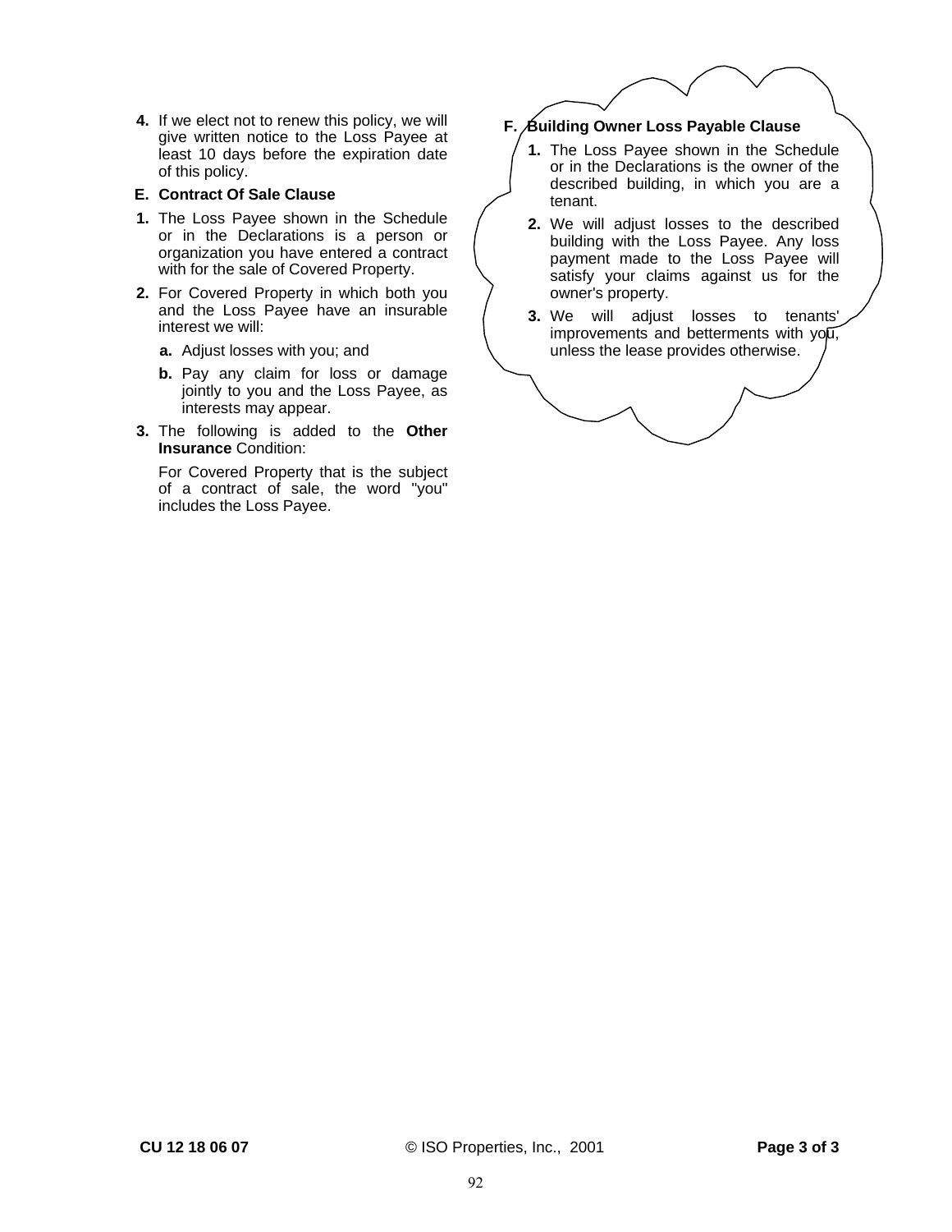4. If we elect not to renew this policy, we will give written notice to the Loss Payee at least 10 days before the expiration date of this policy.

**E. Contract Of Sale Clause**

1. The Loss Payee shown in the Schedule or in the Declarations is a person or organization you have entered a contract with for the sale of Covered Property.
2. For Covered Property in which both you and the Loss Payee have an insurable interest we will:
   a. Adjust losses with you; and
   b. Pay any claim for loss or damage jointly to you and the Loss Payee, as interests may appear.
3. The following is added to the **Other Insurance** Condition:

   For Covered Property that is the subject of a contract of sale, the word "you" includes the Loss Payee.

**F. Building Owner Loss Payable Clause**

1. The Loss Payee shown in the Schedule or in the Declarations is the owner of the described building, in which you are a tenant.
2. We will adjust losses to the described building with the Loss Payee. Any loss payment made to the Loss Payee will satisfy your claims against us for the owner's property.
3. We will adjust losses to tenants' improvements and betterments with you, unless the lease provides otherwise.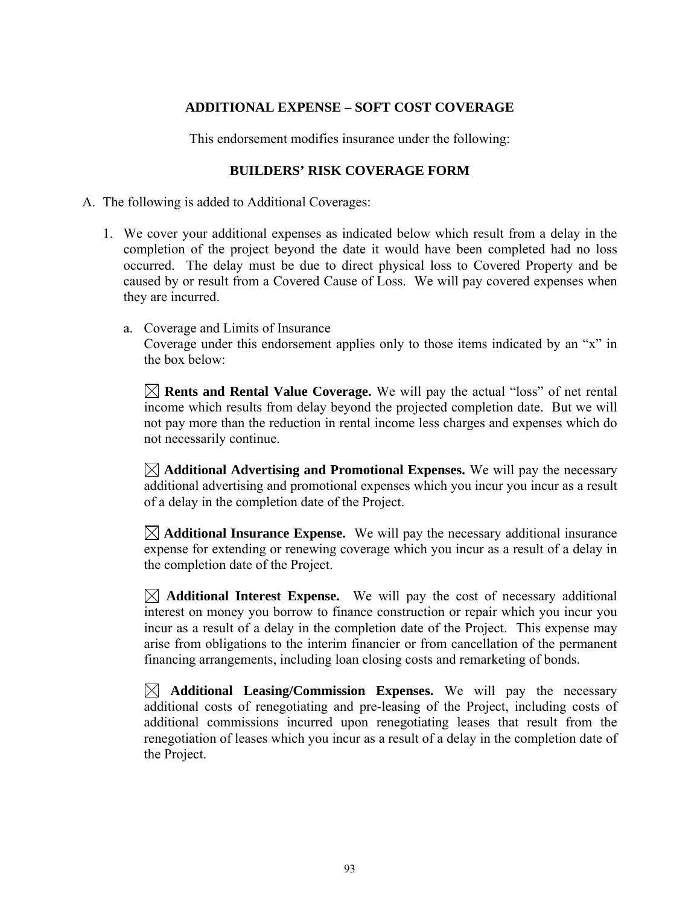## ADDITIONAL EXPENSE – SOFT COST COVERAGE

This endorsement modifies insurance under the following:

### BUILDERS' RISK COVERAGE FORM

A. The following is added to Additional Coverages:

1. We cover your additional expenses as indicated below which result from a delay in the completion of the project beyond the date it would have been completed had no loss occurred. The delay must be due to direct physical loss to Covered Property and be caused by or result from a Covered Cause of Loss. We will pay covered expenses when they are incurred.

   a. Coverage and Limits of Insurance
   Coverage under this endorsement applies only to those items indicated by an "x" in the box below:

   ☒ **Rents and Rental Value Coverage.** We will pay the actual "loss" of net rental income which results from delay beyond the projected completion date. But we will not pay more than the reduction in rental income less charges and expenses which do not necessarily continue.

   ☒ **Additional Advertising and Promotional Expenses.** We will pay the necessary additional advertising and promotional expenses which you incur you incur as a result of a delay in the completion date of the Project.

   ☒ **Additional Insurance Expense.** We will pay the necessary additional insurance expense for extending or renewing coverage which you incur as a result of a delay in the completion date of the Project.

   ☒ **Additional Interest Expense.** We will pay the cost of necessary additional interest on money you borrow to finance construction or repair which you incur you incur as a result of a delay in the completion date of the Project. This expense may arise from obligations to the interim financier or from cancellation of the permanent financing arrangements, including loan closing costs and remarketing of bonds.

   ☒ **Additional Leasing/Commission Expenses.** We will pay the necessary additional costs of renegotiating and pre-leasing of the Project, including costs of additional commissions incurred upon renegotiating leases that result from the renegotiation of leases which you incur as a result of a delay in the completion date of the Project.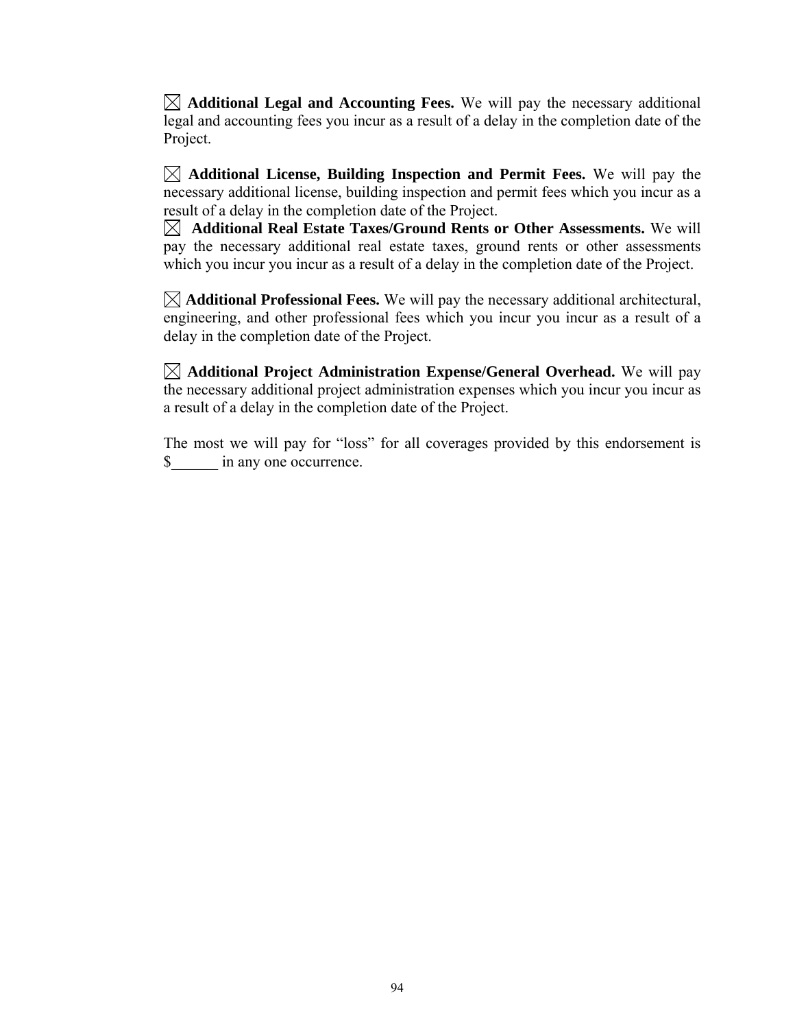☒ **Additional Legal and Accounting Fees.** We will pay the necessary additional legal and accounting fees you incur as a result of a delay in the completion date of the Project.

☒ **Additional License, Building Inspection and Permit Fees.** We will pay the necessary additional license, building inspection and permit fees which you incur as a result of a delay in the completion date of the Project.

☒ **Additional Real Estate Taxes/Ground Rents or Other Assessments.** We will pay the necessary additional real estate taxes, ground rents or other assessments which you incur you incur as a result of a delay in the completion date of the Project.

☒ **Additional Professional Fees.** We will pay the necessary additional architectural, engineering, and other professional fees which you incur you incur as a result of a delay in the completion date of the Project.

☒ **Additional Project Administration Expense/General Overhead.** We will pay the necessary additional project administration expenses which you incur you incur as a result of a delay in the completion date of the Project.

The most we will pay for "loss" for all coverages provided by this endorsement is $______ in any one occurrence.